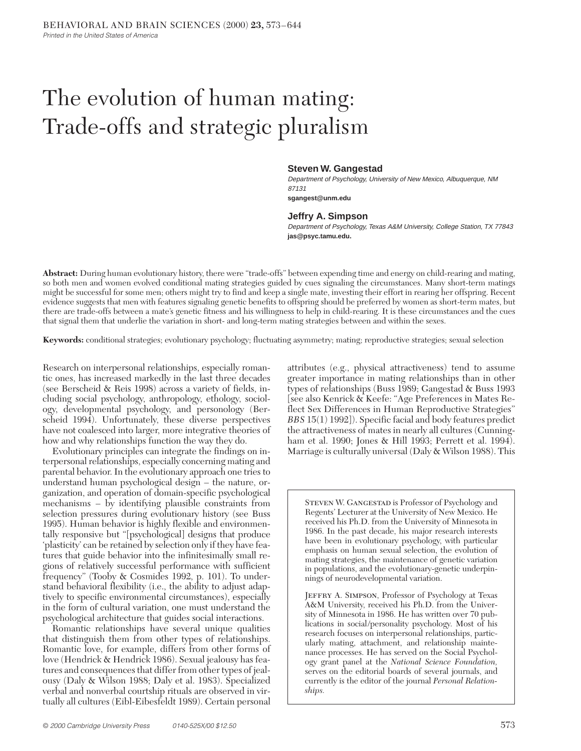# The evolution of human mating: Trade-offs and strategic pluralism

**Steven W. Gangestad**
*Department of Psychology, University of New Mexico, Albuquerque, NM 87131*
**sgangest@unm.edu**

**Jeffry A. Simpson**
*Department of Psychology, Texas A&M University, College Station, TX 77843*
**jas@psyc.tamu.edu.**

**Abstract:** During human evolutionary history, there were "trade-offs" between expending time and energy on child-rearing and mating, so both men and women evolved conditional mating strategies guided by cues signaling the circumstances. Many short-term matings might be successful for some men; others might try to find and keep a single mate, investing their effort in rearing her offspring. Recent evidence suggests that men with features signaling genetic benefits to offspring should be preferred by women as short-term mates, but there are trade-offs between a mate's genetic fitness and his willingness to help in child-rearing. It is these circumstances and the cues that signal them that underlie the variation in short- and long-term mating strategies between and within the sexes.

**Keywords:** conditional strategies; evolutionary psychology; fluctuating asymmetry; mating; reproductive strategies; sexual selection

Research on interpersonal relationships, especially romantic ones, has increased markedly in the last three decades (see Berscheid & Reis 1998) across a variety of fields, including social psychology, anthropology, ethology, sociology, developmental psychology, and personology (Berscheid 1994). Unfortunately, these diverse perspectives have not coalesced into larger, more integrative theories of how and why relationships function the way they do.

Evolutionary principles can integrate the findings on interpersonal relationships, especially concerning mating and parental behavior. In the evolutionary approach one tries to understand human psychological design – the nature, organization, and operation of domain-specific psychological mechanisms – by identifying plausible constraints from selection pressures during evolutionary history (see Buss 1995). Human behavior is highly flexible and environmentally responsive but "[psychological] designs that produce 'plasticity' can be retained by selection only if they have features that guide behavior into the infinitesimally small regions of relatively successful performance with sufficient frequency" (Tooby & Cosmides 1992, p. 101). To understand behavioral flexibility (i.e., the ability to adjust adaptively to specific environmental circumstances), especially in the form of cultural variation, one must understand the psychological architecture that guides social interactions.

Romantic relationships have several unique qualities that distinguish them from other types of relationships. Romantic love, for example, differs from other forms of love (Hendrick & Hendrick 1986). Sexual jealousy has features and consequences that differ from other types of jealousy (Daly & Wilson 1988; Daly et al. 1983). Specialized verbal and nonverbal courtship rituals are observed in virtually all cultures (Eibl-Eibesfeldt 1989). Certain personal attributes (e.g., physical attractiveness) tend to assume greater importance in mating relationships than in other types of relationships (Buss 1989; Gangestad & Buss 1993 [see also Kenrick & Keefe: "Age Preferences in Mates Reflect Sex Differences in Human Reproductive Strategies" *BBS* 15(1) 1992]). Specific facial and body features predict the attractiveness of mates in nearly all cultures (Cunningham et al. 1990; Jones & Hill 1993; Perrett et al. 1994). Marriage is culturally universal (Daly & Wilson 1988). This

Steven W. Gangestad is Professor of Psychology and Regents' Lecturer at the University of New Mexico. He received his Ph.D. from the University of Minnesota in 1986. In the past decade, his major research interests have been in evolutionary psychology, with particular emphasis on human sexual selection, the evolution of mating strategies, the maintenance of genetic variation in populations, and the evolutionary-genetic underpinnings of neurodevelopmental variation.

Jeffry A. Simpson, Professor of Psychology at Texas A&M University, received his Ph.D. from the University of Minnesota in 1986. He has written over 70 publications in social/personality psychology. Most of his research focuses on interpersonal relationships, particularly mating, attachment, and relationship maintenance processes. He has served on the Social Psychology grant panel at the *National Science Foundation*, serves on the editorial boards of several journals, and currently is the editor of the journal *Personal Relationships.*

© 2000 Cambridge University Press 0140-525X/00 $12.50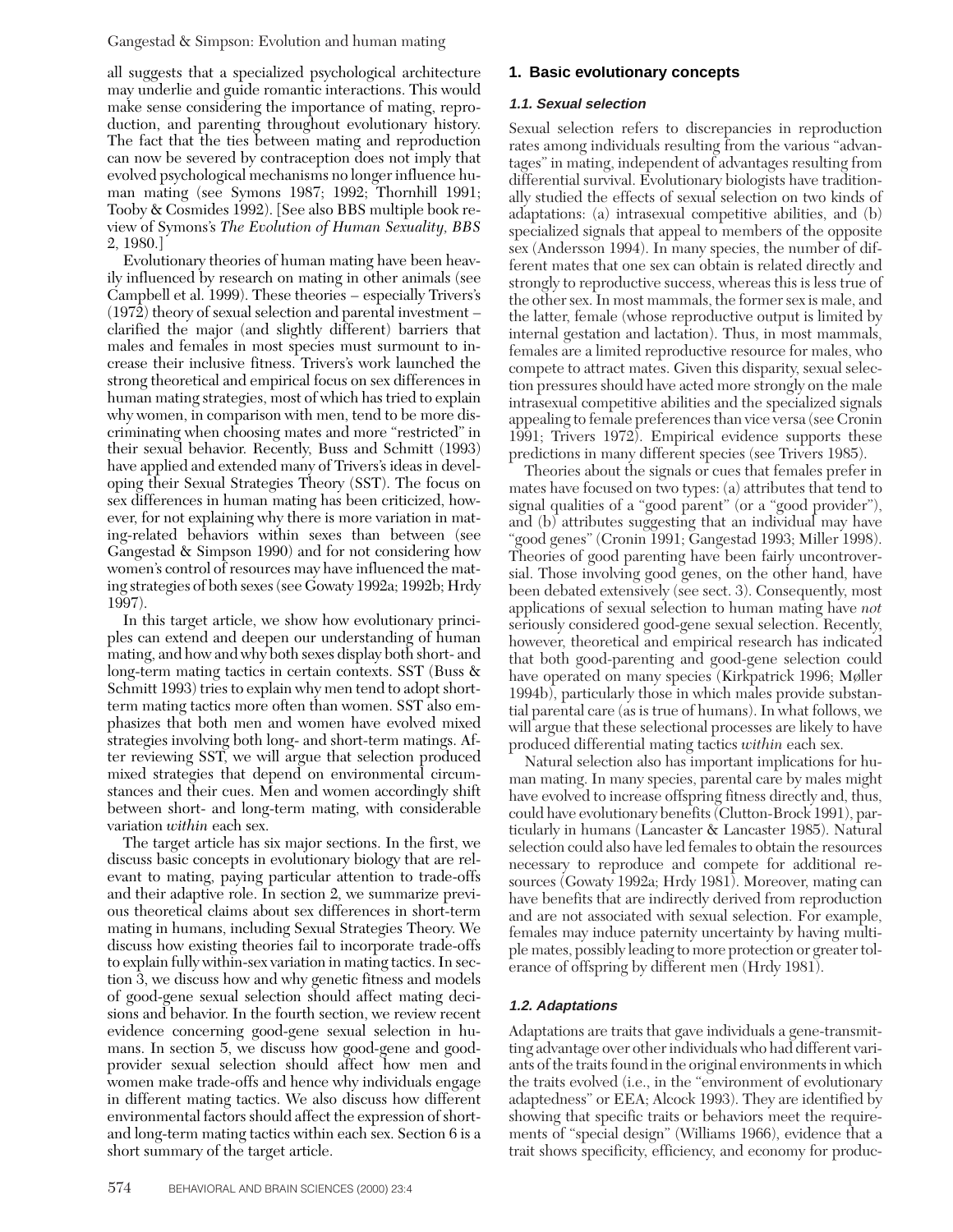all suggests that a specialized psychological architecture may underlie and guide romantic interactions. This would make sense considering the importance of mating, reproduction, and parenting throughout evolutionary history. The fact that the ties between mating and reproduction can now be severed by contraception does not imply that evolved psychological mechanisms no longer influence human mating (see Symons 1987; 1992; Thornhill 1991; Tooby & Cosmides 1992). [See also BBS multiple book review of Symons's *The Evolution of Human Sexuality, BBS* 2, 1980.]

Evolutionary theories of human mating have been heavily influenced by research on mating in other animals (see Campbell et al. 1999). These theories – especially Trivers's (1972) theory of sexual selection and parental investment – clarified the major (and slightly different) barriers that males and females in most species must surmount to increase their inclusive fitness. Trivers's work launched the strong theoretical and empirical focus on sex differences in human mating strategies, most of which has tried to explain why women, in comparison with men, tend to be more discriminating when choosing mates and more "restricted" in their sexual behavior. Recently, Buss and Schmitt (1993) have applied and extended many of Trivers's ideas in developing their Sexual Strategies Theory (SST). The focus on sex differences in human mating has been criticized, however, for not explaining why there is more variation in mating-related behaviors within sexes than between (see Gangestad & Simpson 1990) and for not considering how women's control of resources may have influenced the mating strategies of both sexes (see Gowaty 1992a; 1992b; Hrdy 1997).

In this target article, we show how evolutionary principles can extend and deepen our understanding of human mating, and how and why both sexes display both short- and long-term mating tactics in certain contexts. SST (Buss & Schmitt 1993) tries to explain why men tend to adopt short-term mating tactics more often than women. SST also emphasizes that both men and women have evolved mixed strategies involving both long- and short-term matings. After reviewing SST, we will argue that selection produced mixed strategies that depend on environmental circumstances and their cues. Men and women accordingly shift between short- and long-term mating, with considerable variation *within* each sex.

The target article has six major sections. In the first, we discuss basic concepts in evolutionary biology that are relevant to mating, paying particular attention to trade-offs and their adaptive role. In section 2, we summarize previous theoretical claims about sex differences in short-term mating in humans, including Sexual Strategies Theory. We discuss how existing theories fail to incorporate trade-offs to explain fully within-sex variation in mating tactics. In section 3, we discuss how and why genetic fitness and models of good-gene sexual selection should affect mating decisions and behavior. In the fourth section, we review recent evidence concerning good-gene sexual selection in humans. In section 5, we discuss how good-gene and good-provider sexual selection should affect how men and women make trade-offs and hence why individuals engage in different mating tactics. We also discuss how different environmental factors should affect the expression of short- and long-term mating tactics within each sex. Section 6 is a short summary of the target article.

## 1. Basic evolutionary concepts

### 1.1. Sexual selection

Sexual selection refers to discrepancies in reproduction rates among individuals resulting from the various "advantages" in mating, independent of advantages resulting from differential survival. Evolutionary biologists have traditionally studied the effects of sexual selection on two kinds of adaptations: (a) intrasexual competitive abilities, and (b) specialized signals that appeal to members of the opposite sex (Andersson 1994). In many species, the number of different mates that one sex can obtain is related directly and strongly to reproductive success, whereas this is less true of the other sex. In most mammals, the former sex is male, and the latter, female (whose reproductive output is limited by internal gestation and lactation). Thus, in most mammals, females are a limited reproductive resource for males, who compete to attract mates. Given this disparity, sexual selection pressures should have acted more strongly on the male intrasexual competitive abilities and the specialized signals appealing to female preferences than vice versa (see Cronin 1991; Trivers 1972). Empirical evidence supports these predictions in many different species (see Trivers 1985).

Theories about the signals or cues that females prefer in mates have focused on two types: (a) attributes that tend to signal qualities of a "good parent" (or a "good provider"), and (b) attributes suggesting that an individual may have "good genes" (Cronin 1991; Gangestad 1993; Miller 1998). Theories of good parenting have been fairly uncontroversial. Those involving good genes, on the other hand, have been debated extensively (see sect. 3). Consequently, most applications of sexual selection to human mating have *not* seriously considered good-gene sexual selection. Recently, however, theoretical and empirical research has indicated that both good-parenting and good-gene selection could have operated on many species (Kirkpatrick 1996; Møller 1994b), particularly those in which males provide substantial parental care (as is true of humans). In what follows, we will argue that these selectional processes are likely to have produced differential mating tactics *within* each sex.

Natural selection also has important implications for human mating. In many species, parental care by males might have evolved to increase offspring fitness directly and, thus, could have evolutionary benefits (Clutton-Brock 1991), particularly in humans (Lancaster & Lancaster 1985). Natural selection could also have led females to obtain the resources necessary to reproduce and compete for additional resources (Gowaty 1992a; Hrdy 1981). Moreover, mating can have benefits that are indirectly derived from reproduction and are not associated with sexual selection. For example, females may induce paternity uncertainty by having multiple mates, possibly leading to more protection or greater tolerance of offspring by different men (Hrdy 1981).

### 1.2. Adaptations

Adaptations are traits that gave individuals a gene-transmitting advantage over other individuals who had different variants of the traits found in the original environments in which the traits evolved (i.e., in the "environment of evolutionary adaptedness" or EEA; Alcock 1993). They are identified by showing that specific traits or behaviors meet the requirements of "special design" (Williams 1966), evidence that a trait shows specificity, efficiency, and economy for produc-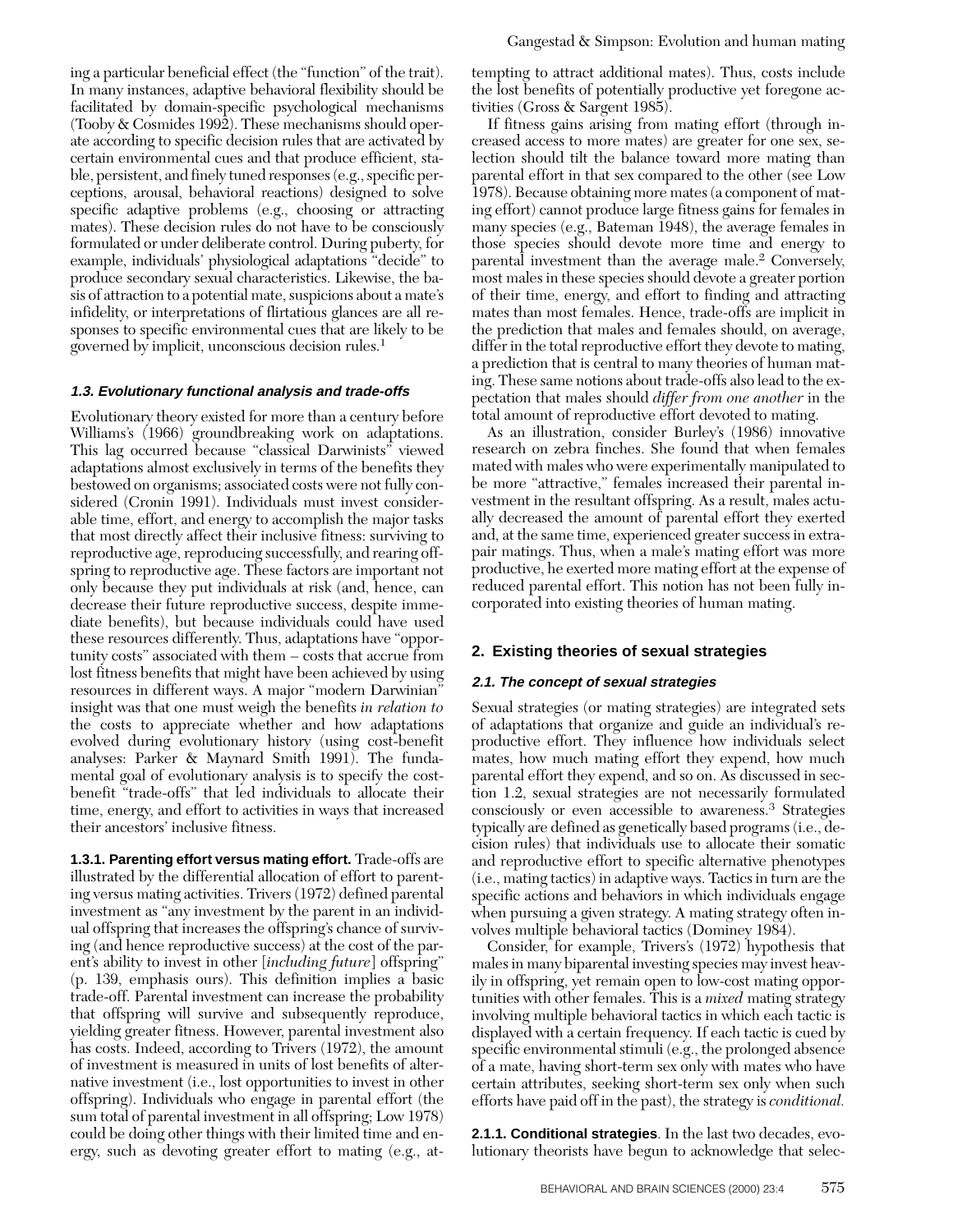ing a particular beneficial effect (the "function" of the trait). In many instances, adaptive behavioral flexibility should be facilitated by domain-specific psychological mechanisms (Tooby & Cosmides 1992). These mechanisms should operate according to specific decision rules that are activated by certain environmental cues and that produce efficient, stable, persistent, and finely tuned responses (e.g., specific perceptions, arousal, behavioral reactions) designed to solve specific adaptive problems (e.g., choosing or attracting mates). These decision rules do not have to be consciously formulated or under deliberate control. During puberty, for example, individuals' physiological adaptations "decide" to produce secondary sexual characteristics. Likewise, the basis of attraction to a potential mate, suspicions about a mate's infidelity, or interpretations of flirtatious glances are all responses to specific environmental cues that are likely to be governed by implicit, unconscious decision rules.[1]

### 1.3. Evolutionary functional analysis and trade-offs

Evolutionary theory existed for more than a century before Williams's (1966) groundbreaking work on adaptations. This lag occurred because "classical Darwinists" viewed adaptations almost exclusively in terms of the benefits they bestowed on organisms; associated costs were not fully considered (Cronin 1991). Individuals must invest considerable time, effort, and energy to accomplish the major tasks that most directly affect their inclusive fitness: surviving to reproductive age, reproducing successfully, and rearing offspring to reproductive age. These factors are important not only because they put individuals at risk (and, hence, can decrease their future reproductive success, despite immediate benefits), but because individuals could have used these resources differently. Thus, adaptations have "opportunity costs" associated with them – costs that accrue from lost fitness benefits that might have been achieved by using resources in different ways. A major "modern Darwinian" insight was that one must weigh the benefits *in relation to* the costs to appreciate whether and how adaptations evolved during evolutionary history (using cost-benefit analyses: Parker & Maynard Smith 1991). The fundamental goal of evolutionary analysis is to specify the cost-benefit "trade-offs" that led individuals to allocate their time, energy, and effort to activities in ways that increased their ancestors' inclusive fitness.

**1.3.1. Parenting effort versus mating effort.** Trade-offs are illustrated by the differential allocation of effort to parenting versus mating activities. Trivers (1972) defined parental investment as "any investment by the parent in an individual offspring that increases the offspring's chance of surviving (and hence reproductive success) at the cost of the parent's ability to invest in other [*including future*] offspring" (p. 139, emphasis ours). This definition implies a basic trade-off. Parental investment can increase the probability that offspring will survive and subsequently reproduce, yielding greater fitness. However, parental investment also has costs. Indeed, according to Trivers (1972), the amount of investment is measured in units of lost benefits of alternative investment (i.e., lost opportunities to invest in other offspring). Individuals who engage in parental effort (the sum total of parental investment in all offspring; Low 1978) could be doing other things with their limited time and energy, such as devoting greater effort to mating (e.g., attempting to attract additional mates). Thus, costs include the lost benefits of potentially productive yet foregone activities (Gross & Sargent 1985).

If fitness gains arising from mating effort (through increased access to more mates) are greater for one sex, selection should tilt the balance toward more mating than parental effort in that sex compared to the other (see Low 1978). Because obtaining more mates (a component of mating effort) cannot produce large fitness gains for females in many species (e.g., Bateman 1948), the average females in those species should devote more time and energy to parental investment than the average male.[2] Conversely, most males in these species should devote a greater portion of their time, energy, and effort to finding and attracting mates than most females. Hence, trade-offs are implicit in the prediction that males and females should, on average, differ in the total reproductive effort they devote to mating, a prediction that is central to many theories of human mating. These same notions about trade-offs also lead to the expectation that males should *differ from one another* in the total amount of reproductive effort devoted to mating.

As an illustration, consider Burley's (1986) innovative research on zebra finches. She found that when females mated with males who were experimentally manipulated to be more "attractive," females increased their parental investment in the resultant offspring. As a result, males actually decreased the amount of parental effort they exerted and, at the same time, experienced greater success in extra-pair matings. Thus, when a male's mating effort was more productive, he exerted more mating effort at the expense of reduced parental effort. This notion has not been fully incorporated into existing theories of human mating.

## 2. Existing theories of sexual strategies

### 2.1. The concept of sexual strategies

Sexual strategies (or mating strategies) are integrated sets of adaptations that organize and guide an individual's reproductive effort. They influence how individuals select mates, how much mating effort they expend, how much parental effort they expend, and so on. As discussed in section 1.2, sexual strategies are not necessarily formulated consciously or even accessible to awareness.[3] Strategies typically are defined as genetically based programs (i.e., decision rules) that individuals use to allocate their somatic and reproductive effort to specific alternative phenotypes (i.e., mating tactics) in adaptive ways. Tactics in turn are the specific actions and behaviors in which individuals engage when pursuing a given strategy. A mating strategy often involves multiple behavioral tactics (Dominey 1984).

Consider, for example, Trivers's (1972) hypothesis that males in many biparental investing species may invest heavily in offspring, yet remain open to low-cost mating opportunities with other females. This is a *mixed* mating strategy involving multiple behavioral tactics in which each tactic is displayed with a certain frequency. If each tactic is cued by specific environmental stimuli (e.g., the prolonged absence of a mate, having short-term sex only with mates who have certain attributes, seeking short-term sex only when such efforts have paid off in the past), the strategy is *conditional*.

**2.1.1. Conditional strategies**. In the last two decades, evolutionary theorists have begun to acknowledge that selec-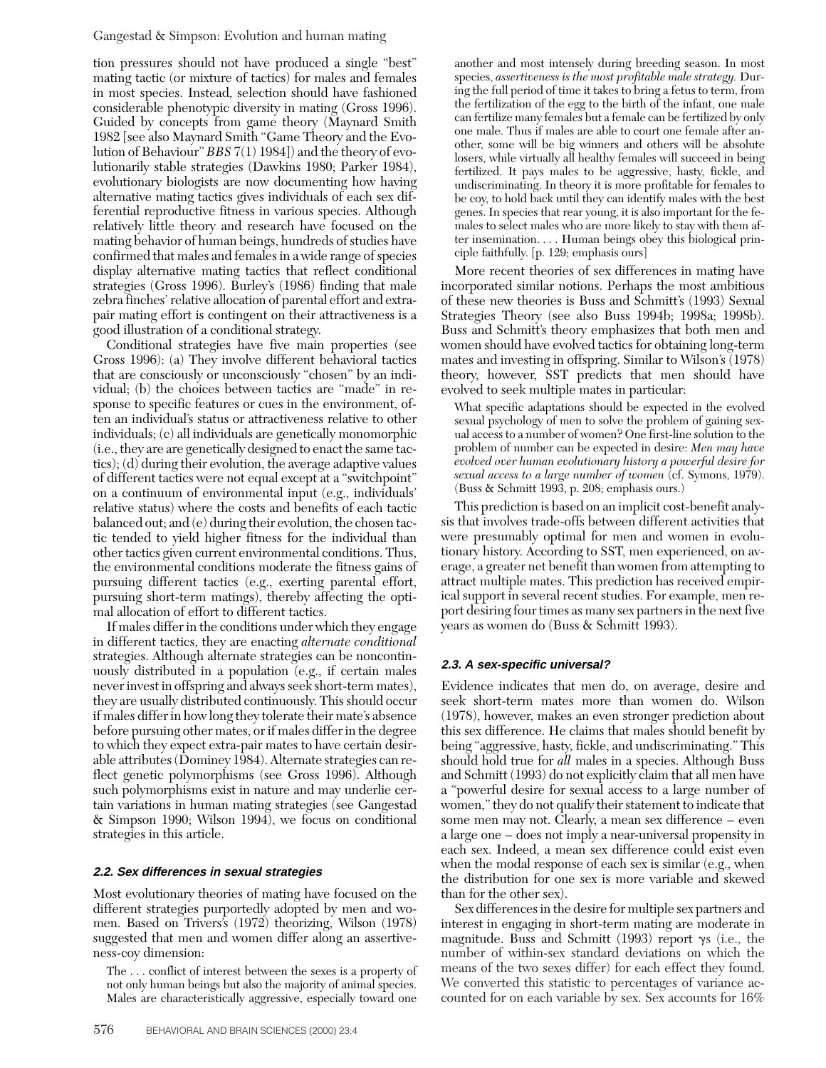tion pressures should not have produced a single "best" mating tactic (or mixture of tactics) for males and females in most species. Instead, selection should have fashioned considerable phenotypic diversity in mating (Gross 1996). Guided by concepts from game theory (Maynard Smith 1982 [see also Maynard Smith "Game Theory and the Evolution of Behaviour" *BBS* 7(1) 1984]) and the theory of evolutionarily stable strategies (Dawkins 1980; Parker 1984), evolutionary biologists are now documenting how having alternative mating tactics gives individuals of each sex differential reproductive fitness in various species. Although relatively little theory and research have focused on the mating behavior of human beings, hundreds of studies have confirmed that males and females in a wide range of species display alternative mating tactics that reflect conditional strategies (Gross 1996). Burley's (1986) finding that male zebra finches' relative allocation of parental effort and extra-pair mating effort is contingent on their attractiveness is a good illustration of a conditional strategy.

Conditional strategies have five main properties (see Gross 1996): (a) They involve different behavioral tactics that are consciously or unconsciously "chosen" by an individual; (b) the choices between tactics are "made" in response to specific features or cues in the environment, often an individual's status or attractiveness relative to other individuals; (c) all individuals are genetically monomorphic (i.e., they are are genetically designed to enact the same tactics); (d) during their evolution, the average adaptive values of different tactics were not equal except at a "switchpoint" on a continuum of environmental input (e.g., individuals' relative status) where the costs and benefits of each tactic balanced out; and (e) during their evolution, the chosen tactic tended to yield higher fitness for the individual than other tactics given current environmental conditions. Thus, the environmental conditions moderate the fitness gains of pursuing different tactics (e.g., exerting parental effort, pursuing short-term matings), thereby affecting the optimal allocation of effort to different tactics.

If males differ in the conditions under which they engage in different tactics, they are enacting *alternate conditional* strategies. Although alternate strategies can be noncontinuously distributed in a population (e.g., if certain males never invest in offspring and always seek short-term mates), they are usually distributed continuously. This should occur if males differ in how long they tolerate their mate's absence before pursuing other mates, or if males differ in the degree to which they expect extra-pair mates to have certain desirable attributes (Dominey 1984). Alternate strategies can reflect genetic polymorphisms (see Gross 1996). Although such polymorphisms exist in nature and may underlie certain variations in human mating strategies (see Gangestad & Simpson 1990; Wilson 1994), we focus on conditional strategies in this article.

### 2.2. Sex differences in sexual strategies

Most evolutionary theories of mating have focused on the different strategies purportedly adopted by men and women. Based on Trivers's (1972) theorizing, Wilson (1978) suggested that men and women differ along an assertiveness-coy dimension:

> The . . . conflict of interest between the sexes is a property of not only human beings but also the majority of animal species. Males are characteristically aggressive, especially toward one another and most intensely during breeding season. In most species, *assertiveness is the most profitable male strategy.* During the full period of time it takes to bring a fetus to term, from the fertilization of the egg to the birth of the infant, one male can fertilize many females but a female can be fertilized by only one male. Thus if males are able to court one female after another, some will be big winners and others will be absolute losers, while virtually all healthy females will succeed in being fertilized. It pays males to be aggressive, hasty, fickle, and undiscriminating. In theory it is more profitable for females to be coy, to hold back until they can identify males with the best genes. In species that rear young, it is also important for the females to select males who are more likely to stay with them after insemination. . . . Human beings obey this biological principle faithfully. [p. 129; emphasis ours]

More recent theories of sex differences in mating have incorporated similar notions. Perhaps the most ambitious of these new theories is Buss and Schmitt's (1993) Sexual Strategies Theory (see also Buss 1994b; 1998a; 1998b). Buss and Schmitt's theory emphasizes that both men and women should have evolved tactics for obtaining long-term mates and investing in offspring. Similar to Wilson's (1978) theory, however, SST predicts that men should have evolved to seek multiple mates in particular:

> What specific adaptations should be expected in the evolved sexual psychology of men to solve the problem of gaining sexual access to a number of women? One first-line solution to the problem of number can be expected in desire: *Men may have evolved over human evolutionary history a powerful desire for sexual access to a large number of women* (cf. Symons, 1979). (Buss & Schmitt 1993, p. 208; emphasis ours.)

This prediction is based on an implicit cost-benefit analysis that involves trade-offs between different activities that were presumably optimal for men and women in evolutionary history. According to SST, men experienced, on average, a greater net benefit than women from attempting to attract multiple mates. This prediction has received empirical support in several recent studies. For example, men report desiring four times as many sex partners in the next five years as women do (Buss & Schmitt 1993).

### 2.3. A sex-specific universal?

Evidence indicates that men do, on average, desire and seek short-term mates more than women do. Wilson (1978), however, makes an even stronger prediction about this sex difference. He claims that males should benefit by being "aggressive, hasty, fickle, and undiscriminating." This should hold true for *all* males in a species. Although Buss and Schmitt (1993) do not explicitly claim that all men have a "powerful desire for sexual access to a large number of women," they do not qualify their statement to indicate that some men may not. Clearly, a mean sex difference – even a large one – does not imply a near-universal propensity in each sex. Indeed, a mean sex difference could exist even when the modal response of each sex is similar (e.g., when the distribution for one sex is more variable and skewed than for the other sex).

Sex differences in the desire for multiple sex partners and interest in engaging in short-term mating are moderate in magnitude. Buss and Schmitt (1993) report $\gamma$s (i.e., the number of within-sex standard deviations on which the means of the two sexes differ) for each effect they found. We converted this statistic to percentages of variance accounted for on each variable by sex. Sex accounts for 16%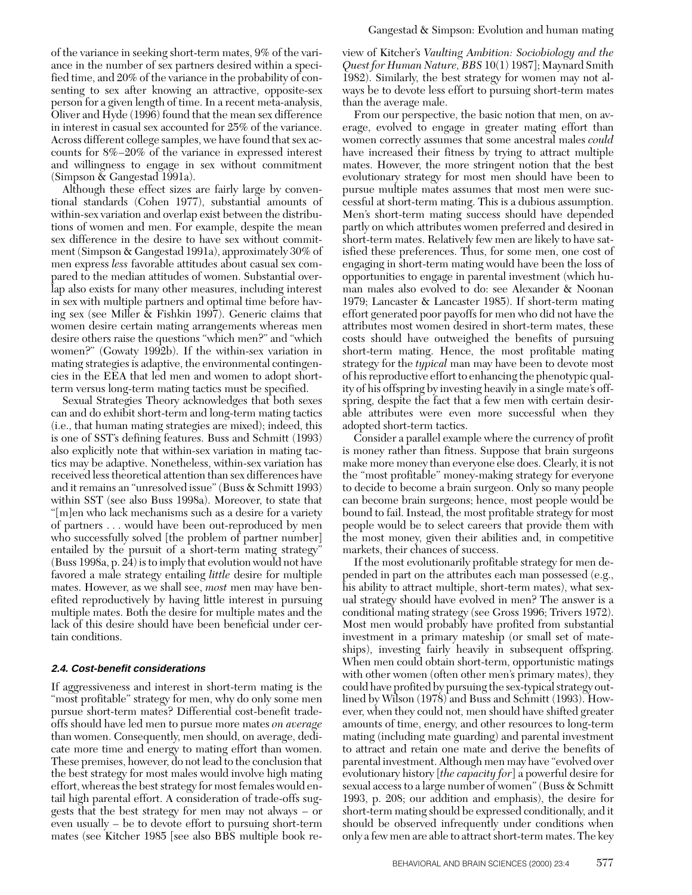of the variance in seeking short-term mates, 9% of the variance in the number of sex partners desired within a specified time, and 20% of the variance in the probability of consenting to sex after knowing an attractive, opposite-sex person for a given length of time. In a recent meta-analysis, Oliver and Hyde (1996) found that the mean sex difference in interest in casual sex accounted for 25% of the variance. Across different college samples, we have found that sex accounts for 8%–20% of the variance in expressed interest and willingness to engage in sex without commitment (Simpson & Gangestad 1991a).

Although these effect sizes are fairly large by conventional standards (Cohen 1977), substantial amounts of within-sex variation and overlap exist between the distributions of women and men. For example, despite the mean sex difference in the desire to have sex without commitment (Simpson & Gangestad 1991a), approximately 30% of men express *less* favorable attitudes about casual sex compared to the median attitudes of women. Substantial overlap also exists for many other measures, including interest in sex with multiple partners and optimal time before having sex (see Miller & Fishkin 1997). Generic claims that women desire certain mating arrangements whereas men desire others raise the questions "which men?" and "which women?" (Gowaty 1992b). If the within-sex variation in mating strategies is adaptive, the environmental contingencies in the EEA that led men and women to adopt short-term versus long-term mating tactics must be specified.

Sexual Strategies Theory acknowledges that both sexes can and do exhibit short-term and long-term mating tactics (i.e., that human mating strategies are mixed); indeed, this is one of SST's defining features. Buss and Schmitt (1993) also explicitly note that within-sex variation in mating tactics may be adaptive. Nonetheless, within-sex variation has received less theoretical attention than sex differences have and it remains an "unresolved issue" (Buss & Schmitt 1993) within SST (see also Buss 1998a). Moreover, to state that "[m]en who lack mechanisms such as a desire for a variety of partners . . . would have been out-reproduced by men who successfully solved [the problem of partner number] entailed by the pursuit of a short-term mating strategy" (Buss 1998a, p. 24) is to imply that evolution would not have favored a male strategy entailing *little* desire for multiple mates. However, as we shall see, *most* men may have benefited reproductively by having little interest in pursuing multiple mates. Both the desire for multiple mates and the lack of this desire should have been beneficial under certain conditions.

### 2.4. Cost-benefit considerations

If aggressiveness and interest in short-term mating is the "most profitable" strategy for men, why do only some men pursue short-term mates? Differential cost-benefit tradeoffs should have led men to pursue more mates *on average* than women. Consequently, men should, on average, dedicate more time and energy to mating effort than women. These premises, however, do not lead to the conclusion that the best strategy for most males would involve high mating effort, whereas the best strategy for most females would entail high parental effort. A consideration of trade-offs suggests that the best strategy for men may not always – or even usually – be to devote effort to pursuing short-term mates (see Kitcher 1985 [see also BBS multiple book review of Kitcher's *Vaulting Ambition: Sociobiology and the Quest for Human Nature, BBS* 10(1) 1987]; Maynard Smith 1982). Similarly, the best strategy for women may not always be to devote less effort to pursuing short-term mates than the average male.

From our perspective, the basic notion that men, on average, evolved to engage in greater mating effort than women correctly assumes that some ancestral males *could* have increased their fitness by trying to attract multiple mates. However, the more stringent notion that the best evolutionary strategy for most men should have been to pursue multiple mates assumes that most men were successful at short-term mating. This is a dubious assumption. Men's short-term mating success should have depended partly on which attributes women preferred and desired in short-term mates. Relatively few men are likely to have satisfied these preferences. Thus, for some men, one cost of engaging in short-term mating would have been the loss of opportunities to engage in parental investment (which human males also evolved to do: see Alexander & Noonan 1979; Lancaster & Lancaster 1985). If short-term mating effort generated poor payoffs for men who did not have the attributes most women desired in short-term mates, these costs should have outweighed the benefits of pursuing short-term mating. Hence, the most profitable mating strategy for the *typical* man may have been to devote most of his reproductive effort to enhancing the phenotypic quality of his offspring by investing heavily in a single mate's offspring, despite the fact that a few men with certain desirable attributes were even more successful when they adopted short-term tactics.

Consider a parallel example where the currency of profit is money rather than fitness. Suppose that brain surgeons make more money than everyone else does. Clearly, it is not the "most profitable" money-making strategy for everyone to decide to become a brain surgeon. Only so many people can become brain surgeons; hence, most people would be bound to fail. Instead, the most profitable strategy for most people would be to select careers that provide them with the most money, given their abilities and, in competitive markets, their chances of success.

If the most evolutionarily profitable strategy for men depended in part on the attributes each man possessed (e.g., his ability to attract multiple, short-term mates), what sexual strategy should have evolved in men? The answer is a conditional mating strategy (see Gross 1996; Trivers 1972). Most men would probably have profited from substantial investment in a primary mateship (or small set of mateships), investing fairly heavily in subsequent offspring. When men could obtain short-term, opportunistic matings with other women (often other men's primary mates), they could have profited by pursuing the sex-typical strategy outlined by Wilson (1978) and Buss and Schmitt (1993). However, when they could not, men should have shifted greater amounts of time, energy, and other resources to long-term mating (including mate guarding) and parental investment to attract and retain one mate and derive the benefits of parental investment. Although men may have "evolved over evolutionary history [*the capacity for*] a powerful desire for sexual access to a large number of women" (Buss & Schmitt 1993, p. 208; our addition and emphasis), the desire for short-term mating should be expressed conditionally, and it should be observed infrequently under conditions when only a few men are able to attract short-term mates. The key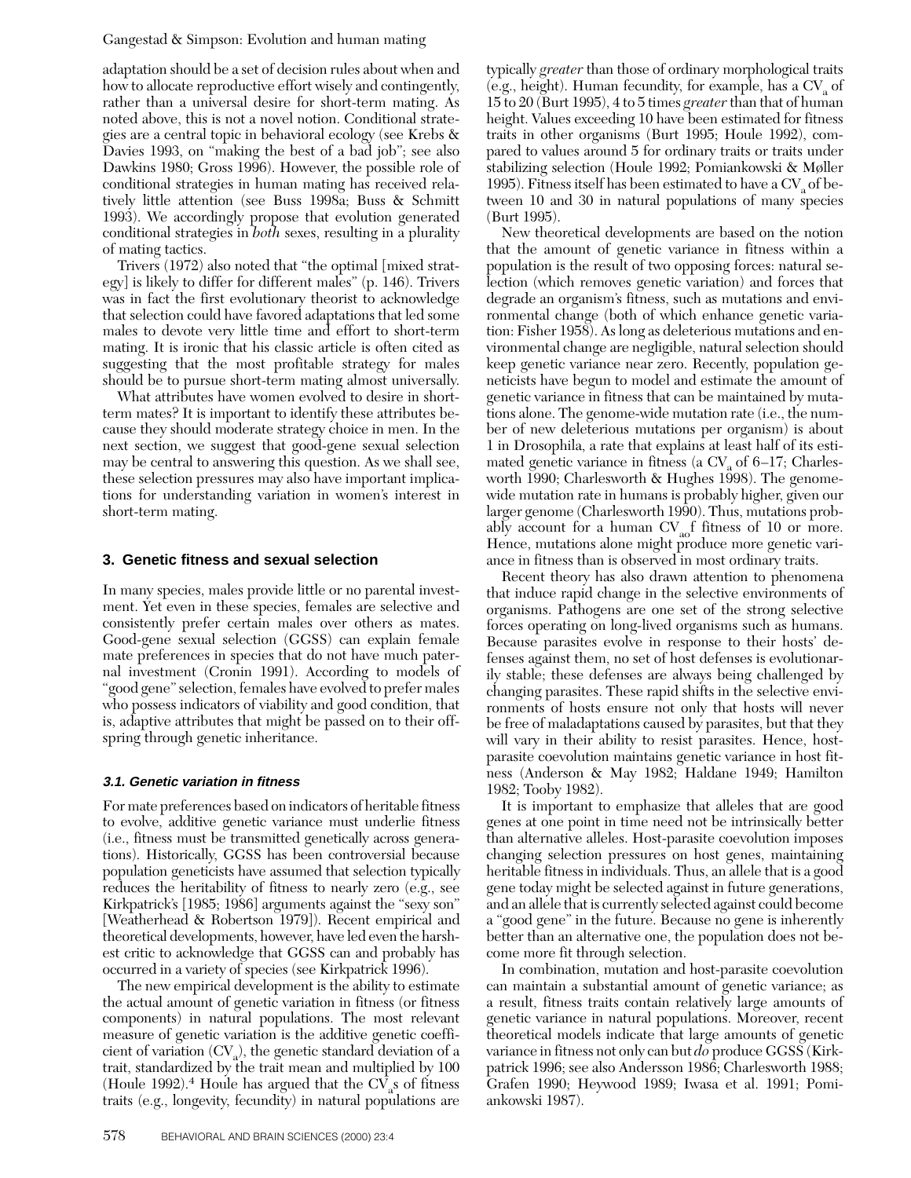adaptation should be a set of decision rules about when and how to allocate reproductive effort wisely and contingently, rather than a universal desire for short-term mating. As noted above, this is not a novel notion. Conditional strategies are a central topic in behavioral ecology (see Krebs & Davies 1993, on "making the best of a bad job"; see also Dawkins 1980; Gross 1996). However, the possible role of conditional strategies in human mating has received relatively little attention (see Buss 1998a; Buss & Schmitt 1993). We accordingly propose that evolution generated conditional strategies in *both* sexes, resulting in a plurality of mating tactics.

Trivers (1972) also noted that "the optimal [mixed strategy] is likely to differ for different males" (p. 146). Trivers was in fact the first evolutionary theorist to acknowledge that selection could have favored adaptations that led some males to devote very little time and effort to short-term mating. It is ironic that his classic article is often cited as suggesting that the most profitable strategy for males should be to pursue short-term mating almost universally.

What attributes have women evolved to desire in short-term mates? It is important to identify these attributes because they should moderate strategy choice in men. In the next section, we suggest that good-gene sexual selection may be central to answering this question. As we shall see, these selection pressures may also have important implications for understanding variation in women's interest in short-term mating.

## 3. Genetic fitness and sexual selection

In many species, males provide little or no parental investment. Yet even in these species, females are selective and consistently prefer certain males over others as mates. Good-gene sexual selection (GGSS) can explain female mate preferences in species that do not have much paternal investment (Cronin 1991). According to models of "good gene" selection, females have evolved to prefer males who possess indicators of viability and good condition, that is, adaptive attributes that might be passed on to their offspring through genetic inheritance.

### 3.1. Genetic variation in fitness

For mate preferences based on indicators of heritable fitness to evolve, additive genetic variance must underlie fitness (i.e., fitness must be transmitted genetically across generations). Historically, GGSS has been controversial because population geneticists have assumed that selection typically reduces the heritability of fitness to nearly zero (e.g., see Kirkpatrick's [1985; 1986] arguments against the "sexy son" [Weatherhead & Robertson 1979]). Recent empirical and theoretical developments, however, have led even the harshest critic to acknowledge that GGSS can and probably has occurred in a variety of species (see Kirkpatrick 1996).

The new empirical development is the ability to estimate the actual amount of genetic variation in fitness (or fitness components) in natural populations. The most relevant measure of genetic variation is the additive genetic coefficient of variation ($CV_a$), the genetic standard deviation of a trait, standardized by the trait mean and multiplied by 100 (Houle 1992).[4] Houle has argued that the $CV_a$s of fitness traits (e.g., longevity, fecundity) in natural populations are typically *greater* than those of ordinary morphological traits (e.g., height). Human fecundity, for example, has a $CV_a$ of 15 to 20 (Burt 1995), 4 to 5 times *greater* than that of human height. Values exceeding 10 have been estimated for fitness traits in other organisms (Burt 1995; Houle 1992), compared to values around 5 for ordinary traits or traits under stabilizing selection (Houle 1992; Pomiankowski & Møller 1995). Fitness itself has been estimated to have a $CV_a$ of between 10 and 30 in natural populations of many species (Burt 1995).

New theoretical developments are based on the notion that the amount of genetic variance in fitness within a population is the result of two opposing forces: natural selection (which removes genetic variation) and forces that degrade an organism's fitness, such as mutations and environmental change (both of which enhance genetic variation: Fisher 1958). As long as deleterious mutations and environmental change are negligible, natural selection should keep genetic variance near zero. Recently, population geneticists have begun to model and estimate the amount of genetic variance in fitness that can be maintained by mutations alone. The genome-wide mutation rate (i.e., the number of new deleterious mutations per organism) is about 1 in Drosophila, a rate that explains at least half of its estimated genetic variance in fitness (a $CV_a$ of 6–17; Charlesworth 1990; Charlesworth & Hughes 1998). The genome-wide mutation rate in humans is probably higher, given our larger genome (Charlesworth 1990). Thus, mutations probably account for a human $CV_a$ of fitness of 10 or more. Hence, mutations alone might produce more genetic variance in fitness than is observed in most ordinary traits.

Recent theory has also drawn attention to phenomena that induce rapid change in the selective environments of organisms. Pathogens are one set of the strong selective forces operating on long-lived organisms such as humans. Because parasites evolve in response to their hosts' defenses against them, no set of host defenses is evolutionarily stable; these defenses are always being challenged by changing parasites. These rapid shifts in the selective environments of hosts ensure not only that hosts will never be free of maladaptations caused by parasites, but that they will vary in their ability to resist parasites. Hence, host-parasite coevolution maintains genetic variance in host fitness (Anderson & May 1982; Haldane 1949; Hamilton 1982; Tooby 1982).

It is important to emphasize that alleles that are good genes at one point in time need not be intrinsically better than alternative alleles. Host-parasite coevolution imposes changing selection pressures on host genes, maintaining heritable fitness in individuals. Thus, an allele that is a good gene today might be selected against in future generations, and an allele that is currently selected against could become a "good gene" in the future. Because no gene is inherently better than an alternative one, the population does not become more fit through selection.

In combination, mutation and host-parasite coevolution can maintain a substantial amount of genetic variance; as a result, fitness traits contain relatively large amounts of genetic variance in natural populations. Moreover, recent theoretical models indicate that large amounts of genetic variance in fitness not only can but *do* produce GGSS (Kirkpatrick 1996; see also Andersson 1986; Charlesworth 1988; Grafen 1990; Heywood 1989; Iwasa et al. 1991; Pomiankowski 1987).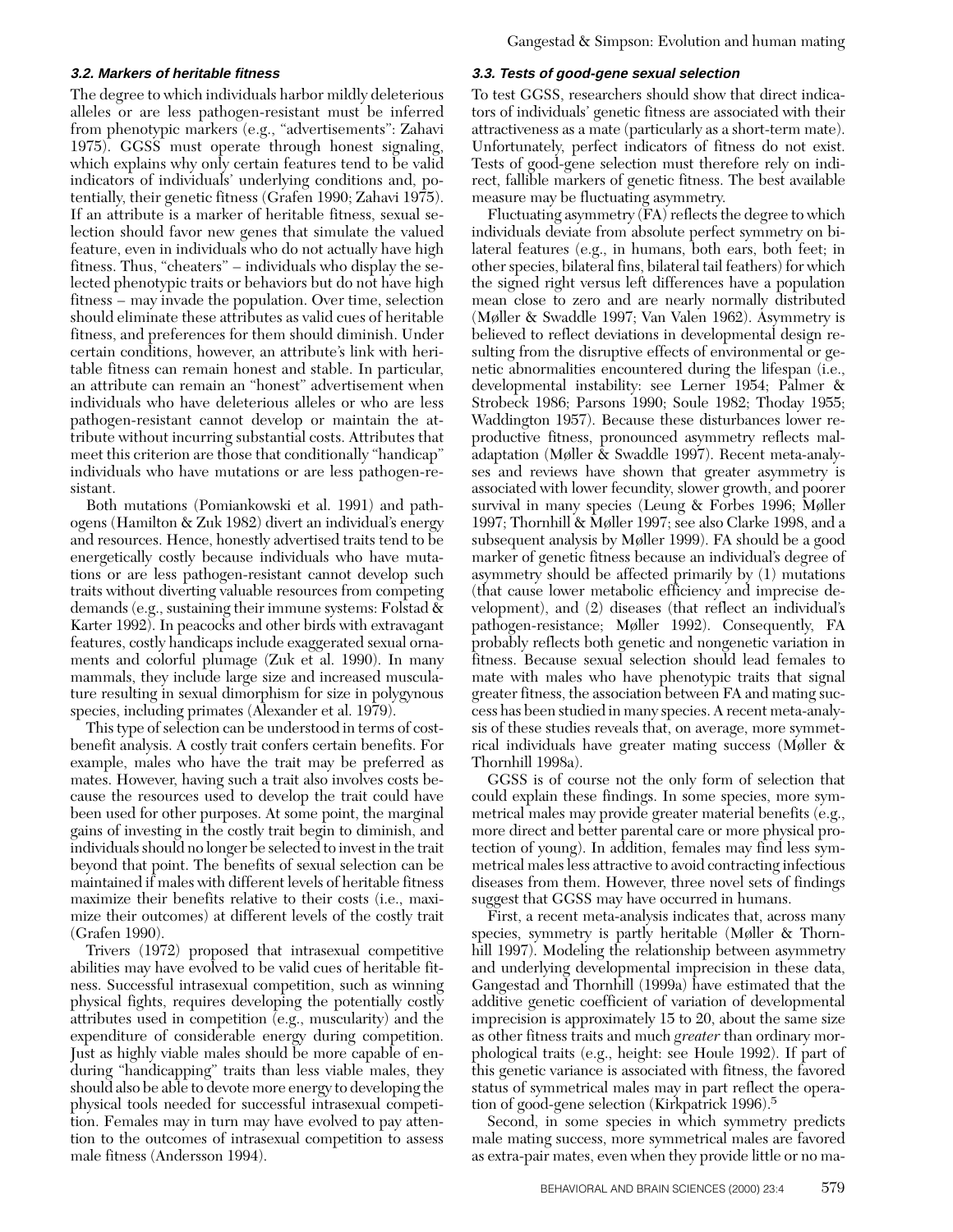### 3.2. Markers of heritable fitness

The degree to which individuals harbor mildly deleterious alleles or are less pathogen-resistant must be inferred from phenotypic markers (e.g., "advertisements": Zahavi 1975). GGSS must operate through honest signaling, which explains why only certain features tend to be valid indicators of individuals' underlying conditions and, potentially, their genetic fitness (Grafen 1990; Zahavi 1975). If an attribute is a marker of heritable fitness, sexual selection should favor new genes that simulate the valued feature, even in individuals who do not actually have high fitness. Thus, "cheaters" – individuals who display the selected phenotypic traits or behaviors but do not have high fitness – may invade the population. Over time, selection should eliminate these attributes as valid cues of heritable fitness, and preferences for them should diminish. Under certain conditions, however, an attribute's link with heritable fitness can remain honest and stable. In particular, an attribute can remain an "honest" advertisement when individuals who have deleterious alleles or who are less pathogen-resistant cannot develop or maintain the attribute without incurring substantial costs. Attributes that meet this criterion are those that conditionally "handicap" individuals who have mutations or are less pathogen-resistant.

Both mutations (Pomiankowski et al. 1991) and pathogens (Hamilton & Zuk 1982) divert an individual's energy and resources. Hence, honestly advertised traits tend to be energetically costly because individuals who have mutations or are less pathogen-resistant cannot develop such traits without diverting valuable resources from competing demands (e.g., sustaining their immune systems: Folstad & Karter 1992). In peacocks and other birds with extravagant features, costly handicaps include exaggerated sexual ornaments and colorful plumage (Zuk et al. 1990). In many mammals, they include large size and increased musculature resulting in sexual dimorphism for size in polygynous species, including primates (Alexander et al. 1979).

This type of selection can be understood in terms of cost-benefit analysis. A costly trait confers certain benefits. For example, males who have the trait may be preferred as mates. However, having such a trait also involves costs because the resources used to develop the trait could have been used for other purposes. At some point, the marginal gains of investing in the costly trait begin to diminish, and individuals should no longer be selected to invest in the trait beyond that point. The benefits of sexual selection can be maintained if males with different levels of heritable fitness maximize their benefits relative to their costs (i.e., maximize their outcomes) at different levels of the costly trait (Grafen 1990).

Trivers (1972) proposed that intrasexual competitive abilities may have evolved to be valid cues of heritable fitness. Successful intrasexual competition, such as winning physical fights, requires developing the potentially costly attributes used in competition (e.g., muscularity) and the expenditure of considerable energy during competition. Just as highly viable males should be more capable of enduring "handicapping" traits than less viable males, they should also be able to devote more energy to developing the physical tools needed for successful intrasexual competition. Females may in turn may have evolved to pay attention to the outcomes of intrasexual competition to assess male fitness (Andersson 1994).

### 3.3. Tests of good-gene sexual selection

To test GGSS, researchers should show that direct indicators of individuals' genetic fitness are associated with their attractiveness as a mate (particularly as a short-term mate). Unfortunately, perfect indicators of fitness do not exist. Tests of good-gene selection must therefore rely on indirect, fallible markers of genetic fitness. The best available measure may be fluctuating asymmetry.

Fluctuating asymmetry (FA) reflects the degree to which individuals deviate from absolute perfect symmetry on bilateral features (e.g., in humans, both ears, both feet; in other species, bilateral fins, bilateral tail feathers) for which the signed right versus left differences have a population mean close to zero and are nearly normally distributed (Møller & Swaddle 1997; Van Valen 1962). Asymmetry is believed to reflect deviations in developmental design resulting from the disruptive effects of environmental or genetic abnormalities encountered during the lifespan (i.e., developmental instability: see Lerner 1954; Palmer & Strobeck 1986; Parsons 1990; Soule 1982; Thoday 1955; Waddington 1957). Because these disturbances lower reproductive fitness, pronounced asymmetry reflects maladaptation (Møller & Swaddle 1997). Recent meta-analyses and reviews have shown that greater asymmetry is associated with lower fecundity, slower growth, and poorer survival in many species (Leung & Forbes 1996; Møller 1997; Thornhill & Møller 1997; see also Clarke 1998, and a subsequent analysis by Møller 1999). FA should be a good marker of genetic fitness because an individual's degree of asymmetry should be affected primarily by (1) mutations (that cause lower metabolic efficiency and imprecise development), and (2) diseases (that reflect an individual's pathogen-resistance; Møller 1992). Consequently, FA probably reflects both genetic and nongenetic variation in fitness. Because sexual selection should lead females to mate with males who have phenotypic traits that signal greater fitness, the association between FA and mating success has been studied in many species. A recent meta-analysis of these studies reveals that, on average, more symmetrical individuals have greater mating success (Møller & Thornhill 1998a).

GGSS is of course not the only form of selection that could explain these findings. In some species, more symmetrical males may provide greater material benefits (e.g., more direct and better parental care or more physical protection of young). In addition, females may find less symmetrical males less attractive to avoid contracting infectious diseases from them. However, three novel sets of findings suggest that GGSS may have occurred in humans.

First, a recent meta-analysis indicates that, across many species, symmetry is partly heritable (Møller & Thornhill 1997). Modeling the relationship between asymmetry and underlying developmental imprecision in these data, Gangestad and Thornhill (1999a) have estimated that the additive genetic coefficient of variation of developmental imprecision is approximately 15 to 20, about the same size as other fitness traits and much *greater* than ordinary morphological traits (e.g., height: see Houle 1992). If part of this genetic variance is associated with fitness, the favored status of symmetrical males may in part reflect the operation of good-gene selection (Kirkpatrick 1996).[5]

Second, in some species in which symmetry predicts male mating success, more symmetrical males are favored as extra-pair mates, even when they provide little or no ma-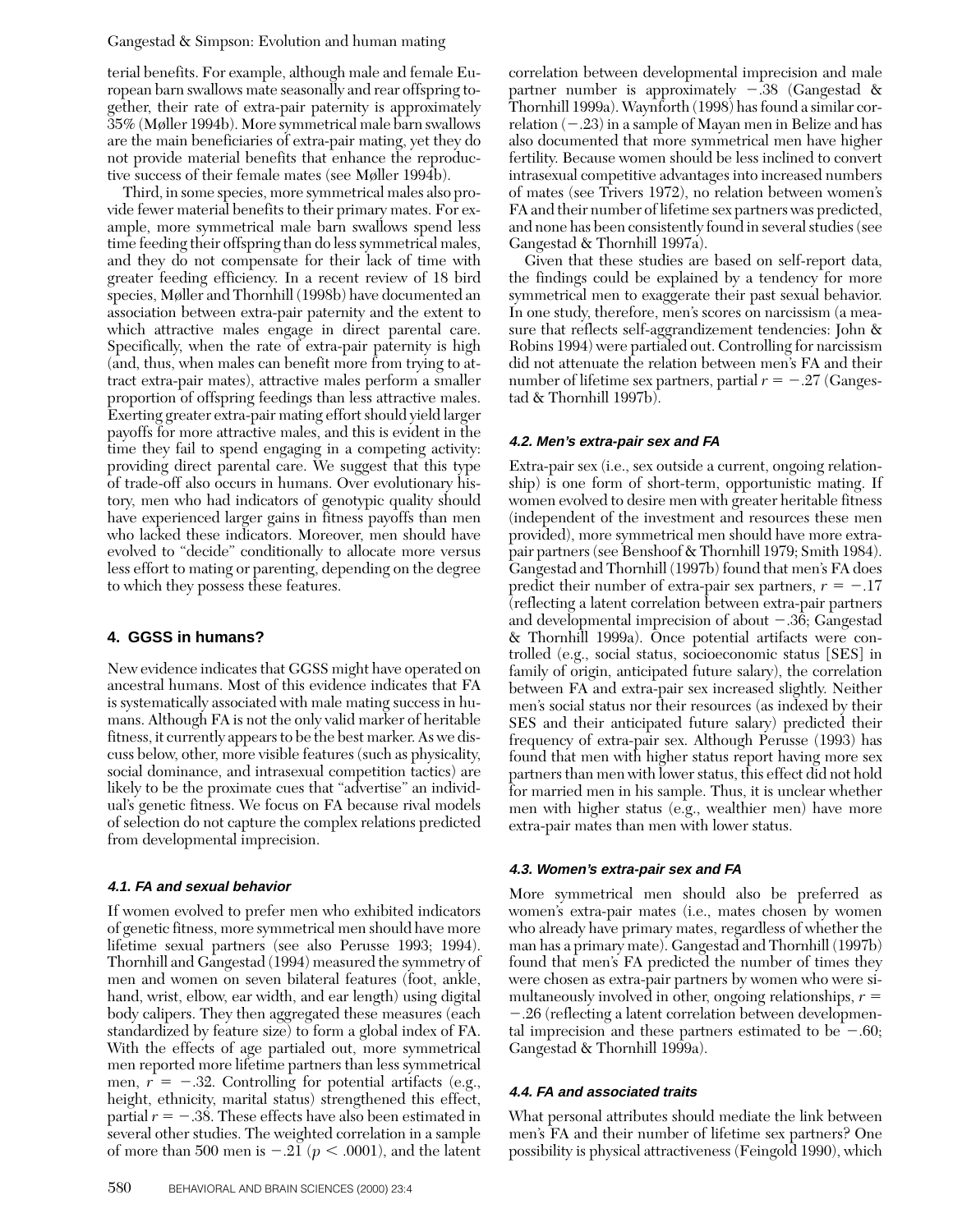terial benefits. For example, although male and female European barn swallows mate seasonally and rear offspring together, their rate of extra-pair paternity is approximately 35% (Møller 1994b). More symmetrical male barn swallows are the main beneficiaries of extra-pair mating, yet they do not provide material benefits that enhance the reproductive success of their female mates (see Møller 1994b).

Third, in some species, more symmetrical males also provide fewer material benefits to their primary mates. For example, more symmetrical male barn swallows spend less time feeding their offspring than do less symmetrical males, and they do not compensate for their lack of time with greater feeding efficiency. In a recent review of 18 bird species, Møller and Thornhill (1998b) have documented an association between extra-pair paternity and the extent to which attractive males engage in direct parental care. Specifically, when the rate of extra-pair paternity is high (and, thus, when males can benefit more from trying to attract extra-pair mates), attractive males perform a smaller proportion of offspring feedings than less attractive males. Exerting greater extra-pair mating effort should yield larger payoffs for more attractive males, and this is evident in the time they fail to spend engaging in a competing activity: providing direct parental care. We suggest that this type of trade-off also occurs in humans. Over evolutionary history, men who had indicators of genotypic quality should have experienced larger gains in fitness payoffs than men who lacked these indicators. Moreover, men should have evolved to "decide" conditionally to allocate more versus less effort to mating or parenting, depending on the degree to which they possess these features.

## 4. GGSS in humans?

New evidence indicates that GGSS might have operated on ancestral humans. Most of this evidence indicates that FA is systematically associated with male mating success in humans. Although FA is not the only valid marker of heritable fitness, it currently appears to be the best marker. As we discuss below, other, more visible features (such as physicality, social dominance, and intrasexual competition tactics) are likely to be the proximate cues that "advertise" an individual's genetic fitness. We focus on FA because rival models of selection do not capture the complex relations predicted from developmental imprecision.

### 4.1. FA and sexual behavior

If women evolved to prefer men who exhibited indicators of genetic fitness, more symmetrical men should have more lifetime sexual partners (see also Perusse 1993; 1994). Thornhill and Gangestad (1994) measured the symmetry of men and women on seven bilateral features (foot, ankle, hand, wrist, elbow, ear width, and ear length) using digital body calipers. They then aggregated these measures (each standardized by feature size) to form a global index of FA. With the effects of age partialed out, more symmetrical men reported more lifetime partners than less symmetrical men, $r = -.32$. Controlling for potential artifacts (e.g., height, ethnicity, marital status) strengthened this effect, partial $r = -.38$. These effects have also been estimated in several other studies. The weighted correlation in a sample of more than 500 men is $-.21$ ($p < .0001$), and the latent correlation between developmental imprecision and male partner number is approximately $-.38$ (Gangestad & Thornhill 1999a). Waynforth (1998) has found a similar correlation ($-.23$) in a sample of Mayan men in Belize and has also documented that more symmetrical men have higher fertility. Because women should be less inclined to convert intrasexual competitive advantages into increased numbers of mates (see Trivers 1972), no relation between women's FA and their number of lifetime sex partners was predicted, and none has been consistently found in several studies (see Gangestad & Thornhill 1997a).

Given that these studies are based on self-report data, the findings could be explained by a tendency for more symmetrical men to exaggerate their past sexual behavior. In one study, therefore, men's scores on narcissism (a measure that reflects self-aggrandizement tendencies: John & Robins 1994) were partialed out. Controlling for narcissism did not attenuate the relation between men's FA and their number of lifetime sex partners, partial $r = -.27$ (Gangestad & Thornhill 1997b).

### 4.2. Men's extra-pair sex and FA

Extra-pair sex (i.e., sex outside a current, ongoing relationship) is one form of short-term, opportunistic mating. If women evolved to desire men with greater heritable fitness (independent of the investment and resources these men provided), more symmetrical men should have more extra-pair partners (see Benshoof & Thornhill 1979; Smith 1984). Gangestad and Thornhill (1997b) found that men's FA does predict their number of extra-pair sex partners, $r = -.17$ (reflecting a latent correlation between extra-pair partners and developmental imprecision of about $-.36$; Gangestad & Thornhill 1999a). Once potential artifacts were controlled (e.g., social status, socioeconomic status [SES] in family of origin, anticipated future salary), the correlation between FA and extra-pair sex increased slightly. Neither men's social status nor their resources (as indexed by their SES and their anticipated future salary) predicted their frequency of extra-pair sex. Although Perusse (1993) has found that men with higher status report having more sex partners than men with lower status, this effect did not hold for married men in his sample. Thus, it is unclear whether men with higher status (e.g., wealthier men) have more extra-pair mates than men with lower status.

### 4.3. Women's extra-pair sex and FA

More symmetrical men should also be preferred as women's extra-pair mates (i.e., mates chosen by women who already have primary mates, regardless of whether the man has a primary mate). Gangestad and Thornhill (1997b) found that men's FA predicted the number of times they were chosen as extra-pair partners by women who were simultaneously involved in other, ongoing relationships, $r = -.26$ (reflecting a latent correlation between developmental imprecision and these partners estimated to be $-.60$; Gangestad & Thornhill 1999a).

### 4.4. FA and associated traits

What personal attributes should mediate the link between men's FA and their number of lifetime sex partners? One possibility is physical attractiveness (Feingold 1990), which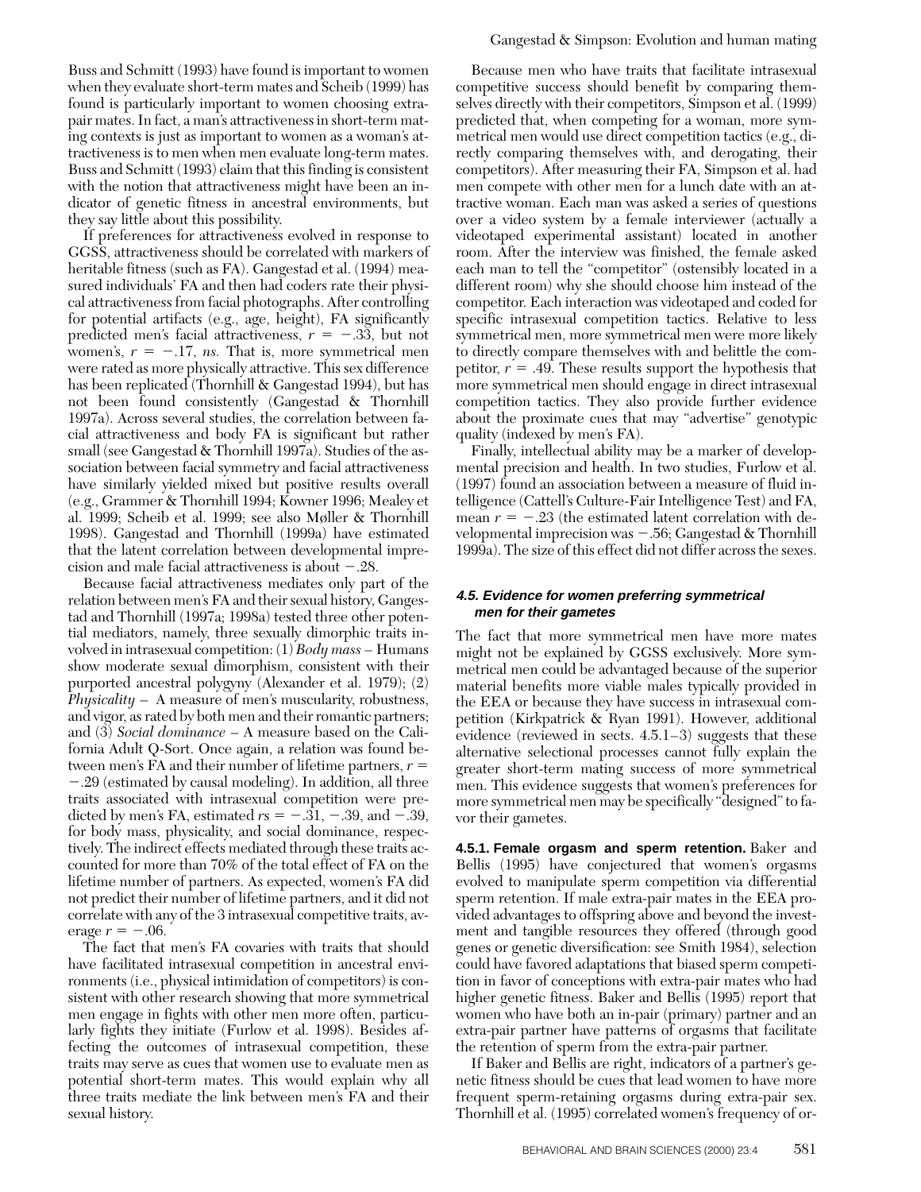Buss and Schmitt (1993) have found is important to women when they evaluate short-term mates and Scheib (1999) has found is particularly important to women choosing extra-pair mates. In fact, a man's attractiveness in short-term mating contexts is just as important to women as a woman's attractiveness is to men when men evaluate long-term mates. Buss and Schmitt (1993) claim that this finding is consistent with the notion that attractiveness might have been an indicator of genetic fitness in ancestral environments, but they say little about this possibility.

If preferences for attractiveness evolved in response to GGSS, attractiveness should be correlated with markers of heritable fitness (such as FA). Gangestad et al. (1994) measured individuals' FA and then had coders rate their physical attractiveness from facial photographs. After controlling for potential artifacts (e.g., age, height), FA significantly predicted men's facial attractiveness, $r = -.33$, but not women's, $r = -.17$, *ns.* That is, more symmetrical men were rated as more physically attractive. This sex difference has been replicated (Thornhill & Gangestad 1994), but has not been found consistently (Gangestad & Thornhill 1997a). Across several studies, the correlation between facial attractiveness and body FA is significant but rather small (see Gangestad & Thornhill 1997a). Studies of the association between facial symmetry and facial attractiveness have similarly yielded mixed but positive results overall (e.g., Grammer & Thornhill 1994; Kowner 1996; Mealey et al. 1999; Scheib et al. 1999; see also Møller & Thornhill 1998). Gangestad and Thornhill (1999a) have estimated that the latent correlation between developmental imprecision and male facial attractiveness is about $-.28$.

Because facial attractiveness mediates only part of the relation between men's FA and their sexual history, Gangestad and Thornhill (1997a; 1998a) tested three other potential mediators, namely, three sexually dimorphic traits involved in intrasexual competition: (1) *Body mass* – Humans show moderate sexual dimorphism, consistent with their purported ancestral polygyny (Alexander et al. 1979); (2) *Physicality* – A measure of men's muscularity, robustness, and vigor, as rated by both men and their romantic partners; and (3) *Social dominance* – A measure based on the California Adult Q-Sort. Once again, a relation was found between men's FA and their number of lifetime partners, $r = -.29$ (estimated by causal modeling). In addition, all three traits associated with intrasexual competition were predicted by men's FA, estimated $r$s $= -.31$, $-.39$, and $-.39$, for body mass, physicality, and social dominance, respectively. The indirect effects mediated through these traits accounted for more than 70% of the total effect of FA on the lifetime number of partners. As expected, women's FA did not predict their number of lifetime partners, and it did not correlate with any of the 3 intrasexual competitive traits, average $r = -.06$.

The fact that men's FA covaries with traits that should have facilitated intrasexual competition in ancestral environments (i.e., physical intimidation of competitors) is consistent with other research showing that more symmetrical men engage in fights with other men more often, particularly fights they initiate (Furlow et al. 1998). Besides affecting the outcomes of intrasexual competition, these traits may serve as cues that women use to evaluate men as potential short-term mates. This would explain why all three traits mediate the link between men's FA and their sexual history.

Because men who have traits that facilitate intrasexual competitive success should benefit by comparing themselves directly with their competitors, Simpson et al. (1999) predicted that, when competing for a woman, more symmetrical men would use direct competition tactics (e.g., directly comparing themselves with, and derogating, their competitors). After measuring their FA, Simpson et al. had men compete with other men for a lunch date with an attractive woman. Each man was asked a series of questions over a video system by a female interviewer (actually a videotaped experimental assistant) located in another room. After the interview was finished, the female asked each man to tell the "competitor" (ostensibly located in a different room) why she should choose him instead of the competitor. Each interaction was videotaped and coded for specific intrasexual competition tactics. Relative to less symmetrical men, more symmetrical men were more likely to directly compare themselves with and belittle the competitor, $r = .49$. These results support the hypothesis that more symmetrical men should engage in direct intrasexual competition tactics. They also provide further evidence about the proximate cues that may "advertise" genotypic quality (indexed by men's FA).

Finally, intellectual ability may be a marker of developmental precision and health. In two studies, Furlow et al. (1997) found an association between a measure of fluid intelligence (Cattell's Culture-Fair Intelligence Test) and FA, mean $r = -.23$ (the estimated latent correlation with developmental imprecision was $-.56$; Gangestad & Thornhill 1999a). The size of this effect did not differ across the sexes.

#### 4.5. Evidence for women preferring symmetrical men for their gametes

The fact that more symmetrical men have more mates might not be explained by GGSS exclusively. More symmetrical men could be advantaged because of the superior material benefits more viable males typically provided in the EEA or because they have success in intrasexual competition (Kirkpatrick & Ryan 1991). However, additional evidence (reviewed in sects. 4.5.1–3) suggests that these alternative selectional processes cannot fully explain the greater short-term mating success of more symmetrical men. This evidence suggests that women's preferences for more symmetrical men may be specifically "designed" to favor their gametes.

**4.5.1. Female orgasm and sperm retention.** Baker and Bellis (1995) have conjectured that women's orgasms evolved to manipulate sperm competition via differential sperm retention. If male extra-pair mates in the EEA provided advantages to offspring above and beyond the investment and tangible resources they offered (through good genes or genetic diversification: see Smith 1984), selection could have favored adaptations that biased sperm competition in favor of conceptions with extra-pair mates who had higher genetic fitness. Baker and Bellis (1995) report that women who have both an in-pair (primary) partner and an extra-pair partner have patterns of orgasms that facilitate the retention of sperm from the extra-pair partner.

If Baker and Bellis are right, indicators of a partner's genetic fitness should be cues that lead women to have more frequent sperm-retaining orgasms during extra-pair sex. Thornhill et al. (1995) correlated women's frequency of or-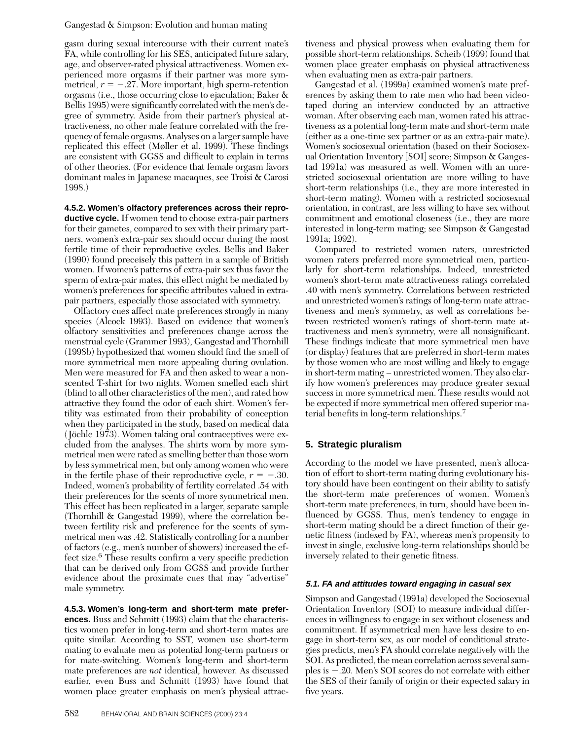gasm during sexual intercourse with their current mate's FA, while controlling for his SES, anticipated future salary, age, and observer-rated physical attractiveness. Women experienced more orgasms if their partner was more symmetrical, $r = -.27$. More important, high sperm-retention orgasms (i.e., those occurring close to ejaculation; Baker & Bellis 1995) were significantly correlated with the men's degree of symmetry. Aside from their partner's physical attractiveness, no other male feature correlated with the frequency of female orgasms. Analyses on a larger sample have replicated this effect (Møller et al. 1999). These findings are consistent with GGSS and difficult to explain in terms of other theories. (For evidence that female orgasm favors dominant males in Japanese macaques, see Troisi & Carosi 1998.)

**4.5.2. Women's olfactory preferences across their reproductive cycle.** If women tend to choose extra-pair partners for their gametes, compared to sex with their primary partners, women's extra-pair sex should occur during the most fertile time of their reproductive cycles. Bellis and Baker (1990) found preceisely this pattern in a sample of British women. If women's patterns of extra-pair sex thus favor the sperm of extra-pair mates, this effect might be mediated by women's preferences for specific attributes valued in extra-pair partners, especially those associated with symmetry.

Olfactory cues affect mate preferences strongly in many species (Alcock 1993). Based on evidence that women's olfactory sensitivities and preferences change across the menstrual cycle (Grammer 1993), Gangestad and Thornhill (1998b) hypothesized that women should find the smell of more symmetrical men more appealing during ovulation. Men were measured for FA and then asked to wear a non-scented T-shirt for two nights. Women smelled each shirt (blind to all other characteristics of the men), and rated how attractive they found the odor of each shirt. Women's fertility was estimated from their probability of conception when they participated in the study, based on medical data (Jöchle 1973). Women taking oral contraceptives were excluded from the analyses. The shirts worn by more symmetrical men were rated as smelling better than those worn by less symmetrical men, but only among women who were in the fertile phase of their reproductive cycle, $r = -.30$. Indeed, women's probability of fertility correlated .54 with their preferences for the scents of more symmetrical men. This effect has been replicated in a larger, separate sample (Thornhill & Gangestad 1999), where the correlation between fertility risk and preference for the scents of symmetrical men was .42. Statistically controlling for a number of factors (e.g., men's number of showers) increased the effect size.[6] These results confirm a very specific prediction that can be derived only from GGSS and provide further evidence about the proximate cues that may "advertise" male symmetry.

**4.5.3. Women's long-term and short-term mate preferences.** Buss and Schmitt (1993) claim that the characteristics women prefer in long-term and short-term mates are quite similar. According to SST, women use short-term mating to evaluate men as potential long-term partners or for mate-switching. Women's long-term and short-term mate preferences are *not* identical, however. As discussed earlier, even Buss and Schmitt (1993) have found that women place greater emphasis on men's physical attractiveness and physical prowess when evaluating them for possible short-term relationships. Scheib (1999) found that women place greater emphasis on physical attractiveness when evaluating men as extra-pair partners.

Gangestad et al. (1999a) examined women's mate preferences by asking them to rate men who had been videotaped during an interview conducted by an attractive woman. After observing each man, women rated his attractiveness as a potential long-term mate and short-term mate (either as a one-time sex partner or as an extra-pair mate). Women's sociosexual orientation (based on their Sociosexual Orientation Inventory [SOI] score; Simpson & Gangestad 1991a) was measured as well. Women with an unrestricted sociosexual orientation are more willing to have short-term relationships (i.e., they are more interested in short-term mating). Women with a restricted sociosexual orientation, in contrast, are less willing to have sex without commitment and emotional closeness (i.e., they are more interested in long-term mating; see Simpson & Gangestad 1991a; 1992).

Compared to restricted women raters, unrestricted women raters preferred more symmetrical men, particularly for short-term relationships. Indeed, unrestricted women's short-term mate attractiveness ratings correlated .40 with men's symmetry. Correlations between restricted and unrestricted women's ratings of long-term mate attractiveness and men's symmetry, as well as correlations between restricted women's ratings of short-term mate attractiveness and men's symmetry, were all nonsignificant. These findings indicate that more symmetrical men have (or display) features that are preferred in short-term mates by those women who are most willing and likely to engage in short-term mating – unrestricted women. They also clarify how women's preferences may produce greater sexual success in more symmetrical men. These results would not be expected if more symmetrical men offered superior material benefits in long-term relationships.[7]

## 5. Strategic pluralism

According to the model we have presented, men's allocation of effort to short-term mating during evolutionary history should have been contingent on their ability to satisfy the short-term mate preferences of women. Women's short-term mate preferences, in turn, should have been influenced by GGSS. Thus, men's tendency to engage in short-term mating should be a direct function of their genetic fitness (indexed by FA), whereas men's propensity to invest in single, exclusive long-term relationships should be inversely related to their genetic fitness.

### *5.1. FA and attitudes toward engaging in casual sex*

Simpson and Gangestad (1991a) developed the Sociosexual Orientation Inventory (SOI) to measure individual differences in willingness to engage in sex without closeness and commitment. If asymmetrical men have less desire to engage in short-term sex, as our model of conditional strategies predicts, men's FA should correlate negatively with the SOI. As predicted, the mean correlation across several samples is $-.20$. Men's SOI scores do not correlate with either the SES of their family of origin or their expected salary in five years.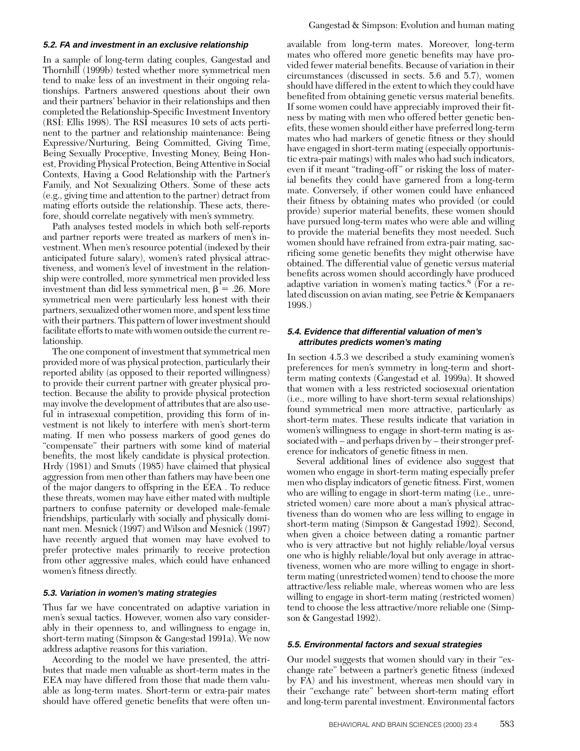### 5.2. FA and investment in an exclusive relationship

In a sample of long-term dating couples, Gangestad and Thornhill (1999b) tested whether more symmetrical men tend to make less of an investment in their ongoing relationships. Partners answered questions about their own and their partners' behavior in their relationships and then completed the Relationship-Specific Investment Inventory (RSI: Ellis 1998). The RSI measures 10 sets of acts pertinent to the partner and relationship maintenance: Being Expressive/Nurturing, Being Committed, Giving Time, Being Sexually Proceptive, Investing Money, Being Honest, Providing Physical Protection, Being Attentive in Social Contexts, Having a Good Relationship with the Partner's Family, and Not Sexualizing Others. Some of these acts (e.g., giving time and attention to the partner) detract from mating efforts outside the relationship. These acts, therefore, should correlate negatively with men's symmetry.

Path analyses tested models in which both self-reports and partner reports were treated as markers of men's investment. When men's resource potential (indexed by their anticipated future salary), women's rated physical attractiveness, and women's level of investment in the relationship were controlled, more symmetrical men provided less investment than did less symmetrical men, $\beta = .26$. More symmetrical men were particularly less honest with their partners, sexualized other women more, and spent less time with their partners. This pattern of lower investment should facilitate efforts to mate with women outside the current relationship.

The one component of investment that symmetrical men provided more of was physical protection, particularly their reported ability (as opposed to their reported willingness) to provide their current partner with greater physical protection. Because the ability to provide physical protection may involve the development of attributes that are also useful in intrasexual competition, providing this form of investment is not likely to interfere with men's short-term mating. If men who possess markers of good genes do "compensate" their partners with some kind of material benefits, the most likely candidate is physical protection. Hrdy (1981) and Smuts (1985) have claimed that physical aggression from men other than fathers may have been one of the major dangers to offspring in the EEA. To reduce these threats, women may have either mated with multiple partners to confuse paternity or developed male-female friendships, particularly with socially and physically dominant men. Mesnick (1997) and Wilson and Mesnick (1997) have recently argued that women may have evolved to prefer protective males primarily to receive protection from other aggressive males, which could have enhanced women's fitness directly.

### 5.3. Variation in women's mating strategies

Thus far we have concentrated on adaptive variation in men's sexual tactics. However, women also vary considerably in their openness to, and willingness to engage in, short-term mating (Simpson & Gangestad 1991a). We now address adaptive reasons for this variation.

According to the model we have presented, the attributes that made men valuable as short-term mates in the EEA may have differed from those that made them valuable as long-term mates. Short-term or extra-pair mates should have offered genetic benefits that were often unavailable from long-term mates. Moreover, long-term mates who offered more genetic benefits may have provided fewer material benefits. Because of variation in their circumstances (discussed in sects. 5.6 and 5.7), women should have differed in the extent to which they could have benefited from obtaining genetic versus material benefits. If some women could have appreciably improved their fitness by mating with men who offered better genetic benefits, these women should either have preferred long-term mates who had markers of genetic fitness or they should have engaged in short-term mating (especially opportunistic extra-pair matings) with males who had such indicators, even if it meant "trading-off" or risking the loss of material benefits they could have garnered from a long-term mate. Conversely, if other women could have enhanced their fitness by obtaining mates who provided (or could provide) superior material benefits, these women should have pursued long-term mates who were able and willing to provide the material benefits they most needed. Such women should have refrained from extra-pair mating, sacrificing some genetic benefits they might otherwise have obtained. The differential value of genetic versus material benefits across women should accordingly have produced adaptive variation in women's mating tactics.[8] (For a related discussion on avian mating, see Petrie & Kempanaers 1998.)

### 5.4. Evidence that differential valuation of men's attributes predicts women's mating

In section 4.5.3 we described a study examining women's preferences for men's symmetry in long-term and short-term mating contexts (Gangestad et al. 1999a). It showed that women with a less restricted sociosexual orientation (i.e., more willing to have short-term sexual relationships) found symmetrical men more attractive, particularly as short-term mates. These results indicate that variation in women's willingness to engage in short-term mating is associated with – and perhaps driven by – their stronger preference for indicators of genetic fitness in men.

Several additional lines of evidence also suggest that women who engage in short-term mating especially prefer men who display indicators of genetic fitness. First, women who are willing to engage in short-term mating (i.e., unrestricted women) care more about a man's physical attractiveness than do women who are less willing to engage in short-term mating (Simpson & Gangestad 1992). Second, when given a choice between dating a romantic partner who is very attractive but not highly reliable/loyal versus one who is highly reliable/loyal but only average in attractiveness, women who are more willing to engage in short-term mating (unrestricted women) tend to choose the more attractive/less reliable male, whereas women who are less willing to engage in short-term mating (restricted women) tend to choose the less attractive/more reliable one (Simpson & Gangestad 1992).

### 5.5. Environmental factors and sexual strategies

Our model suggests that women should vary in their "exchange rate" between a partner's genetic fitness (indexed by FA) and his investment, whereas men should vary in their "exchange rate" between short-term mating effort and long-term parental investment. Environmental factors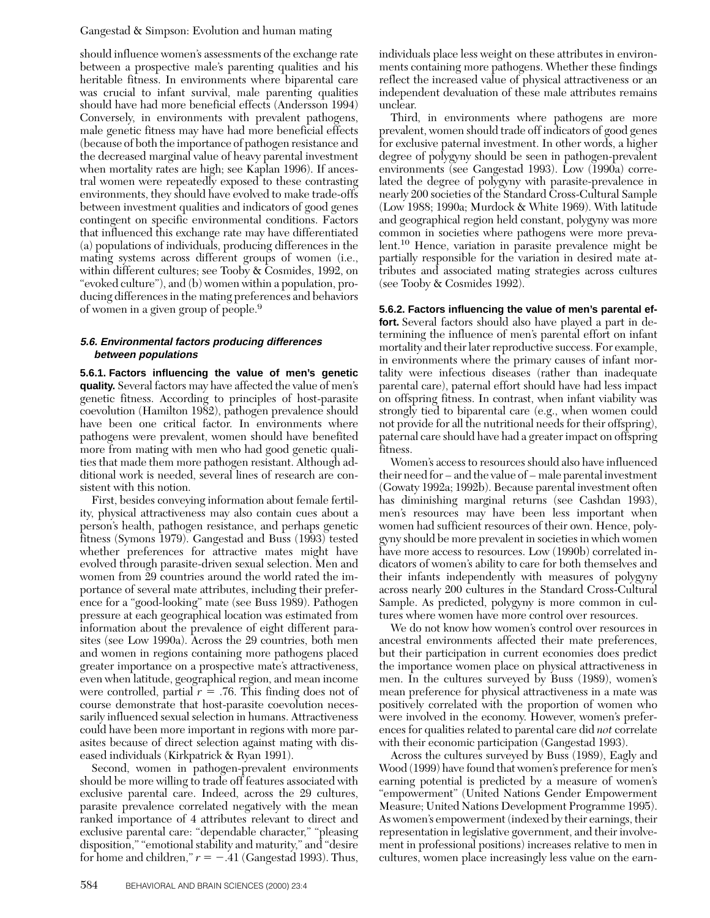should influence women's assessments of the exchange rate between a prospective male's parenting qualities and his heritable fitness. In environments where biparental care was crucial to infant survival, male parenting qualities should have had more beneficial effects (Andersson 1994) Conversely, in environments with prevalent pathogens, male genetic fitness may have had more beneficial effects (because of both the importance of pathogen resistance and the decreased marginal value of heavy parental investment when mortality rates are high; see Kaplan 1996). If ancestral women were repeatedly exposed to these contrasting environments, they should have evolved to make trade-offs between investment qualities and indicators of good genes contingent on specific environmental conditions. Factors that influenced this exchange rate may have differentiated (a) populations of individuals, producing differences in the mating systems across different groups of women (i.e., within different cultures; see Tooby & Cosmides, 1992, on "evoked culture"), and (b) women within a population, producing differences in the mating preferences and behaviors of women in a given group of people.[9]

### 5.6. Environmental factors producing differences between populations

**5.6.1. Factors influencing the value of men's genetic quality.** Several factors may have affected the value of men's genetic fitness. According to principles of host-parasite coevolution (Hamilton 1982), pathogen prevalence should have been one critical factor. In environments where pathogens were prevalent, women should have benefited more from mating with men who had good genetic qualities that made them more pathogen resistant. Although additional work is needed, several lines of research are consistent with this notion.

First, besides conveying information about female fertility, physical attractiveness may also contain cues about a person's health, pathogen resistance, and perhaps genetic fitness (Symons 1979). Gangestad and Buss (1993) tested whether preferences for attractive mates might have evolved through parasite-driven sexual selection. Men and women from 29 countries around the world rated the importance of several mate attributes, including their preference for a "good-looking" mate (see Buss 1989). Pathogen pressure at each geographical location was estimated from information about the prevalence of eight different parasites (see Low 1990a). Across the 29 countries, both men and women in regions containing more pathogens placed greater importance on a prospective mate's attractiveness, even when latitude, geographical region, and mean income were controlled, partial $r = .76$. This finding does not of course demonstrate that host-parasite coevolution necessarily influenced sexual selection in humans. Attractiveness could have been more important in regions with more parasites because of direct selection against mating with diseased individuals (Kirkpatrick & Ryan 1991).

Second, women in pathogen-prevalent environments should be more willing to trade off features associated with exclusive parental care. Indeed, across the 29 cultures, parasite prevalence correlated negatively with the mean ranked importance of 4 attributes relevant to direct and exclusive parental care: "dependable character," "pleasing disposition," "emotional stability and maturity," and "desire for home and children," $r = -.41$ (Gangestad 1993). Thus, individuals place less weight on these attributes in environments containing more pathogens. Whether these findings reflect the increased value of physical attractiveness or an independent devaluation of these male attributes remains unclear.

Third, in environments where pathogens are more prevalent, women should trade off indicators of good genes for exclusive paternal investment. In other words, a higher degree of polygyny should be seen in pathogen-prevalent environments (see Gangestad 1993). Low (1990a) correlated the degree of polygyny with parasite-prevalence in nearly 200 societies of the Standard Cross-Cultural Sample (Low 1988; 1990a; Murdock & White 1969). With latitude and geographical region held constant, polygyny was more common in societies where pathogens were more prevalent.[10] Hence, variation in parasite prevalence might be partially responsible for the variation in desired mate attributes and associated mating strategies across cultures (see Tooby & Cosmides 1992).

**5.6.2. Factors influencing the value of men's parental effort.** Several factors should also have played a part in determining the influence of men's parental effort on infant mortality and their later reproductive success. For example, in environments where the primary causes of infant mortality were infectious diseases (rather than inadequate parental care), paternal effort should have had less impact on offspring fitness. In contrast, when infant viability was strongly tied to biparental care (e.g., when women could not provide for all the nutritional needs for their offspring), paternal care should have had a greater impact on offspring fitness.

Women's access to resources should also have influenced their need for – and the value of – male parental investment (Gowaty 1992a; 1992b). Because parental investment often has diminishing marginal returns (see Cashdan 1993), men's resources may have been less important when women had sufficient resources of their own. Hence, polygyny should be more prevalent in societies in which women have more access to resources. Low (1990b) correlated indicators of women's ability to care for both themselves and their infants independently with measures of polygyny across nearly 200 cultures in the Standard Cross-Cultural Sample. As predicted, polygyny is more common in cultures where women have more control over resources.

We do not know how women's control over resources in ancestral environments affected their mate preferences, but their participation in current economies does predict the importance women place on physical attractiveness in men. In the cultures surveyed by Buss (1989), women's mean preference for physical attractiveness in a mate was positively correlated with the proportion of women who were involved in the economy. However, women's preferences for qualities related to parental care did *not* correlate with their economic participation (Gangestad 1993).

Across the cultures surveyed by Buss (1989), Eagly and Wood (1999) have found that women's preference for men's earning potential is predicted by a measure of women's "empowerment" (United Nations Gender Empowerment Measure; United Nations Development Programme 1995). As women's empowerment (indexed by their earnings, their representation in legislative government, and their involvement in professional positions) increases relative to men in cultures, women place increasingly less value on the earn-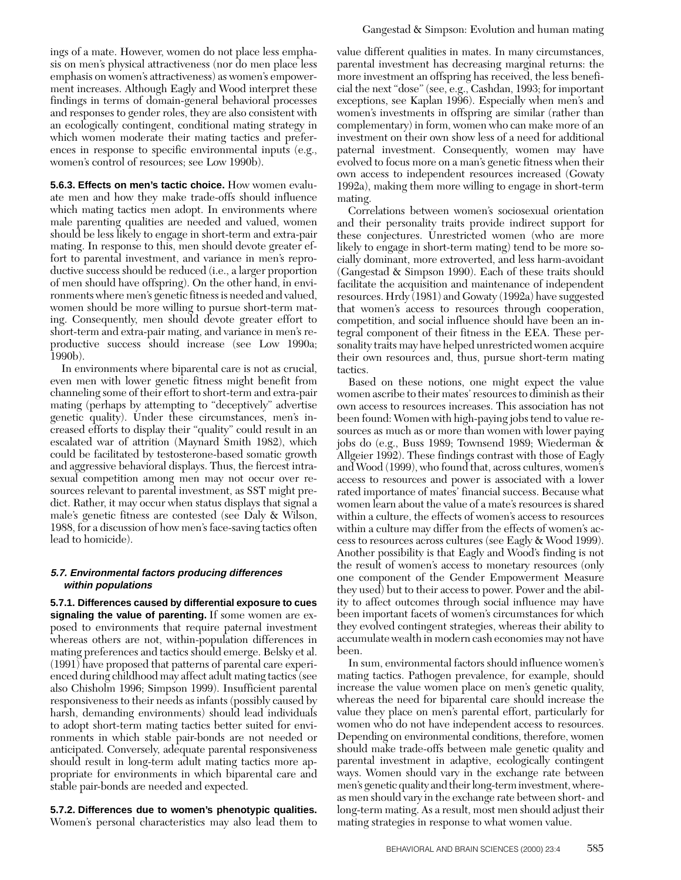ings of a mate. However, women do not place less emphasis on men's physical attractiveness (nor do men place less emphasis on women's attractiveness) as women's empowerment increases. Although Eagly and Wood interpret these findings in terms of domain-general behavioral processes and responses to gender roles, they are also consistent with an ecologically contingent, conditional mating strategy in which women moderate their mating tactics and preferences in response to specific environmental inputs (e.g., women's control of resources; see Low 1990b).

**5.6.3. Effects on men's tactic choice.** How women evaluate men and how they make trade-offs should influence which mating tactics men adopt. In environments where male parenting qualities are needed and valued, women should be less likely to engage in short-term and extra-pair mating. In response to this, men should devote greater effort to parental investment, and variance in men's reproductive success should be reduced (i.e., a larger proportion of men should have offspring). On the other hand, in environments where men's genetic fitness is needed and valued, women should be more willing to pursue short-term mating. Consequently, men should devote greater effort to short-term and extra-pair mating, and variance in men's reproductive success should increase (see Low 1990a; 1990b).

In environments where biparental care is not as crucial, even men with lower genetic fitness might benefit from channeling some of their effort to short-term and extra-pair mating (perhaps by attempting to "deceptively" advertise genetic quality). Under these circumstances, men's increased efforts to display their "quality" could result in an escalated war of attrition (Maynard Smith 1982), which could be facilitated by testosterone-based somatic growth and aggressive behavioral displays. Thus, the fiercest intrasexual competition among men may not occur over resources relevant to parental investment, as SST might predict. Rather, it may occur when status displays that signal a male's genetic fitness are contested (see Daly & Wilson, 1988, for a discussion of how men's face-saving tactics often lead to homicide).

### *5.7. Environmental factors producing differences within populations*

**5.7.1. Differences caused by differential exposure to cues signaling the value of parenting.** If some women are exposed to environments that require paternal investment whereas others are not, within-population differences in mating preferences and tactics should emerge. Belsky et al. (1991) have proposed that patterns of parental care experienced during childhood may affect adult mating tactics (see also Chisholm 1996; Simpson 1999). Insufficient parental responsiveness to their needs as infants (possibly caused by harsh, demanding environments) should lead individuals to adopt short-term mating tactics better suited for environments in which stable pair-bonds are not needed or anticipated. Conversely, adequate parental responsiveness should result in long-term adult mating tactics more appropriate for environments in which biparental care and stable pair-bonds are needed and expected.

**5.7.2. Differences due to women's phenotypic qualities.** Women's personal characteristics may also lead them to value different qualities in mates. In many circumstances, parental investment has decreasing marginal returns: the more investment an offspring has received, the less beneficial the next "dose" (see, e.g., Cashdan, 1993; for important exceptions, see Kaplan 1996). Especially when men's and women's investments in offspring are similar (rather than complementary) in form, women who can make more of an investment on their own show less of a need for additional paternal investment. Consequently, women may have evolved to focus more on a man's genetic fitness when their own access to independent resources increased (Gowaty 1992a), making them more willing to engage in short-term mating.

Correlations between women's sociosexual orientation and their personality traits provide indirect support for these conjectures. Unrestricted women (who are more likely to engage in short-term mating) tend to be more socially dominant, more extroverted, and less harm-avoidant (Gangestad & Simpson 1990). Each of these traits should facilitate the acquisition and maintenance of independent resources. Hrdy (1981) and Gowaty (1992a) have suggested that women's access to resources through cooperation, competition, and social influence should have been an integral component of their fitness in the EEA. These personality traits may have helped unrestricted women acquire their own resources and, thus, pursue short-term mating tactics.

Based on these notions, one might expect the value women ascribe to their mates' resources to diminish as their own access to resources increases. This association has not been found: Women with high-paying jobs tend to value resources as much as or more than women with lower paying jobs do (e.g., Buss 1989; Townsend 1989; Wiederman & Allgeier 1992). These findings contrast with those of Eagly and Wood (1999), who found that, across cultures, women's access to resources and power is associated with a lower rated importance of mates' financial success. Because what women learn about the value of a mate's resources is shared within a culture, the effects of women's access to resources within a culture may differ from the effects of women's access to resources across cultures (see Eagly & Wood 1999). Another possibility is that Eagly and Wood's finding is not the result of women's access to monetary resources (only one component of the Gender Empowerment Measure they used) but to their access to power. Power and the ability to affect outcomes through social influence may have been important facets of women's circumstances for which they evolved contingent strategies, whereas their ability to accumulate wealth in modern cash economies may not have been.

In sum, environmental factors should influence women's mating tactics. Pathogen prevalence, for example, should increase the value women place on men's genetic quality, whereas the need for biparental care should increase the value they place on men's parental effort, particularly for women who do not have independent access to resources. Depending on environmental conditions, therefore, women should make trade-offs between male genetic quality and parental investment in adaptive, ecologically contingent ways. Women should vary in the exchange rate between men's genetic quality and their long-term investment, whereas men should vary in the exchange rate between short- and long-term mating. As a result, most men should adjust their mating strategies in response to what women value.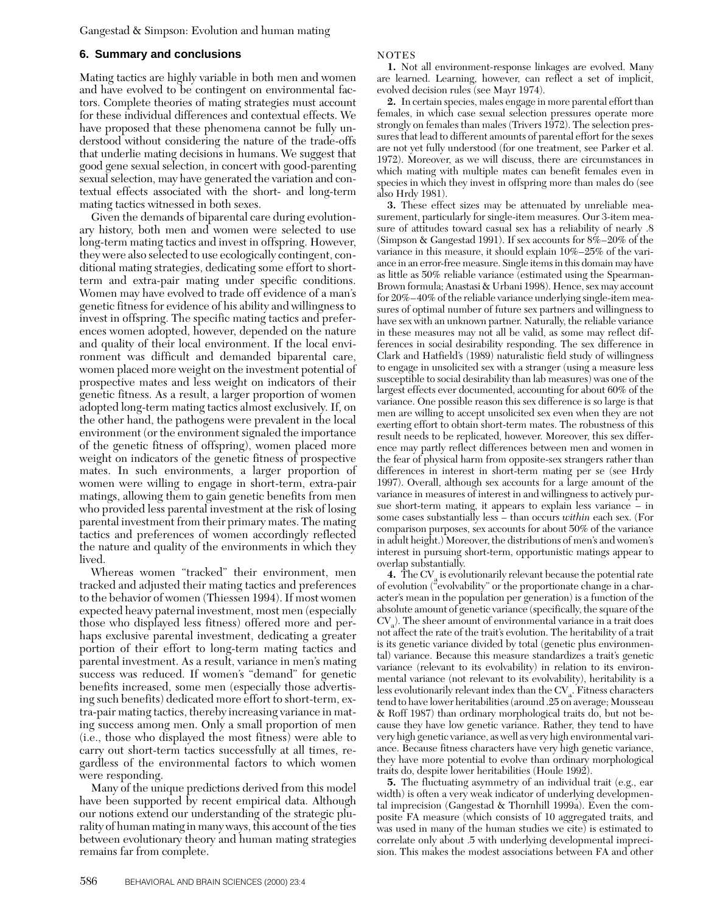## 6. Summary and conclusions

Mating tactics are highly variable in both men and women and have evolved to be contingent on environmental factors. Complete theories of mating strategies must account for these individual differences and contextual effects. We have proposed that these phenomena cannot be fully understood without considering the nature of the trade-offs that underlie mating decisions in humans. We suggest that good gene sexual selection, in concert with good-parenting sexual selection, may have generated the variation and contextual effects associated with the short- and long-term mating tactics witnessed in both sexes.

Given the demands of biparental care during evolutionary history, both men and women were selected to use long-term mating tactics and invest in offspring. However, they were also selected to use ecologically contingent, conditional mating strategies, dedicating some effort to short-term and extra-pair mating under specific conditions. Women may have evolved to trade off evidence of a man's genetic fitness for evidence of his ability and willingness to invest in offspring. The specific mating tactics and preferences women adopted, however, depended on the nature and quality of their local environment. If the local environment was difficult and demanded biparental care, women placed more weight on the investment potential of prospective mates and less weight on indicators of their genetic fitness. As a result, a larger proportion of women adopted long-term mating tactics almost exclusively. If, on the other hand, the pathogens were prevalent in the local environment (or the environment signaled the importance of the genetic fitness of offspring), women placed more weight on indicators of the genetic fitness of prospective mates. In such environments, a larger proportion of women were willing to engage in short-term, extra-pair matings, allowing them to gain genetic benefits from men who provided less parental investment at the risk of losing parental investment from their primary mates. The mating tactics and preferences of women accordingly reflected the nature and quality of the environments in which they lived.

Whereas women "tracked" their environment, men tracked and adjusted their mating tactics and preferences to the behavior of women (Thiessen 1994). If most women expected heavy paternal investment, most men (especially those who displayed less fitness) offered more and perhaps exclusive parental investment, dedicating a greater portion of their effort to long-term mating tactics and parental investment. As a result, variance in men's mating success was reduced. If women's "demand" for genetic benefits increased, some men (especially those advertising such benefits) dedicated more effort to short-term, extra-pair mating tactics, thereby increasing variance in mating success among men. Only a small proportion of men (i.e., those who displayed the most fitness) were able to carry out short-term tactics successfully at all times, regardless of the environmental factors to which women were responding.

Many of the unique predictions derived from this model have been supported by recent empirical data. Although our notions extend our understanding of the strategic plurality of human mating in many ways, this account of the ties between evolutionary theory and human mating strategies remains far from complete.

NOTES

**1.** Not all environment-response linkages are evolved. Many are learned. Learning, however, can reflect a set of implicit, evolved decision rules (see Mayr 1974).

**2.** In certain species, males engage in more parental effort than females, in which case sexual selection pressures operate more strongly on females than males (Trivers 1972). The selection pressures that lead to different amounts of parental effort for the sexes are not yet fully understood (for one treatment, see Parker et al. 1972). Moreover, as we will discuss, there are circumstances in which mating with multiple mates can benefit females even in species in which they invest in offspring more than males do (see also Hrdy 1981).

**3.** These effect sizes may be attenuated by unreliable measurement, particularly for single-item measures. Our 3-item measure of attitudes toward casual sex has a reliability of nearly .8 (Simpson & Gangestad 1991). If sex accounts for 8%–20% of the variance in this measure, it should explain 10%–25% of the variance in an error-free measure. Single items in this domain may have as little as 50% reliable variance (estimated using the Spearman-Brown formula; Anastasi & Urbani 1998). Hence, sex may account for 20%–40% of the reliable variance underlying single-item measures of optimal number of future sex partners and willingness to have sex with an unknown partner. Naturally, the reliable variance in these measures may not all be valid, as some may reflect differences in social desirability responding. The sex difference in Clark and Hatfield's (1989) naturalistic field study of willingness to engage in unsolicited sex with a stranger (using a measure less susceptible to social desirability than lab measures) was one of the largest effects ever documented, accounting for about 60% of the variance. One possible reason this sex difference is so large is that men are willing to accept unsolicited sex even when they are not exerting effort to obtain short-term mates. The robustness of this result needs to be replicated, however. Moreover, this sex difference may partly reflect differences between men and women in the fear of physical harm from opposite-sex strangers rather than differences in interest in short-term mating per se (see Hrdy 1997). Overall, although sex accounts for a large amount of the variance in measures of interest in and willingness to actively pursue short-term mating, it appears to explain less variance – in some cases substantially less – than occurs *within* each sex. (For comparison purposes, sex accounts for about 50% of the variance in adult height.) Moreover, the distributions of men's and women's interest in pursuing short-term, opportunistic matings appear to overlap substantially.

**4.** The $CV_a$ is evolutionarily relevant because the potential rate of evolution ("evolvability" or the proportionate change in a character's mean in the population per generation) is a function of the absolute amount of genetic variance (specifically, the square of the $CV_a$). The sheer amount of environmental variance in a trait does not affect the rate of the trait's evolution. The heritability of a trait is its genetic variance divided by total (genetic plus environmental) variance. Because this measure standardizes a trait's genetic variance (relevant to its evolvability) in relation to its environmental variance (not relevant to its evolvability), heritability is a less evolutionarily relevant index than the $CV_a$. Fitness characters tend to have lower heritabilities (around .25 on average; Mousseau & Roff 1987) than ordinary morphological traits do, but not because they have low genetic variance. Rather, they tend to have very high genetic variance, as well as very high environmental variance. Because fitness characters have very high genetic variance, they have more potential to evolve than ordinary morphological traits do, despite lower heritabilities (Houle 1992).

**5.** The fluctuating asymmetry of an individual trait (e.g., ear width) is often a very weak indicator of underlying developmental imprecision (Gangestad & Thornhill 1999a). Even the composite FA measure (which consists of 10 aggregated traits, and was used in many of the human studies we cite) is estimated to correlate only about .5 with underlying developmental imprecision. This makes the modest associations between FA and other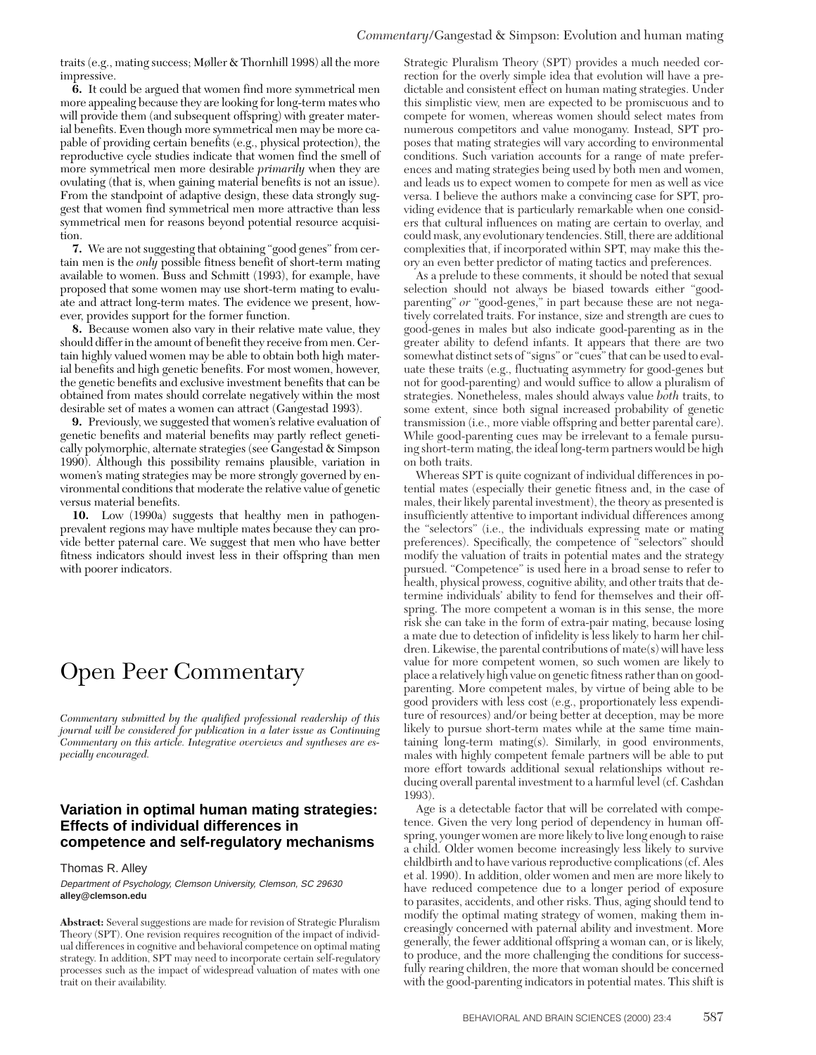traits (e.g., mating success; Møller & Thornhill 1998) all the more impressive.

**6.** It could be argued that women find more symmetrical men more appealing because they are looking for long-term mates who will provide them (and subsequent offspring) with greater material benefits. Even though more symmetrical men may be more capable of providing certain benefits (e.g., physical protection), the reproductive cycle studies indicate that women find the smell of more symmetrical men more desirable *primarily* when they are ovulating (that is, when gaining material benefits is not an issue). From the standpoint of adaptive design, these data strongly suggest that women find symmetrical men more attractive than less symmetrical men for reasons beyond potential resource acquisition.

**7.** We are not suggesting that obtaining "good genes" from certain men is the *only* possible fitness benefit of short-term mating available to women. Buss and Schmitt (1993), for example, have proposed that some women may use short-term mating to evaluate and attract long-term mates. The evidence we present, however, provides support for the former function.

**8.** Because women also vary in their relative mate value, they should differ in the amount of benefit they receive from men. Certain highly valued women may be able to obtain both high material benefits and high genetic benefits. For most women, however, the genetic benefits and exclusive investment benefits that can be obtained from mates should correlate negatively within the most desirable set of mates a women can attract (Gangestad 1993).

**9.** Previously, we suggested that women's relative evaluation of genetic benefits and material benefits may partly reflect genetically polymorphic, alternate strategies (see Gangestad & Simpson 1990). Although this possibility remains plausible, variation in women's mating strategies may be more strongly governed by environmental conditions that moderate the relative value of genetic versus material benefits.

**10.** Low (1990a) suggests that healthy men in pathogen-prevalent regions may have multiple mates because they can provide better paternal care. We suggest that men who have better fitness indicators should invest less in their offspring than men with poorer indicators.

# Open Peer Commentary

*Commentary submitted by the qualified professional readership of this journal will be considered for publication in a later issue as Continuing Commentary on this article. Integrative overviews and syntheses are especially encouraged.*

## Variation in optimal human mating strategies: Effects of individual differences in competence and self-regulatory mechanisms

Thomas R. Alley

*Department of Psychology, Clemson University, Clemson, SC 29630*
**alley@clemson.edu**

**Abstract:** Several suggestions are made for revision of Strategic Pluralism Theory (SPT). One revision requires recognition of the impact of individual differences in cognitive and behavioral competence on optimal mating strategy. In addition, SPT may need to incorporate certain self-regulatory processes such as the impact of widespread valuation of mates with one trait on their availability.

Strategic Pluralism Theory (SPT) provides a much needed correction for the overly simple idea that evolution will have a predictable and consistent effect on human mating strategies. Under this simplistic view, men are expected to be promiscuous and to compete for women, whereas women should select mates from numerous competitors and value monogamy. Instead, SPT proposes that mating strategies will vary according to environmental conditions. Such variation accounts for a range of mate preferences and mating strategies being used by both men and women, and leads us to expect women to compete for men as well as vice versa. I believe the authors make a convincing case for SPT, providing evidence that is particularly remarkable when one considers that cultural influences on mating are certain to overlay, and could mask, any evolutionary tendencies. Still, there are additional complexities that, if incorporated within SPT, may make this theory an even better predictor of mating tactics and preferences.

As a prelude to these comments, it should be noted that sexual selection should not always be biased towards either "good-parenting" *or* "good-genes," in part because these are not negatively correlated traits. For instance, size and strength are cues to good-genes in males but also indicate good-parenting as in the greater ability to defend infants. It appears that there are two somewhat distinct sets of "signs" or "cues" that can be used to evaluate these traits (e.g., fluctuating asymmetry for good-genes but not for good-parenting) and would suffice to allow a pluralism of strategies. Nonetheless, males should always value *both* traits, to some extent, since both signal increased probability of genetic transmission (i.e., more viable offspring and better parental care). While good-parenting cues may be irrelevant to a female pursuing short-term mating, the ideal long-term partners would be high on both traits.

Whereas SPT is quite cognizant of individual differences in potential mates (especially their genetic fitness and, in the case of males, their likely parental investment), the theory as presented is insufficiently attentive to important individual differences among the "selectors" (i.e., the individuals expressing mate or mating preferences). Specifically, the competence of "selectors" should modify the valuation of traits in potential mates and the strategy pursued. "Competence" is used here in a broad sense to refer to health, physical prowess, cognitive ability, and other traits that determine individuals' ability to fend for themselves and their offspring. The more competent a woman is in this sense, the more risk she can take in the form of extra-pair mating, because losing a mate due to detection of infidelity is less likely to harm her children. Likewise, the parental contributions of mate(s) will have less value for more competent women, so such women are likely to place a relatively high value on genetic fitness rather than on good-parenting. More competent males, by virtue of being able to be good providers with less cost (e.g., proportionately less expenditure of resources) and/or being better at deception, may be more likely to pursue short-term mates while at the same time maintaining long-term mating(s). Similarly, in good environments, males with highly competent female partners will be able to put more effort towards additional sexual relationships without reducing overall parental investment to a harmful level (cf. Cashdan 1993).

Age is a detectable factor that will be correlated with competence. Given the very long period of dependency in human offspring, younger women are more likely to live long enough to raise a child. Older women become increasingly less likely to survive childbirth and to have various reproductive complications (cf. Ales et al. 1990). In addition, older women and men are more likely to have reduced competence due to a longer period of exposure to parasites, accidents, and other risks. Thus, aging should tend to modify the optimal mating strategy of women, making them increasingly concerned with paternal ability and investment. More generally, the fewer additional offspring a woman can, or is likely, to produce, and the more challenging the conditions for successfully rearing children, the more that woman should be concerned with the good-parenting indicators in potential mates. This shift is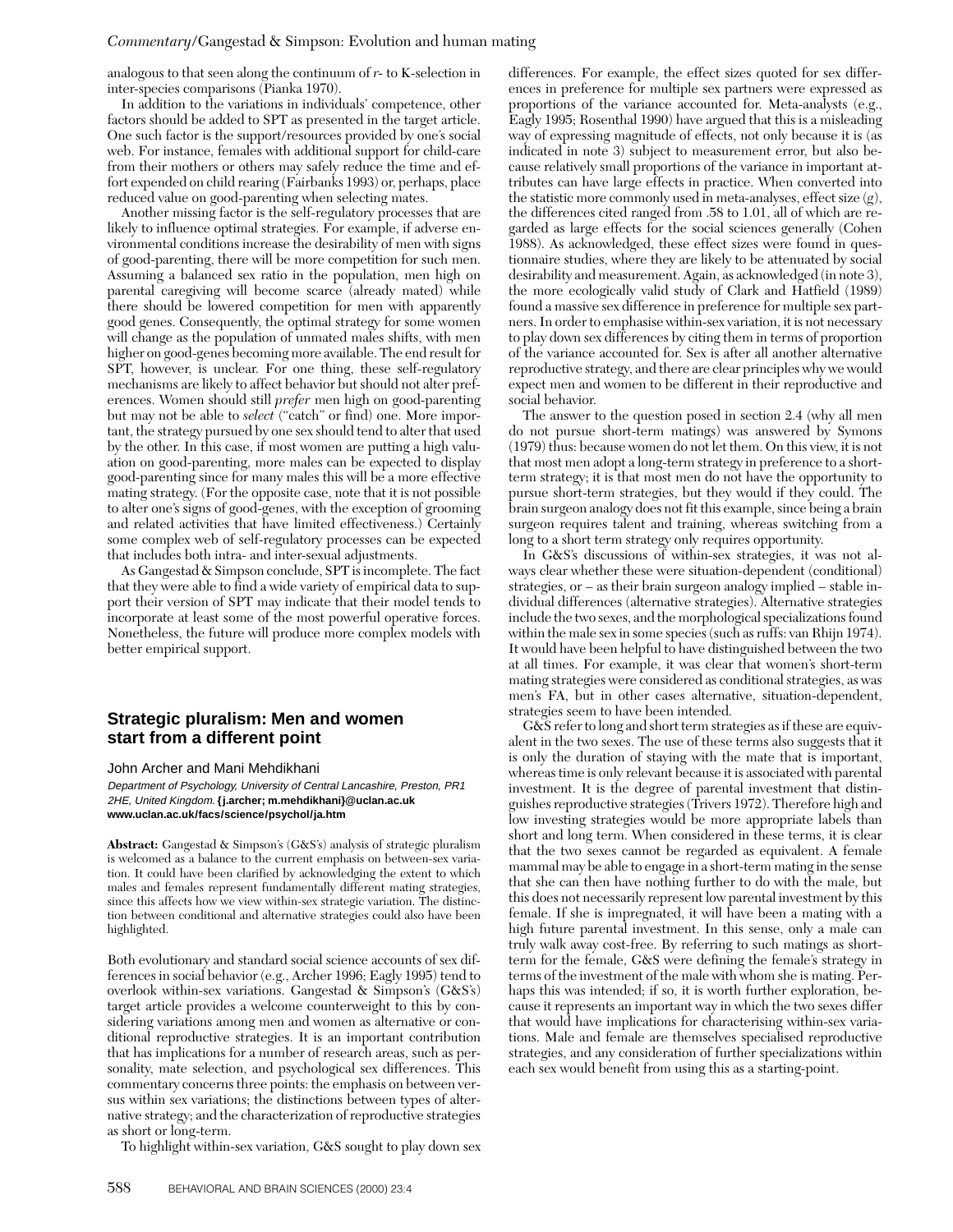analogous to that seen along the continuum of *r*- to K-selection in inter-species comparisons (Pianka 1970).

In addition to the variations in individuals' competence, other factors should be added to SPT as presented in the target article. One such factor is the support/resources provided by one's social web. For instance, females with additional support for child-care from their mothers or others may safely reduce the time and effort expended on child rearing (Fairbanks 1993) or, perhaps, place reduced value on good-parenting when selecting mates.

Another missing factor is the self-regulatory processes that are likely to influence optimal strategies. For example, if adverse environmental conditions increase the desirability of men with signs of good-parenting, there will be more competition for such men. Assuming a balanced sex ratio in the population, men high on parental caregiving will become scarce (already mated) while there should be lowered competition for men with apparently good genes. Consequently, the optimal strategy for some women will change as the population of unmated males shifts, with men higher on good-genes becoming more available. The end result for SPT, however, is unclear. For one thing, these self-regulatory mechanisms are likely to affect behavior but should not alter preferences. Women should still *prefer* men high on good-parenting but may not be able to *select* ("catch" or find) one. More important, the strategy pursued by one sex should tend to alter that used by the other. In this case, if most women are putting a high valuation on good-parenting, more males can be expected to display good-parenting since for many males this will be a more effective mating strategy. (For the opposite case, note that it is not possible to alter one's signs of good-genes, with the exception of grooming and related activities that have limited effectiveness.) Certainly some complex web of self-regulatory processes can be expected that includes both intra- and inter-sexual adjustments.

As Gangestad & Simpson conclude, SPT is incomplete. The fact that they were able to find a wide variety of empirical data to support their version of SPT may indicate that their model tends to incorporate at least some of the most powerful operative forces. Nonetheless, the future will produce more complex models with better empirical support.

## Strategic pluralism: Men and women start from a different point

John Archer and Mani Mehdikhani

*Department of Psychology, University of Central Lancashire, Preston, PR1 2HE, United Kingdom.* **{j.archer; m.mehdikhani}@uclan.ac.uk**
**www.uclan.ac.uk/facs/science/psychol/ja.htm**

**Abstract:** Gangestad & Simpson's (G&S's) analysis of strategic pluralism is welcomed as a balance to the current emphasis on between-sex variation. It could have been clarified by acknowledging the extent to which males and females represent fundamentally different mating strategies, since this affects how we view within-sex strategic variation. The distinction between conditional and alternative strategies could also have been highlighted.

Both evolutionary and standard social science accounts of sex differences in social behavior (e.g., Archer 1996; Eagly 1995) tend to overlook within-sex variations. Gangestad & Simpson's (G&S's) target article provides a welcome counterweight to this by considering variations among men and women as alternative or conditional reproductive strategies. It is an important contribution that has implications for a number of research areas, such as personality, mate selection, and psychological sex differences. This commentary concerns three points: the emphasis on between versus within sex variations; the distinctions between types of alternative strategy; and the characterization of reproductive strategies as short or long-term.

To highlight within-sex variation, G&S sought to play down sex differences. For example, the effect sizes quoted for sex differences in preference for multiple sex partners were expressed as proportions of the variance accounted for. Meta-analysts (e.g., Eagly 1995; Rosenthal 1990) have argued that this is a misleading way of expressing magnitude of effects, not only because it is (as indicated in note 3) subject to measurement error, but also because relatively small proportions of the variance in important attributes can have large effects in practice. When converted into the statistic more commonly used in meta-analyses, effect size ($g$), the differences cited ranged from .58 to 1.01, all of which are regarded as large effects for the social sciences generally (Cohen 1988). As acknowledged, these effect sizes were found in questionnaire studies, where they are likely to be attenuated by social desirability and measurement. Again, as acknowledged (in note 3), the more ecologically valid study of Clark and Hatfield (1989) found a massive sex difference in preference for multiple sex partners. In order to emphasise within-sex variation, it is not necessary to play down sex differences by citing them in terms of proportion of the variance accounted for. Sex is after all another alternative reproductive strategy, and there are clear principles why we would expect men and women to be different in their reproductive and social behavior.

The answer to the question posed in section 2.4 (why all men do not pursue short-term matings) was answered by Symons (1979) thus: because women do not let them. On this view, it is not that most men adopt a long-term strategy in preference to a short-term strategy; it is that most men do not have the opportunity to pursue short-term strategies, but they would if they could. The brain surgeon analogy does not fit this example, since being a brain surgeon requires talent and training, whereas switching from a long to a short term strategy only requires opportunity.

In G&S's discussions of within-sex strategies, it was not always clear whether these were situation-dependent (conditional) strategies, or – as their brain surgeon analogy implied – stable individual differences (alternative strategies). Alternative strategies include the two sexes, and the morphological specializations found within the male sex in some species (such as ruffs: van Rhijn 1974). It would have been helpful to have distinguished between the two at all times. For example, it was clear that women's short-term mating strategies were considered as conditional strategies, as was men's FA, but in other cases alternative, situation-dependent, strategies seem to have been intended.

G&S refer to long and short term strategies as if these are equivalent in the two sexes. The use of these terms also suggests that it is only the duration of staying with the mate that is important, whereas time is only relevant because it is associated with parental investment. It is the degree of parental investment that distinguishes reproductive strategies (Trivers 1972). Therefore high and low investing strategies would be more appropriate labels than short and long term. When considered in these terms, it is clear that the two sexes cannot be regarded as equivalent. A female mammal may be able to engage in a short-term mating in the sense that she can then have nothing further to do with the male, but this does not necessarily represent low parental investment by this female. If she is impregnated, it will have been a mating with a high future parental investment. In this sense, only a male can truly walk away cost-free. By referring to such matings as short-term for the female, G&S were defining the female's strategy in terms of the investment of the male with whom she is mating. Perhaps this was intended; if so, it is worth further exploration, because it represents an important way in which the two sexes differ that would have implications for characterising within-sex variations. Male and female are themselves specialised reproductive strategies, and any consideration of further specializations within each sex would benefit from using this as a starting-point.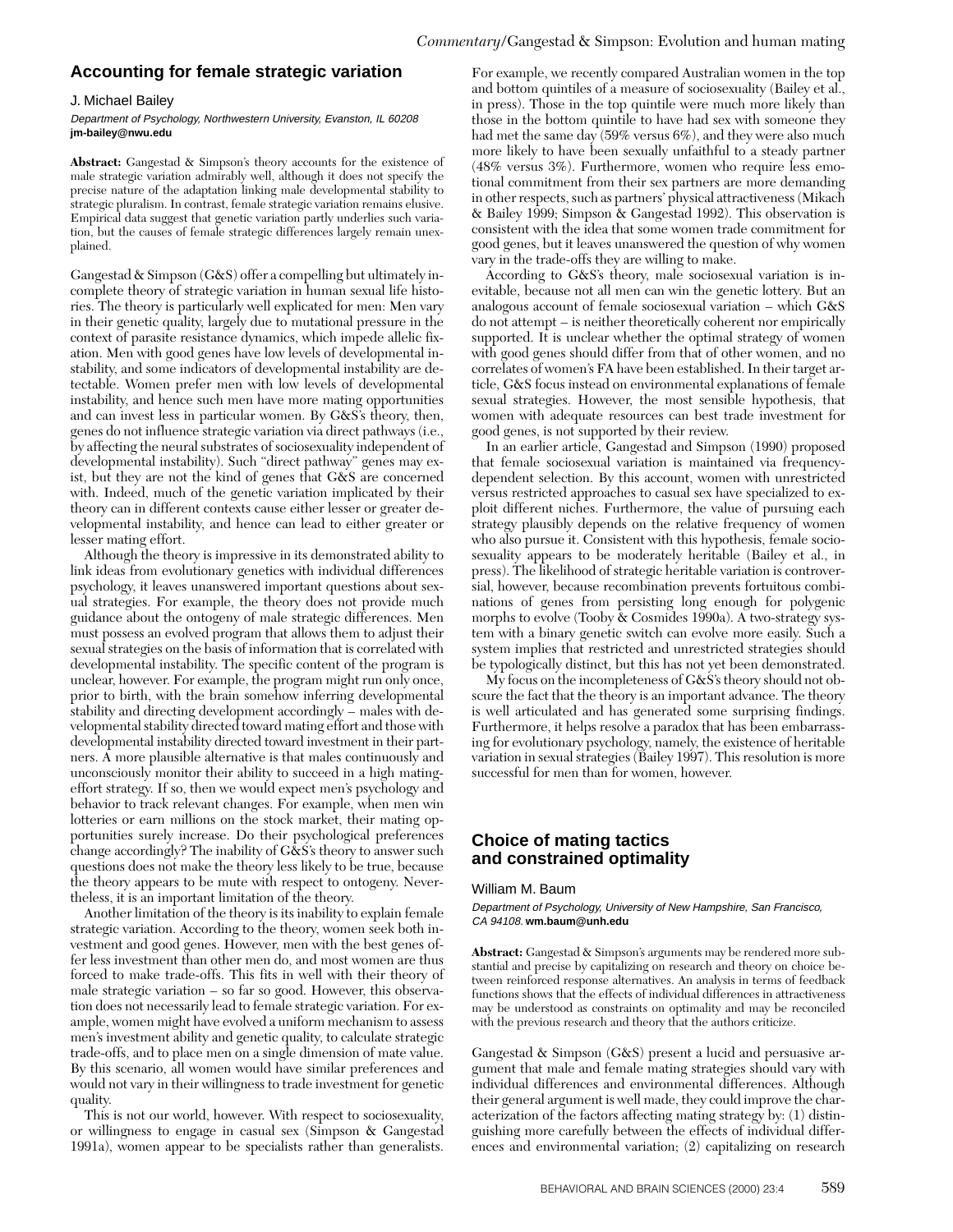## Accounting for female strategic variation

J. Michael Bailey

*Department of Psychology, Northwestern University, Evanston, IL 60208*
**jm-bailey@nwu.edu**

**Abstract:** Gangestad & Simpson's theory accounts for the existence of male strategic variation admirably well, although it does not specify the precise nature of the adaptation linking male developmental stability to strategic pluralism. In contrast, female strategic variation remains elusive. Empirical data suggest that genetic variation partly underlies such variation, but the causes of female strategic differences largely remain unexplained.

Gangestad & Simpson (G&S) offer a compelling but ultimately incomplete theory of strategic variation in human sexual life histories. The theory is particularly well explicated for men: Men vary in their genetic quality, largely due to mutational pressure in the context of parasite resistance dynamics, which impede allelic fixation. Men with good genes have low levels of developmental instability, and some indicators of developmental instability are detectable. Women prefer men with low levels of developmental instability, and hence such men have more mating opportunities and can invest less in particular women. By G&S's theory, then, genes do not influence strategic variation via direct pathways (i.e., by affecting the neural substrates of sociosexuality independent of developmental instability). Such "direct pathway" genes may exist, but they are not the kind of genes that G&S are concerned with. Indeed, much of the genetic variation implicated by their theory can in different contexts cause either lesser or greater developmental instability, and hence can lead to either greater or lesser mating effort.

Although the theory is impressive in its demonstrated ability to link ideas from evolutionary genetics with individual differences psychology, it leaves unanswered important questions about sexual strategies. For example, the theory does not provide much guidance about the ontogeny of male strategic differences. Men must possess an evolved program that allows them to adjust their sexual strategies on the basis of information that is correlated with developmental instability. The specific content of the program is unclear, however. For example, the program might run only once, prior to birth, with the brain somehow inferring developmental stability and directing development accordingly – males with developmental stability directed toward mating effort and those with developmental instability directed toward investment in their partners. A more plausible alternative is that males continuously and unconsciously monitor their ability to succeed in a high mating-effort strategy. If so, then we would expect men's psychology and behavior to track relevant changes. For example, when men win lotteries or earn millions on the stock market, their mating opportunities surely increase. Do their psychological preferences change accordingly? The inability of G&S's theory to answer such questions does not make the theory less likely to be true, because the theory appears to be mute with respect to ontogeny. Nevertheless, it is an important limitation of the theory.

Another limitation of the theory is its inability to explain female strategic variation. According to the theory, women seek both investment and good genes. However, men with the best genes offer less investment than other men do, and most women are thus forced to make trade-offs. This fits in well with their theory of male strategic variation – so far so good. However, this observation does not necessarily lead to female strategic variation. For example, women might have evolved a uniform mechanism to assess men's investment ability and genetic quality, to calculate strategic trade-offs, and to place men on a single dimension of mate value. By this scenario, all women would have similar preferences and would not vary in their willingness to trade investment for genetic quality.

This is not our world, however. With respect to sociosexuality, or willingness to engage in casual sex (Simpson & Gangestad 1991a), women appear to be specialists rather than generalists. For example, we recently compared Australian women in the top and bottom quintiles of a measure of sociosexuality (Bailey et al., in press). Those in the top quintile were much more likely than those in the bottom quintile to have had sex with someone they had met the same day (59% versus 6%), and they were also much more likely to have been sexually unfaithful to a steady partner (48% versus 3%). Furthermore, women who require less emotional commitment from their sex partners are more demanding in other respects, such as partners' physical attractiveness (Mikach & Bailey 1999; Simpson & Gangestad 1992). This observation is consistent with the idea that some women trade commitment for good genes, but it leaves unanswered the question of why women vary in the trade-offs they are willing to make.

According to G&S's theory, male sociosexual variation is inevitable, because not all men can win the genetic lottery. But an analogous account of female sociosexual variation – which G&S do not attempt – is neither theoretically coherent nor empirically supported. It is unclear whether the optimal strategy of women with good genes should differ from that of other women, and no correlates of women's FA have been established. In their target article, G&S focus instead on environmental explanations of female sexual strategies. However, the most sensible hypothesis, that women with adequate resources can best trade investment for good genes, is not supported by their review.

In an earlier article, Gangestad and Simpson (1990) proposed that female sociosexual variation is maintained via frequency-dependent selection. By this account, women with unrestricted versus restricted approaches to casual sex have specialized to exploit different niches. Furthermore, the value of pursuing each strategy plausibly depends on the relative frequency of women who also pursue it. Consistent with this hypothesis, female sociosexuality appears to be moderately heritable (Bailey et al., in press). The likelihood of strategic heritable variation is controversial, however, because recombination prevents fortuitous combinations of genes from persisting long enough for polygenic morphs to evolve (Tooby & Cosmides 1990a). A two-strategy system with a binary genetic switch can evolve more easily. Such a system implies that restricted and unrestricted strategies should be typologically distinct, but this has not yet been demonstrated.

My focus on the incompleteness of G&S's theory should not obscure the fact that the theory is an important advance. The theory is well articulated and has generated some surprising findings. Furthermore, it helps resolve a paradox that has been embarrassing for evolutionary psychology, namely, the existence of heritable variation in sexual strategies (Bailey 1997). This resolution is more successful for men than for women, however.

## Choice of mating tactics and constrained optimality

William M. Baum

*Department of Psychology, University of New Hampshire, San Francisco, CA 94108.* **wm.baum@unh.edu**

**Abstract:** Gangestad & Simpson's arguments may be rendered more substantial and precise by capitalizing on research and theory on choice between reinforced response alternatives. An analysis in terms of feedback functions shows that the effects of individual differences in attractiveness may be understood as constraints on optimality and may be reconciled with the previous research and theory that the authors criticize.

Gangestad & Simpson (G&S) present a lucid and persuasive argument that male and female mating strategies should vary with individual differences and environmental differences. Although their general argument is well made, they could improve the characterization of the factors affecting mating strategy by: (1) distinguishing more carefully between the effects of individual differences and environmental variation; (2) capitalizing on research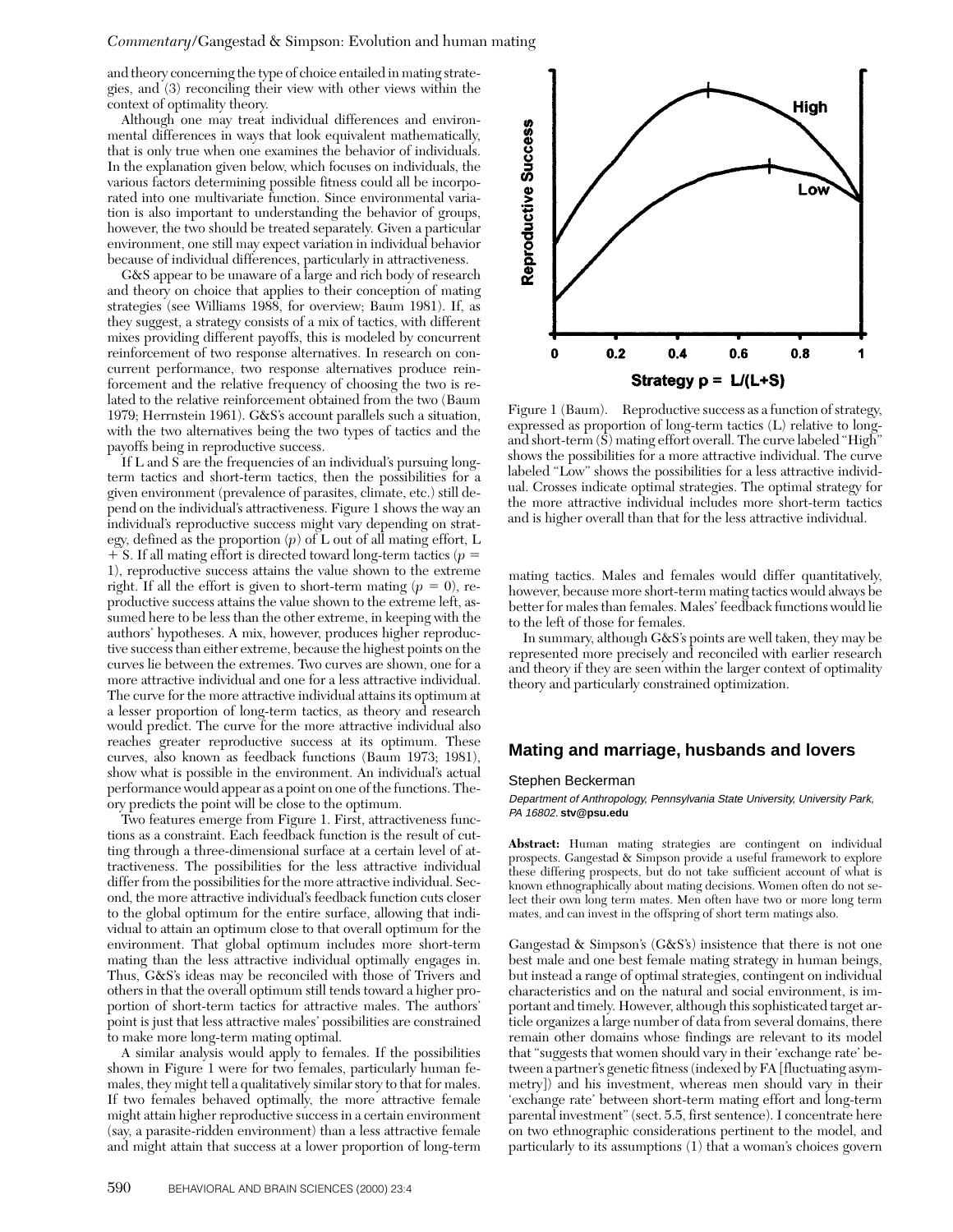and theory concerning the type of choice entailed in mating strategies, and (3) reconciling their view with other views within the context of optimality theory.

Although one may treat individual differences and environmental differences in ways that look equivalent mathematically, that is only true when one examines the behavior of individuals. In the explanation given below, which focuses on individuals, the various factors determining possible fitness could all be incorporated into one multivariate function. Since environmental variation is also important to understanding the behavior of groups, however, the two should be treated separately. Given a particular environment, one still may expect variation in individual behavior because of individual differences, particularly in attractiveness.

G&S appear to be unaware of a large and rich body of research and theory on choice that applies to their conception of mating strategies (see Williams 1988, for overview; Baum 1981). If, as they suggest, a strategy consists of a mix of tactics, with different mixes providing different payoffs, this is modeled by concurrent reinforcement of two response alternatives. In research on concurrent performance, two response alternatives produce reinforcement and the relative frequency of choosing the two is related to the relative reinforcement obtained from the two (Baum 1979; Herrnstein 1961). G&S's account parallels such a situation, with the two alternatives being the two types of tactics and the payoffs being in reproductive success.

If L and S are the frequencies of an individual's pursuing long-term tactics and short-term tactics, then the possibilities for a given environment (prevalence of parasites, climate, etc.) still depend on the individual's attractiveness. Figure 1 shows the way an individual's reproductive success might vary depending on strategy, defined as the proportion ($p$) of L out of all mating effort, L + S. If all mating effort is directed toward long-term tactics ($p = 1$), reproductive success attains the value shown to the extreme right. If all the effort is given to short-term mating ($p = 0$), reproductive success attains the value shown to the extreme left, assumed here to be less than the other extreme, in keeping with the authors' hypotheses. A mix, however, produces higher reproductive success than either extreme, because the highest points on the curves lie between the extremes. Two curves are shown, one for a more attractive individual and one for a less attractive individual. The curve for the more attractive individual attains its optimum at a lesser proportion of long-term tactics, as theory and research would predict. The curve for the more attractive individual also reaches greater reproductive success at its optimum. These curves, also known as feedback functions (Baum 1973; 1981), show what is possible in the environment. An individual's actual performance would appear as a point on one of the functions. Theory predicts the point will be close to the optimum.

Two features emerge from Figure 1. First, attractiveness functions as a constraint. Each feedback function is the result of cutting through a three-dimensional surface at a certain level of attractiveness. The possibilities for the less attractive individual differ from the possibilities for the more attractive individual. Second, the more attractive individual's feedback function cuts closer to the global optimum for the entire surface, allowing that individual to attain an optimum close to that overall optimum for the environment. That global optimum includes more short-term mating than the less attractive individual optimally engages in. Thus, G&S's ideas may be reconciled with those of Trivers and others in that the overall optimum still tends toward a higher proportion of short-term tactics for attractive males. The authors' point is just that less attractive males' possibilities are constrained to make more long-term mating optimal.

A similar analysis would apply to females. If the possibilities shown in Figure 1 were for two females, particularly human females, they might tell a qualitatively similar story to that for males. If two females behaved optimally, the more attractive female might attain higher reproductive success in a certain environment (say, a parasite-ridden environment) than a less attractive female and might attain that success at a lower proportion of long-term mating tactics. Males and females would differ quantitatively, however, because more short-term mating tactics would always be better for males than females. Males' feedback functions would lie to the left of those for females.

In summary, although G&S's points are well taken, they may be represented more precisely and reconciled with earlier research and theory if they are seen within the larger context of optimality theory and particularly constrained optimization.

Reproductive Success

High

Low

0 0.2 0.4 0.6 0.8 1

Strategy p = L/(L+S)

Figure 1 (Baum). Reproductive success as a function of strategy, expressed as proportion of long-term tactics (L) relative to long- and short-term (S) mating effort overall. The curve labeled "High" shows the possibilities for a more attractive individual. The curve labeled "Low" shows the possibilities for a less attractive individual. Crosses indicate optimal strategies. The optimal strategy for the more attractive individual includes more short-term tactics and is higher overall than that for the less attractive individual.

## Mating and marriage, husbands and lovers

Stephen Beckerman

*Department of Anthropology, Pennsylvania State University, University Park, PA 16802.* **stv@psu.edu**

**Abstract:** Human mating strategies are contingent on individual prospects. Gangestad & Simpson provide a useful framework to explore these differing prospects, but do not take sufficient account of what is known ethnographically about mating decisions. Women often do not select their own long term mates. Men often have two or more long term mates, and can invest in the offspring of short term matings also.

Gangestad & Simpson's (G&S's) insistence that there is not one best male and one best female mating strategy in human beings, but instead a range of optimal strategies, contingent on individual characteristics and on the natural and social environment, is important and timely. However, although this sophisticated target article organizes a large number of data from several domains, there remain other domains whose findings are relevant to its model that "suggests that women should vary in their 'exchange rate' between a partner's genetic fitness (indexed by FA [fluctuating asymmetry]) and his investment, whereas men should vary in their 'exchange rate' between short-term mating effort and long-term parental investment" (sect. 5.5, first sentence). I concentrate here on two ethnographic considerations pertinent to the model, and particularly to its assumptions (1) that a woman's choices govern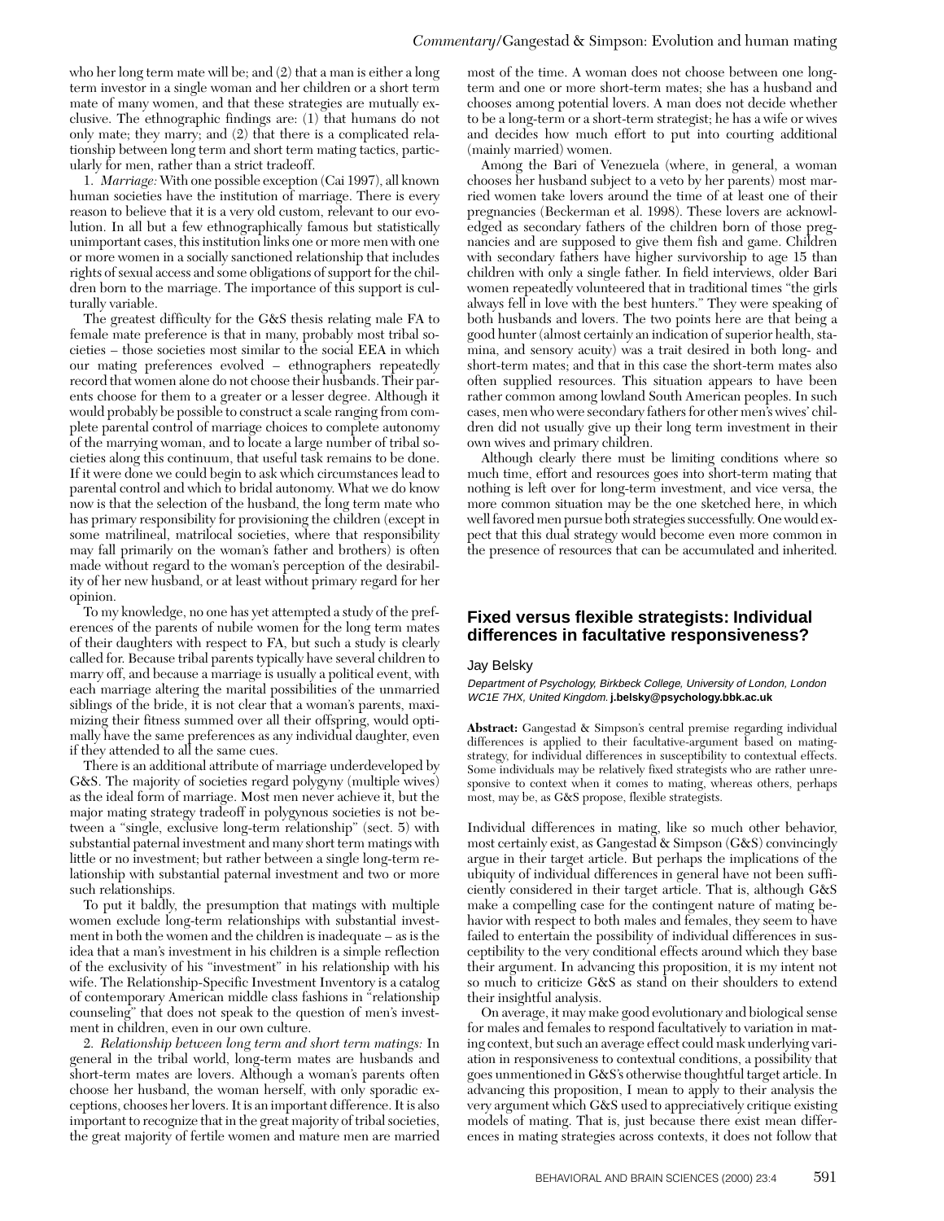who her long term mate will be; and (2) that a man is either a long term investor in a single woman and her children or a short term mate of many women, and that these strategies are mutually exclusive. The ethnographic findings are: (1) that humans do not only mate; they marry; and (2) that there is a complicated relationship between long term and short term mating tactics, particularly for men, rather than a strict tradeoff.

1. *Marriage:* With one possible exception (Cai 1997), all known human societies have the institution of marriage. There is every reason to believe that it is a very old custom, relevant to our evolution. In all but a few ethnographically famous but statistically unimportant cases, this institution links one or more men with one or more women in a socially sanctioned relationship that includes rights of sexual access and some obligations of support for the children born to the marriage. The importance of this support is culturally variable.

The greatest difficulty for the G&S thesis relating male FA to female mate preference is that in many, probably most tribal societies – those societies most similar to the social EEA in which our mating preferences evolved – ethnographers repeatedly record that women alone do not choose their husbands. Their parents choose for them to a greater or a lesser degree. Although it would probably be possible to construct a scale ranging from complete parental control of marriage choices to complete autonomy of the marrying woman, and to locate a large number of tribal societies along this continuum, that useful task remains to be done. If it were done we could begin to ask which circumstances lead to parental control and which to bridal autonomy. What we do know now is that the selection of the husband, the long term mate who has primary responsibility for provisioning the children (except in some matrilineal, matrilocal societies, where that responsibility may fall primarily on the woman's father and brothers) is often made without regard to the woman's perception of the desirability of her new husband, or at least without primary regard for her opinion.

To my knowledge, no one has yet attempted a study of the preferences of the parents of nubile women for the long term mates of their daughters with respect to FA, but such a study is clearly called for. Because tribal parents typically have several children to marry off, and because a marriage is usually a political event, with each marriage altering the marital possibilities of the unmarried siblings of the bride, it is not clear that a woman's parents, maximizing their fitness summed over all their offspring, would optimally have the same preferences as any individual daughter, even if they attended to all the same cues.

There is an additional attribute of marriage underdeveloped by G&S. The majority of societies regard polygyny (multiple wives) as the ideal form of marriage. Most men never achieve it, but the major mating strategy tradeoff in polygynous societies is not between a "single, exclusive long-term relationship" (sect. 5) with substantial paternal investment and many short term matings with little or no investment; but rather between a single long-term relationship with substantial paternal investment and two or more such relationships.

To put it baldly, the presumption that matings with multiple women exclude long-term relationships with substantial investment in both the women and the children is inadequate – as is the idea that a man's investment in his children is a simple reflection of the exclusivity of his "investment" in his relationship with his wife. The Relationship-Specific Investment Inventory is a catalog of contemporary American middle class fashions in "relationship counseling" that does not speak to the question of men's investment in children, even in our own culture.

2. *Relationship between long term and short term matings:* In general in the tribal world, long-term mates are husbands and short-term mates are lovers. Although a woman's parents often choose her husband, the woman herself, with only sporadic exceptions, chooses her lovers. It is an important difference. It is also important to recognize that in the great majority of tribal societies, the great majority of fertile women and mature men are married most of the time. A woman does not choose between one long-term and one or more short-term mates; she has a husband and chooses among potential lovers. A man does not decide whether to be a long-term or a short-term strategist; he has a wife or wives and decides how much effort to put into courting additional (mainly married) women.

Among the Bari of Venezuela (where, in general, a woman chooses her husband subject to a veto by her parents) most married women take lovers around the time of at least one of their pregnancies (Beckerman et al. 1998). These lovers are acknowledged as secondary fathers of the children born of those pregnancies and are supposed to give them fish and game. Children with secondary fathers have higher survivorship to age 15 than children with only a single father. In field interviews, older Bari women repeatedly volunteered that in traditional times "the girls always fell in love with the best hunters." They were speaking of both husbands and lovers. The two points here are that being a good hunter (almost certainly an indication of superior health, stamina, and sensory acuity) was a trait desired in both long- and short-term mates; and that in this case the short-term mates also often supplied resources. This situation appears to have been rather common among lowland South American peoples. In such cases, men who were secondary fathers for other men's wives' children did not usually give up their long term investment in their own wives and primary children.

Although clearly there must be limiting conditions where so much time, effort and resources goes into short-term mating that nothing is left over for long-term investment, and vice versa, the more common situation may be the one sketched here, in which well favored men pursue both strategies successfully. One would expect that this dual strategy would become even more common in the presence of resources that can be accumulated and inherited.

## Fixed versus flexible strategists: Individual differences in facultative responsiveness?

Jay Belsky

*Department of Psychology, Birkbeck College, University of London, London WC1E 7HX, United Kingdom.* **j.belsky@psychology.bbk.ac.uk**

**Abstract:** Gangestad & Simpson's central premise regarding individual differences is applied to their facultative-argument based on mating-strategy, for individual differences in susceptibility to contextual effects. Some individuals may be relatively fixed strategists who are rather unresponsive to context when it comes to mating, whereas others, perhaps most, may be, as G&S propose, flexible strategists.

Individual differences in mating, like so much other behavior, most certainly exist, as Gangestad & Simpson (G&S) convincingly argue in their target article. But perhaps the implications of the ubiquity of individual differences in general have not been sufficiently considered in their target article. That is, although G&S make a compelling case for the contingent nature of mating behavior with respect to both males and females, they seem to have failed to entertain the possibility of individual differences in susceptibility to the very conditional effects around which they base their argument. In advancing this proposition, it is my intent not so much to criticize G&S as stand on their shoulders to extend their insightful analysis.

On average, it may make good evolutionary and biological sense for males and females to respond facultatively to variation in mating context, but such an average effect could mask underlying variation in responsiveness to contextual conditions, a possibility that goes unmentioned in G&S's otherwise thoughtful target article. In advancing this proposition, I mean to apply to their analysis the very argument which G&S used to appreciatively critique existing models of mating. That is, just because there exist mean differences in mating strategies across contexts, it does not follow that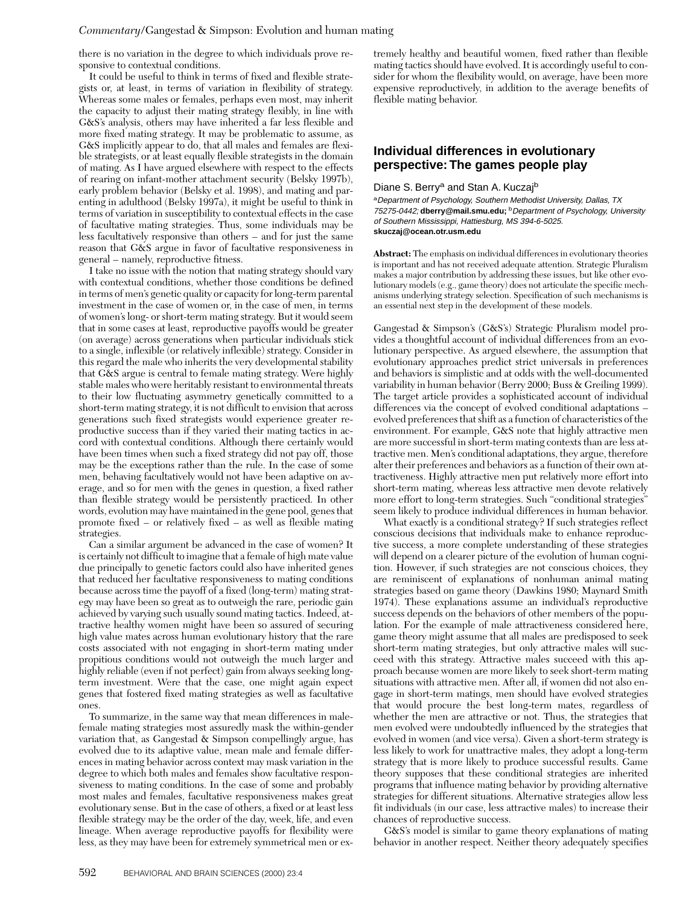there is no variation in the degree to which individuals prove responsive to contextual conditions.

It could be useful to think in terms of fixed and flexible strategists or, at least, in terms of variation in flexibility of strategy. Whereas some males or females, perhaps even most, may inherit the capacity to adjust their mating strategy flexibly, in line with G&S's analysis, others may have inherited a far less flexible and more fixed mating strategy. It may be problematic to assume, as G&S implicitly appear to do, that all males and females are flexible strategists, or at least equally flexible strategists in the domain of mating. As I have argued elsewhere with respect to the effects of rearing on infant-mother attachment security (Belsky 1997b), early problem behavior (Belsky et al. 1998), and mating and parenting in adulthood (Belsky 1997a), it might be useful to think in terms of variation in susceptibility to contextual effects in the case of facultative mating strategies. Thus, some individuals may be less facultatively responsive than others – and for just the same reason that G&S argue in favor of facultative responsiveness in general – namely, reproductive fitness.

I take no issue with the notion that mating strategy should vary with contextual conditions, whether those conditions be defined in terms of men's genetic quality or capacity for long-term parental investment in the case of women or, in the case of men, in terms of women's long- or short-term mating strategy. But it would seem that in some cases at least, reproductive payoffs would be greater (on average) across generations when particular individuals stick to a single, inflexible (or relatively inflexible) strategy. Consider in this regard the male who inherits the very developmental stability that G&S argue is central to female mating strategy. Were highly stable males who were heritably resistant to environmental threats to their low fluctuating asymmetry genetically committed to a short-term mating strategy, it is not difficult to envision that across generations such fixed strategists would experience greater reproductive success than if they varied their mating tactics in accord with contextual conditions. Although there certainly would have been times when such a fixed strategy did not pay off, those may be the exceptions rather than the rule. In the case of some men, behaving facultatively would not have been adaptive on average, and so for men with the genes in question, a fixed rather than flexible strategy would be persistently practiced. In other words, evolution may have maintained in the gene pool, genes that promote fixed – or relatively fixed – as well as flexible mating strategies.

Can a similar argument be advanced in the case of women? It is certainly not difficult to imagine that a female of high mate value due principally to genetic factors could also have inherited genes that reduced her facultative responsiveness to mating conditions because across time the payoff of a fixed (long-term) mating strategy may have been so great as to outweigh the rare, periodic gain achieved by varying such usually sound mating tactics. Indeed, attractive healthy women might have been so assured of securing high value mates across human evolutionary history that the rare costs associated with not engaging in short-term mating under propitious conditions would not outweigh the much larger and highly reliable (even if not perfect) gain from always seeking long-term investment. Were that the case, one might again expect genes that fostered fixed mating strategies as well as facultative ones.

To summarize, in the same way that mean differences in male-female mating strategies most assuredly mask the within-gender variation that, as Gangestad & Simpson compellingly argue, has evolved due to its adaptive value, mean male and female differences in mating behavior across context may mask variation in the degree to which both males and females show facultative responsiveness to mating conditions. In the case of some and probably most males and females, facultative responsiveness makes great evolutionary sense. But in the case of others, a fixed or at least less flexible strategy may be the order of the day, week, life, and even lineage. When average reproductive payoffs for flexibility were less, as they may have been for extremely symmetrical men or extremely healthy and beautiful women, fixed rather than flexible mating tactics should have evolved. It is accordingly useful to consider for whom the flexibility would, on average, have been more expensive reproductively, in addition to the average benefits of flexible mating behavior.

## Individual differences in evolutionary perspective: The games people play

Diane S. Berry[a] and Stan A. Kuczaj[b]

[a]*Department of Psychology, Southern Methodist University, Dallas, TX 75275-0442;* **dberry@mail.smu.edu;** [b]*Department of Psychology, University of Southern Mississippi, Hattiesburg, MS 394-6-5025.* **skuczaj@ocean.otr.usm.edu**

**Abstract:** The emphasis on individual differences in evolutionary theories is important and has not received adequate attention. Strategic Pluralism makes a major contribution by addressing these issues, but like other evolutionary models (e.g., game theory) does not articulate the specific mechanisms underlying strategy selection. Specification of such mechanisms is an essential next step in the development of these models.

Gangestad & Simpson's (G&S's) Strategic Pluralism model provides a thoughtful account of individual differences from an evolutionary perspective. As argued elsewhere, the assumption that evolutionary approaches predict strict universals in preferences and behaviors is simplistic and at odds with the well-documented variability in human behavior (Berry 2000; Buss & Greiling 1999). The target article provides a sophisticated account of individual differences via the concept of evolved conditional adaptations – evolved preferences that shift as a function of characteristics of the environment. For example, G&S note that highly attractive men are more successful in short-term mating contexts than are less attractive men. Men's conditional adaptations, they argue, therefore alter their preferences and behaviors as a function of their own attractiveness. Highly attractive men put relatively more effort into short-term mating, whereas less attractive men devote relatively more effort to long-term strategies. Such "conditional strategies" seem likely to produce individual differences in human behavior.

What exactly is a conditional strategy? If such strategies reflect conscious decisions that individuals make to enhance reproductive success, a more complete understanding of these strategies will depend on a clearer picture of the evolution of human cognition. However, if such strategies are not conscious choices, they are reminiscent of explanations of nonhuman animal mating strategies based on game theory (Dawkins 1980; Maynard Smith 1974). These explanations assume an individual's reproductive success depends on the behaviors of other members of the population. For the example of male attractiveness considered here, game theory might assume that all males are predisposed to seek short-term mating strategies, but only attractive males will succeed with this strategy. Attractive males succeed with this approach because women are more likely to seek short-term mating situations with attractive men. After all, if women did not also engage in short-term matings, men should have evolved strategies that would procure the best long-term mates, regardless of whether the men are attractive or not. Thus, the strategies that men evolved were undoubtedly influenced by the strategies that evolved in women (and vice versa). Given a short-term strategy is less likely to work for unattractive males, they adopt a long-term strategy that is more likely to produce successful results. Game theory supposes that these conditional strategies are inherited programs that influence mating behavior by providing alternative strategies for different situations. Alternative strategies allow less fit individuals (in our case, less attractive males) to increase their chances of reproductive success.

G&S's model is similar to game theory explanations of mating behavior in another respect. Neither theory adequately specifies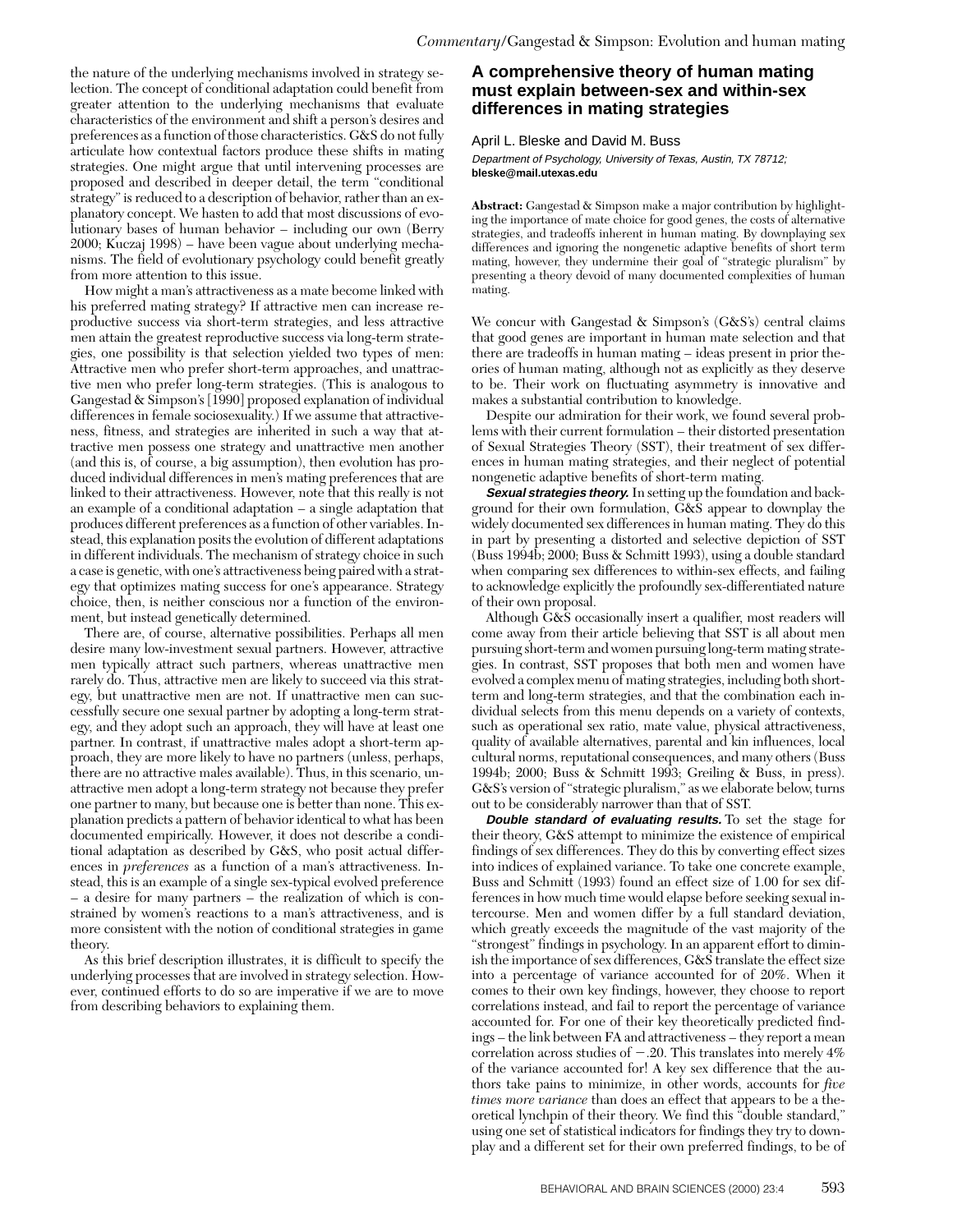the nature of the underlying mechanisms involved in strategy selection. The concept of conditional adaptation could benefit from greater attention to the underlying mechanisms that evaluate characteristics of the environment and shift a person's desires and preferences as a function of those characteristics. G&S do not fully articulate how contextual factors produce these shifts in mating strategies. One might argue that until intervening processes are proposed and described in deeper detail, the term "conditional strategy" is reduced to a description of behavior, rather than an explanatory concept. We hasten to add that most discussions of evolutionary bases of human behavior – including our own (Berry 2000; Kuczaj 1998) – have been vague about underlying mechanisms. The field of evolutionary psychology could benefit greatly from more attention to this issue.

How might a man's attractiveness as a mate become linked with his preferred mating strategy? If attractive men can increase reproductive success via short-term strategies, and less attractive men attain the greatest reproductive success via long-term strategies, one possibility is that selection yielded two types of men: Attractive men who prefer short-term approaches, and unattractive men who prefer long-term strategies. (This is analogous to Gangestad & Simpson's [1990] proposed explanation of individual differences in female sociosexuality.) If we assume that attractiveness, fitness, and strategies are inherited in such a way that attractive men possess one strategy and unattractive men another (and this is, of course, a big assumption), then evolution has produced individual differences in men's mating preferences that are linked to their attractiveness. However, note that this really is not an example of a conditional adaptation – a single adaptation that produces different preferences as a function of other variables. Instead, this explanation posits the evolution of different adaptations in different individuals. The mechanism of strategy choice in such a case is genetic, with one's attractiveness being paired with a strategy that optimizes mating success for one's appearance. Strategy choice, then, is neither conscious nor a function of the environment, but instead genetically determined.

There are, of course, alternative possibilities. Perhaps all men desire many low-investment sexual partners. However, attractive men typically attract such partners, whereas unattractive men rarely do. Thus, attractive men are likely to succeed via this strategy, but unattractive men are not. If unattractive men can successfully secure one sexual partner by adopting a long-term strategy, and they adopt such an approach, they will have at least one partner. In contrast, if unattractive males adopt a short-term approach, they are more likely to have no partners (unless, perhaps, there are no attractive males available). Thus, in this scenario, unattractive men adopt a long-term strategy not because they prefer one partner to many, but because one is better than none. This explanation predicts a pattern of behavior identical to what has been documented empirically. However, it does not describe a conditional adaptation as described by G&S, who posit actual differences in *preferences* as a function of a man's attractiveness. Instead, this is an example of a single sex-typical evolved preference – a desire for many partners – the realization of which is constrained by women's reactions to a man's attractiveness, and is more consistent with the notion of conditional strategies in game theory.

As this brief description illustrates, it is difficult to specify the underlying processes that are involved in strategy selection. However, continued efforts to do so are imperative if we are to move from describing behaviors to explaining them.

## A comprehensive theory of human mating must explain between-sex and within-sex differences in mating strategies

April L. Bleske and David M. Buss

*Department of Psychology, University of Texas, Austin, TX 78712;* **bleske@mail.utexas.edu**

**Abstract:** Gangestad & Simpson make a major contribution by highlighting the importance of mate choice for good genes, the costs of alternative strategies, and tradeoffs inherent in human mating. By downplaying sex differences and ignoring the nongenetic adaptive benefits of short term mating, however, they undermine their goal of "strategic pluralism" by presenting a theory devoid of many documented complexities of human mating.

We concur with Gangestad & Simpson's (G&S's) central claims that good genes are important in human mate selection and that there are tradeoffs in human mating – ideas present in prior theories of human mating, although not as explicitly as they deserve to be. Their work on fluctuating asymmetry is innovative and makes a substantial contribution to knowledge.

Despite our admiration for their work, we found several problems with their current formulation – their distorted presentation of Sexual Strategies Theory (SST), their treatment of sex differences in human mating strategies, and their neglect of potential nongenetic adaptive benefits of short-term mating.

***Sexual strategies theory.*** In setting up the foundation and background for their own formulation, G&S appear to downplay the widely documented sex differences in human mating. They do this in part by presenting a distorted and selective depiction of SST (Buss 1994b; 2000; Buss & Schmitt 1993), using a double standard when comparing sex differences to within-sex effects, and failing to acknowledge explicitly the profoundly sex-differentiated nature of their own proposal.

Although G&S occasionally insert a qualifier, most readers will come away from their article believing that SST is all about men pursuing short-term and women pursuing long-term mating strategies. In contrast, SST proposes that both men and women have evolved a complex menu of mating strategies, including both short-term and long-term strategies, and that the combination each individual selects from this menu depends on a variety of contexts, such as operational sex ratio, mate value, physical attractiveness, quality of available alternatives, parental and kin influences, local cultural norms, reputational consequences, and many others (Buss 1994b; 2000; Buss & Schmitt 1993; Greiling & Buss, in press). G&S's version of "strategic pluralism," as we elaborate below, turns out to be considerably narrower than that of SST.

***Double standard of evaluating results.*** To set the stage for their theory, G&S attempt to minimize the existence of empirical findings of sex differences. They do this by converting effect sizes into indices of explained variance. To take one concrete example, Buss and Schmitt (1993) found an effect size of 1.00 for sex differences in how much time would elapse before seeking sexual intercourse. Men and women differ by a full standard deviation, which greatly exceeds the magnitude of the vast majority of the "strongest" findings in psychology. In an apparent effort to diminish the importance of sex differences, G&S translate the effect size into a percentage of variance accounted for of 20%. When it comes to their own key findings, however, they choose to report correlations instead, and fail to report the percentage of variance accounted for. For one of their key theoretically predicted findings – the link between FA and attractiveness – they report a mean correlation across studies of $-.20$. This translates into merely 4% of the variance accounted for! A key sex difference that the authors take pains to minimize, in other words, accounts for *five times more variance* than does an effect that appears to be a theoretical lynchpin of their theory. We find this "double standard," using one set of statistical indicators for findings they try to downplay and a different set for their own preferred findings, to be of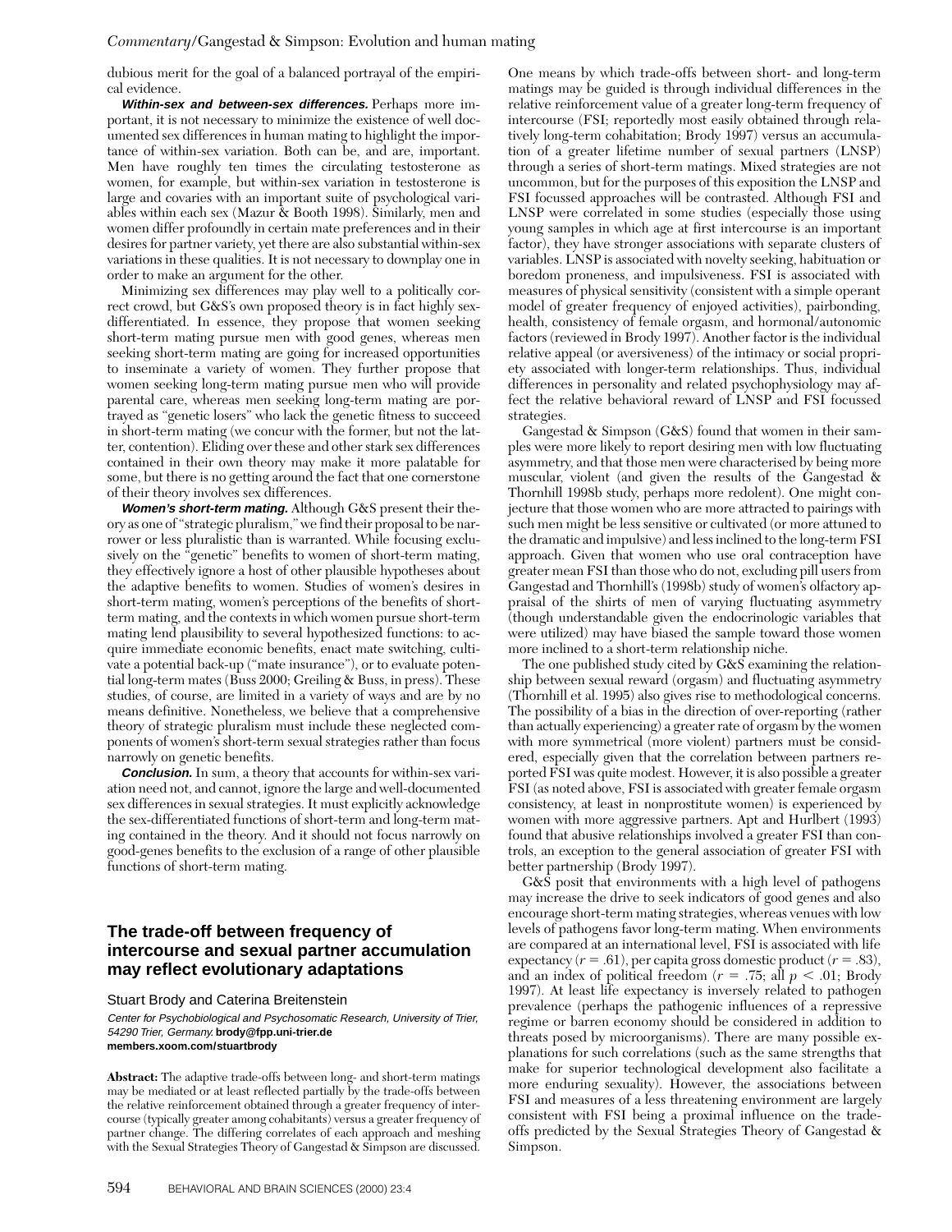dubious merit for the goal of a balanced portrayal of the empirical evidence.

***Within-sex and between-sex differences.*** Perhaps more important, it is not necessary to minimize the existence of well documented sex differences in human mating to highlight the importance of within-sex variation. Both can be, and are, important. Men have roughly ten times the circulating testosterone as women, for example, but within-sex variation in testosterone is large and covaries with an important suite of psychological variables within each sex (Mazur & Booth 1998). Similarly, men and women differ profoundly in certain mate preferences and in their desires for partner variety, yet there are also substantial within-sex variations in these qualities. It is not necessary to downplay one in order to make an argument for the other.

Minimizing sex differences may play well to a politically correct crowd, but G&S's own proposed theory is in fact highly sex-differentiated. In essence, they propose that women seeking short-term mating pursue men with good genes, whereas men seeking short-term mating are going for increased opportunities to inseminate a variety of women. They further propose that women seeking long-term mating pursue men who will provide parental care, whereas men seeking long-term mating are portrayed as "genetic losers" who lack the genetic fitness to succeed in short-term mating (we concur with the former, but not the latter, contention). Eliding over these and other stark sex differences contained in their own theory may make it more palatable for some, but there is no getting around the fact that one cornerstone of their theory involves sex differences.

***Women's short-term mating.*** Although G&S present their theory as one of "strategic pluralism," we find their proposal to be narrower or less pluralistic than is warranted. While focusing exclusively on the "genetic" benefits to women of short-term mating, they effectively ignore a host of other plausible hypotheses about the adaptive benefits to women. Studies of women's desires in short-term mating, women's perceptions of the benefits of short-term mating, and the contexts in which women pursue short-term mating lend plausibility to several hypothesized functions: to acquire immediate economic benefits, enact mate switching, cultivate a potential back-up ("mate insurance"), or to evaluate potential long-term mates (Buss 2000; Greiling & Buss, in press). These studies, of course, are limited in a variety of ways and are by no means definitive. Nonetheless, we believe that a comprehensive theory of strategic pluralism must include these neglected components of women's short-term sexual strategies rather than focus narrowly on genetic benefits.

***Conclusion.*** In sum, a theory that accounts for within-sex variation need not, and cannot, ignore the large and well-documented sex differences in sexual strategies. It must explicitly acknowledge the sex-differentiated functions of short-term and long-term mating contained in the theory. And it should not focus narrowly on good-genes benefits to the exclusion of a range of other plausible functions of short-term mating.

## The trade-off between frequency of intercourse and sexual partner accumulation may reflect evolutionary adaptations

Stuart Brody and Caterina Breitenstein

*Center for Psychobiological and Psychosomatic Research, University of Trier, 54290 Trier, Germany.* **brody@fpp.uni-trier.de**
**members.xoom.com/stuartbrody**

**Abstract:** The adaptive trade-offs between long- and short-term matings may be mediated or at least reflected partially by the trade-offs between the relative reinforcement obtained through a greater frequency of intercourse (typically greater among cohabitants) versus a greater frequency of partner change. The differing correlates of each approach and meshing with the Sexual Strategies Theory of Gangestad & Simpson are discussed.

One means by which trade-offs between short- and long-term matings may be guided is through individual differences in the relative reinforcement value of a greater long-term frequency of intercourse (FSI; reportedly most easily obtained through relatively long-term cohabitation; Brody 1997) versus an accumulation of a greater lifetime number of sexual partners (LNSP) through a series of short-term matings. Mixed strategies are not uncommon, but for the purposes of this exposition the LNSP and FSI focussed approaches will be contrasted. Although FSI and LNSP were correlated in some studies (especially those using young samples in which age at first intercourse is an important factor), they have stronger associations with separate clusters of variables. LNSP is associated with novelty seeking, habituation or boredom proneness, and impulsiveness. FSI is associated with measures of physical sensitivity (consistent with a simple operant model of greater frequency of enjoyed activities), pairbonding, health, consistency of female orgasm, and hormonal/autonomic factors (reviewed in Brody 1997). Another factor is the individual relative appeal (or aversiveness) of the intimacy or social propriety associated with longer-term relationships. Thus, individual differences in personality and related psychophysiology may affect the relative behavioral reward of LNSP and FSI focussed strategies.

Gangestad & Simpson (G&S) found that women in their samples were more likely to report desiring men with low fluctuating asymmetry, and that those men were characterised by being more muscular, violent (and given the results of the Gangestad & Thornhill 1998b study, perhaps more redolent). One might conjecture that those women who are more attracted to pairings with such men might be less sensitive or cultivated (or more attuned to the dramatic and impulsive) and less inclined to the long-term FSI approach. Given that women who use oral contraception have greater mean FSI than those who do not, excluding pill users from Gangestad and Thornhill's (1998b) study of women's olfactory appraisal of the shirts of men of varying fluctuating asymmetry (though understandable given the endocrinologic variables that were utilized) may have biased the sample toward those women more inclined to a short-term relationship niche.

The one published study cited by G&S examining the relationship between sexual reward (orgasm) and fluctuating asymmetry (Thornhill et al. 1995) also gives rise to methodological concerns. The possibility of a bias in the direction of over-reporting (rather than actually experiencing) a greater rate of orgasm by the women with more symmetrical (more violent) partners must be considered, especially given that the correlation between partners reported FSI was quite modest. However, it is also possible a greater FSI (as noted above, FSI is associated with greater female orgasm consistency, at least in nonprostitute women) is experienced by women with more aggressive partners. Apt and Hurlbert (1993) found that abusive relationships involved a greater FSI than controls, an exception to the general association of greater FSI with better partnership (Brody 1997).

G&S posit that environments with a high level of pathogens may increase the drive to seek indicators of good genes and also encourage short-term mating strategies, whereas venues with low levels of pathogens favor long-term mating. When environments are compared at an international level, FSI is associated with life expectancy ($r = .61$), per capita gross domestic product ($r = .83$), and an index of political freedom ($r = .75$; all $p < .01$; Brody 1997). At least life expectancy is inversely related to pathogen prevalence (perhaps the pathogenic influences of a repressive regime or barren economy should be considered in addition to threats posed by microorganisms). There are many possible explanations for such correlations (such as the same strengths that make for superior technological development also facilitate a more enduring sexuality). However, the associations between FSI and measures of a less threatening environment are largely consistent with FSI being a proximal influence on the trade-offs predicted by the Sexual Strategies Theory of Gangestad & Simpson.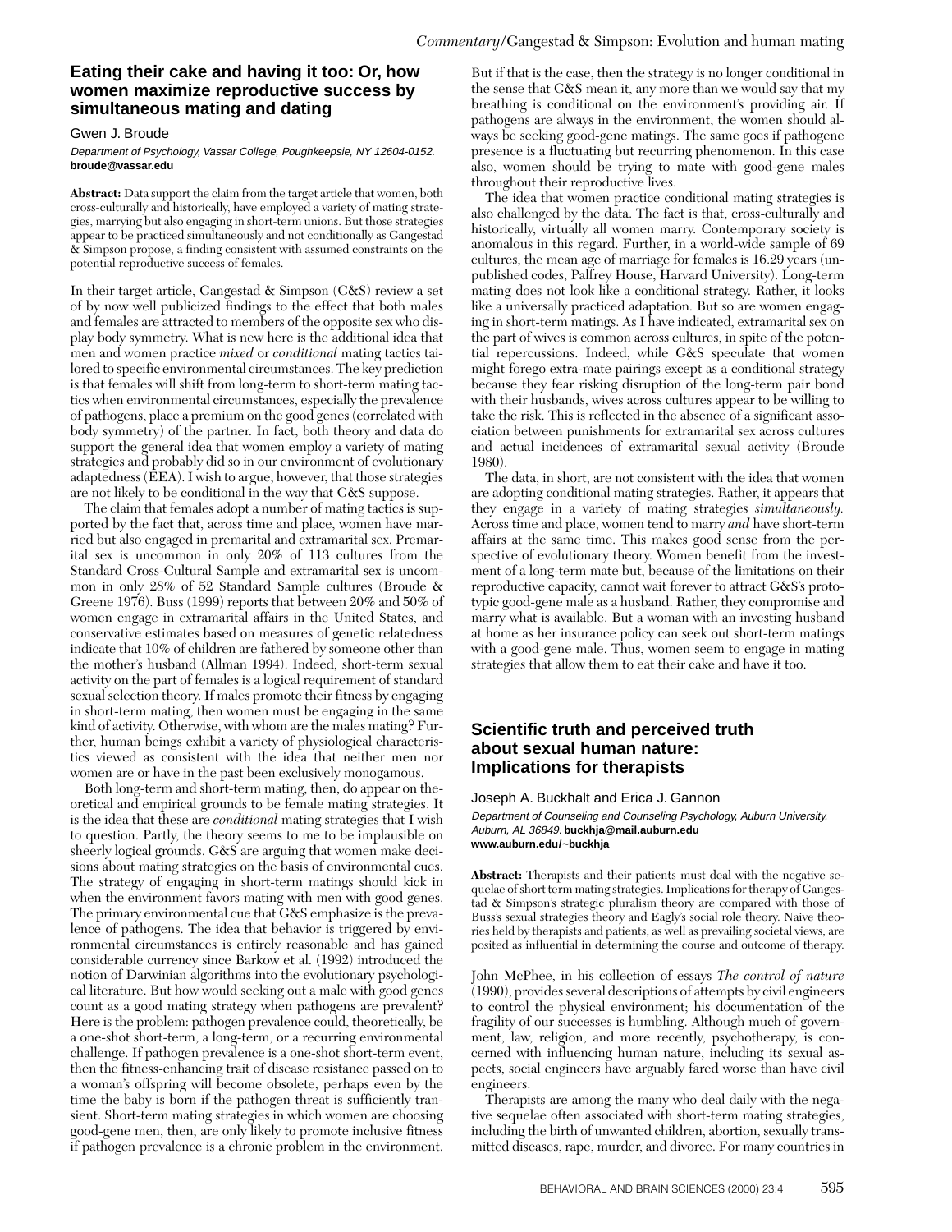## Eating their cake and having it too: Or, how women maximize reproductive success by simultaneous mating and dating

Gwen J. Broude

*Department of Psychology, Vassar College, Poughkeepsie, NY 12604-0152.*
**broude@vassar.edu**

**Abstract:** Data support the claim from the target article that women, both cross-culturally and historically, have employed a variety of mating strategies, marrying but also engaging in short-term unions. But those strategies appear to be practiced simultaneously and not conditionally as Gangestad & Simpson propose, a finding consistent with assumed constraints on the potential reproductive success of females.

In their target article, Gangestad & Simpson (G&S) review a set of by now well publicized findings to the effect that both males and females are attracted to members of the opposite sex who display body symmetry. What is new here is the additional idea that men and women practice *mixed* or *conditional* mating tactics tailored to specific environmental circumstances. The key prediction is that females will shift from long-term to short-term mating tactics when environmental circumstances, especially the prevalence of pathogens, place a premium on the good genes (correlated with body symmetry) of the partner. In fact, both theory and data do support the general idea that women employ a variety of mating strategies and probably did so in our environment of evolutionary adaptedness (EEA). I wish to argue, however, that those strategies are not likely to be conditional in the way that G&S suppose.

The claim that females adopt a number of mating tactics is supported by the fact that, across time and place, women have married but also engaged in premarital and extramarital sex. Premarital sex is uncommon in only 20% of 113 cultures from the Standard Cross-Cultural Sample and extramarital sex is uncommon in only 28% of 52 Standard Sample cultures (Broude & Greene 1976). Buss (1999) reports that between 20% and 50% of women engage in extramarital affairs in the United States, and conservative estimates based on measures of genetic relatedness indicate that 10% of children are fathered by someone other than the mother's husband (Allman 1994). Indeed, short-term sexual activity on the part of females is a logical requirement of standard sexual selection theory. If males promote their fitness by engaging in short-term mating, then women must be engaging in the same kind of activity. Otherwise, with whom are the males mating? Further, human beings exhibit a variety of physiological characteristics viewed as consistent with the idea that neither men nor women are or have in the past been exclusively monogamous.

Both long-term and short-term mating, then, do appear on theoretical and empirical grounds to be female mating strategies. It is the idea that these are *conditional* mating strategies that I wish to question. Partly, the theory seems to me to be implausible on sheerly logical grounds. G&S are arguing that women make decisions about mating strategies on the basis of environmental cues. The strategy of engaging in short-term matings should kick in when the environment favors mating with men with good genes. The primary environmental cue that G&S emphasize is the prevalence of pathogens. The idea that behavior is triggered by environmental circumstances is entirely reasonable and has gained considerable currency since Barkow et al. (1992) introduced the notion of Darwinian algorithms into the evolutionary psychological literature. But how would seeking out a male with good genes count as a good mating strategy when pathogens are prevalent? Here is the problem: pathogen prevalence could, theoretically, be a one-shot short-term, a long-term, or a recurring environmental challenge. If pathogen prevalence is a one-shot short-term event, then the fitness-enhancing trait of disease resistance passed on to a woman's offspring will become obsolete, perhaps even by the time the baby is born if the pathogen threat is sufficiently transient. Short-term mating strategies in which women are choosing good-gene men, then, are only likely to promote inclusive fitness if pathogen prevalence is a chronic problem in the environment. But if that is the case, then the strategy is no longer conditional in the sense that G&S mean it, any more than we would say that my breathing is conditional on the environment's providing air. If pathogens are always in the environment, the women should always be seeking good-gene matings. The same goes if pathogene presence is a fluctuating but recurring phenomenon. In this case also, women should be trying to mate with good-gene males throughout their reproductive lives.

The idea that women practice conditional mating strategies is also challenged by the data. The fact is that, cross-culturally and historically, virtually all women marry. Contemporary society is anomalous in this regard. Further, in a world-wide sample of 69 cultures, the mean age of marriage for females is 16.29 years (unpublished codes, Palfrey House, Harvard University). Long-term mating does not look like a conditional strategy. Rather, it looks like a universally practiced adaptation. But so are women engaging in short-term matings. As I have indicated, extramarital sex on the part of wives is common across cultures, in spite of the potential repercussions. Indeed, while G&S speculate that women might forego extra-mate pairings except as a conditional strategy because they fear risking disruption of the long-term pair bond with their husbands, wives across cultures appear to be willing to take the risk. This is reflected in the absence of a significant association between punishments for extramarital sex across cultures and actual incidences of extramarital sexual activity (Broude 1980).

The data, in short, are not consistent with the idea that women are adopting conditional mating strategies. Rather, it appears that they engage in a variety of mating strategies *simultaneously.* Across time and place, women tend to marry *and* have short-term affairs at the same time. This makes good sense from the perspective of evolutionary theory. Women benefit from the investment of a long-term mate but, because of the limitations on their reproductive capacity, cannot wait forever to attract G&S's prototypic good-gene male as a husband. Rather, they compromise and marry what is available. But a woman with an investing husband at home as her insurance policy can seek out short-term matings with a good-gene male. Thus, women seem to engage in mating strategies that allow them to eat their cake and have it too.

## Scientific truth and perceived truth about sexual human nature: Implications for therapists

Joseph A. Buckhalt and Erica J. Gannon

*Department of Counseling and Counseling Psychology, Auburn University, Auburn, AL 36849.* **buckhja@mail.auburn.edu**
**www.auburn.edu/~buckhja**

**Abstract:** Therapists and their patients must deal with the negative sequelae of short term mating strategies. Implications for therapy of Gangestad & Simpson's strategic pluralism theory are compared with those of Buss's sexual strategies theory and Eagly's social role theory. Naive theories held by therapists and patients, as well as prevailing societal views, are posited as influential in determining the course and outcome of therapy.

John McPhee, in his collection of essays *The control of nature* (1990), provides several descriptions of attempts by civil engineers to control the physical environment; his documentation of the fragility of our successes is humbling. Although much of government, law, religion, and more recently, psychotherapy, is concerned with influencing human nature, including its sexual aspects, social engineers have arguably fared worse than have civil engineers.

Therapists are among the many who deal daily with the negative sequelae often associated with short-term mating strategies, including the birth of unwanted children, abortion, sexually transmitted diseases, rape, murder, and divorce. For many countries in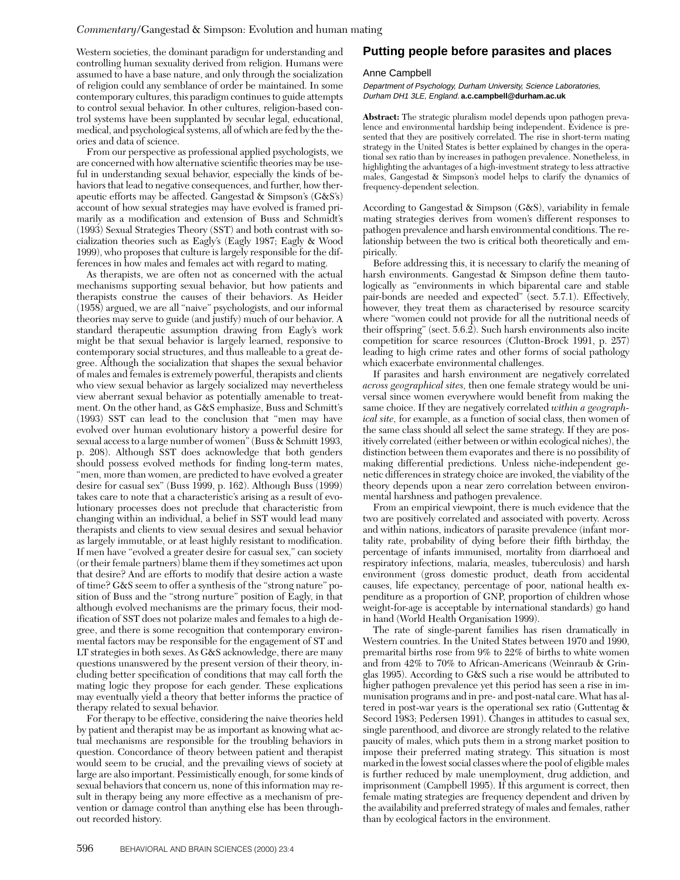Western societies, the dominant paradigm for understanding and controlling human sexuality derived from religion. Humans were assumed to have a base nature, and only through the socialization of religion could any semblance of order be maintained. In some contemporary cultures, this paradigm continues to guide attempts to control sexual behavior. In other cultures, religion-based control systems have been supplanted by secular legal, educational, medical, and psychological systems, all of which are fed by the theories and data of science.

From our perspective as professional applied psychologists, we are concerned with how alternative scientific theories may be useful in understanding sexual behavior, especially the kinds of behaviors that lead to negative consequences, and further, how therapeutic efforts may be affected. Gangestad & Simpson's (G&S's) account of how sexual strategies may have evolved is framed primarily as a modification and extension of Buss and Schmidt's (1993) Sexual Strategies Theory (SST) and both contrast with socialization theories such as Eagly's (Eagly 1987; Eagly & Wood 1999), who proposes that culture is largely responsible for the differences in how males and females act with regard to mating.

As therapists, we are often not as concerned with the actual mechanisms supporting sexual behavior, but how patients and therapists construe the causes of their behaviors. As Heider (1958) argued, we are all "naive" psychologists, and our informal theories may serve to guide (and justify) much of our behavior. A standard therapeutic assumption drawing from Eagly's work might be that sexual behavior is largely learned, responsive to contemporary social structures, and thus malleable to a great degree. Although the socialization that shapes the sexual behavior of males and females is extremely powerful, therapists and clients who view sexual behavior as largely socialized may nevertheless view aberrant sexual behavior as potentially amenable to treatment. On the other hand, as G&S emphasize, Buss and Schmitt's (1993) SST can lead to the conclusion that "men may have evolved over human evolutionary history a powerful desire for sexual access to a large number of women" (Buss & Schmitt 1993, p. 208). Although SST does acknowledge that both genders should possess evolved methods for finding long-term mates, "men, more than women, are predicted to have evolved a greater desire for casual sex" (Buss 1999, p. 162). Although Buss (1999) takes care to note that a characteristic's arising as a result of evolutionary processes does not preclude that characteristic from changing within an individual, a belief in SST would lead many therapists and clients to view sexual desires and sexual behavior as largely immutable, or at least highly resistant to modification. If men have "evolved a greater desire for casual sex," can society (or their female partners) blame them if they sometimes act upon that desire? And are efforts to modify that desire action a waste of time? G&S seem to offer a synthesis of the "strong nature" position of Buss and the "strong nurture" position of Eagly, in that although evolved mechanisms are the primary focus, their modification of SST does not polarize males and females to a high degree, and there is some recognition that contemporary environmental factors may be responsible for the engagement of ST and LT strategies in both sexes. As G&S acknowledge, there are many questions unanswered by the present version of their theory, including better specification of conditions that may call forth the mating logic they propose for each gender. These explications may eventually yield a theory that better informs the practice of therapy related to sexual behavior.

For therapy to be effective, considering the naive theories held by patient and therapist may be as important as knowing what actual mechanisms are responsible for the troubling behaviors in question. Concordance of theory between patient and therapist would seem to be crucial, and the prevailing views of society at large are also important. Pessimistically enough, for some kinds of sexual behaviors that concern us, none of this information may result in therapy being any more effective as a mechanism of prevention or damage control than anything else has been throughout recorded history.

## Putting people before parasites and places

Anne Campbell

*Department of Psychology, Durham University, Science Laboratories, Durham DH1 3LE, England.* **a.c.campbell@durham.ac.uk**

**Abstract:** The strategic pluralism model depends upon pathogen prevalence and environmental hardship being independent. Evidence is presented that they are positively correlated. The rise in short-term mating strategy in the United States is better explained by changes in the operational sex ratio than by increases in pathogen prevalence. Nonetheless, in highlighting the advantages of a high-investment strategy to less attractive males, Gangestad & Simpson's model helps to clarify the dynamics of frequency-dependent selection.

According to Gangestad & Simpson (G&S), variability in female mating strategies derives from women's different responses to pathogen prevalence and harsh environmental conditions. The relationship between the two is critical both theoretically and empirically.

Before addressing this, it is necessary to clarify the meaning of harsh environments. Gangestad & Simpson define them tautologically as "environments in which biparental care and stable pair-bonds are needed and expected" (sect. 5.7.1). Effectively, however, they treat them as characterised by resource scarcity where "women could not provide for all the nutritional needs of their offspring" (sect. 5.6.2). Such harsh environments also incite competition for scarce resources (Clutton-Brock 1991, p. 257) leading to high crime rates and other forms of social pathology which exacerbate environmental challenges.

If parasites and harsh environment are negatively correlated *across geographical sites,* then one female strategy would be universal since women everywhere would benefit from making the same choice. If they are negatively correlated *within a geographical site,* for example, as a function of social class, then women of the same class should all select the same strategy. If they are positively correlated (either between or within ecological niches), the distinction between them evaporates and there is no possibility of making differential predictions. Unless niche-independent genetic differences in strategy choice are invoked, the viability of the theory depends upon a near zero correlation between environmental harshness and pathogen prevalence.

From an empirical viewpoint, there is much evidence that the two are positively correlated and associated with poverty. Across and within nations, indicators of parasite prevalence (infant mortality rate, probability of dying before their fifth birthday, the percentage of infants immunised, mortality from diarrhoeal and respiratory infections, malaria, measles, tuberculosis) and harsh environment (gross domestic product, death from accidental causes, life expectancy, percentage of poor, national health expenditure as a proportion of GNP, proportion of children whose weight-for-age is acceptable by international standards) go hand in hand (World Health Organisation 1999).

The rate of single-parent families has risen dramatically in Western countries. In the United States between 1970 and 1990, premarital births rose from 9% to 22% of births to white women and from 42% to 70% to African-Americans (Weinraub & Gringlas 1995). According to G&S such a rise would be attributed to higher pathogen prevalence yet this period has seen a rise in immunisation programs and in pre- and post-natal care. What has altered in post-war years is the operational sex ratio (Guttentag & Secord 1983; Pedersen 1991). Changes in attitudes to casual sex, single parenthood, and divorce are strongly related to the relative paucity of males, which puts them in a strong market position to impose their preferred mating strategy. This situation is most marked in the lowest social classes where the pool of eligible males is further reduced by male unemployment, drug addiction, and imprisonment (Campbell 1995). If this argument is correct, then female mating strategies are frequency dependent and driven by the availability and preferred strategy of males and females, rather than by ecological factors in the environment.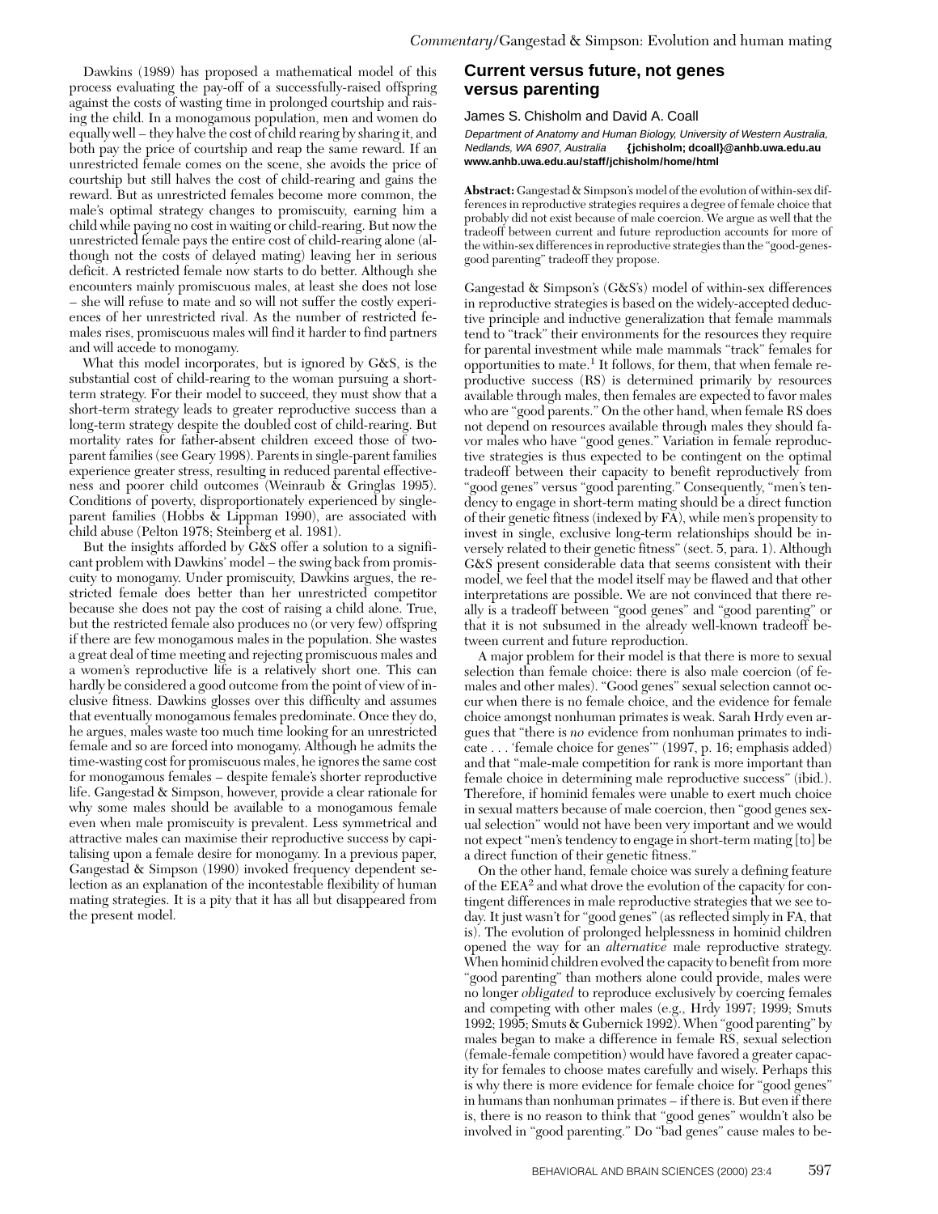Dawkins (1989) has proposed a mathematical model of this process evaluating the pay-off of a successfully-raised offspring against the costs of wasting time in prolonged courtship and raising the child. In a monogamous population, men and women do equally well – they halve the cost of child rearing by sharing it, and both pay the price of courtship and reap the same reward. If an unrestricted female comes on the scene, she avoids the price of courtship but still halves the cost of child-rearing and gains the reward. But as unrestricted females become more common, the male's optimal strategy changes to promiscuity, earning him a child while paying no cost in waiting or child-rearing. But now the unrestricted female pays the entire cost of child-rearing alone (although not the costs of delayed mating) leaving her in serious deficit. A restricted female now starts to do better. Although she encounters mainly promiscuous males, at least she does not lose – she will refuse to mate and so will not suffer the costly experiences of her unrestricted rival. As the number of restricted females rises, promiscuous males will find it harder to find partners and will accede to monogamy.

What this model incorporates, but is ignored by G&S, is the substantial cost of child-rearing to the woman pursuing a short-term strategy. For their model to succeed, they must show that a short-term strategy leads to greater reproductive success than a long-term strategy despite the doubled cost of child-rearing. But mortality rates for father-absent children exceed those of two-parent families (see Geary 1998). Parents in single-parent families experience greater stress, resulting in reduced parental effectiveness and poorer child outcomes (Weinraub & Gringlas 1995). Conditions of poverty, disproportionately experienced by single-parent families (Hobbs & Lippman 1990), are associated with child abuse (Pelton 1978; Steinberg et al. 1981).

But the insights afforded by G&S offer a solution to a significant problem with Dawkins' model – the swing back from promiscuity to monogamy. Under promiscuity, Dawkins argues, the restricted female does better than her unrestricted competitor because she does not pay the cost of raising a child alone. True, but the restricted female also produces no (or very few) offspring if there are few monogamous males in the population. She wastes a great deal of time meeting and rejecting promiscuous males and a women's reproductive life is a relatively short one. This can hardly be considered a good outcome from the point of view of inclusive fitness. Dawkins glosses over this difficulty and assumes that eventually monogamous females predominate. Once they do, he argues, males waste too much time looking for an unrestricted female and so are forced into monogamy. Although he admits the time-wasting cost for promiscuous males, he ignores the same cost for monogamous females – despite female's shorter reproductive life. Gangestad & Simpson, however, provide a clear rationale for why some males should be available to a monogamous female even when male promiscuity is prevalent. Less symmetrical and attractive males can maximise their reproductive success by capitalising upon a female desire for monogamy. In a previous paper, Gangestad & Simpson (1990) invoked frequency dependent selection as an explanation of the incontestable flexibility of human mating strategies. It is a pity that it has all but disappeared from the present model.

## Current versus future, not genes versus parenting

James S. Chisholm and David A. Coall

*Department of Anatomy and Human Biology, University of Western Australia, Nedlands, WA 6907, Australia* **{jchisholm; dcoall}@anhb.uwa.edu.au**
**www.anhb.uwa.edu.au/staff/jchisholm/home/html**

**Abstract:** Gangestad & Simpson's model of the evolution of within-sex differences in reproductive strategies requires a degree of female choice that probably did not exist because of male coercion. We argue as well that the tradeoff between current and future reproduction accounts for more of the within-sex differences in reproductive strategies than the "good-genes-good parenting" tradeoff they propose.

Gangestad & Simpson's (G&S's) model of within-sex differences in reproductive strategies is based on the widely-accepted deductive principle and inductive generalization that female mammals tend to "track" their environments for the resources they require for parental investment while male mammals "track" females for opportunities to mate.[1] It follows, for them, that when female reproductive success (RS) is determined primarily by resources available through males, then females are expected to favor males who are "good parents." On the other hand, when female RS does not depend on resources available through males they should favor males who have "good genes." Variation in female reproductive strategies is thus expected to be contingent on the optimal tradeoff between their capacity to benefit reproductively from "good genes" versus "good parenting." Consequently, "men's tendency to engage in short-term mating should be a direct function of their genetic fitness (indexed by FA), while men's propensity to invest in single, exclusive long-term relationships should be inversely related to their genetic fitness" (sect. 5, para. 1). Although G&S present considerable data that seems consistent with their model, we feel that the model itself may be flawed and that other interpretations are possible. We are not convinced that there really is a tradeoff between "good genes" and "good parenting" or that it is not subsumed in the already well-known tradeoff between current and future reproduction.

A major problem for their model is that there is more to sexual selection than female choice: there is also male coercion (of females and other males). "Good genes" sexual selection cannot occur when there is no female choice, and the evidence for female choice amongst nonhuman primates is weak. Sarah Hrdy even argues that "there is *no* evidence from nonhuman primates to indicate . . . 'female choice for genes'" (1997, p. 16; emphasis added) and that "male-male competition for rank is more important than female choice in determining male reproductive success" (ibid.). Therefore, if hominid females were unable to exert much choice in sexual matters because of male coercion, then "good genes sexual selection" would not have been very important and we would not expect "men's tendency to engage in short-term mating [to] be a direct function of their genetic fitness."

On the other hand, female choice was surely a defining feature of the EEA[2] and what drove the evolution of the capacity for contingent differences in male reproductive strategies that we see today. It just wasn't for "good genes" (as reflected simply in FA, that is). The evolution of prolonged helplessness in hominid children opened the way for an *alternative* male reproductive strategy. When hominid children evolved the capacity to benefit from more "good parenting" than mothers alone could provide, males were no longer *obligated* to reproduce exclusively by coercing females and competing with other males (e.g., Hrdy 1997; 1999; Smuts 1992; 1995; Smuts & Gubernick 1992). When "good parenting" by males began to make a difference in female RS, sexual selection (female-female competition) would have favored a greater capacity for females to choose mates carefully and wisely. Perhaps this is why there is more evidence for female choice for "good genes" in humans than nonhuman primates – if there is. But even if there is, there is no reason to think that "good genes" wouldn't also be involved in "good parenting." Do "bad genes" cause males to be-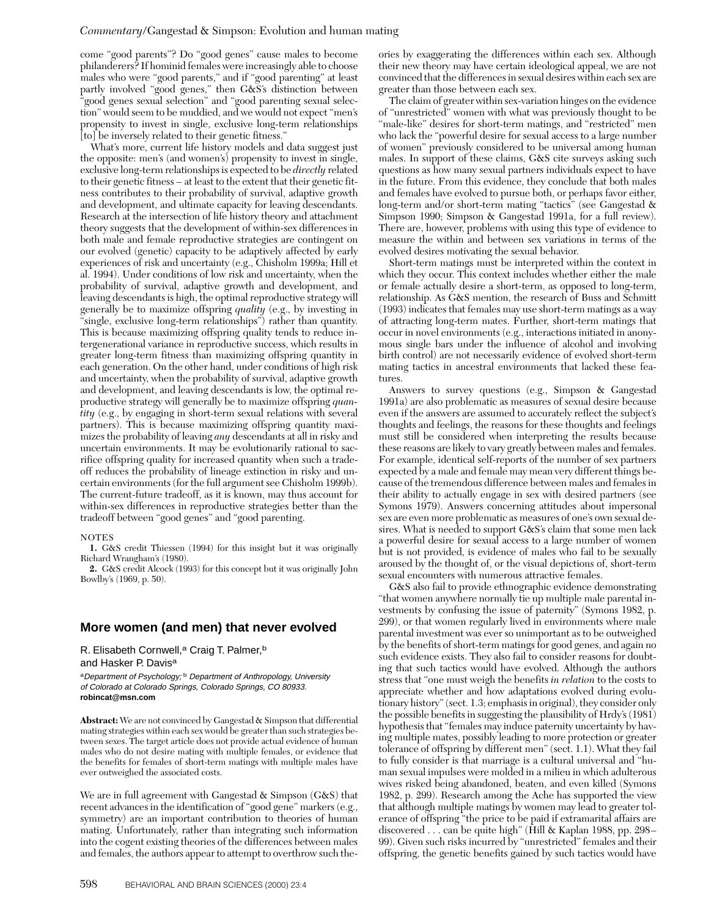come "good parents"? Do "good genes" cause males to become philanderers? If hominid females were increasingly able to choose males who were "good parents," and if "good parenting" at least partly involved "good genes," then G&S's distinction between "good genes sexual selection" and "good parenting sexual selection" would seem to be muddied, and we would not expect "men's propensity to invest in single, exclusive long-term relationships [to] be inversely related to their genetic fitness."

What's more, current life history models and data suggest just the opposite: men's (and women's) propensity to invest in single, exclusive long-term relationships is expected to be *directly* related to their genetic fitness – at least to the extent that their genetic fitness contributes to their probability of survival, adaptive growth and development, and ultimate capacity for leaving descendants. Research at the intersection of life history theory and attachment theory suggests that the development of within-sex differences in both male and female reproductive strategies are contingent on our evolved (genetic) capacity to be adaptively affected by early experiences of risk and uncertainty (e.g., Chisholm 1999a; Hill et al. 1994). Under conditions of low risk and uncertainty, when the probability of survival, adaptive growth and development, and leaving descendants is high, the optimal reproductive strategy will generally be to maximize offspring *quality* (e.g., by investing in "single, exclusive long-term relationships") rather than quantity. This is because maximizing offspring quality tends to reduce intergenerational variance in reproductive success, which results in greater long-term fitness than maximizing offspring quantity in each generation. On the other hand, under conditions of high risk and uncertainty, when the probability of survival, adaptive growth and development, and leaving descendants is low, the optimal reproductive strategy will generally be to maximize offspring *quantity* (e.g., by engaging in short-term sexual relations with several partners). This is because maximizing offspring quantity maximizes the probability of leaving *any* descendants at all in risky and uncertain environments. It may be evolutionarily rational to sacrifice offspring quality for increased quantity when such a tradeoff reduces the probability of lineage extinction in risky and uncertain environments (for the full argument see Chisholm 1999b). The current-future tradeoff, as it is known, may thus account for within-sex differences in reproductive strategies better than the tradeoff between "good genes" and "good parenting."

NOTES

1. G&S credit Thiessen (1994) for this insight but it was originally Richard Wrangham's (1980).

2. G&S credit Alcock (1993) for this concept but it was originally John Bowlby's (1969, p. 50).

## More women (and men) that never evolved

R. Elisabeth Cornwell,[a] Craig T. Palmer,[b] and Hasker P. Davis[a]

[a]*Department of Psychology;* [b] *Department of Anthropology, University of Colorado at Colorado Springs, Colorado Springs, CO 80933.*
**robincat@msn.com**

**Abstract:** We are not convinced by Gangestad & Simpson that differential mating strategies within each sex would be greater than such strategies between sexes. The target article does not provide actual evidence of human males who do not desire mating with multiple females, or evidence that the benefits for females of short-term matings with multiple males have ever outweighed the associated costs.

We are in full agreement with Gangestad & Simpson (G&S) that recent advances in the identification of "good gene" markers (e.g., symmetry) are an important contribution to theories of human mating. Unfortunately, rather than integrating such information into the cogent existing theories of the differences between males and females, the authors appear to attempt to overthrow such theories by exaggerating the differences within each sex. Although their new theory may have certain ideological appeal, we are not convinced that the differences in sexual desires within each sex are greater than those between each sex.

The claim of greater within sex-variation hinges on the evidence of "unrestricted" women with what was previously thought to be "male-like" desires for short-term matings, and "restricted" men who lack the "powerful desire for sexual access to a large number of women" previously considered to be universal among human males. In support of these claims, G&S cite surveys asking such questions as how many sexual partners individuals expect to have in the future. From this evidence, they conclude that both males and females have evolved to pursue both, or perhaps favor either, long-term and/or short-term mating "tactics" (see Gangestad & Simpson 1990; Simpson & Gangestad 1991a, for a full review). There are, however, problems with using this type of evidence to measure the within and between sex variations in terms of the evolved desires motivating the sexual behavior.

Short-term matings must be interpreted within the context in which they occur. This context includes whether either the male or female actually desire a short-term, as opposed to long-term, relationship. As G&S mention, the research of Buss and Schmitt (1993) indicates that females may use short-term matings as a way of attracting long-term mates. Further, short-term matings that occur in novel environments (e.g., interactions initiated in anonymous single bars under the influence of alcohol and involving birth control) are not necessarily evidence of evolved short-term mating tactics in ancestral environments that lacked these features.

Answers to survey questions (e.g., Simpson & Gangestad 1991a) are also problematic as measures of sexual desire because even if the answers are assumed to accurately reflect the subject's thoughts and feelings, the reasons for these thoughts and feelings must still be considered when interpreting the results because these reasons are likely to vary greatly between males and females. For example, identical self-reports of the number of sex partners expected by a male and female may mean very different things because of the tremendous difference between males and females in their ability to actually engage in sex with desired partners (see Symons 1979). Answers concerning attitudes about impersonal sex are even more problematic as measures of one's own sexual desires. What is needed to support G&S's claim that some men lack a powerful desire for sexual access to a large number of women but is not provided, is evidence of males who fail to be sexually aroused by the thought of, or the visual depictions of, short-term sexual encounters with numerous attractive females.

G&S also fail to provide ethnographic evidence demonstrating "that women anywhere normally tie up multiple male parental investments by confusing the issue of paternity" (Symons 1982, p. 299), or that women regularly lived in environments where male parental investment was ever so unimportant as to be outweighed by the benefits of short-term matings for good genes, and again no such evidence exists. They also fail to consider reasons for doubting that such tactics would have evolved. Although the authors stress that "one must weigh the benefits *in relation* to the costs to appreciate whether and how adaptations evolved during evolutionary history" (sect. 1.3; emphasis in original), they consider only the possible benefits in suggesting the plausibility of Hrdy's (1981) hypothesis that "females may induce paternity uncertainty by having multiple mates, possibly leading to more protection or greater tolerance of offspring by different men" (sect. 1.1). What they fail to fully consider is that marriage is a cultural universal and "human sexual impulses were molded in a milieu in which adulterous wives risked being abandoned, beaten, and even killed (Symons 1982, p. 299). Research among the Ache has supported the view that although multiple matings by women may lead to greater tolerance of offspring "the price to be paid if extramarital affairs are discovered . . . can be quite high" (Hill & Kaplan 1988, pp. 298–99). Given such risks incurred by "unrestricted" females and their offspring, the genetic benefits gained by such tactics would have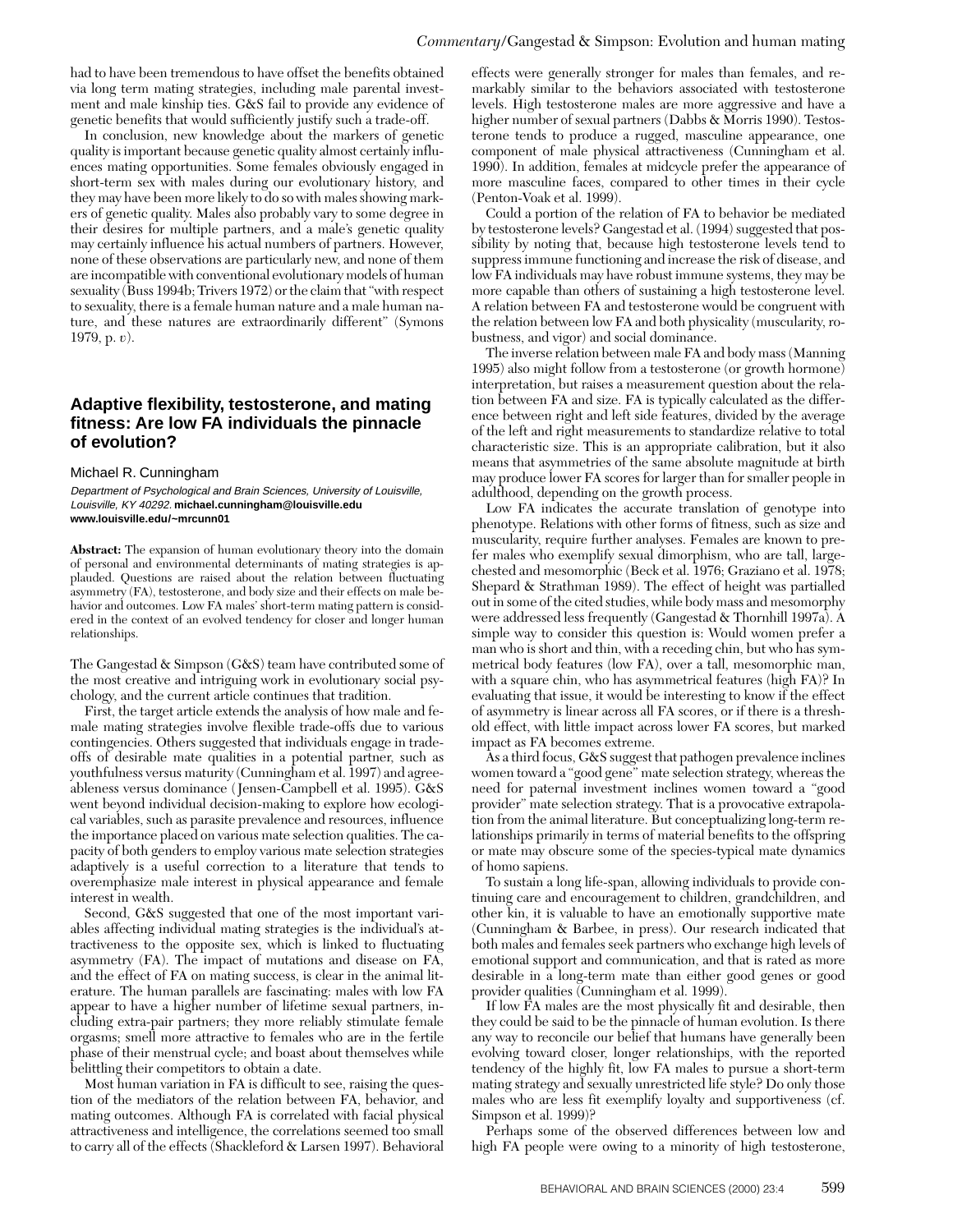had to have been tremendous to have offset the benefits obtained via long term mating strategies, including male parental investment and male kinship ties. G&S fail to provide any evidence of genetic benefits that would sufficiently justify such a trade-off.

In conclusion, new knowledge about the markers of genetic quality is important because genetic quality almost certainly influences mating opportunities. Some females obviously engaged in short-term sex with males during our evolutionary history, and they may have been more likely to do so with males showing markers of genetic quality. Males also probably vary to some degree in their desires for multiple partners, and a male's genetic quality may certainly influence his actual numbers of partners. However, none of these observations are particularly new, and none of them are incompatible with conventional evolutionary models of human sexuality (Buss 1994b; Trivers 1972) or the claim that "with respect to sexuality, there is a female human nature and a male human nature, and these natures are extraordinarily different" (Symons 1979, p. *v*).

## Adaptive flexibility, testosterone, and mating fitness: Are low FA individuals the pinnacle of evolution?

Michael R. Cunningham

*Department of Psychological and Brain Sciences, University of Louisville, Louisville, KY 40292.* **michael.cunningham@louisville.edu www.louisville.edu/~mrcunn01**

**Abstract:** The expansion of human evolutionary theory into the domain of personal and environmental determinants of mating strategies is applauded. Questions are raised about the relation between fluctuating asymmetry (FA), testosterone, and body size and their effects on male behavior and outcomes. Low FA males' short-term mating pattern is considered in the context of an evolved tendency for closer and longer human relationships.

The Gangestad & Simpson (G&S) team have contributed some of the most creative and intriguing work in evolutionary social psychology, and the current article continues that tradition.

First, the target article extends the analysis of how male and female mating strategies involve flexible trade-offs due to various contingencies. Others suggested that individuals engage in trade-offs of desirable mate qualities in a potential partner, such as youthfulness versus maturity (Cunningham et al. 1997) and agreeableness versus dominance (Jensen-Campbell et al. 1995). G&S went beyond individual decision-making to explore how ecological variables, such as parasite prevalence and resources, influence the importance placed on various mate selection qualities. The capacity of both genders to employ various mate selection strategies adaptively is a useful correction to a literature that tends to overemphasize male interest in physical appearance and female interest in wealth.

Second, G&S suggested that one of the most important variables affecting individual mating strategies is the individual's attractiveness to the opposite sex, which is linked to fluctuating asymmetry (FA). The impact of mutations and disease on FA, and the effect of FA on mating success, is clear in the animal literature. The human parallels are fascinating: males with low FA appear to have a higher number of lifetime sexual partners, including extra-pair partners; they more reliably stimulate female orgasms; smell more attractive to females who are in the fertile phase of their menstrual cycle; and boast about themselves while belittling their competitors to obtain a date.

Most human variation in FA is difficult to see, raising the question of the mediators of the relation between FA, behavior, and mating outcomes. Although FA is correlated with facial physical attractiveness and intelligence, the correlations seemed too small to carry all of the effects (Shackleford & Larsen 1997). Behavioral effects were generally stronger for males than females, and remarkably similar to the behaviors associated with testosterone levels. High testosterone males are more aggressive and have a higher number of sexual partners (Dabbs & Morris 1990). Testosterone tends to produce a rugged, masculine appearance, one component of male physical attractiveness (Cunningham et al. 1990). In addition, females at midcycle prefer the appearance of more masculine faces, compared to other times in their cycle (Penton-Voak et al. 1999).

Could a portion of the relation of FA to behavior be mediated by testosterone levels? Gangestad et al. (1994) suggested that possibility by noting that, because high testosterone levels tend to suppress immune functioning and increase the risk of disease, and low FA individuals may have robust immune systems, they may be more capable than others of sustaining a high testosterone level. A relation between FA and testosterone would be congruent with the relation between low FA and both physicality (muscularity, robustness, and vigor) and social dominance.

The inverse relation between male FA and body mass (Manning 1995) also might follow from a testosterone (or growth hormone) interpretation, but raises a measurement question about the relation between FA and size. FA is typically calculated as the difference between right and left side features, divided by the average of the left and right measurements to standardize relative to total characteristic size. This is an appropriate calibration, but it also means that asymmetries of the same absolute magnitude at birth may produce lower FA scores for larger than for smaller people in adulthood, depending on the growth process.

Low FA indicates the accurate translation of genotype into phenotype. Relations with other forms of fitness, such as size and muscularity, require further analyses. Females are known to prefer males who exemplify sexual dimorphism, who are tall, large-chested and mesomorphic (Beck et al. 1976; Graziano et al. 1978; Shepard & Strathman 1989). The effect of height was partialled out in some of the cited studies, while body mass and mesomorphy were addressed less frequently (Gangestad & Thornhill 1997a). A simple way to consider this question is: Would women prefer a man who is short and thin, with a receding chin, but who has symmetrical body features (low FA), over a tall, mesomorphic man, with a square chin, who has asymmetrical features (high FA)? In evaluating that issue, it would be interesting to know if the effect of asymmetry is linear across all FA scores, or if there is a threshold effect, with little impact across lower FA scores, but marked impact as FA becomes extreme.

As a third focus, G&S suggest that pathogen prevalence inclines women toward a "good gene" mate selection strategy, whereas the need for paternal investment inclines women toward a "good provider" mate selection strategy. That is a provocative extrapolation from the animal literature. But conceptualizing long-term relationships primarily in terms of material benefits to the offspring or mate may obscure some of the species-typical mate dynamics of homo sapiens.

To sustain a long life-span, allowing individuals to provide continuing care and encouragement to children, grandchildren, and other kin, it is valuable to have an emotionally supportive mate (Cunningham & Barbee, in press). Our research indicated that both males and females seek partners who exchange high levels of emotional support and communication, and that is rated as more desirable in a long-term mate than either good genes or good provider qualities (Cunningham et al. 1999).

If low FA males are the most physically fit and desirable, then they could be said to be the pinnacle of human evolution. Is there any way to reconcile our belief that humans have generally been evolving toward closer, longer relationships, with the reported tendency of the highly fit, low FA males to pursue a short-term mating strategy and sexually unrestricted life style? Do only those males who are less fit exemplify loyalty and supportiveness (cf. Simpson et al. 1999)?

Perhaps some of the observed differences between low and high FA people were owing to a minority of high testosterone,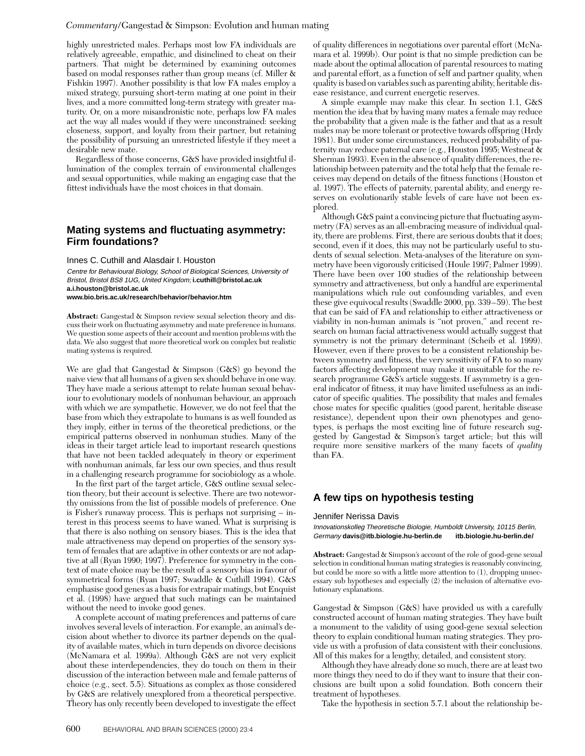highly unrestricted males. Perhaps most low FA individuals are relatively agreeable, empathic, and disinclined to cheat on their partners. That might be determined by examining outcomes based on modal responses rather than group means (cf. Miller & Fishkin 1997). Another possibility is that low FA males employ a mixed strategy, pursuing short-term mating at one point in their lives, and a more committed long-term strategy with greater maturity. Or, on a more misandronistic note, perhaps low FA males act the way all males would if they were unconstrained: seeking closeness, support, and loyalty from their partner, but retaining the possibility of pursuing an unrestricted lifestyle if they meet a desirable new mate.

Regardless of those concerns, G&S have provided insightful illumination of the complex terrain of environmental challenges and sexual opportunities, while making an engaging case that the fittest individuals have the most choices in that domain.

## Mating systems and fluctuating asymmetry: Firm foundations?

Innes C. Cuthill and Alasdair I. Houston

*Centre for Behavioural Biology, School of Biological Sciences, University of Bristol, Bristol BS8 1UG, United Kingdom;* **i.cuthill@bristol.ac.uk a.i.houston@bristol.ac.uk www.bio.bris.ac.uk/research/behavior/behavior.htm**

**Abstract:** Gangestad & Simpson review sexual selection theory and discuss their work on fluctuating asymmetry and mate preference in humans. We question some aspects of their account and mention problems with the data. We also suggest that more theoretical work on complex but realistic mating systems is required.

We are glad that Gangestad & Simpson (G&S) go beyond the naive view that all humans of a given sex should behave in one way. They have made a serious attempt to relate human sexual behaviour to evolutionary models of nonhuman behaviour, an approach with which we are sympathetic. However, we do not feel that the base from which they extrapolate to humans is as well founded as they imply, either in terms of the theoretical predictions, or the empirical patterns observed in nonhuman studies. Many of the ideas in their target article lead to important research questions that have not been tackled adequately in theory or experiment with nonhuman animals, far less our own species, and thus result in a challenging research programme for sociobiology as a whole.

In the first part of the target article, G&S outline sexual selection theory, but their account is selective. There are two noteworthy omissions from the list of possible models of preference. One is Fisher's runaway process. This is perhaps not surprising – interest in this process seems to have waned. What is surprising is that there is also nothing on sensory biases. This is the idea that male attractiveness may depend on properties of the sensory system of females that are adaptive in other contexts or are not adaptive at all (Ryan 1990; 1997). Preference for symmetry in the context of mate choice may be the result of a sensory bias in favour of symmetrical forms (Ryan 1997; Swaddle & Cuthill 1994). G&S emphasise good genes as a basis for extrapair matings, but Enquist et al. (1998) have argued that such matings can be maintained without the need to invoke good genes.

A complete account of mating preferences and patterns of care involves several levels of interaction. For example, an animal's decision about whether to divorce its partner depends on the quality of available mates, which in turn depends on divorce decisions (McNamara et al. 1999a). Although G&S are not very explicit about these interdependencies, they do touch on them in their discussion of the interaction between male and female patterns of choice (e.g., sect. 5.5). Situations as complex as those considered by G&S are relatively unexplored from a theoretical perspective. Theory has only recently been developed to investigate the effect of quality differences in negotiations over parental effort (McNamara et al. 1999b). Our point is that no simple prediction can be made about the optimal allocation of parental resources to mating and parental effort, as a function of self and partner quality, when quality is based on variables such as parenting ability, heritable disease resistance, and current energetic reserves.

A simple example may make this clear. In section 1.1, G&S mention the idea that by having many mates a female may reduce the probability that a given male is the father and that as a result males may be more tolerant or protective towards offspring (Hrdy 1981). But under some circumstances, reduced probability of paternity may reduce paternal care (e.g., Houston 1995; Westneat & Sherman 1993). Even in the absence of quality differences, the relationship between paternity and the total help that the female receives may depend on details of the fitness functions (Houston et al. 1997). The effects of paternity, parental ability, and energy reserves on evolutionarily stable levels of care have not been explored.

Although G&S paint a convincing picture that fluctuating asymmetry (FA) serves as an all-embracing measure of individual quality, there are problems. First, there are serious doubts that it does; second, even if it does, this may not be particularly useful to students of sexual selection. Meta-analyses of the literature on symmetry have been vigorously criticised (Houle 1997; Palmer 1999). There have been over 100 studies of the relationship between symmetry and attractiveness, but only a handful are experimental manipulations which rule out confounding variables, and even these give equivocal results (Swaddle 2000, pp. 339–59). The best that can be said of FA and relationship to either attractiveness or viability in non-human animals is "not proven," and recent research on human facial attractiveness would actually suggest that symmetry is not the primary determinant (Scheib et al. 1999). However, even if there proves to be a consistent relationship between symmetry and fitness, the very sensitivity of FA to so many factors affecting development may make it unsuitable for the research programme G&S's article suggests. If asymmetry is a general indicator of fitness, it may have limited usefulness as an indicator of specific qualities. The possibility that males and females chose mates for specific qualities (good parent, heritable disease resistance), dependent upon their own phenotypes and genotypes, is perhaps the most exciting line of future research suggested by Gangestad & Simpson's target article; but this will require more sensitive markers of the many facets of *quality* than FA.

## A few tips on hypothesis testing

Jennifer Nerissa Davis

*Innovationskolleg Theoretische Biologie, Humboldt University, 10115 Berlin, Germany* **davis@itb.biologie.hu-berlin.de itb.biologie.hu-berlin.de/**

**Abstract:** Gangestad & Simpson's account of the role of good-gene sexual selection in conditional human mating strategies is reasonably convincing, but could be more so with a little more attention to (1), dropping unnecessary sub hypotheses and especially (2) the inclusion of alternative evolutionary explanations.

Gangestad & Simpson (G&S) have provided us with a carefully constructed account of human mating strategies. They have built a monument to the validity of using good-gene sexual selection theory to explain conditional human mating strategies. They provide us with a profusion of data consistent with their conclusions. All of this makes for a lengthy, detailed, and consistent story.

Although they have already done so much, there are at least two more things they need to do if they want to insure that their conclusions are built upon a solid foundation. Both concern their treatment of hypotheses.

Take the hypothesis in section 5.7.1 about the relationship be-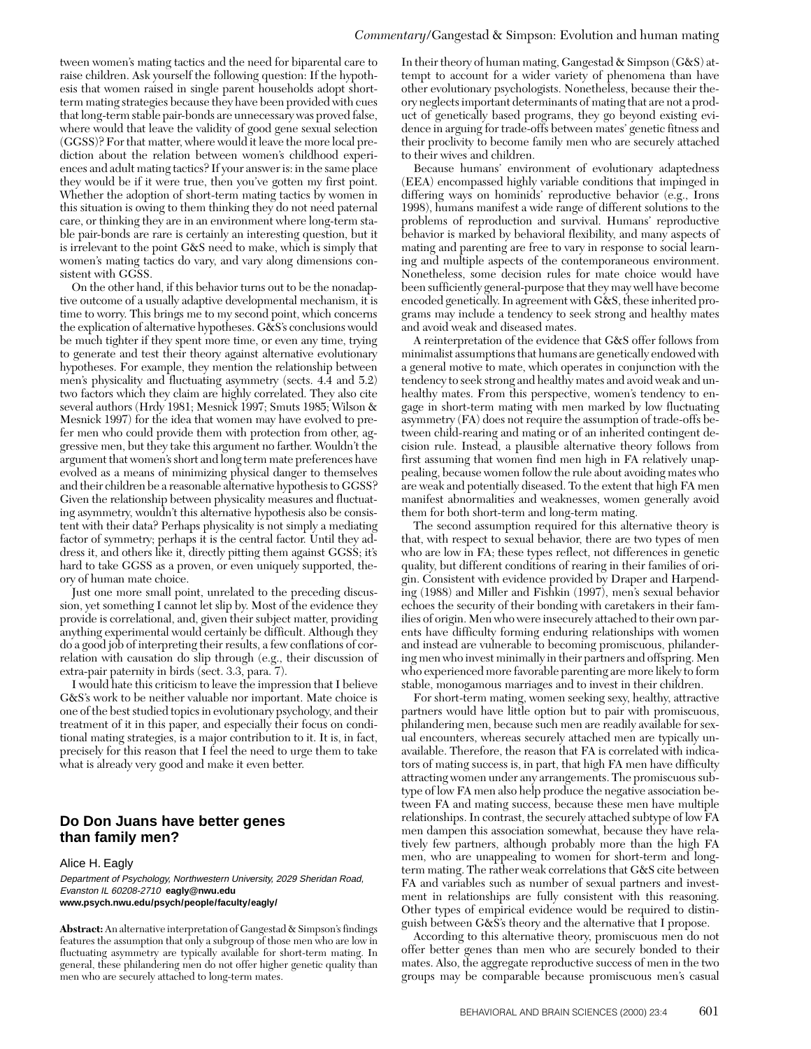tween women's mating tactics and the need for biparental care to raise children. Ask yourself the following question: If the hypothesis that women raised in single parent households adopt short-term mating strategies because they have been provided with cues that long-term stable pair-bonds are unnecessary was proved false, where would that leave the validity of good gene sexual selection (GGSS)? For that matter, where would it leave the more local prediction about the relation between women's childhood experiences and adult mating tactics? If your answer is: in the same place they would be if it were true, then you've gotten my first point. Whether the adoption of short-term mating tactics by women in this situation is owing to them thinking they do not need paternal care, or thinking they are in an environment where long-term stable pair-bonds are rare is certainly an interesting question, but it is irrelevant to the point G&S need to make, which is simply that women's mating tactics do vary, and vary along dimensions consistent with GGSS.

On the other hand, if this behavior turns out to be the nonadaptive outcome of a usually adaptive developmental mechanism, it is time to worry. This brings me to my second point, which concerns the explication of alternative hypotheses. G&S's conclusions would be much tighter if they spent more time, or even any time, trying to generate and test their theory against alternative evolutionary hypotheses. For example, they mention the relationship between men's physicality and fluctuating asymmetry (sects. 4.4 and 5.2) two factors which they claim are highly correlated. They also cite several authors (Hrdy 1981; Mesnick 1997; Smuts 1985; Wilson & Mesnick 1997) for the idea that women may have evolved to prefer men who could provide them with protection from other, aggressive men, but they take this argument no farther. Wouldn't the argument that women's short and long term mate preferences have evolved as a means of minimizing physical danger to themselves and their children be a reasonable alternative hypothesis to GGSS? Given the relationship between physicality measures and fluctuating asymmetry, wouldn't this alternative hypothesis also be consistent with their data? Perhaps physicality is not simply a mediating factor of symmetry; perhaps it is the central factor. Until they address it, and others like it, directly pitting them against GGSS; it's hard to take GGSS as a proven, or even uniquely supported, theory of human mate choice.

Just one more small point, unrelated to the preceding discussion, yet something I cannot let slip by. Most of the evidence they provide is correlational, and, given their subject matter, providing anything experimental would certainly be difficult. Although they do a good job of interpreting their results, a few conflations of correlation with causation do slip through (e.g., their discussion of extra-pair paternity in birds (sect. 3.3, para. 7).

I would hate this criticism to leave the impression that I believe G&S's work to be neither valuable nor important. Mate choice is one of the best studied topics in evolutionary psychology, and their treatment of it in this paper, and especially their focus on conditional mating strategies, is a major contribution to it. It is, in fact, precisely for this reason that I feel the need to urge them to take what is already very good and make it even better.

## Do Don Juans have better genes than family men?

Alice H. Eagly

*Department of Psychology, Northwestern University, 2029 Sheridan Road, Evanston IL 60208-2710* **eagly@nwu.edu**
**www.psych.nwu.edu/psych/people/faculty/eagly/**

**Abstract:** An alternative interpretation of Gangestad & Simpson's findings features the assumption that only a subgroup of those men who are low in fluctuating asymmetry are typically available for short-term mating. In general, these philandering men do not offer higher genetic quality than men who are securely attached to long-term mates.

In their theory of human mating, Gangestad & Simpson (G&S) attempt to account for a wider variety of phenomena than have other evolutionary psychologists. Nonetheless, because their theory neglects important determinants of mating that are not a product of genetically based programs, they go beyond existing evidence in arguing for trade-offs between mates' genetic fitness and their proclivity to become family men who are securely attached to their wives and children.

Because humans' environment of evolutionary adaptedness (EEA) encompassed highly variable conditions that impinged in differing ways on hominids' reproductive behavior (e.g., Irons 1998), humans manifest a wide range of different solutions to the problems of reproduction and survival. Humans' reproductive behavior is marked by behavioral flexibility, and many aspects of mating and parenting are free to vary in response to social learning and multiple aspects of the contemporaneous environment. Nonetheless, some decision rules for mate choice would have been sufficiently general-purpose that they may well have become encoded genetically. In agreement with G&S, these inherited programs may include a tendency to seek strong and healthy mates and avoid weak and diseased mates.

A reinterpretation of the evidence that G&S offer follows from minimalist assumptions that humans are genetically endowed with a general motive to mate, which operates in conjunction with the tendency to seek strong and healthy mates and avoid weak and unhealthy mates. From this perspective, women's tendency to engage in short-term mating with men marked by low fluctuating asymmetry (FA) does not require the assumption of trade-offs between child-rearing and mating or of an inherited contingent decision rule. Instead, a plausible alternative theory follows from first assuming that women find men high in FA relatively unappealing, because women follow the rule about avoiding mates who are weak and potentially diseased. To the extent that high FA men manifest abnormalities and weaknesses, women generally avoid them for both short-term and long-term mating.

The second assumption required for this alternative theory is that, with respect to sexual behavior, there are two types of men who are low in FA; these types reflect, not differences in genetic quality, but different conditions of rearing in their families of origin. Consistent with evidence provided by Draper and Harpending (1988) and Miller and Fishkin (1997), men's sexual behavior echoes the security of their bonding with caretakers in their families of origin. Men who were insecurely attached to their own parents have difficulty forming enduring relationships with women and instead are vulnerable to becoming promiscuous, philandering men who invest minimally in their partners and offspring. Men who experienced more favorable parenting are more likely to form stable, monogamous marriages and to invest in their children.

For short-term mating, women seeking sexy, healthy, attractive partners would have little option but to pair with promiscuous, philandering men, because such men are readily available for sexual encounters, whereas securely attached men are typically unavailable. Therefore, the reason that FA is correlated with indicators of mating success is, in part, that high FA men have difficulty attracting women under any arrangements. The promiscuous subtype of low FA men also help produce the negative association between FA and mating success, because these men have multiple relationships. In contrast, the securely attached subtype of low FA men dampen this association somewhat, because they have relatively few partners, although probably more than the high FA men, who are unappealing to women for short-term and long-term mating. The rather weak correlations that G&S cite between FA and variables such as number of sexual partners and investment in relationships are fully consistent with this reasoning. Other types of empirical evidence would be required to distinguish between G&S's theory and the alternative that I propose.

According to this alternative theory, promiscuous men do not offer better genes than men who are securely bonded to their mates. Also, the aggregate reproductive success of men in the two groups may be comparable because promiscuous men's casual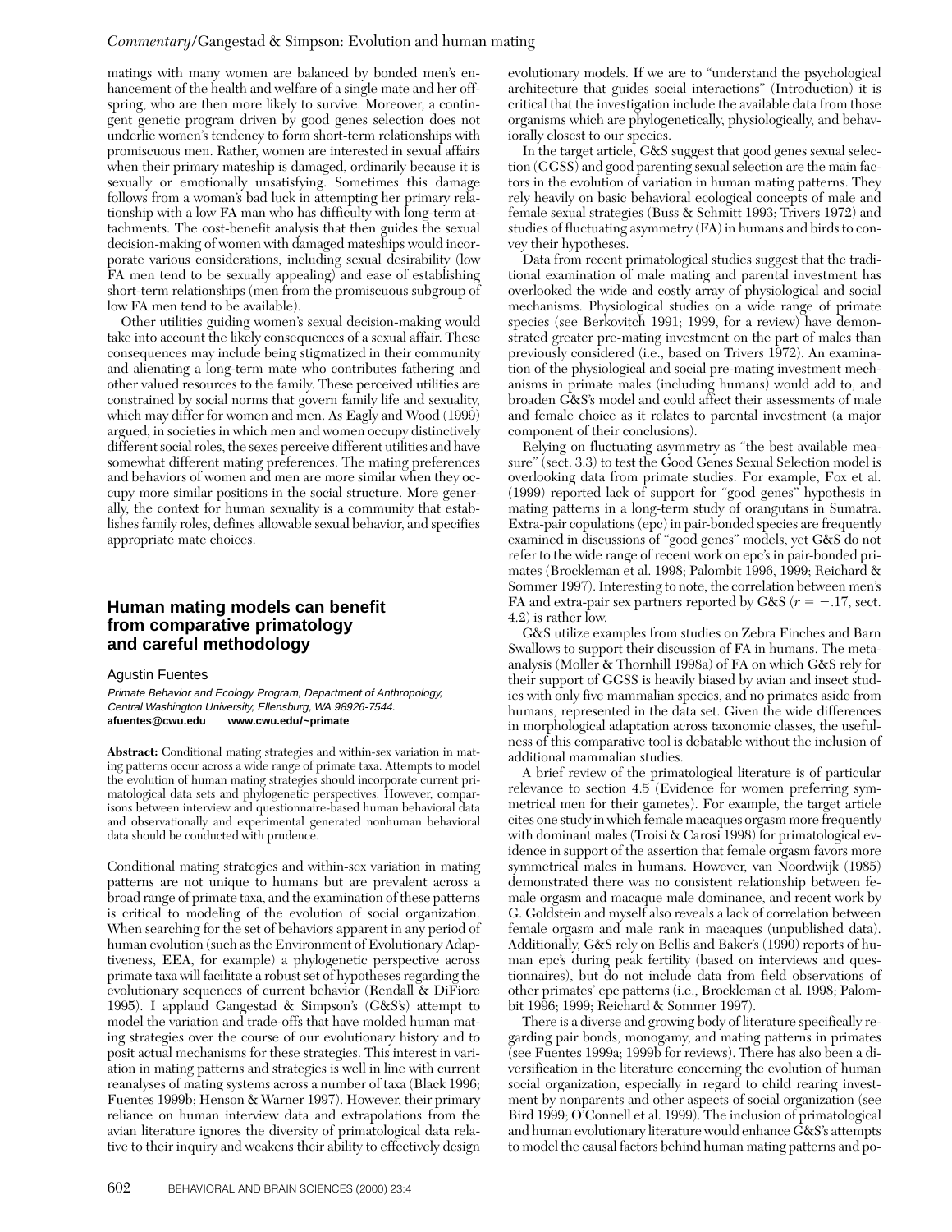matings with many women are balanced by bonded men's enhancement of the health and welfare of a single mate and her offspring, who are then more likely to survive. Moreover, a contingent genetic program driven by good genes selection does not underlie women's tendency to form short-term relationships with promiscuous men. Rather, women are interested in sexual affairs when their primary mateship is damaged, ordinarily because it is sexually or emotionally unsatisfying. Sometimes this damage follows from a woman's bad luck in attempting her primary relationship with a low FA man who has difficulty with long-term attachments. The cost-benefit analysis that then guides the sexual decision-making of women with damaged mateships would incorporate various considerations, including sexual desirability (low FA men tend to be sexually appealing) and ease of establishing short-term relationships (men from the promiscuous subgroup of low FA men tend to be available).

Other utilities guiding women's sexual decision-making would take into account the likely consequences of a sexual affair. These consequences may include being stigmatized in their community and alienating a long-term mate who contributes fathering and other valued resources to the family. These perceived utilities are constrained by social norms that govern family life and sexuality, which may differ for women and men. As Eagly and Wood (1999) argued, in societies in which men and women occupy distinctively different social roles, the sexes perceive different utilities and have somewhat different mating preferences. The mating preferences and behaviors of women and men are more similar when they occupy more similar positions in the social structure. More generally, the context for human sexuality is a community that establishes family roles, defines allowable sexual behavior, and specifies appropriate mate choices.

## Human mating models can benefit from comparative primatology and careful methodology

Agustin Fuentes

*Primate Behavior and Ecology Program, Department of Anthropology, Central Washington University, Ellensburg, WA 98926-7544.*
**afuentes@cwu.edu www.cwu.edu/~primate**

**Abstract:** Conditional mating strategies and within-sex variation in mating patterns occur across a wide range of primate taxa. Attempts to model the evolution of human mating strategies should incorporate current primatological data sets and phylogenetic perspectives. However, comparisons between interview and questionnaire-based human behavioral data and observationally and experimental generated nonhuman behavioral data should be conducted with prudence.

Conditional mating strategies and within-sex variation in mating patterns are not unique to humans but are prevalent across a broad range of primate taxa, and the examination of these patterns is critical to modeling of the evolution of social organization. When searching for the set of behaviors apparent in any period of human evolution (such as the Environment of Evolutionary Adaptiveness, EEA, for example) a phylogenetic perspective across primate taxa will facilitate a robust set of hypotheses regarding the evolutionary sequences of current behavior (Rendall & DiFiore 1995). I applaud Gangestad & Simpson's (G&S's) attempt to model the variation and trade-offs that have molded human mating strategies over the course of our evolutionary history and to posit actual mechanisms for these strategies. This interest in variation in mating patterns and strategies is well in line with current reanalyses of mating systems across a number of taxa (Black 1996; Fuentes 1999b; Henson & Warner 1997). However, their primary reliance on human interview data and extrapolations from the avian literature ignores the diversity of primatological data relative to their inquiry and weakens their ability to effectively design evolutionary models. If we are to "understand the psychological architecture that guides social interactions" (Introduction) it is critical that the investigation include the available data from those organisms which are phylogenetically, physiologically, and behaviorally closest to our species.

In the target article, G&S suggest that good genes sexual selection (GGSS) and good parenting sexual selection are the main factors in the evolution of variation in human mating patterns. They rely heavily on basic behavioral ecological concepts of male and female sexual strategies (Buss & Schmitt 1993; Trivers 1972) and studies of fluctuating asymmetry (FA) in humans and birds to convey their hypotheses.

Data from recent primatological studies suggest that the traditional examination of male mating and parental investment has overlooked the wide and costly array of physiological and social mechanisms. Physiological studies on a wide range of primate species (see Berkovitch 1991; 1999, for a review) have demonstrated greater pre-mating investment on the part of males than previously considered (i.e., based on Trivers 1972). An examination of the physiological and social pre-mating investment mechanisms in primate males (including humans) would add to, and broaden G&S's model and could affect their assessments of male and female choice as it relates to parental investment (a major component of their conclusions).

Relying on fluctuating asymmetry as "the best available measure" (sect. 3.3) to test the Good Genes Sexual Selection model is overlooking data from primate studies. For example, Fox et al. (1999) reported lack of support for "good genes" hypothesis in mating patterns in a long-term study of orangutans in Sumatra. Extra-pair copulations (epc) in pair-bonded species are frequently examined in discussions of "good genes" models, yet G&S do not refer to the wide range of recent work on epc's in pair-bonded primates (Brockleman et al. 1998; Palombit 1996, 1999; Reichard & Sommer 1997). Interesting to note, the correlation between men's FA and extra-pair sex partners reported by G&S ($r = -.17$, sect. 4.2) is rather low.

G&S utilize examples from studies on Zebra Finches and Barn Swallows to support their discussion of FA in humans. The meta-analysis (Moller & Thornhill 1998a) of FA on which G&S rely for their support of GGSS is heavily biased by avian and insect studies with only five mammalian species, and no primates aside from humans, represented in the data set. Given the wide differences in morphological adaptation across taxonomic classes, the usefulness of this comparative tool is debatable without the inclusion of additional mammalian studies.

A brief review of the primatological literature is of particular relevance to section 4.5 (Evidence for women preferring symmetrical men for their gametes). For example, the target article cites one study in which female macaques orgasm more frequently with dominant males (Troisi & Carosi 1998) for primatological evidence in support of the assertion that female orgasm favors more symmetrical males in humans. However, van Noordwijk (1985) demonstrated there was no consistent relationship between female orgasm and macaque male dominance, and recent work by G. Goldstein and myself also reveals a lack of correlation between female orgasm and male rank in macaques (unpublished data). Additionally, G&S rely on Bellis and Baker's (1990) reports of human epc's during peak fertility (based on interviews and questionnaires), but do not include data from field observations of other primates' epc patterns (i.e., Brockleman et al. 1998; Palombit 1996; 1999; Reichard & Sommer 1997).

There is a diverse and growing body of literature specifically regarding pair bonds, monogamy, and mating patterns in primates (see Fuentes 1999a; 1999b for reviews). There has also been a diversification in the literature concerning the evolution of human social organization, especially in regard to child rearing investment by nonparents and other aspects of social organization (see Bird 1999; O'Connell et al. 1999). The inclusion of primatological and human evolutionary literature would enhance G&S's attempts to model the causal factors behind human mating patterns and po-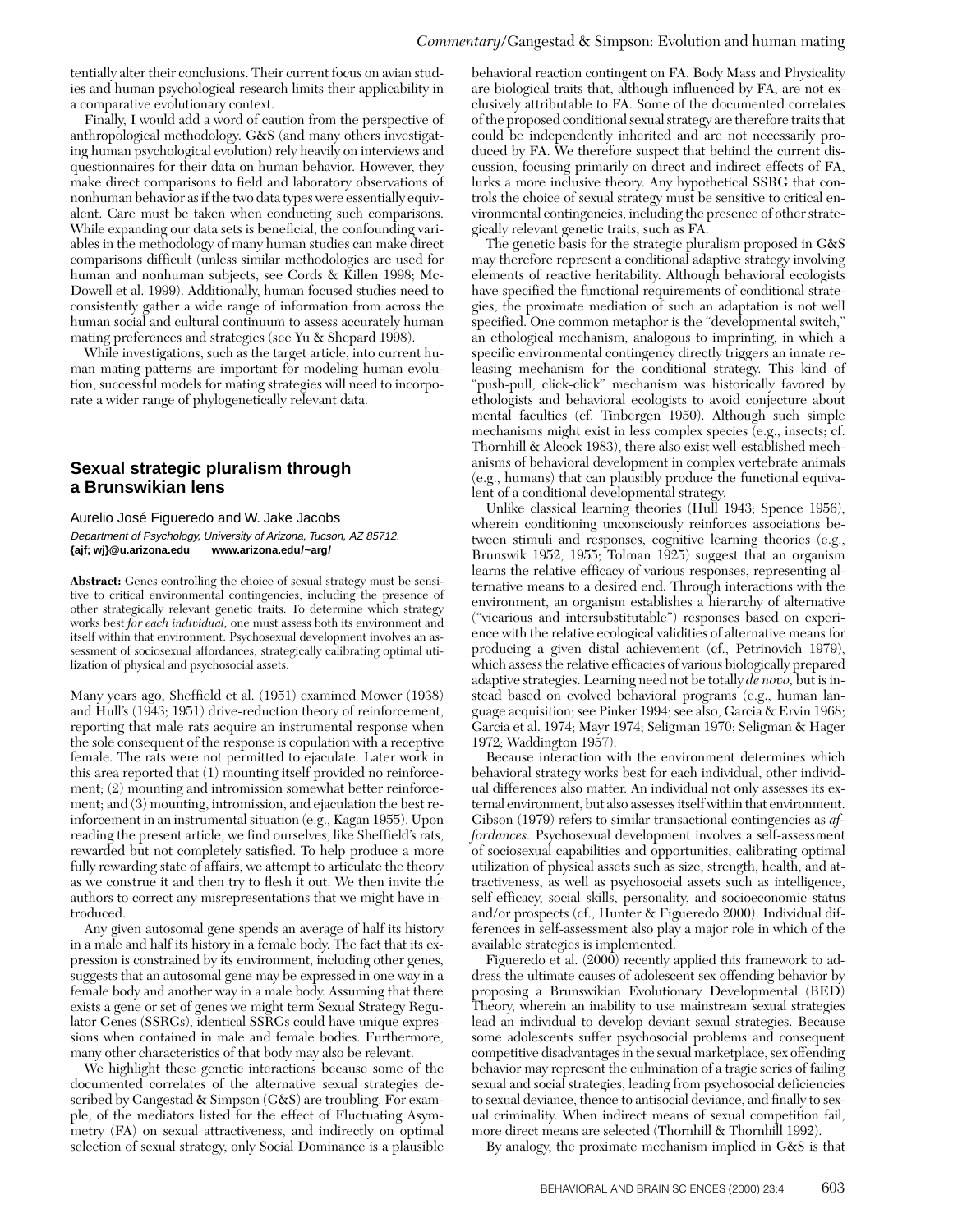tentially alter their conclusions. Their current focus on avian studies and human psychological research limits their applicability in a comparative evolutionary context.

Finally, I would add a word of caution from the perspective of anthropological methodology. G&S (and many others investigating human psychological evolution) rely heavily on interviews and questionnaires for their data on human behavior. However, they make direct comparisons to field and laboratory observations of nonhuman behavior as if the two data types were essentially equivalent. Care must be taken when conducting such comparisons. While expanding our data sets is beneficial, the confounding variables in the methodology of many human studies can make direct comparisons difficult (unless similar methodologies are used for human and nonhuman subjects, see Cords & Killen 1998; McDowell et al. 1999). Additionally, human focused studies need to consistently gather a wide range of information from across the human social and cultural continuum to assess accurately human mating preferences and strategies (see Yu & Shepard 1998).

While investigations, such as the target article, into current human mating patterns are important for modeling human evolution, successful models for mating strategies will need to incorporate a wider range of phylogenetically relevant data.

## Sexual strategic pluralism through a Brunswikian lens

Aurelio José Figueredo and W. Jake Jacobs

*Department of Psychology, University of Arizona, Tucson, AZ 85712.*
**{ajf; wj}@u.arizona.edu   www.arizona.edu/~arg/**

**Abstract:** Genes controlling the choice of sexual strategy must be sensitive to critical environmental contingencies, including the presence of other strategically relevant genetic traits. To determine which strategy works best *for each individual,* one must assess both its environment and itself within that environment. Psychosexual development involves an assessment of sociosexual affordances, strategically calibrating optimal utilization of physical and psychosocial assets.

Many years ago, Sheffield et al. (1951) examined Mower (1938) and Hull's (1943; 1951) drive-reduction theory of reinforcement, reporting that male rats acquire an instrumental response when the sole consequent of the response is copulation with a receptive female. The rats were not permitted to ejaculate. Later work in this area reported that (1) mounting itself provided no reinforcement; (2) mounting and intromission somewhat better reinforcement; and (3) mounting, intromission, and ejaculation the best reinforcement in an instrumental situation (e.g., Kagan 1955). Upon reading the present article, we find ourselves, like Sheffield's rats, rewarded but not completely satisfied. To help produce a more fully rewarding state of affairs, we attempt to articulate the theory as we construe it and then try to flesh it out. We then invite the authors to correct any misrepresentations that we might have introduced.

Any given autosomal gene spends an average of half its history in a male and half its history in a female body. The fact that its expression is constrained by its environment, including other genes, suggests that an autosomal gene may be expressed in one way in a female body and another way in a male body. Assuming that there exists a gene or set of genes we might term Sexual Strategy Regulator Genes (SSRGs), identical SSRGs could have unique expressions when contained in male and female bodies. Furthermore, many other characteristics of that body may also be relevant.

We highlight these genetic interactions because some of the documented correlates of the alternative sexual strategies described by Gangestad & Simpson (G&S) are troubling. For example, of the mediators listed for the effect of Fluctuating Asymmetry (FA) on sexual attractiveness, and indirectly on optimal selection of sexual strategy, only Social Dominance is a plausible behavioral reaction contingent on FA. Body Mass and Physicality are biological traits that, although influenced by FA, are not exclusively attributable to FA. Some of the documented correlates of the proposed conditional sexual strategy are therefore traits that could be independently inherited and are not necessarily produced by FA. We therefore suspect that behind the current discussion, focusing primarily on direct and indirect effects of FA, lurks a more inclusive theory. Any hypothetical SSRG that controls the choice of sexual strategy must be sensitive to critical environmental contingencies, including the presence of other strategically relevant genetic traits, such as FA.

The genetic basis for the strategic pluralism proposed in G&S may therefore represent a conditional adaptive strategy involving elements of reactive heritability. Although behavioral ecologists have specified the functional requirements of conditional strategies, the proximate mediation of such an adaptation is not well specified. One common metaphor is the "developmental switch," an ethological mechanism, analogous to imprinting, in which a specific environmental contingency directly triggers an innate releasing mechanism for the conditional strategy. This kind of "push-pull, click-click" mechanism was historically favored by ethologists and behavioral ecologists to avoid conjecture about mental faculties (cf. Tinbergen 1950). Although such simple mechanisms might exist in less complex species (e.g., insects; cf. Thornhill & Alcock 1983), there also exist well-established mechanisms of behavioral development in complex vertebrate animals (e.g., humans) that can plausibly produce the functional equivalent of a conditional developmental strategy.

Unlike classical learning theories (Hull 1943; Spence 1956), wherein conditioning unconsciously reinforces associations between stimuli and responses, cognitive learning theories (e.g., Brunswik 1952, 1955; Tolman 1925) suggest that an organism learns the relative efficacy of various responses, representing alternative means to a desired end. Through interactions with the environment, an organism establishes a hierarchy of alternative ("vicarious and intersubstitutable") responses based on experience with the relative ecological validities of alternative means for producing a given distal achievement (cf., Petrinovich 1979), which assess the relative efficacies of various biologically prepared adaptive strategies. Learning need not be totally *de novo,* but is instead based on evolved behavioral programs (e.g., human language acquisition; see Pinker 1994; see also, Garcia & Ervin 1968; Garcia et al. 1974; Mayr 1974; Seligman 1970; Seligman & Hager 1972; Waddington 1957).

Because interaction with the environment determines which behavioral strategy works best for each individual, other individual differences also matter. An individual not only assesses its external environment, but also assesses itself within that environment. Gibson (1979) refers to similar transactional contingencies as *affordances.* Psychosexual development involves a self-assessment of sociosexual capabilities and opportunities, calibrating optimal utilization of physical assets such as size, strength, health, and attractiveness, as well as psychosocial assets such as intelligence, self-efficacy, social skills, personality, and socioeconomic status and/or prospects (cf., Hunter & Figueredo 2000). Individual differences in self-assessment also play a major role in which of the available strategies is implemented.

Figueredo et al. (2000) recently applied this framework to address the ultimate causes of adolescent sex offending behavior by proposing a Brunswikian Evolutionary Developmental (BED) Theory, wherein an inability to use mainstream sexual strategies lead an individual to develop deviant sexual strategies. Because some adolescents suffer psychosocial problems and consequent competitive disadvantages in the sexual marketplace, sex offending behavior may represent the culmination of a tragic series of failing sexual and social strategies, leading from psychosocial deficiencies to sexual deviance, thence to antisocial deviance, and finally to sexual criminality. When indirect means of sexual competition fail, more direct means are selected (Thornhill & Thornhill 1992).

By analogy, the proximate mechanism implied in G&S is that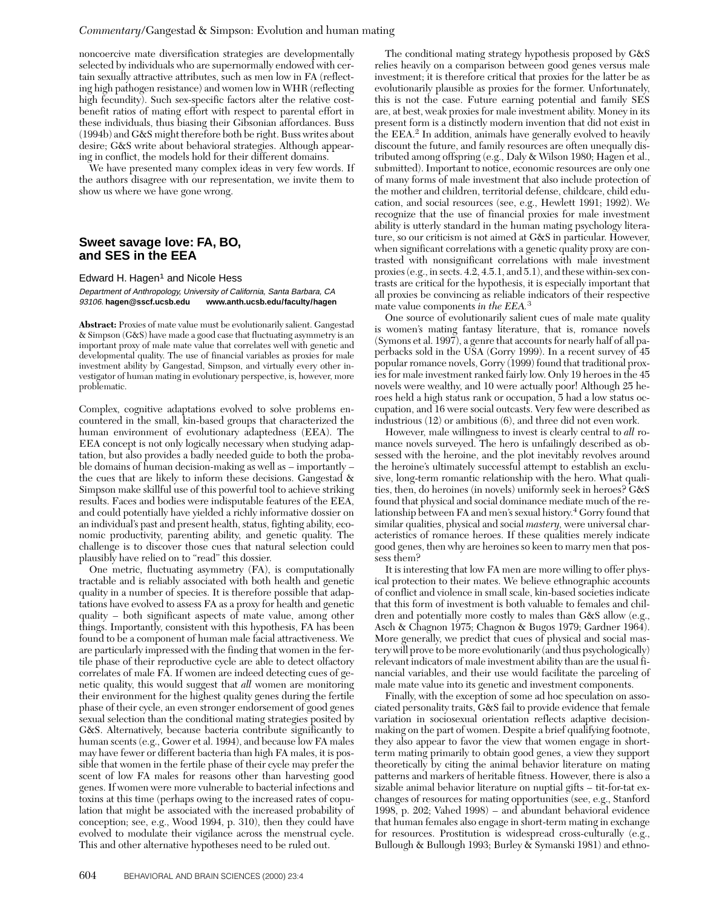noncoercive mate diversification strategies are developmentally selected by individuals who are supernormally endowed with certain sexually attractive attributes, such as men low in FA (reflecting high pathogen resistance) and women low in WHR (reflecting high fecundity). Such sex-specific factors alter the relative cost-benefit ratios of mating effort with respect to parental effort in these individuals, thus biasing their Gibsonian affordances. Buss (1994b) and G&S might therefore both be right. Buss writes about desire; G&S write about behavioral strategies. Although appearing in conflict, the models hold for their different domains.

We have presented many complex ideas in very few words. If the authors disagree with our representation, we invite them to show us where we have gone wrong.

## Sweet savage love: FA, BO, and SES in the EEA

Edward H. Hagen[1] and Nicole Hess

*Department of Anthropology, University of California, Santa Barbara, CA 93106.* **hagen@sscf.ucsb.edu** **www.anth.ucsb.edu/faculty/hagen**

**Abstract:** Proxies of mate value must be evolutionarily salient. Gangestad & Simpson (G&S) have made a good case that fluctuating asymmetry is an important proxy of male mate value that correlates well with genetic and developmental quality. The use of financial variables as proxies for male investment ability by Gangestad, Simpson, and virtually every other investigator of human mating in evolutionary perspective, is, however, more problematic.

Complex, cognitive adaptations evolved to solve problems encountered in the small, kin-based groups that characterized the human environment of evolutionary adaptedness (EEA). The EEA concept is not only logically necessary when studying adaptation, but also provides a badly needed guide to both the probable domains of human decision-making as well as – importantly – the cues that are likely to inform these decisions. Gangestad & Simpson make skillful use of this powerful tool to achieve striking results. Faces and bodies were indisputable features of the EEA, and could potentially have yielded a richly informative dossier on an individual's past and present health, status, fighting ability, economic productivity, parenting ability, and genetic quality. The challenge is to discover those cues that natural selection could plausibly have relied on to "read" this dossier.

One metric, fluctuating asymmetry (FA), is computationally tractable and is reliably associated with both health and genetic quality in a number of species. It is therefore possible that adaptations have evolved to assess FA as a proxy for health and genetic quality – both significant aspects of mate value, among other things. Importantly, consistent with this hypothesis, FA has been found to be a component of human male facial attractiveness. We are particularly impressed with the finding that women in the fertile phase of their reproductive cycle are able to detect olfactory correlates of male FA. If women are indeed detecting cues of genetic quality, this would suggest that *all* women are monitoring their environment for the highest quality genes during the fertile phase of their cycle, an even stronger endorsement of good genes sexual selection than the conditional mating strategies posited by G&S. Alternatively, because bacteria contribute significantly to human scents (e.g., Gower et al. 1994), and because low FA males may have fewer or different bacteria than high FA males, it is possible that women in the fertile phase of their cycle may prefer the scent of low FA males for reasons other than harvesting good genes. If women were more vulnerable to bacterial infections and toxins at this time (perhaps owing to the increased rates of copulation that might be associated with the increased probability of conception; see, e.g., Wood 1994, p. 310), then they could have evolved to modulate their vigilance across the menstrual cycle. This and other alternative hypotheses need to be ruled out.

The conditional mating strategy hypothesis proposed by G&S relies heavily on a comparison between good genes versus male investment; it is therefore critical that proxies for the latter be as evolutionarily plausible as proxies for the former. Unfortunately, this is not the case. Future earning potential and family SES are, at best, weak proxies for male investment ability. Money in its present form is a distinctly modern invention that did not exist in the EEA.[2] In addition, animals have generally evolved to heavily discount the future, and family resources are often unequally distributed among offspring (e.g., Daly & Wilson 1980; Hagen et al., submitted). Important to notice, economic resources are only one of many forms of male investment that also include protection of the mother and children, territorial defense, childcare, child education, and social resources (see, e.g., Hewlett 1991; 1992). We recognize that the use of financial proxies for male investment ability is utterly standard in the human mating psychology literature, so our criticism is not aimed at G&S in particular. However, when significant correlations with a genetic quality proxy are contrasted with nonsignificant correlations with male investment proxies (e.g., in sects. 4.2, 4.5.1, and 5.1), and these within-sex contrasts are critical for the hypothesis, it is especially important that all proxies be convincing as reliable indicators of their respective mate value components *in the EEA*.[3]

One source of evolutionarily salient cues of male mate quality is women's mating fantasy literature, that is, romance novels (Symons et al. 1997), a genre that accounts for nearly half of all paperbacks sold in the USA (Gorry 1999). In a recent survey of 45 popular romance novels, Gorry (1999) found that traditional proxies for male investment ranked fairly low. Only 19 heroes in the 45 novels were wealthy, and 10 were actually poor! Although 25 heroes held a high status rank or occupation, 5 had a low status occupation, and 16 were social outcasts. Very few were described as industrious (12) or ambitious (6), and three did not even work.

However, male willingness to invest is clearly central to *all* romance novels surveyed. The hero is unfailingly described as obsessed with the heroine, and the plot inevitably revolves around the heroine's ultimately successful attempt to establish an exclusive, long-term romantic relationship with the hero. What qualities, then, do heroines (in novels) uniformly seek in heroes? G&S found that physical and social dominance mediate much of the relationship between FA and men's sexual history.[4] Gorry found that similar qualities, physical and social *mastery*, were universal characteristics of romance heroes. If these qualities merely indicate good genes, then why are heroines so keen to marry men that possess them?

It is interesting that low FA men are more willing to offer physical protection to their mates. We believe ethnographic accounts of conflict and violence in small scale, kin-based societies indicate that this form of investment is both valuable to females and children and potentially more costly to males than G&S allow (e.g., Asch & Chagnon 1975; Chagnon & Bugos 1979; Gardner 1964). More generally, we predict that cues of physical and social mastery will prove to be more evolutionarily (and thus psychologically) relevant indicators of male investment ability than are the usual financial variables, and their use would facilitate the parceling of male mate value into its genetic and investment components.

Finally, with the exception of some ad hoc speculation on associated personality traits, G&S fail to provide evidence that female variation in sociosexual orientation reflects adaptive decision-making on the part of women. Despite a brief qualifying footnote, they also appear to favor the view that women engage in short-term mating primarily to obtain good genes, a view they support theoretically by citing the animal behavior literature on mating patterns and markers of heritable fitness. However, there is also a sizable animal behavior literature on nuptial gifts – tit-for-tat exchanges of resources for mating opportunities (see, e.g., Stanford 1998, p. 202; Vahed 1998) – and abundant behavioral evidence that human females also engage in short-term mating in exchange for resources. Prostitution is widespread cross-culturally (e.g., Bullough & Bullough 1993; Burley & Symanski 1981) and ethno-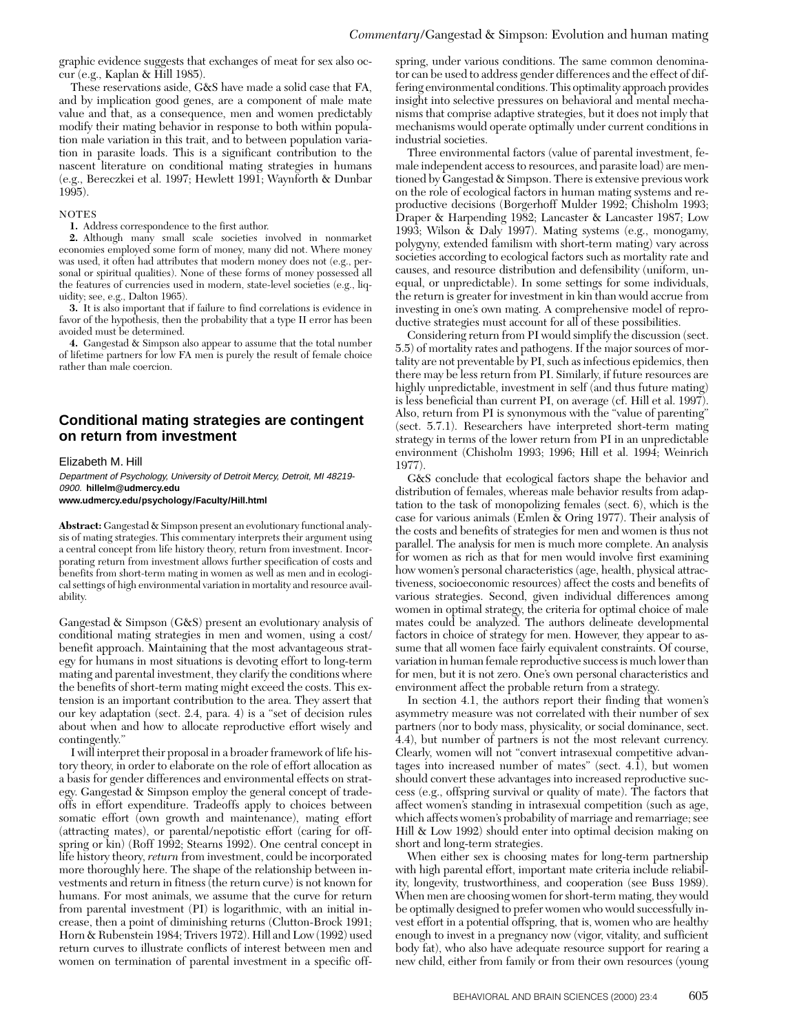graphic evidence suggests that exchanges of meat for sex also occur (e.g., Kaplan & Hill 1985).

These reservations aside, G&S have made a solid case that FA, and by implication good genes, are a component of male mate value and that, as a consequence, men and women predictably modify their mating behavior in response to both within population male variation in this trait, and to between population variation in parasite loads. This is a significant contribution to the nascent literature on conditional mating strategies in humans (e.g., Bereczkei et al. 1997; Hewlett 1991; Waynforth & Dunbar 1995).

NOTES

**1.** Address correspondence to the first author.

**2.** Although many small scale societies involved in nonmarket economies employed some form of money, many did not. Where money was used, it often had attributes that modern money does not (e.g., personal or spiritual qualities). None of these forms of money possessed all the features of currencies used in modern, state-level societies (e.g., liquidity; see, e.g., Dalton 1965).

**3.** It is also important that if failure to find correlations is evidence in favor of the hypothesis, then the probability that a type II error has been avoided must be determined.

**4.** Gangestad & Simpson also appear to assume that the total number of lifetime partners for low FA men is purely the result of female choice rather than male coercion.

## Conditional mating strategies are contingent on return from investment

Elizabeth M. Hill

*Department of Psychology, University of Detroit Mercy, Detroit, MI 48219-0900.* **hillelm@udmercy.edu**
**www.udmercy.edu/psychology/Faculty/Hill.html**

**Abstract:** Gangestad & Simpson present an evolutionary functional analysis of mating strategies. This commentary interprets their argument using a central concept from life history theory, return from investment. Incorporating return from investment allows further specification of costs and benefits from short-term mating in women as well as men and in ecological settings of high environmental variation in mortality and resource availability.

Gangestad & Simpson (G&S) present an evolutionary analysis of conditional mating strategies in men and women, using a cost/benefit approach. Maintaining that the most advantageous strategy for humans in most situations is devoting effort to long-term mating and parental investment, they clarify the conditions where the benefits of short-term mating might exceed the costs. This extension is an important contribution to the area. They assert that our key adaptation (sect. 2.4, para. 4) is a "set of decision rules about when and how to allocate reproductive effort wisely and contingently."

I will interpret their proposal in a broader framework of life history theory, in order to elaborate on the role of effort allocation as a basis for gender differences and environmental effects on strategy. Gangestad & Simpson employ the general concept of tradeoffs in effort expenditure. Tradeoffs apply to choices between somatic effort (own growth and maintenance), mating effort (attracting mates), or parental/nepotistic effort (caring for offspring or kin) (Roff 1992; Stearns 1992). One central concept in life history theory, *return* from investment, could be incorporated more thoroughly here. The shape of the relationship between investments and return in fitness (the return curve) is not known for humans. For most animals, we assume that the curve for return from parental investment (PI) is logarithmic, with an initial increase, then a point of diminishing returns (Clutton-Brock 1991; Horn & Rubenstein 1984; Trivers 1972). Hill and Low (1992) used return curves to illustrate conflicts of interest between men and women on termination of parental investment in a specific offspring, under various conditions. The same common denominator can be used to address gender differences and the effect of differing environmental conditions. This optimality approach provides insight into selective pressures on behavioral and mental mechanisms that comprise adaptive strategies, but it does not imply that mechanisms would operate optimally under current conditions in industrial societies.

Three environmental factors (value of parental investment, female independent access to resources, and parasite load) are mentioned by Gangestad & Simpson. There is extensive previous work on the role of ecological factors in human mating systems and reproductive decisions (Borgerhoff Mulder 1992; Chisholm 1993; Draper & Harpending 1982; Lancaster & Lancaster 1987; Low 1993; Wilson & Daly 1997). Mating systems (e.g., monogamy, polygyny, extended familism with short-term mating) vary across societies according to ecological factors such as mortality rate and causes, and resource distribution and defensibility (uniform, unequal, or unpredictable). In some settings for some individuals, the return is greater for investment in kin than would accrue from investing in one's own mating. A comprehensive model of reproductive strategies must account for all of these possibilities.

Considering return from PI would simplify the discussion (sect. 5.5) of mortality rates and pathogens. If the major sources of mortality are not preventable by PI, such as infectious epidemics, then there may be less return from PI. Similarly, if future resources are highly unpredictable, investment in self (and thus future mating) is less beneficial than current PI, on average (cf. Hill et al. 1997). Also, return from PI is synonymous with the "value of parenting" (sect. 5.7.1). Researchers have interpreted short-term mating strategy in terms of the lower return from PI in an unpredictable environment (Chisholm 1993; 1996; Hill et al. 1994; Weinrich 1977).

G&S conclude that ecological factors shape the behavior and distribution of females, whereas male behavior results from adaptation to the task of monopolizing females (sect. 6), which is the case for various animals (Emlen & Oring 1977). Their analysis of the costs and benefits of strategies for men and women is thus not parallel. The analysis for men is much more complete. An analysis for women as rich as that for men would involve first examining how women's personal characteristics (age, health, physical attractiveness, socioeconomic resources) affect the costs and benefits of various strategies. Second, given individual differences among women in optimal strategy, the criteria for optimal choice of male mates could be analyzed. The authors delineate developmental factors in choice of strategy for men. However, they appear to assume that all women face fairly equivalent constraints. Of course, variation in human female reproductive success is much lower than for men, but it is not zero. One's own personal characteristics and environment affect the probable return from a strategy.

In section 4.1, the authors report their finding that women's asymmetry measure was not correlated with their number of sex partners (nor to body mass, physicality, or social dominance, sect. 4.4), but number of partners is not the most relevant currency. Clearly, women will not "convert intrasexual competitive advantages into increased number of mates" (sect. 4.1), but women should convert these advantages into increased reproductive success (e.g., offspring survival or quality of mate). The factors that affect women's standing in intrasexual competition (such as age, which affects women's probability of marriage and remarriage; see Hill & Low 1992) should enter into optimal decision making on short and long-term strategies.

When either sex is choosing mates for long-term partnership with high parental effort, important mate criteria include reliability, longevity, trustworthiness, and cooperation (see Buss 1989). When men are choosing women for short-term mating, they would be optimally designed to prefer women who would successfully invest effort in a potential offspring, that is, women who are healthy enough to invest in a pregnancy now (vigor, vitality, and sufficient body fat), who also have adequate resource support for rearing a new child, either from family or from their own resources (young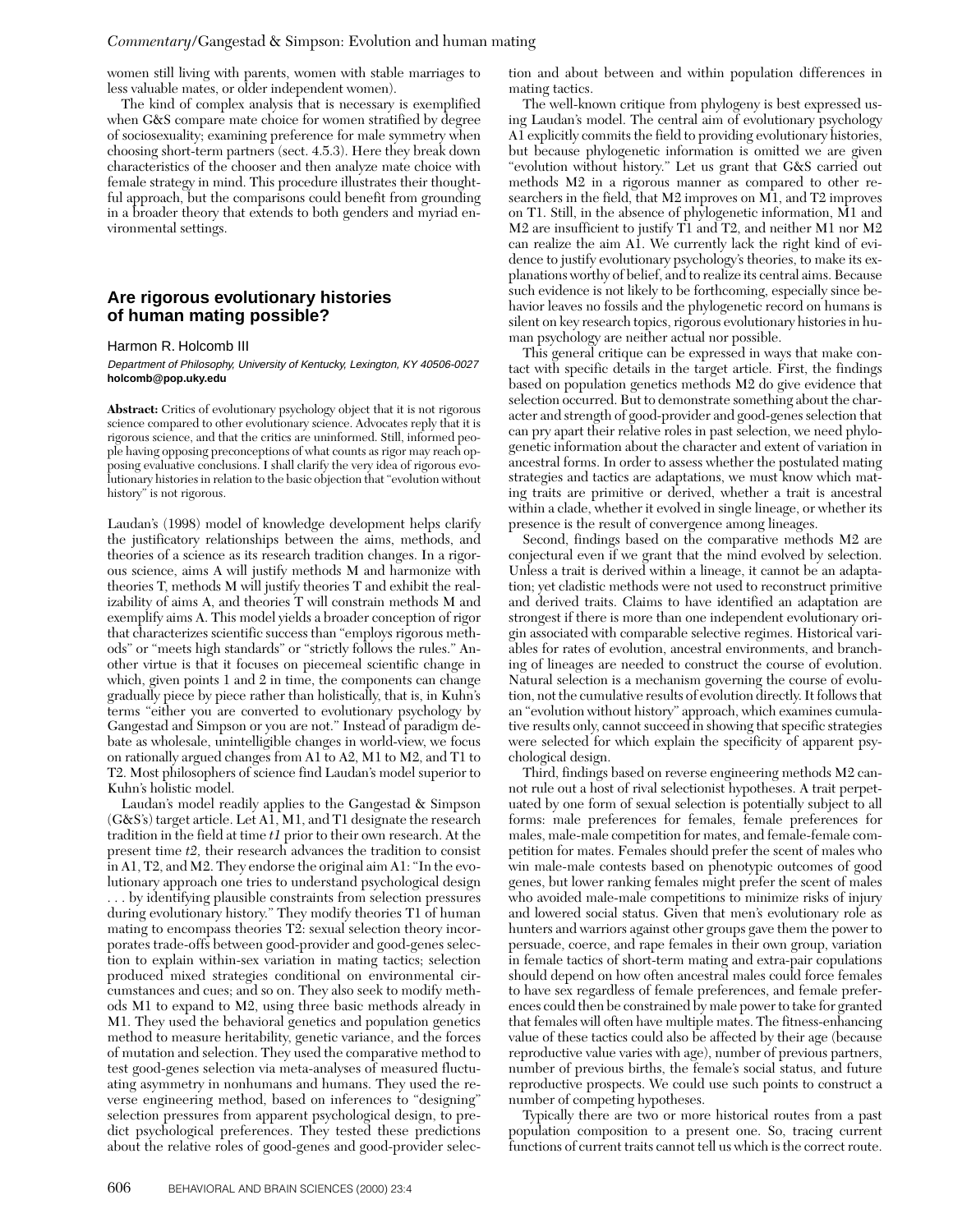women still living with parents, women with stable marriages to less valuable mates, or older independent women).

The kind of complex analysis that is necessary is exemplified when G&S compare mate choice for women stratified by degree of sociosexuality; examining preference for male symmetry when choosing short-term partners (sect. 4.5.3). Here they break down characteristics of the chooser and then analyze mate choice with female strategy in mind. This procedure illustrates their thoughtful approach, but the comparisons could benefit from grounding in a broader theory that extends to both genders and myriad environmental settings.

## Are rigorous evolutionary histories of human mating possible?

Harmon R. Holcomb III

*Department of Philosophy, University of Kentucky, Lexington, KY 40506-0027*
**holcomb@pop.uky.edu**

**Abstract:** Critics of evolutionary psychology object that it is not rigorous science compared to other evolutionary science. Advocates reply that it is rigorous science, and that the critics are uninformed. Still, informed people having opposing preconceptions of what counts as rigor may reach opposing evaluative conclusions. I shall clarify the very idea of rigorous evolutionary histories in relation to the basic objection that "evolution without history" is not rigorous.

Laudan's (1998) model of knowledge development helps clarify the justificatory relationships between the aims, methods, and theories of a science as its research tradition changes. In a rigorous science, aims A will justify methods M and harmonize with theories T, methods M will justify theories T and exhibit the realizability of aims A, and theories T will constrain methods M and exemplify aims A. This model yields a broader conception of rigor that characterizes scientific success than "employs rigorous methods" or "meets high standards" or "strictly follows the rules." Another virtue is that it focuses on piecemeal scientific change in which, given points 1 and 2 in time, the components can change gradually piece by piece rather than holistically, that is, in Kuhn's terms "either you are converted to evolutionary psychology by Gangestad and Simpson or you are not." Instead of paradigm debate as wholesale, unintelligible changes in world-view, we focus on rationally argued changes from A1 to A2, M1 to M2, and T1 to T2. Most philosophers of science find Laudan's model superior to Kuhn's holistic model.

Laudan's model readily applies to the Gangestad & Simpson (G&S's) target article. Let A1, M1, and T1 designate the research tradition in the field at time *t1* prior to their own research. At the present time *t2*, their research advances the tradition to consist in A1, T2, and M2. They endorse the original aim A1: "In the evolutionary approach one tries to understand psychological design . . . by identifying plausible constraints from selection pressures during evolutionary history." They modify theories T1 of human mating to encompass theories T2: sexual selection theory incorporates trade-offs between good-provider and good-genes selection to explain within-sex variation in mating tactics; selection produced mixed strategies conditional on environmental circumstances and cues; and so on. They also seek to modify methods M1 to expand to M2, using three basic methods already in M1. They used the behavioral genetics and population genetics method to measure heritability, genetic variance, and the forces of mutation and selection. They used the comparative method to test good-genes selection via meta-analyses of measured fluctuating asymmetry in nonhumans and humans. They used the reverse engineering method, based on inferences to "designing" selection pressures from apparent psychological design, to predict psychological preferences. They tested these predictions about the relative roles of good-genes and good-provider selection and about between and within population differences in mating tactics.

The well-known critique from phylogeny is best expressed using Laudan's model. The central aim of evolutionary psychology A1 explicitly commits the field to providing evolutionary histories, but because phylogenetic information is omitted we are given "evolution without history." Let us grant that G&S carried out methods M2 in a rigorous manner as compared to other researchers in the field, that M2 improves on M1, and T2 improves on T1. Still, in the absence of phylogenetic information, M1 and M2 are insufficient to justify T1 and T2, and neither M1 nor M2 can realize the aim A1. We currently lack the right kind of evidence to justify evolutionary psychology's theories, to make its explanations worthy of belief, and to realize its central aims. Because such evidence is not likely to be forthcoming, especially since behavior leaves no fossils and the phylogenetic record on humans is silent on key research topics, rigorous evolutionary histories in human psychology are neither actual nor possible.

This general critique can be expressed in ways that make contact with specific details in the target article. First, the findings based on population genetics methods M2 do give evidence that selection occurred. But to demonstrate something about the character and strength of good-provider and good-genes selection that can pry apart their relative roles in past selection, we need phylogenetic information about the character and extent of variation in ancestral forms. In order to assess whether the postulated mating strategies and tactics are adaptations, we must know which mating traits are primitive or derived, whether a trait is ancestral within a clade, whether it evolved in single lineage, or whether its presence is the result of convergence among lineages.

Second, findings based on the comparative methods M2 are conjectural even if we grant that the mind evolved by selection. Unless a trait is derived within a lineage, it cannot be an adaptation; yet cladistic methods were not used to reconstruct primitive and derived traits. Claims to have identified an adaptation are strongest if there is more than one independent evolutionary origin associated with comparable selective regimes. Historical variables for rates of evolution, ancestral environments, and branching of lineages are needed to construct the course of evolution. Natural selection is a mechanism governing the course of evolution, not the cumulative results of evolution directly. It follows that an "evolution without history" approach, which examines cumulative results only, cannot succeed in showing that specific strategies were selected for which explain the specificity of apparent psychological design.

Third, findings based on reverse engineering methods M2 cannot rule out a host of rival selectionist hypotheses. A trait perpetuated by one form of sexual selection is potentially subject to all forms: male preferences for females, female preferences for males, male-male competition for mates, and female-female competition for mates. Females should prefer the scent of males who win male-male contests based on phenotypic outcomes of good genes, but lower ranking females might prefer the scent of males who avoided male-male competitions to minimize risks of injury and lowered social status. Given that men's evolutionary role as hunters and warriors against other groups gave them the power to persuade, coerce, and rape females in their own group, variation in female tactics of short-term mating and extra-pair copulations should depend on how often ancestral males could force females to have sex regardless of female preferences, and female preferences could then be constrained by male power to take for granted that females will often have multiple mates. The fitness-enhancing value of these tactics could also be affected by their age (because reproductive value varies with age), number of previous partners, number of previous births, the female's social status, and future reproductive prospects. We could use such points to construct a number of competing hypotheses.

Typically there are two or more historical routes from a past population composition to a present one. So, tracing current functions of current traits cannot tell us which is the correct route.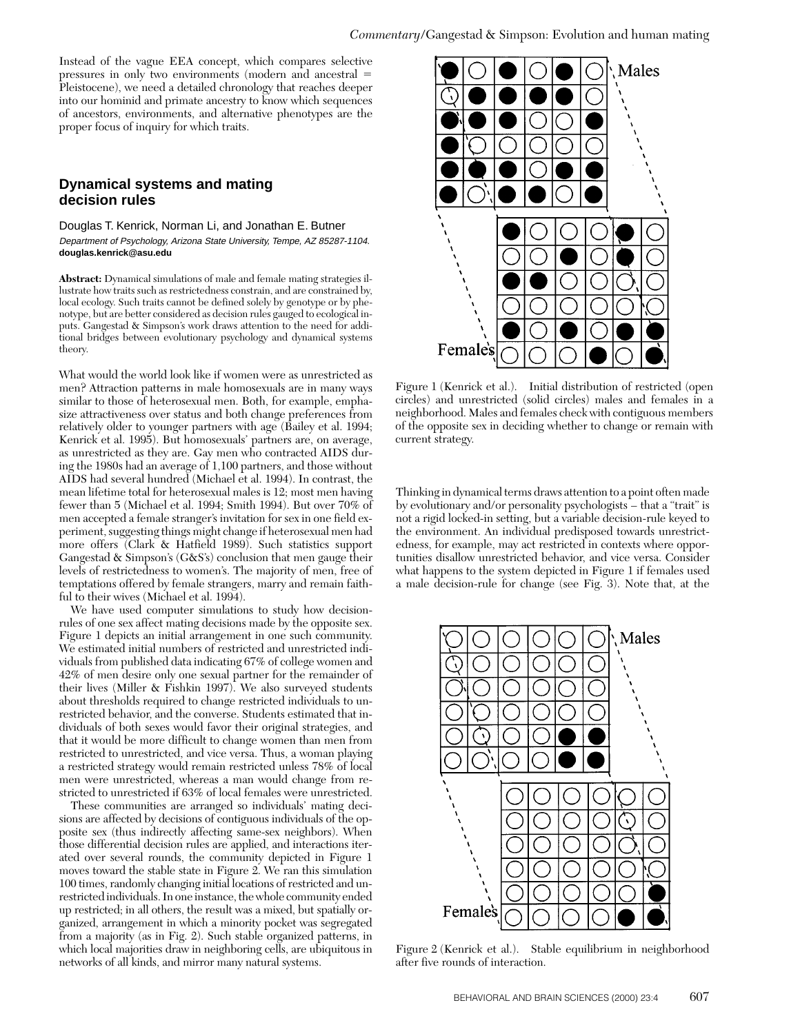Instead of the vague EEA concept, which compares selective pressures in only two environments (modern and ancestral = Pleistocene), we need a detailed chronology that reaches deeper into our hominid and primate ancestry to know which sequences of ancestors, environments, and alternative phenotypes are the proper focus of inquiry for which traits.

## Dynamical systems and mating decision rules

Douglas T. Kenrick, Norman Li, and Jonathan E. Butner

*Department of Psychology, Arizona State University, Tempe, AZ 85287-1104.*
**douglas.kenrick@asu.edu**

**Abstract:** Dynamical simulations of male and female mating strategies illustrate how traits such as restrictedness constrain, and are constrained by, local ecology. Such traits cannot be defined solely by genotype or by phenotype, but are better considered as decision rules gauged to ecological inputs. Gangestad & Simpson's work draws attention to the need for additional bridges between evolutionary psychology and dynamical systems theory.

What would the world look like if women were as unrestricted as men? Attraction patterns in male homosexuals are in many ways similar to those of heterosexual men. Both, for example, emphasize attractiveness over status and both change preferences from relatively older to younger partners with age (Bailey et al. 1994; Kenrick et al. 1995). But homosexuals' partners are, on average, as unrestricted as they are. Gay men who contracted AIDS during the 1980s had an average of 1,100 partners, and those without AIDS had several hundred (Michael et al. 1994). In contrast, the mean lifetime total for heterosexual males is 12; most men having fewer than 5 (Michael et al. 1994; Smith 1994). But over 70% of men accepted a female stranger's invitation for sex in one field experiment, suggesting things might change if heterosexual men had more offers (Clark & Hatfield 1989). Such statistics support Gangestad & Simpson's (G&S's) conclusion that men gauge their levels of restrictedness to women's. The majority of men, free of temptations offered by female strangers, marry and remain faithful to their wives (Michael et al. 1994).

We have used computer simulations to study how decision-rules of one sex affect mating decisions made by the opposite sex. Figure 1 depicts an initial arrangement in one such community. We estimated initial numbers of restricted and unrestricted individuals from published data indicating 67% of college women and 42% of men desire only one sexual partner for the remainder of their lives (Miller & Fishkin 1997). We also surveyed students about thresholds required to change restricted individuals to unrestricted behavior, and the converse. Students estimated that individuals of both sexes would favor their original strategies, and that it would be more difficult to change women than men from restricted to unrestricted, and vice versa. Thus, a woman playing a restricted strategy would remain restricted unless 78% of local men were unrestricted, whereas a man would change from restricted to unrestricted if 63% of local females were unrestricted.

These communities are arranged so individuals' mating decisions are affected by decisions of contiguous individuals of the opposite sex (thus indirectly affecting same-sex neighbors). When those differential decision rules are applied, and interactions iterated over several rounds, the community depicted in Figure 1 moves toward the stable state in Figure 2. We ran this simulation 100 times, randomly changing initial locations of restricted and unrestricted individuals. In one instance, the whole community ended up restricted; in all others, the result was a mixed, but spatially organized, arrangement in which a minority pocket was segregated from a majority (as in Fig. 2). Such stable organized patterns, in which local majorities draw in neighboring cells, are ubiquitous in networks of all kinds, and mirror many natural systems.

Figure 1 (Kenrick et al.). Initial distribution of restricted (open circles) and unrestricted (solid circles) males and females in a neighborhood. Males and females check with contiguous members of the opposite sex in deciding whether to change or remain with current strategy.

Thinking in dynamical terms draws attention to a point often made by evolutionary and/or personality psychologists – that a "trait" is not a rigid locked-in setting, but a variable decision-rule keyed to the environment. An individual predisposed towards unrestrictedness, for example, may act restricted in contexts where opportunities disallow unrestricted behavior, and vice versa. Consider what happens to the system depicted in Figure 1 if females used a male decision-rule for change (see Fig. 3). Note that, at the

Figure 2 (Kenrick et al.). Stable equilibrium in neighborhood after five rounds of interaction.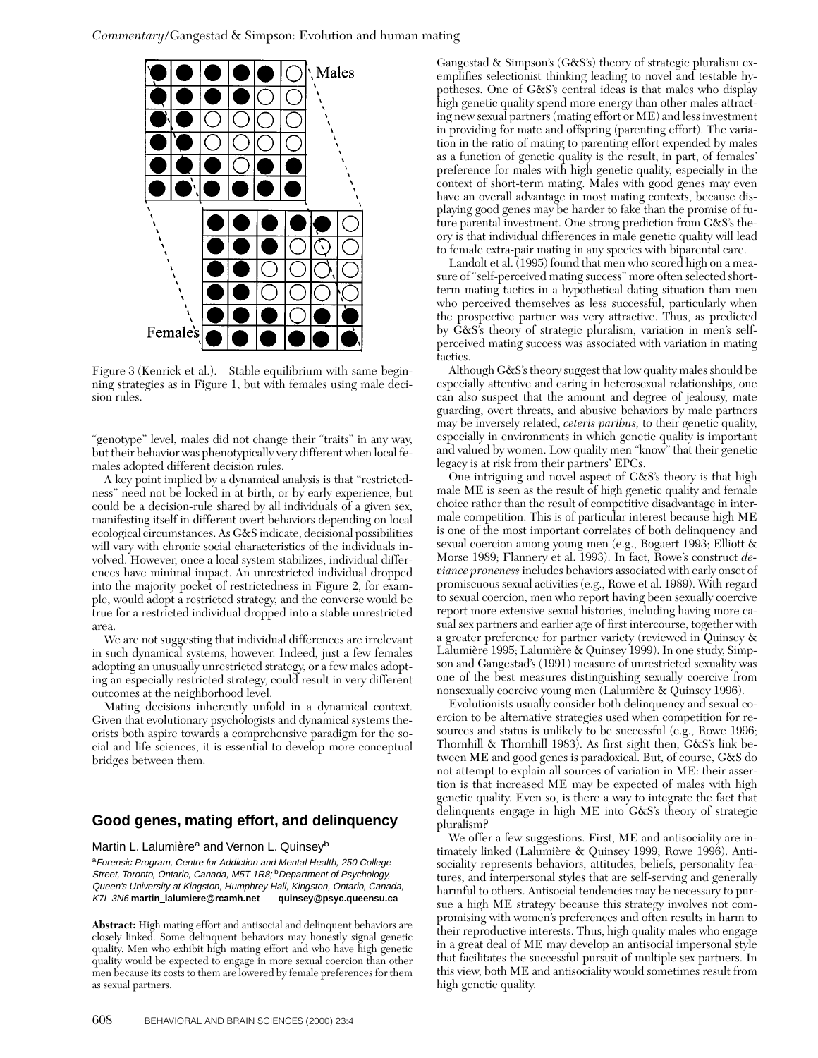Males

Females

Figure 3 (Kenrick et al.). Stable equilibrium with same beginning strategies as in Figure 1, but with females using male decision rules.

"genotype" level, males did not change their "traits" in any way, but their behavior was phenotypically very different when local females adopted different decision rules.

A key point implied by a dynamical analysis is that "restrictedness" need not be locked in at birth, or by early experience, but could be a decision-rule shared by all individuals of a given sex, manifesting itself in different overt behaviors depending on local ecological circumstances. As G&S indicate, decisional possibilities will vary with chronic social characteristics of the individuals involved. However, once a local system stabilizes, individual differences have minimal impact. An unrestricted individual dropped into the majority pocket of restrictedness in Figure 2, for example, would adopt a restricted strategy, and the converse would be true for a restricted individual dropped into a stable unrestricted area.

We are not suggesting that individual differences are irrelevant in such dynamical systems, however. Indeed, just a few females adopting an unusually unrestricted strategy, or a few males adopting an especially restricted strategy, could result in very different outcomes at the neighborhood level.

Mating decisions inherently unfold in a dynamical context. Given that evolutionary psychologists and dynamical systems theorists both aspire towards a comprehensive paradigm for the social and life sciences, it is essential to develop more conceptual bridges between them.

## Good genes, mating effort, and delinquency

Martin L. Lalumière[a] and Vernon L. Quinsey[b]

[a]*Forensic Program, Centre for Addiction and Mental Health, 250 College Street, Toronto, Ontario, Canada, M5T 1R8;* [b]*Department of Psychology, Queen's University at Kingston, Humphrey Hall, Kingston, Ontario, Canada, K7L 3N6* **martin_lalumiere@rcamh.net quinsey@psyc.queensu.ca**

**Abstract:** High mating effort and antisocial and delinquent behaviors are closely linked. Some delinquent behaviors may honestly signal genetic quality. Men who exhibit high mating effort and who have high genetic quality would be expected to engage in more sexual coercion than other men because its costs to them are lowered by female preferences for them as sexual partners.

Gangestad & Simpson's (G&S's) theory of strategic pluralism exemplifies selectionist thinking leading to novel and testable hypotheses. One of G&S's central ideas is that males who display high genetic quality spend more energy than other males attracting new sexual partners (mating effort or ME) and less investment in providing for mate and offspring (parenting effort). The variation in the ratio of mating to parenting effort expended by males as a function of genetic quality is the result, in part, of females' preference for males with high genetic quality, especially in the context of short-term mating. Males with good genes may even have an overall advantage in most mating contexts, because displaying good genes may be harder to fake than the promise of future parental investment. One strong prediction from G&S's theory is that individual differences in male genetic quality will lead to female extra-pair mating in any species with biparental care.

Landolt et al. (1995) found that men who scored high on a measure of "self-perceived mating success" more often selected short-term mating tactics in a hypothetical dating situation than men who perceived themselves as less successful, particularly when the prospective partner was very attractive. Thus, as predicted by G&S's theory of strategic pluralism, variation in men's self-perceived mating success was associated with variation in mating tactics.

Although G&S's theory suggest that low quality males should be especially attentive and caring in heterosexual relationships, one can also suspect that the amount and degree of jealousy, mate guarding, overt threats, and abusive behaviors by male partners may be inversely related, *ceteris paribus,* to their genetic quality, especially in environments in which genetic quality is important and valued by women. Low quality men "know" that their genetic legacy is at risk from their partners' EPCs.

One intriguing and novel aspect of G&S's theory is that high male ME is seen as the result of high genetic quality and female choice rather than the result of competitive disadvantage in intermale competition. This is of particular interest because high ME is one of the most important correlates of both delinquency and sexual coercion among young men (e.g., Bogaert 1993; Elliott & Morse 1989; Flannery et al. 1993). In fact, Rowe's construct *deviance proneness* includes behaviors associated with early onset of promiscuous sexual activities (e.g., Rowe et al. 1989). With regard to sexual coercion, men who report having been sexually coercive report more extensive sexual histories, including having more casual sex partners and earlier age of first intercourse, together with a greater preference for partner variety (reviewed in Quinsey & Lalumière 1995; Lalumière & Quinsey 1999). In one study, Simpson and Gangestad's (1991) measure of unrestricted sexuality was one of the best measures distinguishing sexually coercive from nonsexually coercive young men (Lalumière & Quinsey 1996).

Evolutionists usually consider both delinquency and sexual coercion to be alternative strategies used when competition for resources and status is unlikely to be successful (e.g., Rowe 1996; Thornhill & Thornhill 1983). As first sight then, G&S's link between ME and good genes is paradoxical. But, of course, G&S do not attempt to explain all sources of variation in ME: their assertion is that increased ME may be expected of males with high genetic quality. Even so, is there a way to integrate the fact that delinquents engage in high ME into G&S's theory of strategic pluralism?

We offer a few suggestions. First, ME and antisociality are intimately linked (Lalumière & Quinsey 1999; Rowe 1996). Antisociality represents behaviors, attitudes, beliefs, personality features, and interpersonal styles that are self-serving and generally harmful to others. Antisocial tendencies may be necessary to pursue a high ME strategy because this strategy involves not compromising with women's preferences and often results in harm to their reproductive interests. Thus, high quality males who engage in a great deal of ME may develop an antisocial impersonal style that facilitates the successful pursuit of multiple sex partners. In this view, both ME and antisociality would sometimes result from high genetic quality.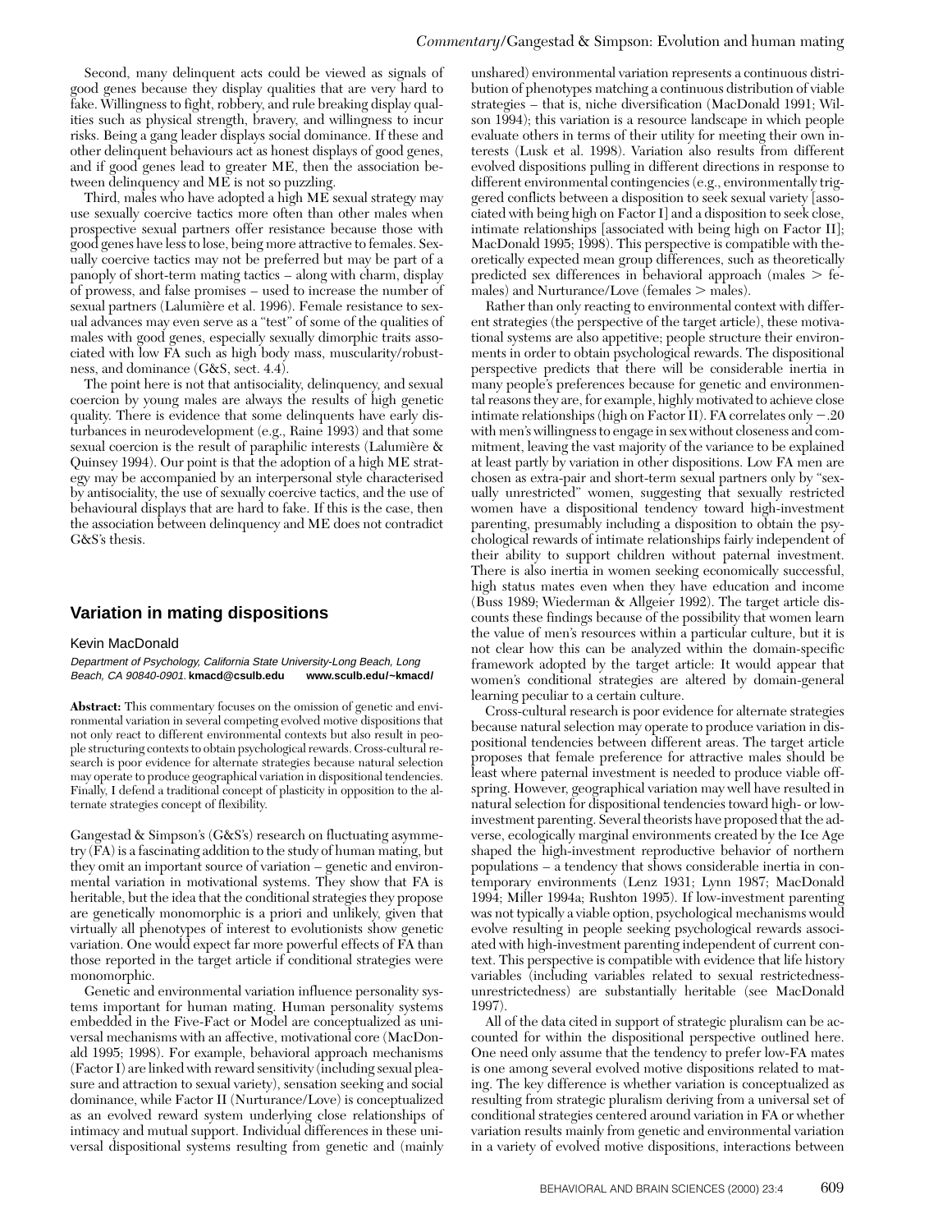Second, many delinquent acts could be viewed as signals of good genes because they display qualities that are very hard to fake. Willingness to fight, robbery, and rule breaking display qualities such as physical strength, bravery, and willingness to incur risks. Being a gang leader displays social dominance. If these and other delinquent behaviours act as honest displays of good genes, and if good genes lead to greater ME, then the association between delinquency and ME is not so puzzling.

Third, males who have adopted a high ME sexual strategy may use sexually coercive tactics more often than other males when prospective sexual partners offer resistance because those with good genes have less to lose, being more attractive to females. Sexually coercive tactics may not be preferred but may be part of a panoply of short-term mating tactics – along with charm, display of prowess, and false promises – used to increase the number of sexual partners (Lalumière et al. 1996). Female resistance to sexual advances may even serve as a "test" of some of the qualities of males with good genes, especially sexually dimorphic traits associated with low FA such as high body mass, muscularity/robustness, and dominance (G&S, sect. 4.4).

The point here is not that antisociality, delinquency, and sexual coercion by young males are always the results of high genetic quality. There is evidence that some delinquents have early disturbances in neurodevelopment (e.g., Raine 1993) and that some sexual coercion is the result of paraphilic interests (Lalumière & Quinsey 1994). Our point is that the adoption of a high ME strategy may be accompanied by an interpersonal style characterised by antisociality, the use of sexually coercive tactics, and the use of behavioural displays that are hard to fake. If this is the case, then the association between delinquency and ME does not contradict G&S's thesis.

## Variation in mating dispositions

Kevin MacDonald

*Department of Psychology, California State University-Long Beach, Long Beach, CA 90840-0901.* **kmacd@csulb.edu** **www.sculb.edu/~kmacd/**

**Abstract:** This commentary focuses on the omission of genetic and environmental variation in several competing evolved motive dispositions that not only react to different environmental contexts but also result in people structuring contexts to obtain psychological rewards. Cross-cultural research is poor evidence for alternate strategies because natural selection may operate to produce geographical variation in dispositional tendencies. Finally, I defend a traditional concept of plasticity in opposition to the alternate strategies concept of flexibility.

Gangestad & Simpson's (G&S's) research on fluctuating asymmetry (FA) is a fascinating addition to the study of human mating, but they omit an important source of variation – genetic and environmental variation in motivational systems. They show that FA is heritable, but the idea that the conditional strategies they propose are genetically monomorphic is a priori and unlikely, given that virtually all phenotypes of interest to evolutionists show genetic variation. One would expect far more powerful effects of FA than those reported in the target article if conditional strategies were monomorphic.

Genetic and environmental variation influence personality systems important for human mating. Human personality systems embedded in the Five-Fact or Model are conceptualized as universal mechanisms with an affective, motivational core (MacDonald 1995; 1998). For example, behavioral approach mechanisms (Factor I) are linked with reward sensitivity (including sexual pleasure and attraction to sexual variety), sensation seeking and social dominance, while Factor II (Nurturance/Love) is conceptualized as an evolved reward system underlying close relationships of intimacy and mutual support. Individual differences in these universal dispositional systems resulting from genetic and (mainly unshared) environmental variation represents a continuous distribution of phenotypes matching a continuous distribution of viable strategies – that is, niche diversification (MacDonald 1991; Wilson 1994); this variation is a resource landscape in which people evaluate others in terms of their utility for meeting their own interests (Lusk et al. 1998). Variation also results from different evolved dispositions pulling in different directions in response to different environmental contingencies (e.g., environmentally triggered conflicts between a disposition to seek sexual variety [associated with being high on Factor I] and a disposition to seek close, intimate relationships [associated with being high on Factor II]; MacDonald 1995; 1998). This perspective is compatible with theoretically expected mean group differences, such as theoretically predicted sex differences in behavioral approach (males > females) and Nurturance/Love (females > males).

Rather than only reacting to environmental context with different strategies (the perspective of the target article), these motivational systems are also appetitive; people structure their environments in order to obtain psychological rewards. The dispositional perspective predicts that there will be considerable inertia in many people's preferences because for genetic and environmental reasons they are, for example, highly motivated to achieve close intimate relationships (high on Factor II). FA correlates only $-.20$ with men's willingness to engage in sex without closeness and commitment, leaving the vast majority of the variance to be explained at least partly by variation in other dispositions. Low FA men are chosen as extra-pair and short-term sexual partners only by "sexually unrestricted" women, suggesting that sexually restricted women have a dispositional tendency toward high-investment parenting, presumably including a disposition to obtain the psychological rewards of intimate relationships fairly independent of their ability to support children without paternal investment. There is also inertia in women seeking economically successful, high status mates even when they have education and income (Buss 1989; Wiederman & Allgeier 1992). The target article discounts these findings because of the possibility that women learn the value of men's resources within a particular culture, but it is not clear how this can be analyzed within the domain-specific framework adopted by the target article: It would appear that women's conditional strategies are altered by domain-general learning peculiar to a certain culture.

Cross-cultural research is poor evidence for alternate strategies because natural selection may operate to produce variation in dispositional tendencies between different areas. The target article proposes that female preference for attractive males should be least where paternal investment is needed to produce viable offspring. However, geographical variation may well have resulted in natural selection for dispositional tendencies toward high- or low-investment parenting. Several theorists have proposed that the adverse, ecologically marginal environments created by the Ice Age shaped the high-investment reproductive behavior of northern populations – a tendency that shows considerable inertia in contemporary environments (Lenz 1931; Lynn 1987; MacDonald 1994; Miller 1994a; Rushton 1995). If low-investment parenting was not typically a viable option, psychological mechanisms would evolve resulting in people seeking psychological rewards associated with high-investment parenting independent of current context. This perspective is compatible with evidence that life history variables (including variables related to sexual restrictedness-unrestrictedness) are substantially heritable (see MacDonald 1997).

All of the data cited in support of strategic pluralism can be accounted for within the dispositional perspective outlined here. One need only assume that the tendency to prefer low-FA mates is one among several evolved motive dispositions related to mating. The key difference is whether variation is conceptualized as resulting from strategic pluralism deriving from a universal set of conditional strategies centered around variation in FA or whether variation results mainly from genetic and environmental variation in a variety of evolved motive dispositions, interactions between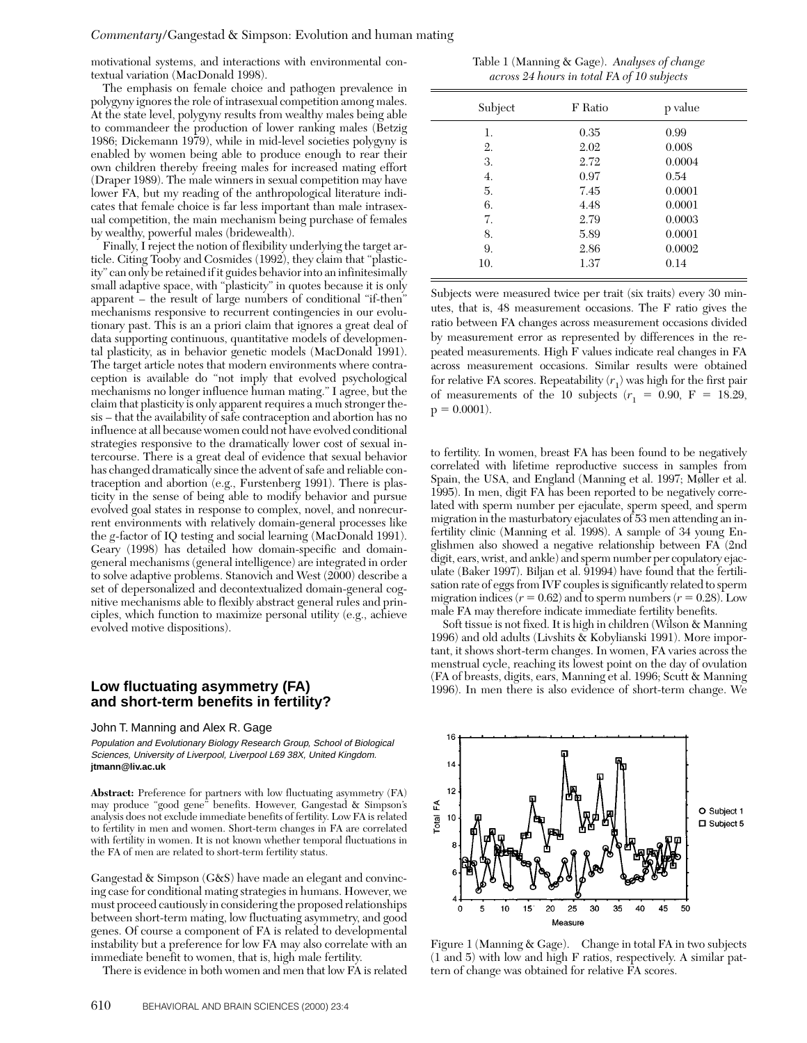motivational systems, and interactions with environmental contextual variation (MacDonald 1998).

The emphasis on female choice and pathogen prevalence in polygyny ignores the role of intrasexual competition among males. At the state level, polygyny results from wealthy males being able to commandeer the production of lower ranking males (Betzig 1986; Dickemann 1979), while in mid-level societies polygyny is enabled by women being able to produce enough to rear their own children thereby freeing males for increased mating effort (Draper 1989). The male winners in sexual competition may have lower FA, but my reading of the anthropological literature indicates that female choice is far less important than male intrasexual competition, the main mechanism being purchase of females by wealthy, powerful males (bridewealth).

Finally, I reject the notion of flexibility underlying the target article. Citing Tooby and Cosmides (1992), they claim that "plasticity" can only be retained if it guides behavior into an infinitesimally small adaptive space, with "plasticity" in quotes because it is only apparent – the result of large numbers of conditional "if-then" mechanisms responsive to recurrent contingencies in our evolutionary past. This is an a priori claim that ignores a great deal of data supporting continuous, quantitative models of developmental plasticity, as in behavior genetic models (MacDonald 1991). The target article notes that modern environments where contraception is available do "not imply that evolved psychological mechanisms no longer influence human mating." I agree, but the claim that plasticity is only apparent requires a much stronger thesis – that the availability of safe contraception and abortion has no influence at all because women could not have evolved conditional strategies responsive to the dramatically lower cost of sexual intercourse. There is a great deal of evidence that sexual behavior has changed dramatically since the advent of safe and reliable contraception and abortion (e.g., Furstenberg 1991). There is plasticity in the sense of being able to modify behavior and pursue evolved goal states in response to complex, novel, and nonrecurrent environments with relatively domain-general processes like the *g*-factor of IQ testing and social learning (MacDonald 1991). Geary (1998) has detailed how domain-specific and domain-general mechanisms (general intelligence) are integrated in order to solve adaptive problems. Stanovich and West (2000) describe a set of depersonalized and decontextualized domain-general cognitive mechanisms able to flexibly abstract general rules and principles, which function to maximize personal utility (e.g., achieve evolved motive dispositions).

## Low fluctuating asymmetry (FA) and short-term benefits in fertility?

John T. Manning and Alex R. Gage

*Population and Evolutionary Biology Research Group, School of Biological Sciences, University of Liverpool, Liverpool L69 38X, United Kingdom.* **jtmann@liv.ac.uk**

**Abstract:** Preference for partners with low fluctuating asymmetry (FA) may produce "good gene" benefits. However, Gangestad & Simpson's analysis does not exclude immediate benefits of fertility. Low FA is related to fertility in men and women. Short-term changes in FA are correlated with fertility in women. It is not known whether temporal fluctuations in the FA of men are related to short-term fertility status.

Gangestad & Simpson (G&S) have made an elegant and convincing case for conditional mating strategies in humans. However, we must proceed cautiously in considering the proposed relationships between short-term mating, low fluctuating asymmetry, and good genes. Of course a component of FA is related to developmental instability but a preference for low FA may also correlate with an immediate benefit to women, that is, high male fertility.

There is evidence in both women and men that low FA is related to fertility. In women, breast FA has been found to be negatively correlated with lifetime reproductive success in samples from Spain, the USA, and England (Manning et al. 1997; Møller et al. 1995). In men, digit FA has been reported to be negatively correlated with sperm number per ejaculate, sperm speed, and sperm migration in the masturbatory ejaculates of 53 men attending an infertility clinic (Manning et al. 1998). A sample of 34 young Englishmen also showed a negative relationship between FA (2nd digit, ears, wrist, and ankle) and sperm number per copulatory ejaculate (Baker 1997). Biljan et al. 91994) have found that the fertilisation rate of eggs from IVF couples is significantly related to sperm migration indices ($r = 0.62$) and to sperm numbers ($r = 0.28$). Low male FA may therefore indicate immediate fertility benefits.

Soft tissue is not fixed. It is high in children (Wilson & Manning 1996) and old adults (Livshits & Kobylianski 1991). More important, it shows short-term changes. In women, FA varies across the menstrual cycle, reaching its lowest point on the day of ovulation (FA of breasts, digits, ears, Manning et al. 1996; Scutt & Manning 1996). In men there is also evidence of short-term change. We

Table 1 (Manning & Gage). *Analyses of change across 24 hours in total FA of 10 subjects*

| Subject | F Ratio | p value |
|---|---|---|
| 1. | 0.35 | 0.99 |
| 2. | 2.02 | 0.008 |
| 3. | 2.72 | 0.0004 |
| 4. | 0.97 | 0.54 |
| 5. | 7.45 | 0.0001 |
| 6. | 4.48 | 0.0001 |
| 7. | 2.79 | 0.0003 |
| 8. | 5.89 | 0.0001 |
| 9. | 2.86 | 0.0002 |
| 10. | 1.37 | 0.14 |

Subjects were measured twice per trait (six traits) every 30 minutes, that is, 48 measurement occasions. The F ratio gives the ratio between FA changes across measurement occasions divided by measurement error as represented by differences in the repeated measurements. High F values indicate real changes in FA across measurement occasions. Similar results were obtained for relative FA scores. Repeatability ($r_1$) was high for the first pair of measurements of the 10 subjects ($r_1 = 0.90$, $F = 18.29$, $p = 0.0001$).

Figure 1 (Manning & Gage). Change in total FA in two subjects (1 and 5) with low and high F ratios, respectively. A similar pattern of change was obtained for relative FA scores.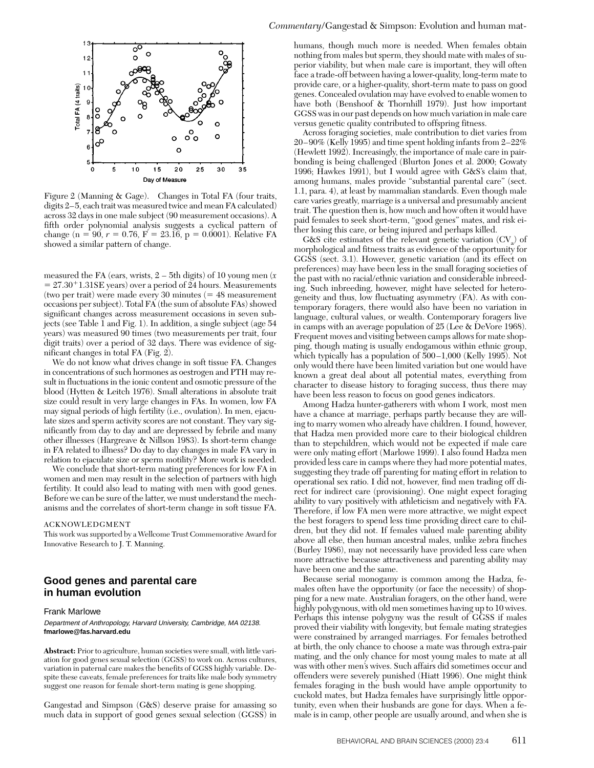13
12
11
10
9
8
7
6
5
0 5 10 15 20 25 30 35
Total FA (4 traits)
Day of Measure

Figure 2 (Manning & Gage). Changes in Total FA (four traits, digits 2–5, each trait was measured twice and mean FA calculated) across 32 days in one male subject (90 measurement occasions). A fifth order polynomial analysis suggests a cyclical pattern of change (n = 90, $r = 0.76$, $F = 23.16$, $p = 0.0001$). Relative FA showed a similar pattern of change.

measured the FA (ears, wrists, 2 – 5th digits) of 10 young men ($x = 27.30 \pm 1.31$SE years) over a period of 24 hours. Measurements (two per trait) were made every 30 minutes (= 48 measurement occasions per subject). Total FA (the sum of absolute FAs) showed significant changes across measurement occasions in seven subjects (see Table 1 and Fig. 1). In addition, a single subject (age 54 years) was measured 90 times (two measurements per trait, four digit traits) over a period of 32 days. There was evidence of significant changes in total FA (Fig. 2).

We do not know what drives change in soft tissue FA. Changes in concentrations of such hormones as oestrogen and PTH may result in fluctuations in the ionic content and osmotic pressure of the blood (Hytten & Leitch 1976). Small alterations in absolute trait size could result in very large changes in FAs. In women, low FA may signal periods of high fertility (i.e., ovulation). In men, ejaculate sizes and sperm activity scores are not constant. They vary significantly from day to day and are depressed by febrile and many other illnesses (Hargreave & Nillson 1983). Is short-term change in FA related to illness? Do day to day changes in male FA vary in relation to ejaculate size or sperm motility? More work is needed.

We conclude that short-term mating preferences for low FA in women and men may result in the selection of partners with high fertility. It could also lead to mating with men with good genes. Before we can be sure of the latter, we must understand the mechanisms and the correlates of short-term change in soft tissue FA.

ACKNOWLEDGMENT

This work was supported by a Wellcome Trust Commemorative Award for Innovative Research to J. T. Manning.

## Good genes and parental care in human evolution

Frank Marlowe

*Department of Anthropology, Harvard University, Cambridge, MA 02138.*
**fmarlowe@fas.harvard.edu**

**Abstract:** Prior to agriculture, human societies were small, with little variation for good genes sexual selection (GGSS) to work on. Across cultures, variation in paternal care makes the benefits of GGSS highly variable. Despite these caveats, female preferences for traits like male body symmetry suggest one reason for female short-term mating is gene shopping.

Gangestad and Simpson (G&S) deserve praise for amassing so much data in support of good genes sexual selection (GGSS) in humans, though much more is needed. When females obtain nothing from males but sperm, they should mate with males of superior viability, but when male care is important, they will often face a trade-off between having a lower-quality, long-term mate to provide care, or a higher-quality, short-term mate to pass on good genes. Concealed ovulation may have evolved to enable women to have both (Benshoof & Thornhill 1979). Just how important GGSS was in our past depends on how much variation in male care versus genetic quality contributed to offspring fitness.

Across foraging societies, male contribution to diet varies from 20–90% (Kelly 1995) and time spent holding infants from 2–22% (Hewlett 1992). Increasingly, the importance of male care in pairbonding is being challenged (Blurton Jones et al. 2000; Gowaty 1996; Hawkes 1991), but I would agree with G&S's claim that, among humans, males provide "substantial parental care" (sect. 1.1, para. 4), at least by mammalian standards. Even though male care varies greatly, marriage is a universal and presumably ancient trait. The question then is, how much and how often it would have paid females to seek short-term, "good genes" mates, and risk either losing this care, or being injured and perhaps killed.

G&S cite estimates of the relevant genetic variation ($CV_a$) of morphological and fitness traits as evidence of the opportunity for GGSS (sect. 3.1). However, genetic variation (and its effect on preferences) may have been less in the small foraging societies of the past with no racial/ethnic variation and considerable inbreeding. Such inbreeding, however, might have selected for heterogeneity and thus, low fluctuating asymmetry (FA). As with contemporary foragers, there would also have been no variation in language, cultural values, or wealth. Contemporary foragers live in camps with an average population of 25 (Lee & DeVore 1968). Frequent moves and visiting between camps allows for mate shopping, though mating is usually endogamous within ethnic group, which typically has a population of 500–1,000 (Kelly 1995). Not only would there have been limited variation but one would have known a great deal about all potential mates, everything from character to disease history to foraging success, thus there may have been less reason to focus on good genes indicators.

Among Hadza hunter-gatherers with whom I work, most men have a chance at marriage, perhaps partly because they are willing to marry women who already have children. I found, however, that Hadza men provided more care to their biological children than to stepchildren, which would not be expected if male care were only mating effort (Marlowe 1999). I also found Hadza men provided less care in camps where they had more potential mates, suggesting they trade off parenting for mating effort in relation to operational sex ratio. I did not, however, find men trading off direct for indirect care (provisioning). One might expect foraging ability to vary positively with athleticism and negatively with FA. Therefore, if low FA men were more attractive, we might expect the best foragers to spend less time providing direct care to children, but they did not. If females valued male parenting ability above all else, then human ancestral males, unlike zebra finches (Burley 1986), may not necessarily have provided less care when more attractive because attractiveness and parenting ability may have been one and the same.

Because serial monogamy is common among the Hadza, females often have the opportunity (or face the necessity) of shopping for a new mate. Australian foragers, on the other hand, were highly polygynous, with old men sometimes having up to 10 wives. Perhaps this intense polygyny was the result of GGSS if males proved their viability with longevity, but female mating strategies were constrained by arranged marriages. For females betrothed at birth, the only chance to choose a mate was through extra-pair mating, and the only chance for most young males to mate at all was with other men's wives. Such affairs did sometimes occur and offenders were severely punished (Hiatt 1996). One might think females foraging in the bush would have ample opportunity to cuckold mates, but Hadza females have surprisingly little opportunity, even when their husbands are gone for days. When a female is in camp, other people are usually around, and when she is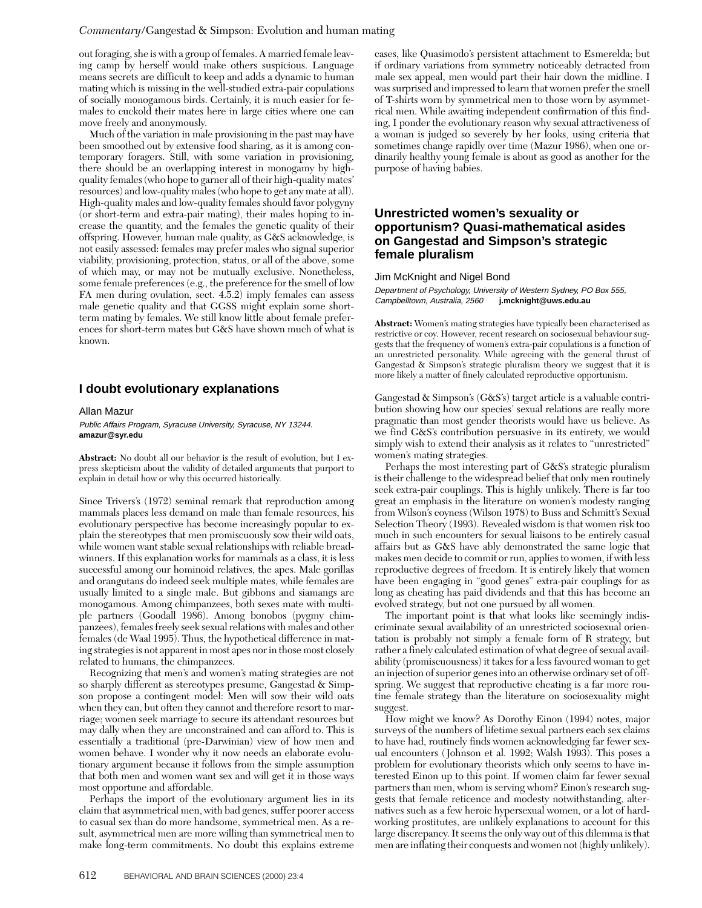out foraging, she is with a group of females. A married female leaving camp by herself would make others suspicious. Language means secrets are difficult to keep and adds a dynamic to human mating which is missing in the well-studied extra-pair copulations of socially monogamous birds. Certainly, it is much easier for females to cuckold their mates here in large cities where one can move freely and anonymously.

Much of the variation in male provisioning in the past may have been smoothed out by extensive food sharing, as it is among contemporary foragers. Still, with some variation in provisioning, there should be an overlapping interest in monogamy by high-quality females (who hope to garner all of their high-quality mates' resources) and low-quality males (who hope to get any mate at all). High-quality males and low-quality females should favor polygyny (or short-term and extra-pair mating), their males hoping to increase the quantity, and the females the genetic quality of their offspring. However, human male quality, as G&S acknowledge, is not easily assessed: females may prefer males who signal superior viability, provisioning, protection, status, or all of the above, some of which may, or may not be mutually exclusive. Nonetheless, some female preferences (e.g., the preference for the smell of low FA men during ovulation, sect. 4.5.2) imply females can assess male genetic quality and that GGSS might explain some short-term mating by females. We still know little about female preferences for short-term mates but G&S have shown much of what is known.

## I doubt evolutionary explanations

Allan Mazur

*Public Affairs Program, Syracuse University, Syracuse, NY 13244.* **amazur@syr.edu**

**Abstract:** No doubt all our behavior is the result of evolution, but I express skepticism about the validity of detailed arguments that purport to explain in detail how or why this occurred historically.

Since Trivers's (1972) seminal remark that reproduction among mammals places less demand on male than female resources, his evolutionary perspective has become increasingly popular to explain the stereotypes that men promiscuously sow their wild oats, while women want stable sexual relationships with reliable breadwinners. If this explanation works for mammals as a class, it is less successful among our hominoid relatives, the apes. Male gorillas and orangutans do indeed seek multiple mates, while females are usually limited to a single male. But gibbons and siamangs are monogamous. Among chimpanzees, both sexes mate with multiple partners (Goodall 1986). Among bonobos (pygmy chimpanzees), females freely seek sexual relations with males and other females (de Waal 1995). Thus, the hypothetical difference in mating strategies is not apparent in most apes nor in those most closely related to humans, the chimpanzees.

Recognizing that men's and women's mating strategies are not so sharply different as stereotypes presume, Gangestad & Simpson propose a contingent model: Men will sow their wild oats when they can, but often they cannot and therefore resort to marriage; women seek marriage to secure its attendant resources but may dally when they are unconstrained and can afford to. This is essentially a traditional (pre-Darwinian) view of how men and women behave. I wonder why it now needs an elaborate evolutionary argument because it follows from the simple assumption that both men and women want sex and will get it in those ways most opportune and affordable.

Perhaps the import of the evolutionary argument lies in its claim that asymmetrical men, with bad genes, suffer poorer access to casual sex than do more handsome, symmetrical men. As a result, asymmetrical men are more willing than symmetrical men to make long-term commitments. No doubt this explains extreme cases, like Quasimodo's persistent attachment to Esmerelda; but if ordinary variations from symmetry noticeably detracted from male sex appeal, men would part their hair down the midline. I was surprised and impressed to learn that women prefer the smell of T-shirts worn by symmetrical men to those worn by asymmetrical men. While awaiting independent confirmation of this finding, I ponder the evolutionary reason why sexual attractiveness of a woman is judged so severely by her looks, using criteria that sometimes change rapidly over time (Mazur 1986), when one ordinarily healthy young female is about as good as another for the purpose of having babies.

## Unrestricted women's sexuality or opportunism? Quasi-mathematical asides on Gangestad and Simpson's strategic female pluralism

Jim McKnight and Nigel Bond

*Department of Psychology, University of Western Sydney, PO Box 555, Campbelltown, Australia, 2560* **j.mcknight@uws.edu.au**

**Abstract:** Women's mating strategies have typically been characterised as restrictive or coy. However, recent research on sociosexual behaviour suggests that the frequency of women's extra-pair copulations is a function of an unrestricted personality. While agreeing with the general thrust of Gangestad & Simpson's strategic pluralism theory we suggest that it is more likely a matter of finely calculated reproductive opportunism.

Gangestad & Simpson's (G&S's) target article is a valuable contribution showing how our species' sexual relations are really more pragmatic than most gender theorists would have us believe. As we find G&S's contribution persuasive in its entirety, we would simply wish to extend their analysis as it relates to "unrestricted" women's mating strategies.

Perhaps the most interesting part of G&S's strategic pluralism is their challenge to the widespread belief that only men routinely seek extra-pair couplings. This is highly unlikely. There is far too great an emphasis in the literature on women's modesty ranging from Wilson's coyness (Wilson 1978) to Buss and Schmitt's Sexual Selection Theory (1993). Revealed wisdom is that women risk too much in such encounters for sexual liaisons to be entirely casual affairs but as G&S have ably demonstrated the same logic that makes men decide to commit or run, applies to women, if with less reproductive degrees of freedom. It is entirely likely that women have been engaging in "good genes" extra-pair couplings for as long as cheating has paid dividends and that this has become an evolved strategy, but not one pursued by all women.

The important point is that what looks like seemingly indiscriminate sexual availability of an unrestricted sociosexual orientation is probably not simply a female form of R strategy, but rather a finely calculated estimation of what degree of sexual availability (promiscuousness) it takes for a less favoured woman to get an injection of superior genes into an otherwise ordinary set of offspring. We suggest that reproductive cheating is a far more routine female strategy than the literature on sociosexuality might suggest.

How might we know? As Dorothy Einon (1994) notes, major surveys of the numbers of lifetime sexual partners each sex claims to have had, routinely finds women acknowledging far fewer sexual encounters (Johnson et al. 1992; Walsh 1993). This poses a problem for evolutionary theorists which only seems to have interested Einon up to this point. If women claim far fewer sexual partners than men, whom is serving whom? Einon's research suggests that female reticence and modesty notwithstanding, alternatives such as a few heroic hypersexual women, or a lot of hard-working prostitutes, are unlikely explanations to account for this large discrepancy. It seems the only way out of this dilemma is that men are inflating their conquests and women not (highly unlikely).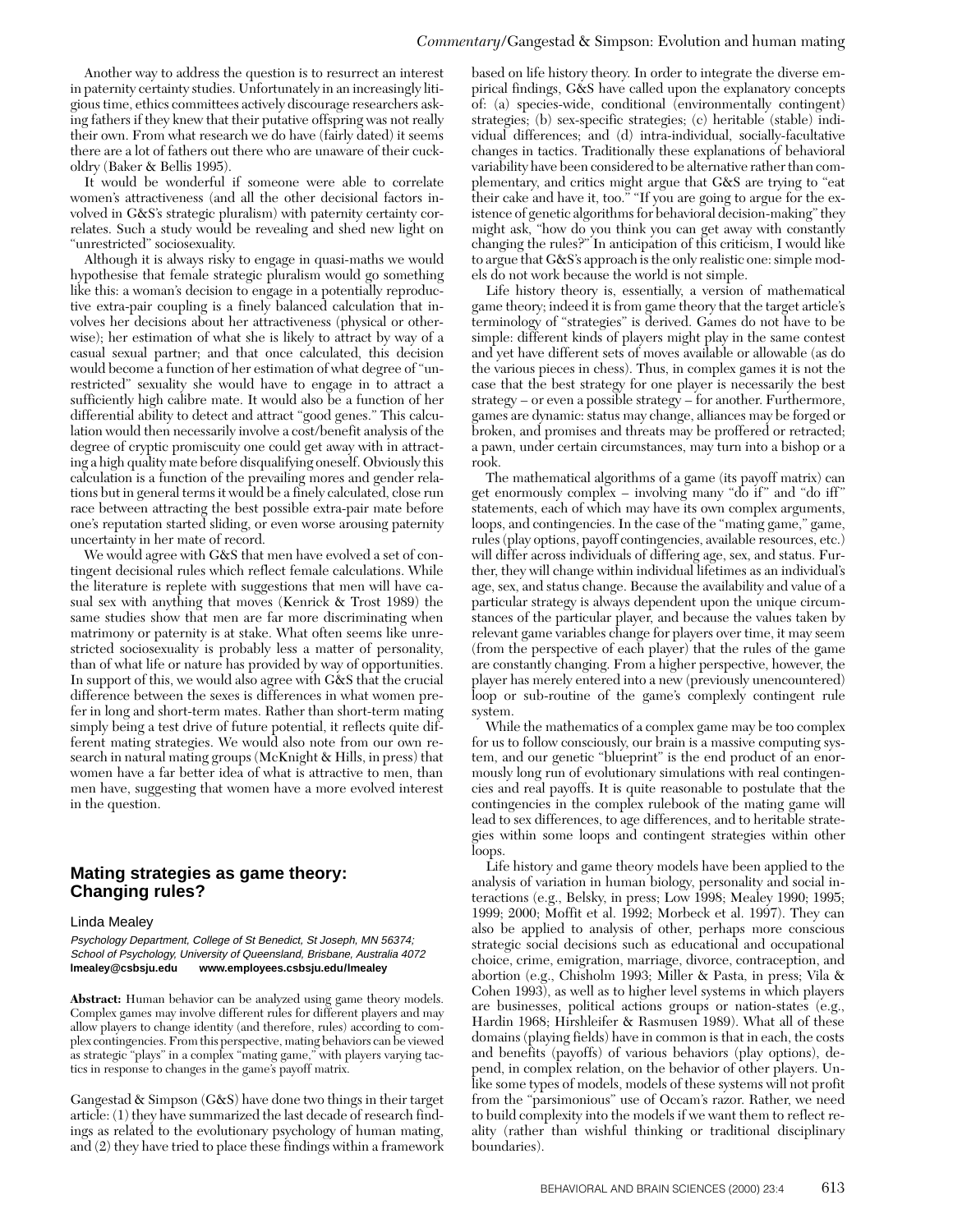Another way to address the question is to resurrect an interest in paternity certainty studies. Unfortunately in an increasingly litigious time, ethics committees actively discourage researchers asking fathers if they knew that their putative offspring was not really their own. From what research we do have (fairly dated) it seems there are a lot of fathers out there who are unaware of their cuckoldry (Baker & Bellis 1995).

It would be wonderful if someone were able to correlate women's attractiveness (and all the other decisional factors involved in G&S's strategic pluralism) with paternity certainty correlates. Such a study would be revealing and shed new light on "unrestricted" sociosexuality.

Although it is always risky to engage in quasi-maths we would hypothesise that female strategic pluralism would go something like this: a woman's decision to engage in a potentially reproductive extra-pair coupling is a finely balanced calculation that involves her decisions about her attractiveness (physical or otherwise); her estimation of what she is likely to attract by way of a casual sexual partner; and that once calculated, this decision would become a function of her estimation of what degree of "unrestricted" sexuality she would have to engage in to attract a sufficiently high calibre mate. It would also be a function of her differential ability to detect and attract "good genes." This calculation would then necessarily involve a cost/benefit analysis of the degree of cryptic promiscuity one could get away with in attracting a high quality mate before disqualifying oneself. Obviously this calculation is a function of the prevailing mores and gender relations but in general terms it would be a finely calculated, close run race between attracting the best possible extra-pair mate before one's reputation started sliding, or even worse arousing paternity uncertainty in her mate of record.

We would agree with G&S that men have evolved a set of contingent decisional rules which reflect female calculations. While the literature is replete with suggestions that men will have casual sex with anything that moves (Kenrick & Trost 1989) the same studies show that men are far more discriminating when matrimony or paternity is at stake. What often seems like unrestricted sociosexuality is probably less a matter of personality, than of what life or nature has provided by way of opportunities. In support of this, we would also agree with G&S that the crucial difference between the sexes is differences in what women prefer in long and short-term mates. Rather than short-term mating simply being a test drive of future potential, it reflects quite different mating strategies. We would also note from our own research in natural mating groups (McKnight & Hills, in press) that women have a far better idea of what is attractive to men, than men have, suggesting that women have a more evolved interest in the question.

## Mating strategies as game theory: Changing rules?

Linda Mealey

*Psychology Department, College of St Benedict, St Joseph, MN 56374; School of Psychology, University of Queensland, Brisbane, Australia 4072*
**lmealey@csbsju.edu www.employees.csbsju.edu/lmealey**

**Abstract:** Human behavior can be analyzed using game theory models. Complex games may involve different rules for different players and may allow players to change identity (and therefore, rules) according to complex contingencies. From this perspective, mating behaviors can be viewed as strategic "plays" in a complex "mating game," with players varying tactics in response to changes in the game's payoff matrix.

Gangestad & Simpson (G&S) have done two things in their target article: (1) they have summarized the last decade of research findings as related to the evolutionary psychology of human mating, and (2) they have tried to place these findings within a framework based on life history theory. In order to integrate the diverse empirical findings, G&S have called upon the explanatory concepts of: (a) species-wide, conditional (environmentally contingent) strategies; (b) sex-specific strategies; (c) heritable (stable) individual differences; and (d) intra-individual, socially-facultative changes in tactics. Traditionally these explanations of behavioral variability have been considered to be alternative rather than complementary, and critics might argue that G&S are trying to "eat their cake and have it, too." "If you are going to argue for the existence of genetic algorithms for behavioral decision-making" they might ask, "how do you think you can get away with constantly changing the rules?" In anticipation of this criticism, I would like to argue that G&S's approach is the only realistic one: simple models do not work because the world is not simple.

Life history theory is, essentially, a version of mathematical game theory; indeed it is from game theory that the target article's terminology of "strategies" is derived. Games do not have to be simple: different kinds of players might play in the same contest and yet have different sets of moves available or allowable (as do the various pieces in chess). Thus, in complex games it is not the case that the best strategy for one player is necessarily the best strategy – or even a possible strategy – for another. Furthermore, games are dynamic: status may change, alliances may be forged or broken, and promises and threats may be proffered or retracted; a pawn, under certain circumstances, may turn into a bishop or a rook.

The mathematical algorithms of a game (its payoff matrix) can get enormously complex – involving many "do if" and "do iff" statements, each of which may have its own complex arguments, loops, and contingencies. In the case of the "mating game," game, rules (play options, payoff contingencies, available resources, etc.) will differ across individuals of differing age, sex, and status. Further, they will change within individual lifetimes as an individual's age, sex, and status change. Because the availability and value of a particular strategy is always dependent upon the unique circumstances of the particular player, and because the values taken by relevant game variables change for players over time, it may seem (from the perspective of each player) that the rules of the game are constantly changing. From a higher perspective, however, the player has merely entered into a new (previously unencountered) loop or sub-routine of the game's complexly contingent rule system.

While the mathematics of a complex game may be too complex for us to follow consciously, our brain is a massive computing system, and our genetic "blueprint" is the end product of an enormously long run of evolutionary simulations with real contingencies and real payoffs. It is quite reasonable to postulate that the contingencies in the complex rulebook of the mating game will lead to sex differences, to age differences, and to heritable strategies within some loops and contingent strategies within other loops.

Life history and game theory models have been applied to the analysis of variation in human biology, personality and social interactions (e.g., Belsky, in press; Low 1998; Mealey 1990; 1995; 1999; 2000; Moffit et al. 1992; Morbeck et al. 1997). They can also be applied to analysis of other, perhaps more conscious strategic social decisions such as educational and occupational choice, crime, emigration, marriage, divorce, contraception, and abortion (e.g., Chisholm 1993; Miller & Pasta, in press; Vila & Cohen 1993), as well as to higher level systems in which players are businesses, political actions groups or nation-states (e.g., Hardin 1968; Hirshleifer & Rasmusen 1989). What all of these domains (playing fields) have in common is that in each, the costs and benefits (payoffs) of various behaviors (play options), depend, in complex relation, on the behavior of other players. Unlike some types of models, models of these systems will not profit from the "parsimonious" use of Occam's razor. Rather, we need to build complexity into the models if we want them to reflect reality (rather than wishful thinking or traditional disciplinary boundaries).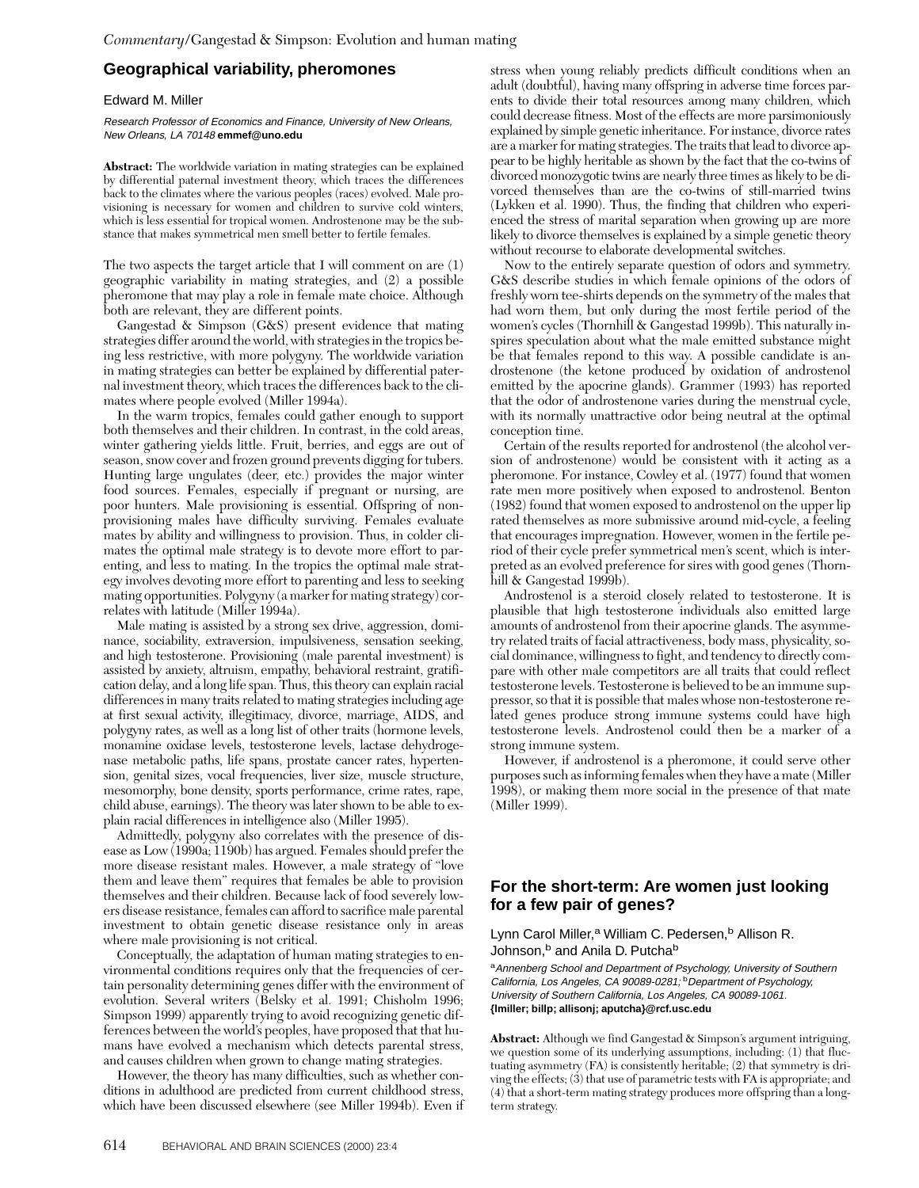## Geographical variability, pheromones

Edward M. Miller

*Research Professor of Economics and Finance, University of New Orleans, New Orleans, LA 70148* **emmef@uno.edu**

**Abstract:** The worldwide variation in mating strategies can be explained by differential paternal investment theory, which traces the differences back to the climates where the various peoples (races) evolved. Male provisioning is necessary for women and children to survive cold winters, which is less essential for tropical women. Androstenone may be the substance that makes symmetrical men smell better to fertile females.

The two aspects the target article that I will comment on are (1) geographic variability in mating strategies, and (2) a possible pheromone that may play a role in female mate choice. Although both are relevant, they are different points.

Gangestad & Simpson (G&S) present evidence that mating strategies differ around the world, with strategies in the tropics being less restrictive, with more polygyny. The worldwide variation in mating strategies can better be explained by differential paternal investment theory, which traces the differences back to the climates where people evolved (Miller 1994a).

In the warm tropics, females could gather enough to support both themselves and their children. In contrast, in the cold areas, winter gathering yields little. Fruit, berries, and eggs are out of season, snow cover and frozen ground prevents digging for tubers. Hunting large ungulates (deer, etc.) provides the major winter food sources. Females, especially if pregnant or nursing, are poor hunters. Male provisioning is essential. Offspring of non-provisioning males have difficulty surviving. Females evaluate mates by ability and willingness to provision. Thus, in colder climates the optimal male strategy is to devote more effort to parenting, and less to mating. In the tropics the optimal male strategy involves devoting more effort to parenting and less to seeking mating opportunities. Polygyny (a marker for mating strategy) correlates with latitude (Miller 1994a).

Male mating is assisted by a strong sex drive, aggression, dominance, sociability, extraversion, impulsiveness, sensation seeking, and high testosterone. Provisioning (male parental investment) is assisted by anxiety, altruism, empathy, behavioral restraint, gratification delay, and a long life span. Thus, this theory can explain racial differences in many traits related to mating strategies including age at first sexual activity, illegitimacy, divorce, marriage, AIDS, and polygyny rates, as well as a long list of other traits (hormone levels, monamine oxidase levels, testosterone levels, lactase dehydrogenase metabolic paths, life spans, prostate cancer rates, hypertension, genital sizes, vocal frequencies, liver size, muscle structure, mesomorphy, bone density, sports performance, crime rates, rape, child abuse, earnings). The theory was later shown to be able to explain racial differences in intelligence also (Miller 1995).

Admittedly, polygyny also correlates with the presence of disease as Low (1990a; 1190b) has argued. Females should prefer the more disease resistant males. However, a male strategy of "love them and leave them" requires that females be able to provision themselves and their children. Because lack of food severely lowers disease resistance, females can afford to sacrifice male parental investment to obtain genetic disease resistance only in areas where male provisioning is not critical.

Conceptually, the adaptation of human mating strategies to environmental conditions requires only that the frequencies of certain personality determining genes differ with the environment of evolution. Several writers (Belsky et al. 1991; Chisholm 1996; Simpson 1999) apparently trying to avoid recognizing genetic differences between the world's peoples, have proposed that that humans have evolved a mechanism which detects parental stress, and causes children when grown to change mating strategies.

However, the theory has many difficulties, such as whether conditions in adulthood are predicted from current childhood stress, which have been discussed elsewhere (see Miller 1994b). Even if stress when young reliably predicts difficult conditions when an adult (doubtful), having many offspring in adverse time forces parents to divide their total resources among many children, which could decrease fitness. Most of the effects are more parsimoniously explained by simple genetic inheritance. For instance, divorce rates are a marker for mating strategies. The traits that lead to divorce appear to be highly heritable as shown by the fact that the co-twins of divorced monozygotic twins are nearly three times as likely to be divorced themselves than are the co-twins of still-married twins (Lykken et al. 1990). Thus, the finding that children who experienced the stress of marital separation when growing up are more likely to divorce themselves is explained by a simple genetic theory without recourse to elaborate developmental switches.

Now to the entirely separate question of odors and symmetry. G&S describe studies in which female opinions of the odors of freshly worn tee-shirts depends on the symmetry of the males that had worn them, but only during the most fertile period of the women's cycles (Thornhill & Gangestad 1999b). This naturally inspires speculation about what the male emitted substance might be that females repond to this way. A possible candidate is androstenone (the ketone produced by oxidation of androstenol emitted by the apocrine glands). Grammer (1993) has reported that the odor of androstenone varies during the menstrual cycle, with its normally unattractive odor being neutral at the optimal conception time.

Certain of the results reported for androstenol (the alcohol version of androstenone) would be consistent with it acting as a pheromone. For instance, Cowley et al. (1977) found that women rate men more positively when exposed to androstenol. Benton (1982) found that women exposed to androstenol on the upper lip rated themselves as more submissive around mid-cycle, a feeling that encourages impregnation. However, women in the fertile period of their cycle prefer symmetrical men's scent, which is interpreted as an evolved preference for sires with good genes (Thornhill & Gangestad 1999b).

Androstenol is a steroid closely related to testosterone. It is plausible that high testosterone individuals also emitted large amounts of androstenol from their apocrine glands. The asymmetry related traits of facial attractiveness, body mass, physicality, social dominance, willingness to fight, and tendency to directly compare with other male competitors are all traits that could reflect testosterone levels. Testosterone is believed to be an immune suppressor, so that it is possible that males whose non-testosterone related genes produce strong immune systems could have high testosterone levels. Androstenol could then be a marker of a strong immune system.

However, if androstenol is a pheromone, it could serve other purposes such as informing females when they have a mate (Miller 1998), or making them more social in the presence of that mate (Miller 1999).

## For the short-term: Are women just looking for a few pair of genes?

Lynn Carol Miller,[a] William C. Pedersen,[b] Allison R. Johnson,[b] and Anila D. Putcha[b]

[a]*Annenberg School and Department of Psychology, University of Southern California, Los Angeles, CA 90089-0281;* [b]*Department of Psychology, University of Southern California, Los Angeles, CA 90089-1061.* **{lmiller; billp; allisonj; aputcha}@rcf.usc.edu**

**Abstract:** Although we find Gangestad & Simpson's argument intriguing, we question some of its underlying assumptions, including: (1) that fluctuating asymmetry (FA) is consistently heritable; (2) that symmetry is driving the effects; (3) that use of parametric tests with FA is appropriate; and (4) that a short-term mating strategy produces more offspring than a long-term strategy.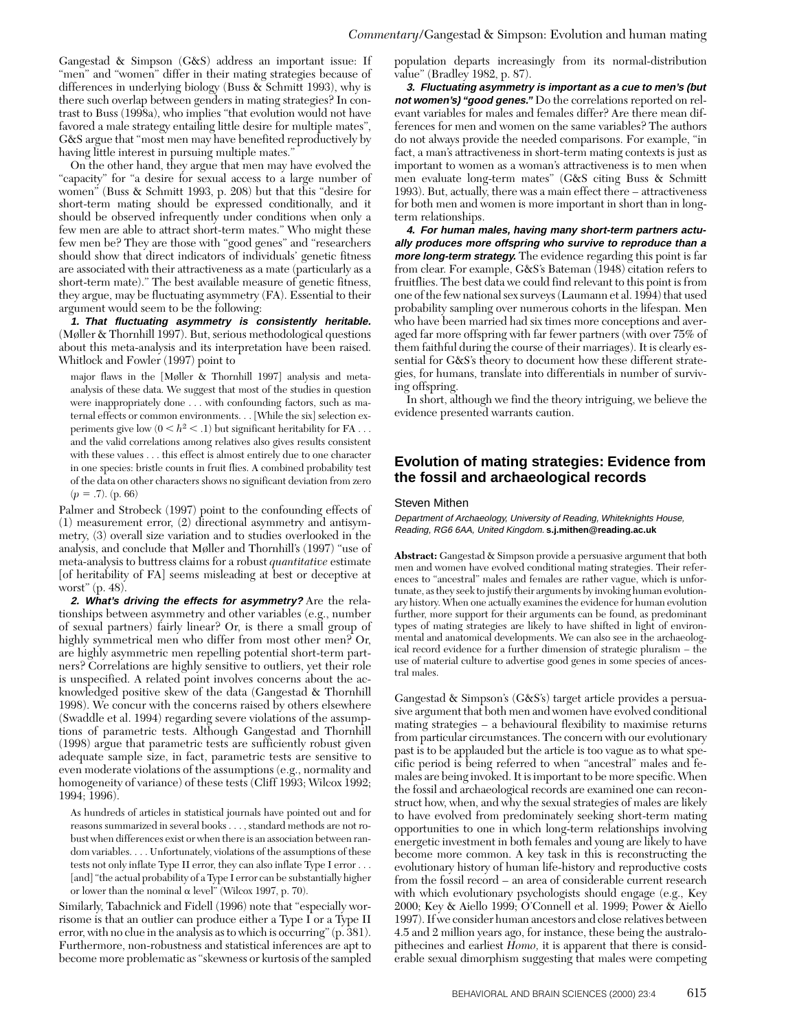Gangestad & Simpson (G&S) address an important issue: If "men" and "women" differ in their mating strategies because of differences in underlying biology (Buss & Schmitt 1993), why is there such overlap between genders in mating strategies? In contrast to Buss (1998a), who implies "that evolution would not have favored a male strategy entailing little desire for multiple mates", G&S argue that "most men may have benefited reproductively by having little interest in pursuing multiple mates."

On the other hand, they argue that men may have evolved the "capacity" for "a desire for sexual access to a large number of women" (Buss & Schmitt 1993, p. 208) but that this "desire for short-term mating should be expressed conditionally, and it should be observed infrequently under conditions when only a few men are able to attract short-term mates." Who might these few men be? They are those with "good genes" and "researchers should show that direct indicators of individuals' genetic fitness are associated with their attractiveness as a mate (particularly as a short-term mate)." The best available measure of genetic fitness, they argue, may be fluctuating asymmetry (FA). Essential to their argument would seem to be the following:

***1. That fluctuating asymmetry is consistently heritable.*** (Møller & Thornhill 1997). But, serious methodological questions about this meta-analysis and its interpretation have been raised. Whitlock and Fowler (1997) point to

> major flaws in the [Møller & Thornhill 1997] analysis and meta-analysis of these data. We suggest that most of the studies in question were inappropriately done . . . with confounding factors, such as maternal effects or common environments. . . [While the six] selection experiments give low ($0 < h^2 < .1$) but significant heritability for FA . . . and the valid correlations among relatives also gives results consistent with these values . . . this effect is almost entirely due to one character in one species: bristle counts in fruit flies. A combined probability test of the data on other characters shows no significant deviation from zero ($p = .7$). (p. 66)

Palmer and Strobeck (1997) point to the confounding effects of (1) measurement error, (2) directional asymmetry and antisymmetry, (3) overall size variation and to studies overlooked in the analysis, and conclude that Møller and Thornhill's (1997) "use of meta-analysis to buttress claims for a robust *quantitative* estimate [of heritability of FA] seems misleading at best or deceptive at worst" (p. 48).

***2. What's driving the effects for asymmetry?*** Are the relationships between asymmetry and other variables (e.g., number of sexual partners) fairly linear? Or, is there a small group of highly symmetrical men who differ from most other men? Or, are highly asymmetric men repelling potential short-term partners? Correlations are highly sensitive to outliers, yet their role is unspecified. A related point involves concerns about the acknowledged positive skew of the data (Gangestad & Thornhill 1998). We concur with the concerns raised by others elsewhere (Swaddle et al. 1994) regarding severe violations of the assumptions of parametric tests. Although Gangestad and Thornhill (1998) argue that parametric tests are sufficiently robust given adequate sample size, in fact, parametric tests are sensitive to even moderate violations of the assumptions (e.g., normality and homogeneity of variance) of these tests (Cliff 1993; Wilcox 1992; 1994; 1996).

> As hundreds of articles in statistical journals have pointed out and for reasons summarized in several books . . . , standard methods are not robust when differences exist or when there is an association between random variables. . . . Unfortunately, violations of the assumptions of these tests not only inflate Type II error, they can also inflate Type I error . . . [and] "the actual probability of a Type I error can be substantially higher or lower than the nominal $\alpha$ level" (Wilcox 1997, p. 70).

Similarly, Tabachnick and Fidell (1996) note that "especially worrisome is that an outlier can produce either a Type I or a Type II error, with no clue in the analysis as to which is occurring" (p. 381). Furthermore, non-robustness and statistical inferences are apt to become more problematic as "skewness or kurtosis of the sampled population departs increasingly from its normal-distribution value" (Bradley 1982, p. 87).

***3. Fluctuating asymmetry is important as a cue to men's (but not women's) "good genes."*** Do the correlations reported on relevant variables for males and females differ? Are there mean differences for men and women on the same variables? The authors do not always provide the needed comparisons. For example, "in fact, a man's attractiveness in short-term mating contexts is just as important to women as a woman's attractiveness is to men when men evaluate long-term mates" (G&S citing Buss & Schmitt 1993). But, actually, there was a main effect there – attractiveness for both men and women is more important in short than in long-term relationships.

***4. For human males, having many short-term partners actually produces more offspring who survive to reproduce than a more long-term strategy.*** The evidence regarding this point is far from clear. For example, G&S's Bateman (1948) citation refers to fruitflies. The best data we could find relevant to this point is from one of the few national sex surveys (Laumann et al. 1994) that used probability sampling over numerous cohorts in the lifespan. Men who have been married had six times more conceptions and averaged far more offspring with far fewer partners (with over 75% of them faithful during the course of their marriages). It is clearly essential for G&S's theory to document how these different strategies, for humans, translate into differentials in number of surviving offspring.

In short, although we find the theory intriguing, we believe the evidence presented warrants caution.

## Evolution of mating strategies: Evidence from the fossil and archaeological records

Steven Mithen

*Department of Archaeology, University of Reading, Whiteknights House, Reading, RG6 6AA, United Kingdom.* **s.j.mithen@reading.ac.uk**

**Abstract:** Gangestad & Simpson provide a persuasive argument that both men and women have evolved conditional mating strategies. Their references to "ancestral" males and females are rather vague, which is unfortunate, as they seek to justify their arguments by invoking human evolutionary history. When one actually examines the evidence for human evolution further, more support for their arguments can be found, as predominant types of mating strategies are likely to have shifted in light of environmental and anatomical developments. We can also see in the archaeological record evidence for a further dimension of strategic pluralism – the use of material culture to advertise good genes in some species of ancestral males.

Gangestad & Simpson's (G&S's) target article provides a persuasive argument that both men and women have evolved conditional mating strategies – a behavioural flexibility to maximise returns from particular circumstances. The concern with our evolutionary past is to be applauded but the article is too vague as to what specific period is being referred to when "ancestral" males and females are being invoked. It is important to be more specific. When the fossil and archaeological records are examined one can reconstruct how, when, and why the sexual strategies of males are likely to have evolved from predominately seeking short-term mating opportunities to one in which long-term relationships involving energetic investment in both females and young are likely to have become more common. A key task in this is reconstructing the evolutionary history of human life-history and reproductive costs from the fossil record – an area of considerable current research with which evolutionary psychologists should engage (e.g., Key 2000; Key & Aiello 1999; O'Connell et al. 1999; Power & Aiello 1997). If we consider human ancestors and close relatives between 4.5 and 2 million years ago, for instance, these being the australopithecines and earliest *Homo,* it is apparent that there is considerable sexual dimorphism suggesting that males were competing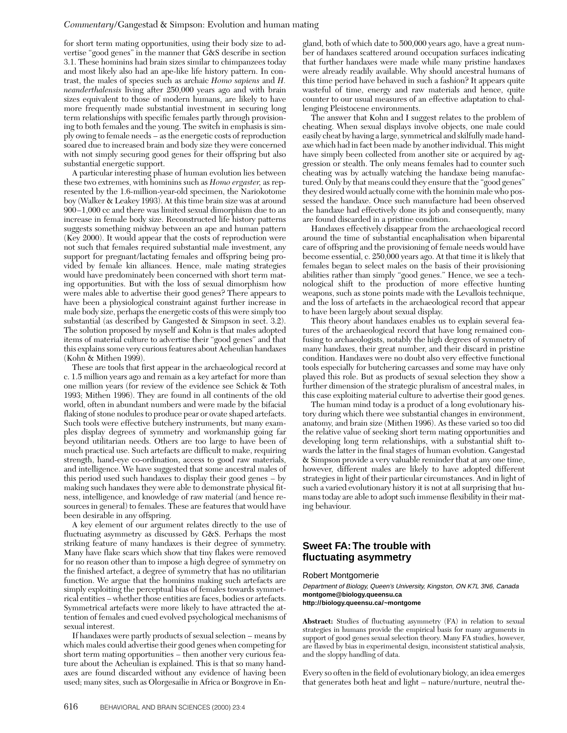for short term mating opportunities, using their body size to advertise "good genes" in the manner that G&S describe in section 3.1. These hominins had brain sizes similar to chimpanzees today and most likely also had an ape-like life history pattern. In contrast, the males of species such as archaic *Homo sapiens* and *H. neanderthalensis* living after 250,000 years ago and with brain sizes equivalent to those of modern humans, are likely to have more frequently made substantial investment in securing long term relationships with specific females partly through provisioning to both females and the young. The switch in emphasis is simply owing to female needs – as the energetic costs of reproduction soared due to increased brain and body size they were concerned with not simply securing good genes for their offspring but also substantial energetic support.

A particular interesting phase of human evolution lies between these two extremes, with hominins such as *Homo ergaster*, as represented by the 1.6-million-year-old specimen, the Nariokotome boy (Walker & Leakey 1993). At this time brain size was at around 900–1,000 cc and there was limited sexual dimorphism due to an increase in female body size. Reconstructed life history patterns suggests something midway between an ape and human pattern (Key 2000). It would appear that the costs of reproduction were not such that females required substantial male investment, any support for pregnant/lactating females and offspring being provided by female kin alliances. Hence, male mating strategies would have predominately been concerned with short term mating opportunities. But with the loss of sexual dimorphism how were males able to advertise their good genes? There appears to have been a physiological constraint against further increase in male body size, perhaps the energetic costs of this were simply too substantial (as described by Gangestad & Simpson in sect. 3.2). The solution proposed by myself and Kohn is that males adopted items of material culture to advertise their "good genes" and that this explains some very curious features about Acheulian handaxes (Kohn & Mithen 1999).

These are tools that first appear in the archaeological record at c. 1.5 million years ago and remain as a key artefact for more than one million years (for review of the evidence see Schick & Toth 1993; Mithen 1996). They are found in all continents of the old world, often in abundant numbers and were made by the bifacial flaking of stone nodules to produce pear or ovate shaped artefacts. Such tools were effective butchery instruments, but many examples display degrees of symmetry and workmanship going far beyond utilitarian needs. Others are too large to have been of much practical use. Such artefacts are difficult to make, requiring strength, hand-eye co-ordination, access to good raw materials, and intelligence. We have suggested that some ancestral males of this period used such handaxes to display their good genes – by making such handaxes they were able to demonstrate physical fitness, intelligence, and knowledge of raw material (and hence resources in general) to females. These are features that would have been desirable in any offspring.

A key element of our argument relates directly to the use of fluctuating asymmetry as discussed by G&S. Perhaps the most striking feature of many handaxes is their degree of symmetry. Many have flake scars which show that tiny flakes were removed for no reason other than to impose a high degree of symmetry on the finished artefact, a degree of symmetry that has no utilitarian function. We argue that the hominins making such artefacts are simply exploiting the perceptual bias of females towards symmetrical entities – whether those entities are faces, bodies or artefacts. Symmetrical artefacts were more likely to have attracted the attention of females and cued evolved psychological mechanisms of sexual interest.

If handaxes were partly products of sexual selection – means by which males could advertise their good genes when competing for short term mating opportunities – then another very curious feature about the Acheulian is explained. This is that so many handaxes are found discarded without any evidence of having been used; many sites, such as Olorgesailie in Africa or Boxgrove in England, both of which date to 500,000 years ago, have a great number of handaxes scattered around occupation surfaces indicating that further handaxes were made while many pristine handaxes were already readily available. Why should ancestral humans of this time period have behaved in such a fashion? It appears quite wasteful of time, energy and raw materials and hence, quite counter to our usual measures of an effective adaptation to challenging Pleistocene environments.

The answer that Kohn and I suggest relates to the problem of cheating. When sexual displays involve objects, one male could easily cheat by having a large, symmetrical and skilfully made handaxe which had in fact been made by another individual. This might have simply been collected from another site or acquired by aggression or stealth. The only means females had to counter such cheating was by actually watching the handaxe being manufactured. Only by that means could they ensure that the "good genes" they desired would actually come with the hominin male who possessed the handaxe. Once such manufacture had been observed the handaxe had effectively done its job and consequently, many are found discarded in a pristine condition.

Handaxes effectively disappear from the archaeological record around the time of substantial encaphalisation when biparental care of offspring and the provisioning of female needs would have become essential, c. 250,000 years ago. At that time it is likely that females began to select males on the basis of their provisioning abilities rather than simply "good genes." Hence, we see a technological shift to the production of more effective hunting weapons, such as stone points made with the Levallois technique, and the loss of artefacts in the archaeological record that appear to have been largely about sexual display.

This theory about handaxes enables us to explain several features of the archaeological record that have long remained confusing to archaeologists, notably the high degrees of symmetry of many handaxes, their great number, and their discard in pristine condition. Handaxes were no doubt also very effective functional tools especially for butchering carcasses and some may have only played this role. But as products of sexual selection they show a further dimension of the strategic pluralism of ancestral males, in this case exploiting material culture to advertise their good genes.

The human mind today is a product of a long evolutionary history during which there wee substantial changes in environment, anatomy, and brain size (Mithen 1996). As these varied so too did the relative value of seeking short term mating opportunities and developing long term relationships, with a substantial shift towards the latter in the final stages of human evolution. Gangestad & Simpson provide a very valuable reminder that at any one time, however, different males are likely to have adopted different strategies in light of their particular circumstances. And in light of such a varied evolutionary history it is not at all surprising that humans today are able to adopt such immense flexibility in their mating behaviour.

## Sweet FA: The trouble with fluctuating asymmetry

Robert Montgomerie

*Department of Biology, Queen's University, Kingston, ON K7L 3N6, Canada*
**montgome@biology.queensu.ca**
**http://biology.queensu.ca/~montgome**

**Abstract:** Studies of fluctuating asymmetry (FA) in relation to sexual strategies in humans provide the empirical basis for many arguments in support of good genes sexual selection theory. Many FA studies, however, are flawed by bias in experimental design, inconsistent statistical analysis, and the sloppy handling of data.

Every so often in the field of evolutionary biology, an idea emerges that generates both heat and light – nature/nurture, neutral the-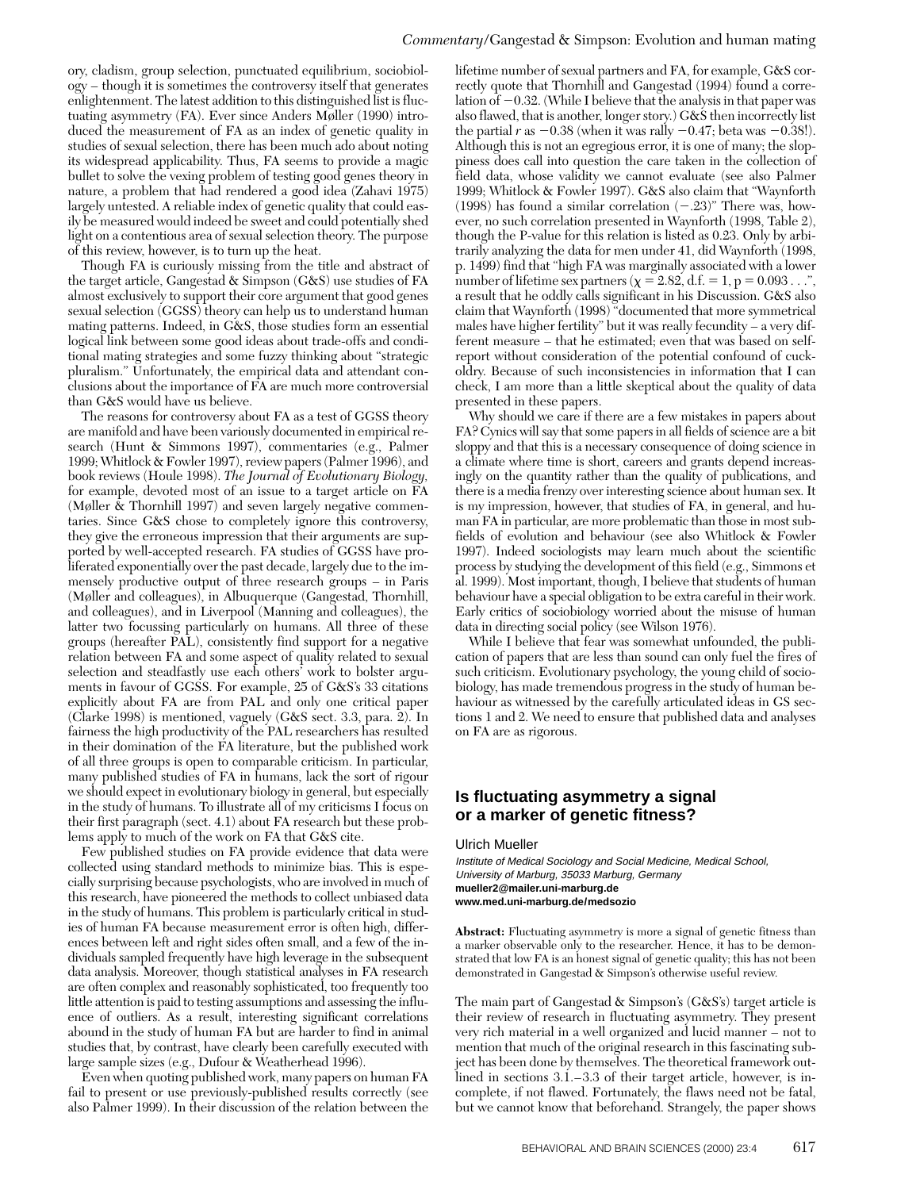ory, cladism, group selection, punctuated equilibrium, sociobiology – though it is sometimes the controversy itself that generates enlightenment. The latest addition to this distinguished list is fluctuating asymmetry (FA). Ever since Anders Møller (1990) introduced the measurement of FA as an index of genetic quality in studies of sexual selection, there has been much ado about noting its widespread applicability. Thus, FA seems to provide a magic bullet to solve the vexing problem of testing good genes theory in nature, a problem that had rendered a good idea (Zahavi 1975) largely untested. A reliable index of genetic quality that could easily be measured would indeed be sweet and could potentially shed light on a contentious area of sexual selection theory. The purpose of this review, however, is to turn up the heat.

Though FA is curiously missing from the title and abstract of the target article, Gangestad & Simpson (G&S) use studies of FA almost exclusively to support their core argument that good genes sexual selection (GGSS) theory can help us to understand human mating patterns. Indeed, in G&S, those studies form an essential logical link between some good ideas about trade-offs and conditional mating strategies and some fuzzy thinking about "strategic pluralism." Unfortunately, the empirical data and attendant conclusions about the importance of FA are much more controversial than G&S would have us believe.

The reasons for controversy about FA as a test of GGSS theory are manifold and have been variously documented in empirical research (Hunt & Simmons 1997), commentaries (e.g., Palmer 1999; Whitlock & Fowler 1997), review papers (Palmer 1996), and book reviews (Houle 1998). *The Journal of Evolutionary Biology*, for example, devoted most of an issue to a target article on FA (Møller & Thornhill 1997) and seven largely negative commentaries. Since G&S chose to completely ignore this controversy, they give the erroneous impression that their arguments are supported by well-accepted research. FA studies of GGSS have proliferated exponentially over the past decade, largely due to the immensely productive output of three research groups – in Paris (Møller and colleagues), in Albuquerque (Gangestad, Thornhill, and colleagues), and in Liverpool (Manning and colleagues), the latter two focussing particularly on humans. All three of these groups (hereafter PAL), consistently find support for a negative relation between FA and some aspect of quality related to sexual selection and steadfastly use each others' work to bolster arguments in favour of GGSS. For example, 25 of G&S's 33 citations explicitly about FA are from PAL and only one critical paper (Clarke 1998) is mentioned, vaguely (G&S sect. 3.3, para. 2). In fairness the high productivity of the PAL researchers has resulted in their domination of the FA literature, but the published work of all three groups is open to comparable criticism. In particular, many published studies of FA in humans, lack the sort of rigour we should expect in evolutionary biology in general, but especially in the study of humans. To illustrate all of my criticisms I focus on their first paragraph (sect. 4.1) about FA research but these problems apply to much of the work on FA that G&S cite.

Few published studies on FA provide evidence that data were collected using standard methods to minimize bias. This is especially surprising because psychologists, who are involved in much of this research, have pioneered the methods to collect unbiased data in the study of humans. This problem is particularly critical in studies of human FA because measurement error is often high, differences between left and right sides often small, and a few of the individuals sampled frequently have high leverage in the subsequent data analysis. Moreover, though statistical analyses in FA research are often complex and reasonably sophisticated, too frequently too little attention is paid to testing assumptions and assessing the influence of outliers. As a result, interesting significant correlations abound in the study of human FA but are harder to find in animal studies that, by contrast, have clearly been carefully executed with large sample sizes (e.g., Dufour & Weatherhead 1996).

Even when quoting published work, many papers on human FA fail to present or use previously-published results correctly (see also Palmer 1999). In their discussion of the relation between the lifetime number of sexual partners and FA, for example, G&S correctly quote that Thornhill and Gangestad (1994) found a correlation of $-0.32$. (While I believe that the analysis in that paper was also flawed, that is another, longer story.) G&S then incorrectly list the partial $r$ as $-0.38$ (when it was rally $-0.47$; beta was $-0.38$!). Although this is not an egregious error, it is one of many; the sloppiness does call into question the care taken in the collection of field data, whose validity we cannot evaluate (see also Palmer 1999; Whitlock & Fowler 1997). G&S also claim that "Waynforth (1998) has found a similar correlation ($-.23$)" There was, however, no such correlation presented in Waynforth (1998, Table 2), though the P-value for this relation is listed as 0.23. Only by arbitrarily analyzing the data for men under 41, did Waynforth (1998, p. 1499) find that "high FA was marginally associated with a lower number of lifetime sex partners ($\chi = 2.82$, d.f. $= 1$, $p = 0.093$ . . .", a result that he oddly calls significant in his Discussion. G&S also claim that Waynforth (1998) "documented that more symmetrical males have higher fertility" but it was really fecundity – a very different measure – that he estimated; even that was based on self-report without consideration of the potential confound of cuckoldry. Because of such inconsistencies in information that I can check, I am more than a little skeptical about the quality of data presented in these papers.

Why should we care if there are a few mistakes in papers about FA? Cynics will say that some papers in all fields of science are a bit sloppy and that this is a necessary consequence of doing science in a climate where time is short, careers and grants depend increasingly on the quantity rather than the quality of publications, and there is a media frenzy over interesting science about human sex. It is my impression, however, that studies of FA, in general, and human FA in particular, are more problematic than those in most subfields of evolution and behaviour (see also Whitlock & Fowler 1997). Indeed sociologists may learn much about the scientific process by studying the development of this field (e.g., Simmons et al. 1999). Most important, though, I believe that students of human behaviour have a special obligation to be extra careful in their work. Early critics of sociobiology worried about the misuse of human data in directing social policy (see Wilson 1976).

While I believe that fear was somewhat unfounded, the publication of papers that are less than sound can only fuel the fires of such criticism. Evolutionary psychology, the young child of sociobiology, has made tremendous progress in the study of human behaviour as witnessed by the carefully articulated ideas in GS sections 1 and 2. We need to ensure that published data and analyses on FA are as rigorous.

## Is fluctuating asymmetry a signal or a marker of genetic fitness?

Ulrich Mueller

*Institute of Medical Sociology and Social Medicine, Medical School, University of Marburg, 35033 Marburg, Germany*
**mueller2@mailer.uni-marburg.de**
**www.med.uni-marburg.de/medsozio**

**Abstract:** Fluctuating asymmetry is more a signal of genetic fitness than a marker observable only to the researcher. Hence, it has to be demonstrated that low FA is an honest signal of genetic quality; this has not been demonstrated in Gangestad & Simpson's otherwise useful review.

The main part of Gangestad & Simpson's (G&S's) target article is their review of research in fluctuating asymmetry. They present very rich material in a well organized and lucid manner – not to mention that much of the original research in this fascinating subject has been done by themselves. The theoretical framework outlined in sections 3.1.–3.3 of their target article, however, is incomplete, if not flawed. Fortunately, the flaws need not be fatal, but we cannot know that beforehand. Strangely, the paper shows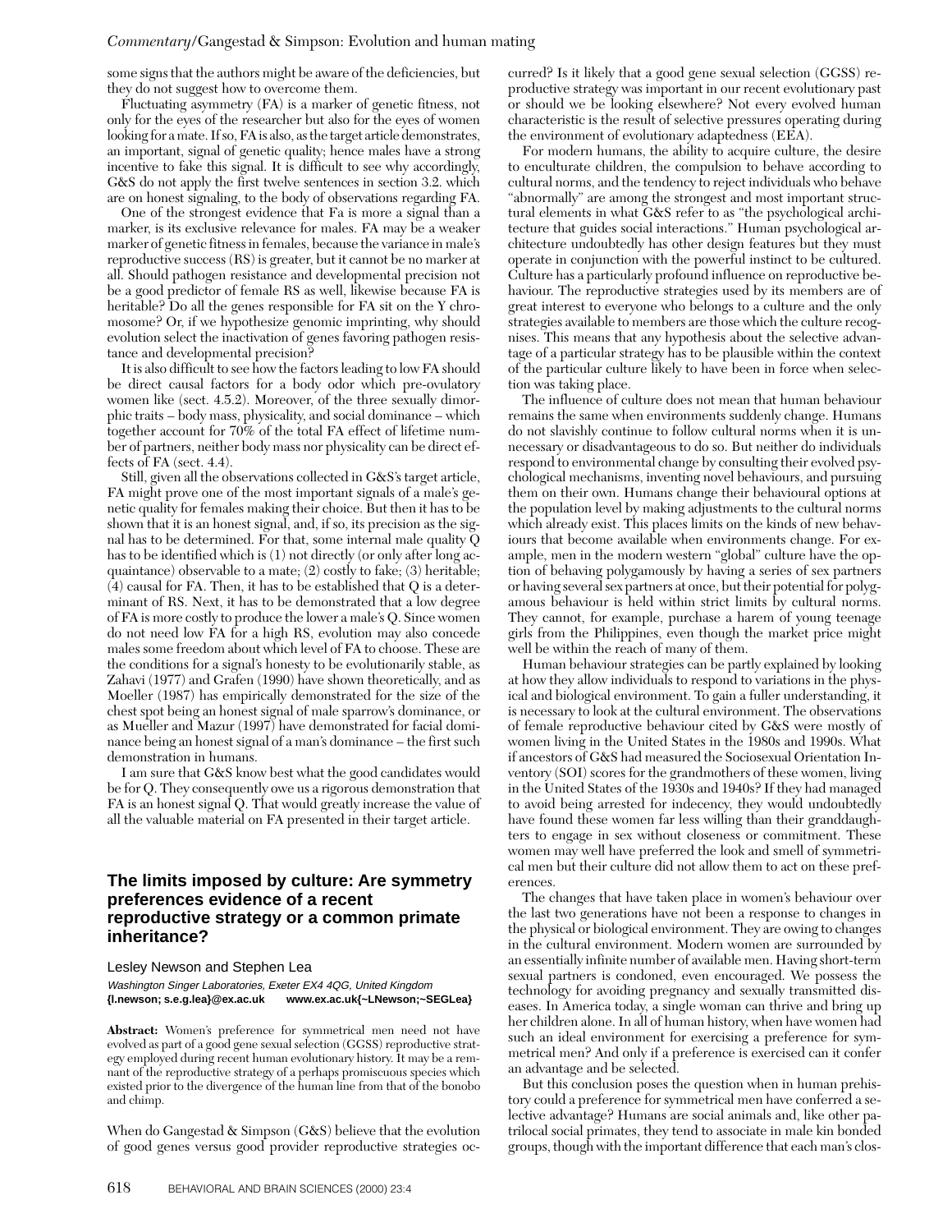some signs that the authors might be aware of the deficiencies, but they do not suggest how to overcome them.

Fluctuating asymmetry (FA) is a marker of genetic fitness, not only for the eyes of the researcher but also for the eyes of women looking for a mate. If so, FA is also, as the target article demonstrates, an important, signal of genetic quality; hence males have a strong incentive to fake this signal. It is difficult to see why accordingly, G&S do not apply the first twelve sentences in section 3.2. which are on honest signaling, to the body of observations regarding FA.

One of the strongest evidence that Fa is more a signal than a marker, is its exclusive relevance for males. FA may be a weaker marker of genetic fitness in females, because the variance in male's reproductive success (RS) is greater, but it cannot be no marker at all. Should pathogen resistance and developmental precision not be a good predictor of female RS as well, likewise because FA is heritable? Do all the genes responsible for FA sit on the Y chromosome? Or, if we hypothesize genomic imprinting, why should evolution select the inactivation of genes favoring pathogen resistance and developmental precision?

It is also difficult to see how the factors leading to low FA should be direct causal factors for a body odor which pre-ovulatory women like (sect. 4.5.2). Moreover, of the three sexually dimorphic traits – body mass, physicality, and social dominance – which together account for 70% of the total FA effect of lifetime number of partners, neither body mass nor physicality can be direct effects of FA (sect. 4.4).

Still, given all the observations collected in G&S's target article, FA might prove one of the most important signals of a male's genetic quality for females making their choice. But then it has to be shown that it is an honest signal, and, if so, its precision as the signal has to be determined. For that, some internal male quality Q has to be identified which is (1) not directly (or only after long acquaintance) observable to a mate; (2) costly to fake; (3) heritable; (4) causal for FA. Then, it has to be established that Q is a determinant of RS. Next, it has to be demonstrated that a low degree of FA is more costly to produce the lower a male's Q. Since women do not need low FA for a high RS, evolution may also concede males some freedom about which level of FA to choose. These are the conditions for a signal's honesty to be evolutionarily stable, as Zahavi (1977) and Grafen (1990) have shown theoretically, and as Moeller (1987) has empirically demonstrated for the size of the chest spot being an honest signal of male sparrow's dominance, or as Mueller and Mazur (1997) have demonstrated for facial dominance being an honest signal of a man's dominance – the first such demonstration in humans.

I am sure that G&S know best what the good candidates would be for Q. They consequently owe us a rigorous demonstration that FA is an honest signal Q. That would greatly increase the value of all the valuable material on FA presented in their target article.

## The limits imposed by culture: Are symmetry preferences evidence of a recent reproductive strategy or a common primate inheritance?

Lesley Newson and Stephen Lea

*Washington Singer Laboratories, Exeter EX4 4QG, United Kingdom*
**{l.newson; s.e.g.lea}@ex.ac.uk www.ex.ac.uk{~LNewson;~SEGLea}**

**Abstract:** Women's preference for symmetrical men need not have evolved as part of a good gene sexual selection (GGSS) reproductive strategy employed during recent human evolutionary history. It may be a remnant of the reproductive strategy of a perhaps promiscuous species which existed prior to the divergence of the human line from that of the bonobo and chimp.

When do Gangestad & Simpson (G&S) believe that the evolution of good genes versus good provider reproductive strategies occurred? Is it likely that a good gene sexual selection (GGSS) reproductive strategy was important in our recent evolutionary past or should we be looking elsewhere? Not every evolved human characteristic is the result of selective pressures operating during the environment of evolutionary adaptedness (EEA).

For modern humans, the ability to acquire culture, the desire to enculturate children, the compulsion to behave according to cultural norms, and the tendency to reject individuals who behave "abnormally" are among the strongest and most important structural elements in what G&S refer to as "the psychological architecture that guides social interactions." Human psychological architecture undoubtedly has other design features but they must operate in conjunction with the powerful instinct to be cultured. Culture has a particularly profound influence on reproductive behaviour. The reproductive strategies used by its members are of great interest to everyone who belongs to a culture and the only strategies available to members are those which the culture recognises. This means that any hypothesis about the selective advantage of a particular strategy has to be plausible within the context of the particular culture likely to have been in force when selection was taking place.

The influence of culture does not mean that human behaviour remains the same when environments suddenly change. Humans do not slavishly continue to follow cultural norms when it is unnecessary or disadvantageous to do so. But neither do individuals respond to environmental change by consulting their evolved psychological mechanisms, inventing novel behaviours, and pursuing them on their own. Humans change their behavioural options at the population level by making adjustments to the cultural norms which already exist. This places limits on the kinds of new behaviours that become available when environments change. For example, men in the modern western "global" culture have the option of behaving polygamously by having a series of sex partners or having several sex partners at once, but their potential for polygamous behaviour is held within strict limits by cultural norms. They cannot, for example, purchase a harem of young teenage girls from the Philippines, even though the market price might well be within the reach of many of them.

Human behaviour strategies can be partly explained by looking at how they allow individuals to respond to variations in the physical and biological environment. To gain a fuller understanding, it is necessary to look at the cultural environment. The observations of female reproductive behaviour cited by G&S were mostly of women living in the United States in the 1980s and 1990s. What if ancestors of G&S had measured the Sociosexual Orientation Inventory (SOI) scores for the grandmothers of these women, living in the United States of the 1930s and 1940s? If they had managed to avoid being arrested for indecency, they would undoubtedly have found these women far less willing than their granddaughters to engage in sex without closeness or commitment. These women may well have preferred the look and smell of symmetrical men but their culture did not allow them to act on these preferences.

The changes that have taken place in women's behaviour over the last two generations have not been a response to changes in the physical or biological environment. They are owing to changes in the cultural environment. Modern women are surrounded by an essentially infinite number of available men. Having short-term sexual partners is condoned, even encouraged. We possess the technology for avoiding pregnancy and sexually transmitted diseases. In America today, a single woman can thrive and bring up her children alone. In all of human history, when have women had such an ideal environment for exercising a preference for symmetrical men? And only if a preference is exercised can it confer an advantage and be selected.

But this conclusion poses the question when in human prehistory could a preference for symmetrical men have conferred a selective advantage? Humans are social animals and, like other patrilocal social primates, they tend to associate in male kin bonded groups, though with the important difference that each man's clos-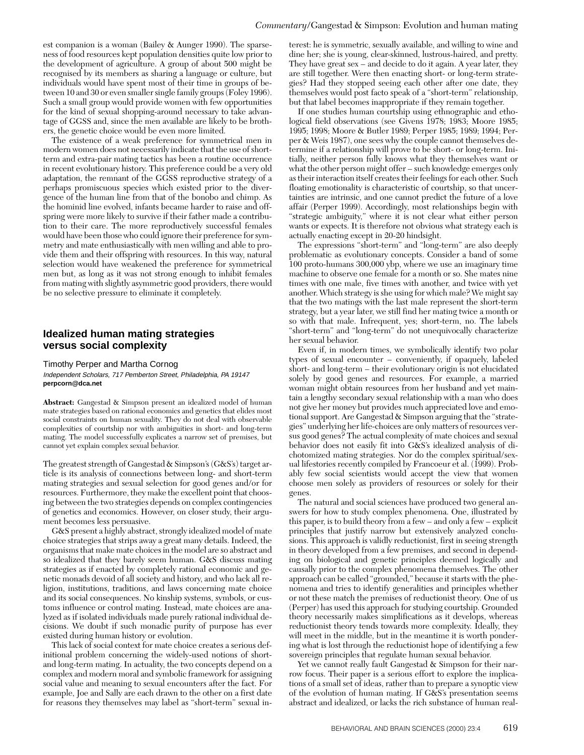est companion is a woman (Bailey & Aunger 1990). The sparseness of food resources kept population densities quite low prior to the development of agriculture. A group of about 500 might be recognised by its members as sharing a language or culture, but individuals would have spent most of their time in groups of between 10 and 30 or even smaller single family groups (Foley 1996). Such a small group would provide women with few opportunities for the kind of sexual shopping-around necessary to take advantage of GGSS and, since the men available are likely to be brothers, the genetic choice would be even more limited.

The existence of a weak preference for symmetrical men in modern women does not necessarily indicate that the use of short-term and extra-pair mating tactics has been a routine occurrence in recent evolutionary history. This preference could be a very old adaptation, the remnant of the GGSS reproductive strategy of a perhaps promiscuous species which existed prior to the divergence of the human line from that of the bonobo and chimp. As the hominid line evolved, infants became harder to raise and offspring were more likely to survive if their father made a contribution to their care. The more reproductively successful females would have been those who could ignore their preference for symmetry and mate enthusiastically with men willing and able to provide them and their offspring with resources. In this way, natural selection would have weakened the preference for symmetrical men but, as long as it was not strong enough to inhibit females from mating with slightly asymmetric good providers, there would be no selective pressure to eliminate it completely.

## Idealized human mating strategies versus social complexity

Timothy Perper and Martha Cornog

*Independent Scholars, 717 Pemberton Street, Philadelphia, PA 19147*
**perpcorn@dca.net**

**Abstract:** Gangestad & Simpson present an idealized model of human mate strategies based on rational economics and genetics that elides most social constraints on human sexuality. They do not deal with observable complexities of courtship nor with ambiguities in short- and long-term mating. The model successfully explicates a narrow set of premises, but cannot yet explain complex sexual behavior.

The greatest strength of Gangestad & Simpson's (G&S's) target article is its analysis of connections between long- and short-term mating strategies and sexual selection for good genes and/or for resources. Furthermore, they make the excellent point that choosing between the two strategies depends on complex contingencies of genetics and economics. However, on closer study, their argument becomes less persuasive.

G&S present a highly abstract, strongly idealized model of mate choice strategies that strips away a great many details. Indeed, the organisms that make mate choices in the model are so abstract and so idealized that they barely seem human. G&S discuss mating strategies as if enacted by completely rational economic and genetic monads devoid of all society and history, and who lack all religion, institutions, traditions, and laws concerning mate choice and its social consequences. No kinship systems, symbols, or customs influence or control mating. Instead, mate choices are analyzed as if isolated individuals made purely rational individual decisions. We doubt if such monadic purity of purpose has ever existed during human history or evolution.

This lack of social context for mate choice creates a serious definitional problem concerning the widely-used notions of short- and long-term mating. In actuality, the two concepts depend on a complex and modern moral and symbolic framework for assigning social value and meaning to sexual encounters after the fact. For example, Joe and Sally are each drawn to the other on a first date for reasons they themselves may label as "short-term" sexual interest: he is symmetric, sexually available, and willing to wine and dine her; she is young, clear-skinned, lustrous-haired, and pretty. They have great sex – and decide to do it again. A year later, they are still together. Were then enacting short- or long-term strategies? Had they stopped seeing each other after one date, they themselves would post facto speak of a "short-term" relationship, but that label becomes inappropriate if they remain together.

If one studies human courtship using ethnographic and ethological field observations (see Givens 1978; 1983; Moore 1985; 1995; 1998; Moore & Butler 1989; Perper 1985; 1989; 1994; Perper & Weis 1987), one sees why the couple cannot themselves determine if a relationship will prove to be short- or long-term. Initially, neither person fully knows what they themselves want or what the other person might offer – such knowledge emerges only as their interaction itself creates their feelings for each other. Such floating emotionality is characteristic of courtship, so that uncertainties are intrinsic, and one cannot predict the future of a love affair (Perper 1999). Accordingly, most relationships begin with "strategic ambiguity," where it is not clear what either person wants or expects. It is therefore not obvious what strategy each is actually enacting except in 20-20 hindsight.

The expressions "short-term" and "long-term" are also deeply problematic as evolutionary concepts. Consider a band of some 100 proto-humans 300,000 ybp, where we use an imaginary time machine to observe one female for a month or so. She mates nine times with one male, five times with another, and twice with yet another. Which strategy is she using for which male? We might say that the two matings with the last male represent the short-term strategy, but a year later, we still find her mating twice a month or so with that male. Infrequent, yes; short-term, no. The labels "short-term" and "long-term" do not unequivocally characterize her sexual behavior.

Even if, in modern times, we symbolically identify two polar types of sexual encounter – conveniently, if opaquely, labeled short- and long-term – their evolutionary origin is not elucidated solely by good genes and resources. For example, a married woman might obtain resources from her husband and yet maintain a lengthy secondary sexual relationship with a man who does not give her money but provides much appreciated love and emotional support. Are Gangestad & Simpson arguing that the "strategies" underlying her life-choices are only matters of resources versus good genes? The actual complexity of mate choices and sexual behavior does not easily fit into G&S's idealized analysis of dichotomized mating strategies. Nor do the complex spiritual/sexual lifestories recently compiled by Francoeur et al. (1999). Probably few social scientists would accept the view that women choose men solely as providers of resources or solely for their genes.

The natural and social sciences have produced two general answers for how to study complex phenomena. One, illustrated by this paper, is to build theory from a few – and only a few – explicit principles that justify narrow but extensively analyzed conclusions. This approach is validly reductionist, first in seeing strength in theory developed from a few premises, and second in depending on biological and genetic principles deemed logically and causally prior to the complex phenomena themselves. The other approach can be called "grounded," because it starts with the phenomena and tries to identify generalities and principles whether or not these match the premises of reductionist theory. One of us (Perper) has used this approach for studying courtship. Grounded theory necessarily makes simplifications as it develops, whereas reductionist theory tends towards more complexity. Ideally, they will meet in the middle, but in the meantime it is worth pondering what is lost through the reductionist hope of identifying a few sovereign principles that regulate human sexual behavior.

Yet we cannot really fault Gangestad & Simpson for their narrow focus. Their paper is a serious effort to explore the implications of a small set of ideas, rather than to prepare a synoptic view of the evolution of human mating. If G&S's presentation seems abstract and idealized, or lacks the rich substance of human real-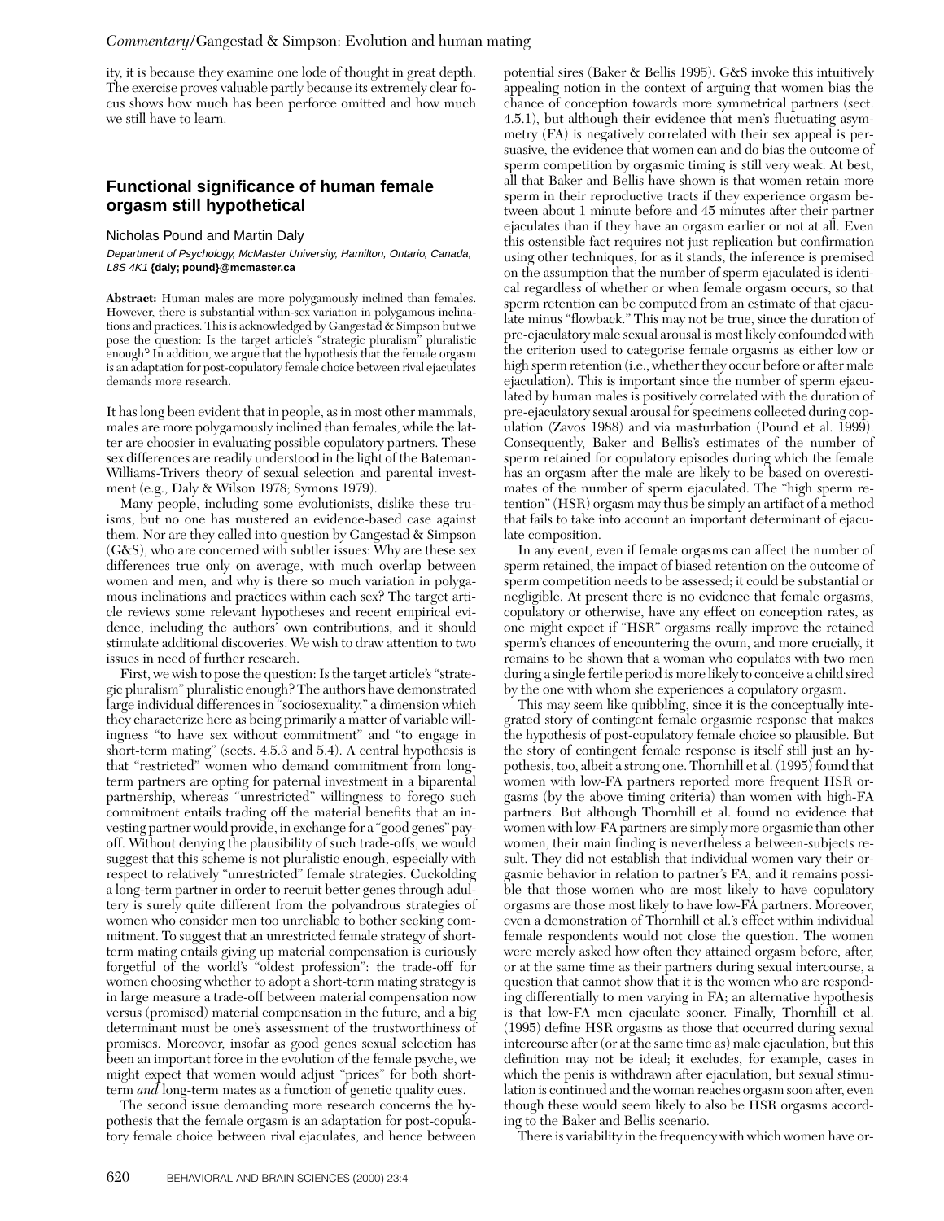ity, it is because they examine one lode of thought in great depth. The exercise proves valuable partly because its extremely clear focus shows how much has been perforce omitted and how much we still have to learn.

## Functional significance of human female orgasm still hypothetical

Nicholas Pound and Martin Daly

*Department of Psychology, McMaster University, Hamilton, Ontario, Canada, L8S 4K1* **{daly; pound}@mcmaster.ca**

**Abstract:** Human males are more polygamously inclined than females. However, there is substantial within-sex variation in polygamous inclinations and practices. This is acknowledged by Gangestad & Simpson but we pose the question: Is the target article's "strategic pluralism" pluralistic enough? In addition, we argue that the hypothesis that the female orgasm is an adaptation for post-copulatory female choice between rival ejaculates demands more research.

It has long been evident that in people, as in most other mammals, males are more polygamously inclined than females, while the latter are choosier in evaluating possible copulatory partners. These sex differences are readily understood in the light of the Bateman-Williams-Trivers theory of sexual selection and parental investment (e.g., Daly & Wilson 1978; Symons 1979).

Many people, including some evolutionists, dislike these truisms, but no one has mustered an evidence-based case against them. Nor are they called into question by Gangestad & Simpson (G&S), who are concerned with subtler issues: Why are these sex differences true only on average, with much overlap between women and men, and why is there so much variation in polygamous inclinations and practices within each sex? The target article reviews some relevant hypotheses and recent empirical evidence, including the authors' own contributions, and it should stimulate additional discoveries. We wish to draw attention to two issues in need of further research.

First, we wish to pose the question: Is the target article's "strategic pluralism" pluralistic enough? The authors have demonstrated large individual differences in "sociosexuality," a dimension which they characterize here as being primarily a matter of variable willingness "to have sex without commitment" and "to engage in short-term mating" (sects. 4.5.3 and 5.4). A central hypothesis is that "restricted" women who demand commitment from long-term partners are opting for paternal investment in a biparental partnership, whereas "unrestricted" willingness to forego such commitment entails trading off the material benefits that an investing partner would provide, in exchange for a "good genes" payoff. Without denying the plausibility of such trade-offs, we would suggest that this scheme is not pluralistic enough, especially with respect to relatively "unrestricted" female strategies. Cuckolding a long-term partner in order to recruit better genes through adultery is surely quite different from the polyandrous strategies of women who consider men too unreliable to bother seeking commitment. To suggest that an unrestricted female strategy of short-term mating entails giving up material compensation is curiously forgetful of the world's "oldest profession": the trade-off for women choosing whether to adopt a short-term mating strategy is in large measure a trade-off between material compensation now versus (promised) material compensation in the future, and a big determinant must be one's assessment of the trustworthiness of promises. Moreover, insofar as good genes sexual selection has been an important force in the evolution of the female psyche, we might expect that women would adjust "prices" for both short-term *and* long-term mates as a function of genetic quality cues.

The second issue demanding more research concerns the hypothesis that the female orgasm is an adaptation for post-copulatory female choice between rival ejaculates, and hence between potential sires (Baker & Bellis 1995). G&S invoke this intuitively appealing notion in the context of arguing that women bias the chance of conception towards more symmetrical partners (sect. 4.5.1), but although their evidence that men's fluctuating asymmetry (FA) is negatively correlated with their sex appeal is persuasive, the evidence that women can and do bias the outcome of sperm competition by orgasmic timing is still very weak. At best, all that Baker and Bellis have shown is that women retain more sperm in their reproductive tracts if they experience orgasm between about 1 minute before and 45 minutes after their partner ejaculates than if they have an orgasm earlier or not at all. Even this ostensible fact requires not just replication but confirmation using other techniques, for as it stands, the inference is premised on the assumption that the number of sperm ejaculated is identical regardless of whether or when female orgasm occurs, so that sperm retention can be computed from an estimate of that ejaculate minus "flowback." This may not be true, since the duration of pre-ejaculatory male sexual arousal is most likely confounded with the criterion used to categorise female orgasms as either low or high sperm retention (i.e., whether they occur before or after male ejaculation). This is important since the number of sperm ejaculated by human males is positively correlated with the duration of pre-ejaculatory sexual arousal for specimens collected during copulation (Zavos 1988) and via masturbation (Pound et al. 1999). Consequently, Baker and Bellis's estimates of the number of sperm retained for copulatory episodes during which the female has an orgasm after the male are likely to be based on overestimates of the number of sperm ejaculated. The "high sperm retention" (HSR) orgasm may thus be simply an artifact of a method that fails to take into account an important determinant of ejaculate composition.

In any event, even if female orgasms can affect the number of sperm retained, the impact of biased retention on the outcome of sperm competition needs to be assessed; it could be substantial or negligible. At present there is no evidence that female orgasms, copulatory or otherwise, have any effect on conception rates, as one might expect if "HSR" orgasms really improve the retained sperm's chances of encountering the ovum, and more crucially, it remains to be shown that a woman who copulates with two men during a single fertile period is more likely to conceive a child sired by the one with whom she experiences a copulatory orgasm.

This may seem like quibbling, since it is the conceptually integrated story of contingent female orgasmic response that makes the hypothesis of post-copulatory female choice so plausible. But the story of contingent female response is itself still just an hypothesis, too, albeit a strong one. Thornhill et al. (1995) found that women with low-FA partners reported more frequent HSR orgasms (by the above timing criteria) than women with high-FA partners. But although Thornhill et al. found no evidence that women with low-FA partners are simply more orgasmic than other women, their main finding is nevertheless a between-subjects result. They did not establish that individual women vary their orgasmic behavior in relation to partner's FA, and it remains possible that those women who are most likely to have copulatory orgasms are those most likely to have low-FA partners. Moreover, even a demonstration of Thornhill et al.'s effect within individual female respondents would not close the question. The women were merely asked how often they attained orgasm before, after, or at the same time as their partners during sexual intercourse, a question that cannot show that it is the women who are responding differentially to men varying in FA; an alternative hypothesis is that low-FA men ejaculate sooner. Finally, Thornhill et al. (1995) define HSR orgasms as those that occurred during sexual intercourse after (or at the same time as) male ejaculation, but this definition may not be ideal; it excludes, for example, cases in which the penis is withdrawn after ejaculation, but sexual stimulation is continued and the woman reaches orgasm soon after, even though these would seem likely to also be HSR orgasms according to the Baker and Bellis scenario.

There is variability in the frequency with which women have or-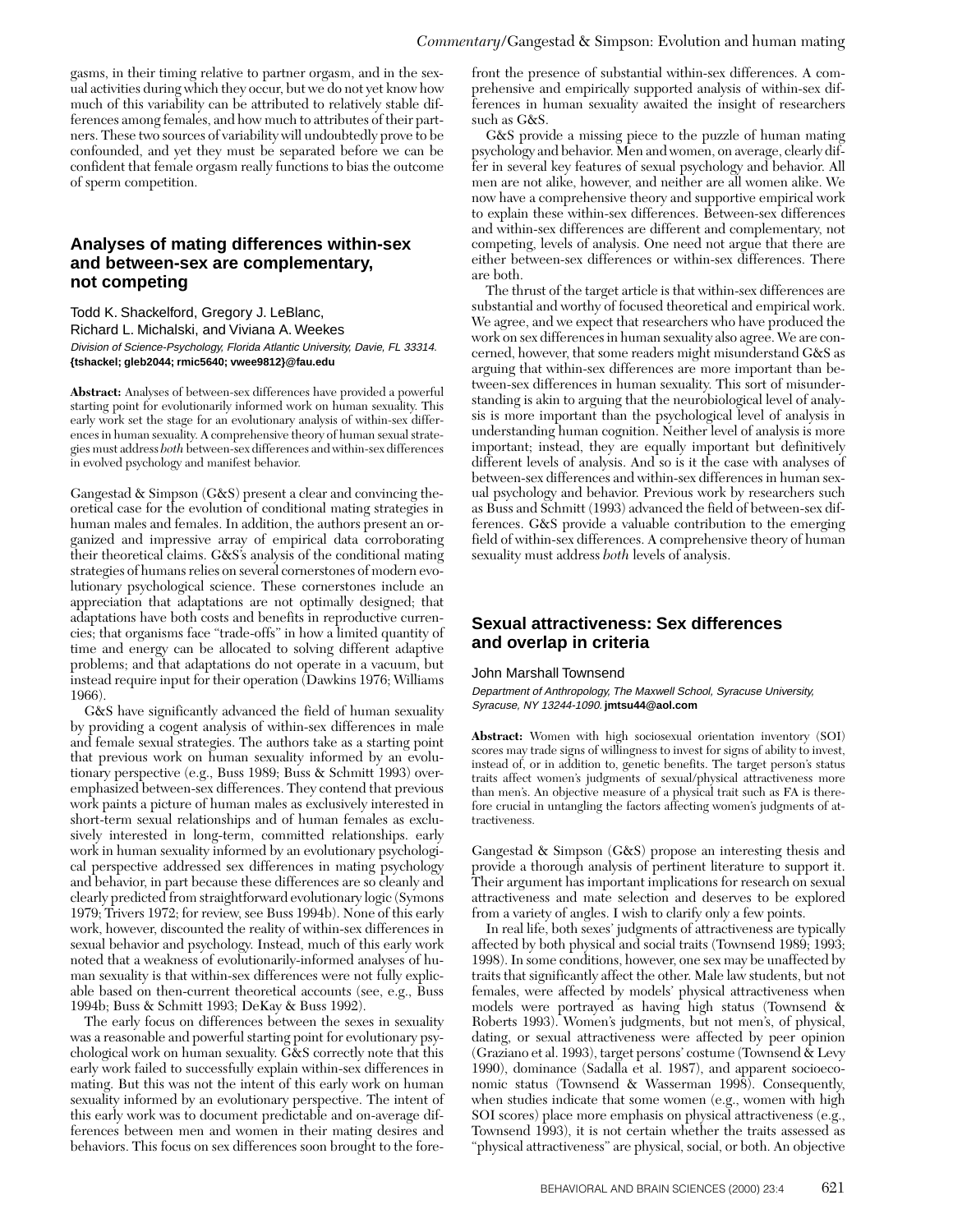gasms, in their timing relative to partner orgasm, and in the sexual activities during which they occur, but we do not yet know how much of this variability can be attributed to relatively stable differences among females, and how much to attributes of their partners. These two sources of variability will undoubtedly prove to be confounded, and yet they must be separated before we can be confident that female orgasm really functions to bias the outcome of sperm competition.

## Analyses of mating differences within-sex and between-sex are complementary, not competing

Todd K. Shackelford, Gregory J. LeBlanc, Richard L. Michalski, and Viviana A. Weekes

*Division of Science-Psychology, Florida Atlantic University, Davie, FL 33314.* **{tshackel; gleb2044; rmic5640; vwee9812}@fau.edu**

**Abstract:** Analyses of between-sex differences have provided a powerful starting point for evolutionarily informed work on human sexuality. This early work set the stage for an evolutionary analysis of within-sex differences in human sexuality. A comprehensive theory of human sexual strategies must address *both* between-sex differences and within-sex differences in evolved psychology and manifest behavior.

Gangestad & Simpson (G&S) present a clear and convincing theoretical case for the evolution of conditional mating strategies in human males and females. In addition, the authors present an organized and impressive array of empirical data corroborating their theoretical claims. G&S's analysis of the conditional mating strategies of humans relies on several cornerstones of modern evolutionary psychological science. These cornerstones include an appreciation that adaptations are not optimally designed; that adaptations have both costs and benefits in reproductive currencies; that organisms face "trade-offs" in how a limited quantity of time and energy can be allocated to solving different adaptive problems; and that adaptations do not operate in a vacuum, but instead require input for their operation (Dawkins 1976; Williams 1966).

G&S have significantly advanced the field of human sexuality by providing a cogent analysis of within-sex differences in male and female sexual strategies. The authors take as a starting point that previous work on human sexuality informed by an evolutionary perspective (e.g., Buss 1989; Buss & Schmitt 1993) overemphasized between-sex differences. They contend that previous work paints a picture of human males as exclusively interested in short-term sexual relationships and of human females as exclusively interested in long-term, committed relationships. early work in human sexuality informed by an evolutionary psychological perspective addressed sex differences in mating psychology and behavior, in part because these differences are so cleanly and clearly predicted from straightforward evolutionary logic (Symons 1979; Trivers 1972; for review, see Buss 1994b). None of this early work, however, discounted the reality of within-sex differences in sexual behavior and psychology. Instead, much of this early work noted that a weakness of evolutionarily-informed analyses of human sexuality is that within-sex differences were not fully explicable based on then-current theoretical accounts (see, e.g., Buss 1994b; Buss & Schmitt 1993; DeKay & Buss 1992).

The early focus on differences between the sexes in sexuality was a reasonable and powerful starting point for evolutionary psychological work on human sexuality. G&S correctly note that this early work failed to successfully explain within-sex differences in mating. But this was not the intent of this early work on human sexuality informed by an evolutionary perspective. The intent of this early work was to document predictable and on-average differences between men and women in their mating desires and behaviors. This focus on sex differences soon brought to the forefront the presence of substantial within-sex differences. A comprehensive and empirically supported analysis of within-sex differences in human sexuality awaited the insight of researchers such as G&S.

G&S provide a missing piece to the puzzle of human mating psychology and behavior. Men and women, on average, clearly differ in several key features of sexual psychology and behavior. All men are not alike, however, and neither are all women alike. We now have a comprehensive theory and supportive empirical work to explain these within-sex differences. Between-sex differences and within-sex differences are different and complementary, not competing, levels of analysis. One need not argue that there are either between-sex differences or within-sex differences. There are both.

The thrust of the target article is that within-sex differences are substantial and worthy of focused theoretical and empirical work. We agree, and we expect that researchers who have produced the work on sex differences in human sexuality also agree. We are concerned, however, that some readers might misunderstand G&S as arguing that within-sex differences are more important than between-sex differences in human sexuality. This sort of misunderstanding is akin to arguing that the neurobiological level of analysis is more important than the psychological level of analysis in understanding human cognition. Neither level of analysis is more important; instead, they are equally important but definitively different levels of analysis. And so is it the case with analyses of between-sex differences and within-sex differences in human sexual psychology and behavior. Previous work by researchers such as Buss and Schmitt (1993) advanced the field of between-sex differences. G&S provide a valuable contribution to the emerging field of within-sex differences. A comprehensive theory of human sexuality must address *both* levels of analysis.

## Sexual attractiveness: Sex differences and overlap in criteria

John Marshall Townsend

*Department of Anthropology, The Maxwell School, Syracuse University, Syracuse, NY 13244-1090.* **jmtsu44@aol.com**

**Abstract:** Women with high sociosexual orientation inventory (SOI) scores may trade signs of willingness to invest for signs of ability to invest, instead of, or in addition to, genetic benefits. The target person's status traits affect women's judgments of sexual/physical attractiveness more than men's. An objective measure of a physical trait such as FA is therefore crucial in untangling the factors affecting women's judgments of attractiveness.

Gangestad & Simpson (G&S) propose an interesting thesis and provide a thorough analysis of pertinent literature to support it. Their argument has important implications for research on sexual attractiveness and mate selection and deserves to be explored from a variety of angles. I wish to clarify only a few points.

In real life, both sexes' judgments of attractiveness are typically affected by both physical and social traits (Townsend 1989; 1993; 1998). In some conditions, however, one sex may be unaffected by traits that significantly affect the other. Male law students, but not females, were affected by models' physical attractiveness when models were portrayed as having high status (Townsend & Roberts 1993). Women's judgments, but not men's, of physical, dating, or sexual attractiveness were affected by peer opinion (Graziano et al. 1993), target persons' costume (Townsend & Levy 1990), dominance (Sadalla et al. 1987), and apparent socioeconomic status (Townsend & Wasserman 1998). Consequently, when studies indicate that some women (e.g., women with high SOI scores) place more emphasis on physical attractiveness (e.g., Townsend 1993), it is not certain whether the traits assessed as "physical attractiveness" are physical, social, or both. An objective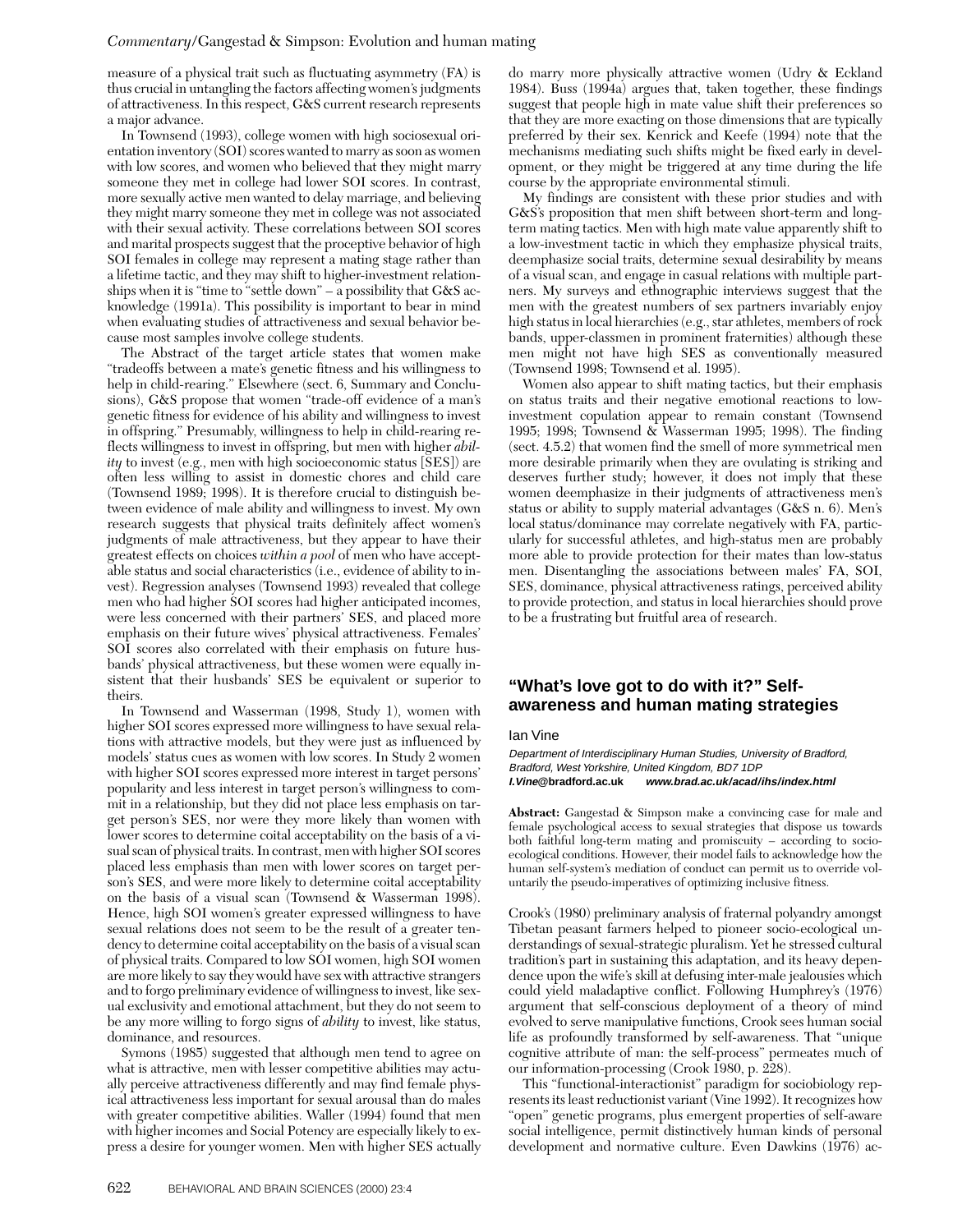measure of a physical trait such as fluctuating asymmetry (FA) is thus crucial in untangling the factors affecting women's judgments of attractiveness. In this respect, G&S current research represents a major advance.

In Townsend (1993), college women with high sociosexual orientation inventory (SOI) scores wanted to marry as soon as women with low scores, and women who believed that they might marry someone they met in college had lower SOI scores. In contrast, more sexually active men wanted to delay marriage, and believing they might marry someone they met in college was not associated with their sexual activity. These correlations between SOI scores and marital prospects suggest that the proceptive behavior of high SOI females in college may represent a mating stage rather than a lifetime tactic, and they may shift to higher-investment relationships when it is "time to "settle down" – a possibility that G&S acknowledge (1991a). This possibility is important to bear in mind when evaluating studies of attractiveness and sexual behavior because most samples involve college students.

The Abstract of the target article states that women make "tradeoffs between a mate's genetic fitness and his willingness to help in child-rearing." Elsewhere (sect. 6, Summary and Conclusions), G&S propose that women "trade-off evidence of a man's genetic fitness for evidence of his ability and willingness to invest in offspring." Presumably, willingness to help in child-rearing reflects willingness to invest in offspring, but men with higher *ability* to invest (e.g., men with high socioeconomic status [SES]) are often less willing to assist in domestic chores and child care (Townsend 1989; 1998). It is therefore crucial to distinguish between evidence of male ability and willingness to invest. My own research suggests that physical traits definitely affect women's judgments of male attractiveness, but they appear to have their greatest effects on choices *within a pool* of men who have acceptable status and social characteristics (i.e., evidence of ability to invest). Regression analyses (Townsend 1993) revealed that college men who had higher SOI scores had higher anticipated incomes, were less concerned with their partners' SES, and placed more emphasis on their future wives' physical attractiveness. Females' SOI scores also correlated with their emphasis on future husbands' physical attractiveness, but these women were equally insistent that their husbands' SES be equivalent or superior to theirs.

In Townsend and Wasserman (1998, Study 1), women with higher SOI scores expressed more willingness to have sexual relations with attractive models, but they were just as influenced by models' status cues as women with low scores. In Study 2 women with higher SOI scores expressed more interest in target persons' popularity and less interest in target person's willingness to commit in a relationship, but they did not place less emphasis on target person's SES, nor were they more likely than women with lower scores to determine coital acceptability on the basis of a visual scan of physical traits. In contrast, men with higher SOI scores placed less emphasis than men with lower scores on target person's SES, and were more likely to determine coital acceptability on the basis of a visual scan (Townsend & Wasserman 1998). Hence, high SOI women's greater expressed willingness to have sexual relations does not seem to be the result of a greater tendency to determine coital acceptability on the basis of a visual scan of physical traits. Compared to low SOI women, high SOI women are more likely to say they would have sex with attractive strangers and to forgo preliminary evidence of willingness to invest, like sexual exclusivity and emotional attachment, but they do not seem to be any more willing to forgo signs of *ability* to invest, like status, dominance, and resources.

Symons (1985) suggested that although men tend to agree on what is attractive, men with lesser competitive abilities may actually perceive attractiveness differently and may find female physical attractiveness less important for sexual arousal than do males with greater competitive abilities. Waller (1994) found that men with higher incomes and Social Potency are especially likely to express a desire for younger women. Men with higher SES actually do marry more physically attractive women (Udry & Eckland 1984). Buss (1994a) argues that, taken together, these findings suggest that people high in mate value shift their preferences so that they are more exacting on those dimensions that are typically preferred by their sex. Kenrick and Keefe (1994) note that the mechanisms mediating such shifts might be fixed early in development, or they might be triggered at any time during the life course by the appropriate environmental stimuli.

My findings are consistent with these prior studies and with G&S's proposition that men shift between short-term and long-term mating tactics. Men with high mate value apparently shift to a low-investment tactic in which they emphasize physical traits, deemphasize social traits, determine sexual desirability by means of a visual scan, and engage in casual relations with multiple partners. My surveys and ethnographic interviews suggest that the men with the greatest numbers of sex partners invariably enjoy high status in local hierarchies (e.g., star athletes, members of rock bands, upper-classmen in prominent fraternities) although these men might not have high SES as conventionally measured (Townsend 1998; Townsend et al. 1995).

Women also appear to shift mating tactics, but their emphasis on status traits and their negative emotional reactions to low-investment copulation appear to remain constant (Townsend 1995; 1998; Townsend & Wasserman 1995; 1998). The finding (sect. 4.5.2) that women find the smell of more symmetrical men more desirable primarily when they are ovulating is striking and deserves further study; however, it does not imply that these women deemphasize in their judgments of attractiveness men's status or ability to supply material advantages (G&S n. 6). Men's local status/dominance may correlate negatively with FA, particularly for successful athletes, and high-status men are probably more able to provide protection for their mates than low-status men. Disentangling the associations between males' FA, SOI, SES, dominance, physical attractiveness ratings, perceived ability to provide protection, and status in local hierarchies should prove to be a frustrating but fruitful area of research.

## "What's love got to do with it?" Self-awareness and human mating strategies

Ian Vine

*Department of Interdisciplinary Human Studies, University of Bradford, Bradford, West Yorkshire, United Kingdom, BD7 1DP*
***I.Vine*@bradford.ac.uk** ***www.brad.ac.uk/acad/ihs/index.html***

**Abstract:** Gangestad & Simpson make a convincing case for male and female psychological access to sexual strategies that dispose us towards both faithful long-term mating and promiscuity – according to socio-ecological conditions. However, their model fails to acknowledge how the human self-system's mediation of conduct can permit us to override voluntarily the pseudo-imperatives of optimizing inclusive fitness.

Crook's (1980) preliminary analysis of fraternal polyandry amongst Tibetan peasant farmers helped to pioneer socio-ecological understandings of sexual-strategic pluralism. Yet he stressed cultural tradition's part in sustaining this adaptation, and its heavy dependence upon the wife's skill at defusing inter-male jealousies which could yield maladaptive conflict. Following Humphrey's (1976) argument that self-conscious deployment of a theory of mind evolved to serve manipulative functions, Crook sees human social life as profoundly transformed by self-awareness. That "unique cognitive attribute of man: the self-process" permeates much of our information-processing (Crook 1980, p. 228).

This "functional-interactionist" paradigm for sociobiology represents its least reductionist variant (Vine 1992). It recognizes how "open" genetic programs, plus emergent properties of self-aware social intelligence, permit distinctively human kinds of personal development and normative culture. Even Dawkins (1976) ac-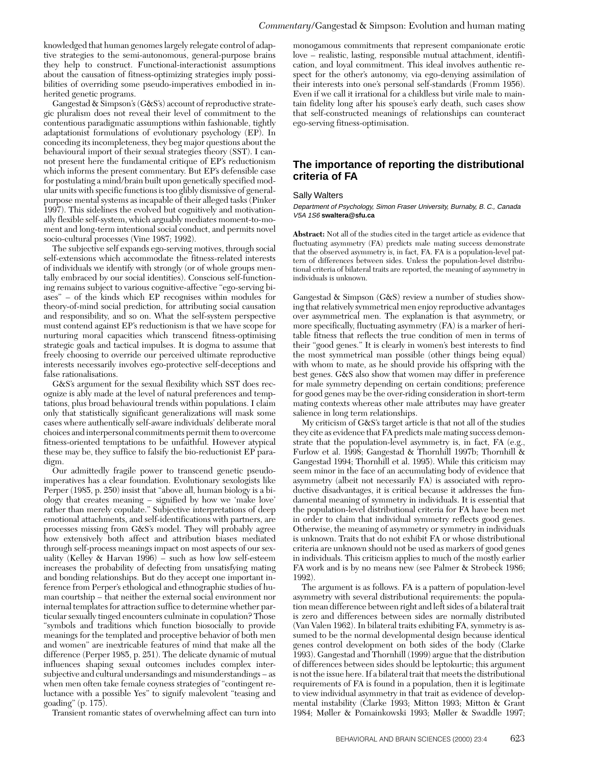knowledged that human genomes largely relegate control of adaptive strategies to the semi-autonomous, general-purpose brains they help to construct. Functional-interactionist assumptions about the causation of fitness-optimizing strategies imply possibilities of overriding some pseudo-imperatives embodied in inherited genetic programs.

Gangestad & Simpson's (G&S's) account of reproductive strategic pluralism does not reveal their level of commitment to the contentious paradigmatic assumptions within fashionable, tightly adaptationist formulations of evolutionary psychology (EP). In conceding its incompleteness, they beg major questions about the behavioural import of their sexual strategies theory (SST). I cannot present here the fundamental critique of EP's reductionism which informs the present commentary. But EP's defensible case for postulating a mind/brain built upon genetically specified modular units with specific functions is too glibly dismissive of general-purpose mental systems as incapable of their alleged tasks (Pinker 1997). This sidelines the evolved but cognitively and motivationally flexible self-system, which arguably mediates moment-to-moment and long-term intentional social conduct, and permits novel socio-cultural processes (Vine 1987; 1992).

The subjective self expands ego-serving motives, through social self-extensions which accommodate the fitness-related interests of individuals we identify with strongly (or of whole groups mentally embraced by our social identities). Conscious self-functioning remains subject to various cognitive-affective "ego-serving biases" – of the kinds which EP recognises within modules for theory-of-mind social prediction, for attributing social causation and responsibility, and so on. What the self-system perspective must contend against EP's reductionism is that we have scope for nurturing moral capacities which transcend fitness-optimising strategic goals and tactical impulses. It is dogma to assume that freely choosing to override our perceived ultimate reproductive interests necessarily involves ego-protective self-deceptions and false rationalisations.

G&S's argument for the sexual flexibility which SST does recognize is ably made at the level of natural preferences and temptations, plus broad behavioural trends within populations. I claim only that statistically significant generalizations will mask some cases where authentically self-aware individuals' deliberate moral choices and interpersonal commitments permit them to overcome fitness-oriented temptations to be unfaithful. However atypical these may be, they suffice to falsify the bio-reductionist EP paradigm.

Our admittedly fragile power to transcend genetic pseudo-imperatives has a clear foundation. Evolutionary sexologists like Perper (1985, p. 250) insist that "above all, human biology is a biology that creates meaning – signified by how we 'make love' rather than merely copulate." Subjective interpretations of deep emotional attachments, and self-identifications with partners, are processes missing from G&S's model. They will probably agree how extensively both affect and attribution biases mediated through self-process meanings impact on most aspects of our sexuality (Kelley & Harvan 1996) – such as how low self-esteem increases the probability of defecting from unsatisfying mating and bonding relationships. But do they accept one important inference from Perper's ethological and ethnographic studies of human courtship – that neither the external social environment nor internal templates for attraction suffice to determine whether particular sexually tinged encounters culminate in copulation? Those "symbols and traditions which function biosocially to provide meanings for the templated and proceptive behavior of both men and women" are inextricable features of mind that make all the difference (Perper 1985, p. 251). The delicate dynamic of mutual influences shaping sexual outcomes includes complex intersubjective and cultural undersandings and misunderstandings – as when men often take female coyness strategies of "contingent reluctance with a possible Yes" to signify malevolent "teasing and goading" (p. 175).

Transient romantic states of overwhelming affect can turn into monogamous commitments that represent companionate erotic love – realistic, lasting, responsible mutual attachment, identification, and loyal commitment. This ideal involves authentic respect for the other's autonomy, via ego-denying assimilation of their interests into one's personal self-standards (Fromm 1956). Even if we call it irrational for a childless but virile male to maintain fidelity long after his spouse's early death, such cases show that self-constructed meanings of relationships can counteract ego-serving fitness-optimisation.

## The importance of reporting the distributional criteria of FA

Sally Walters

*Department of Psychology, Simon Fraser University, Burnaby, B. C., Canada V5A 1S6* **swaltera@sfu.ca**

**Abstract:** Not all of the studies cited in the target article as evidence that fluctuating asymmetry (FA) predicts male mating success demonstrate that the observed asymmetry is, in fact, FA. FA is a population-level pattern of differences between sides. Unless the population-level distributional criteria of bilateral traits are reported, the meaning of asymmetry in individuals is unknown.

Gangestad & Simpson (G&S) review a number of studies showing that relatively symmetrical men enjoy reproductive advantages over asymmetrical men. The explanation is that asymmetry, or more specifically, fluctuating asymmetry (FA) is a marker of heritable fitness that reflects the true condition of men in terms of their "good genes." It is clearly in women's best interests to find the most symmetrical man possible (other things being equal) with whom to mate, as he should provide his offspring with the best genes. G&S also show that women may differ in preference for male symmetry depending on certain conditions; preference for good genes may be the over-riding consideration in short-term mating contexts whereas other male attributes may have greater salience in long term relationships.

My criticism of G&S's target article is that not all of the studies they cite as evidence that FA predicts male mating success demonstrate that the population-level asymmetry is, in fact, FA (e.g., Furlow et al. 1998; Gangestad & Thornhill 1997b; Thornhill & Gangestad 1994; Thornhill et al. 1995). While this criticism may seem minor in the face of an accumulating body of evidence that asymmetry (albeit not necessarily FA) is associated with reproductive disadvantages, it is critical because it addresses the fundamental meaning of symmetry in individuals. It is essential that the population-level distributional criteria for FA have been met in order to claim that individual symmetry reflects good genes. Otherwise, the meaning of asymmetry or symmetry in individuals is unknown. Traits that do not exhibit FA or whose distributional criteria are unknown should not be used as markers of good genes in individuals. This criticism applies to much of the mostly earlier FA work and is by no means new (see Palmer & Strobeck 1986; 1992).

The argument is as follows. FA is a pattern of population-level asymmetry with several distributional requirements: the population mean difference between right and left sides of a bilateral trait is zero and differences between sides are normally distributed (Van Valen 1962). In bilateral traits exhibiting FA, symmetry is assumed to be the normal developmental design because identical genes control development on both sides of the body (Clarke 1993). Gangestad and Thornhill (1999) argue that the distribution of differences between sides should be leptokurtic; this argument is not the issue here. If a bilateral trait that meets the distributional requirements of FA is found in a population, then it is legitimate to view individual asymmetry in that trait as evidence of developmental instability (Clarke 1993; Mitton 1993; Mitton & Grant 1984; Møller & Pomainkowski 1993; Møller & Swaddle 1997;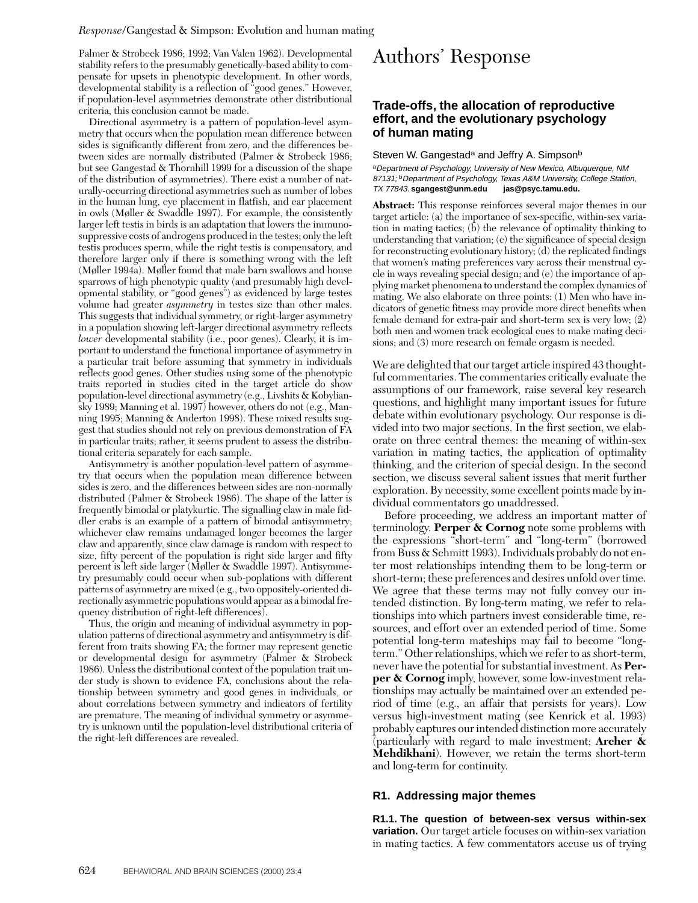Palmer & Strobeck 1986; 1992; Van Valen 1962). Developmental stability refers to the presumably genetically-based ability to compensate for upsets in phenotypic development. In other words, developmental stability is a reflection of "good genes." However, if population-level asymmetries demonstrate other distributional criteria, this conclusion cannot be made.

Directional asymmetry is a pattern of population-level asymmetry that occurs when the population mean difference between sides is significantly different from zero, and the differences between sides are normally distributed (Palmer & Strobeck 1986; but see Gangestad & Thornhill 1999 for a discussion of the shape of the distribution of asymmetries). There exist a number of naturally-occurring directional asymmetries such as number of lobes in the human lung, eye placement in flatfish, and ear placement in owls (Møller & Swaddle 1997). For example, the consistently larger left testis in birds is an adaptation that lowers the immunosuppressive costs of androgens produced in the testes; only the left testis produces sperm, while the right testis is compensatory, and therefore larger only if there is something wrong with the left (Møller 1994a). Møller found that male barn swallows and house sparrows of high phenotypic quality (and presumably high developmental stability, or "good genes") as evidenced by large testes volume had greater *asymmetry* in testes size than other males. This suggests that individual symmetry, or right-larger asymmetry in a population showing left-larger directional asymmetry reflects *lower* developmental stability (i.e., poor genes). Clearly, it is important to understand the functional importance of asymmetry in a particular trait before assuming that symmetry in individuals reflects good genes. Other studies using some of the phenotypic traits reported in studies cited in the target article do show population-level directional asymmetry (e.g., Livshits & Kobyliansky 1989; Manning et al. 1997) however, others do not (e.g., Manning 1995; Manning & Anderton 1998). These mixed results suggest that studies should not rely on previous demonstration of FA in particular traits; rather, it seems prudent to assess the distributional criteria separately for each sample.

Antisymmetry is another population-level pattern of asymmetry that occurs when the population mean difference between sides is zero, and the differences between sides are non-normally distributed (Palmer & Strobeck 1986). The shape of the latter is frequently bimodal or platykurtic. The signalling claw in male fiddler crabs is an example of a pattern of bimodal antisymmetry; whichever claw remains undamaged longer becomes the larger claw and apparently, since claw damage is random with respect to size, fifty percent of the population is right side larger and fifty percent is left side larger (Møller & Swaddle 1997). Antisymmetry presumably could occur when sub-poplations with different patterns of asymmetry are mixed (e.g., two oppositely-oriented directionally asymmetric populations would appear as a bimodal frequency distribution of right-left differences).

Thus, the origin and meaning of individual asymmetry in population patterns of directional asymmetry and antisymmetry is different from traits showing FA; the former may represent genetic or developmental design for asymmetry (Palmer & Strobeck 1986). Unless the distributional context of the population trait under study is shown to evidence FA, conclusions about the relationship between symmetry and good genes in individuals, or about correlations between symmetry and indicators of fertility are premature. The meaning of individual symmetry or asymmetry is unknown until the population-level distributional criteria of the right-left differences are revealed.

# Authors' Response

## Trade-offs, the allocation of reproductive effort, and the evolutionary psychology of human mating

Steven W. Gangestad[a] and Jeffry A. Simpson[b]

[a]*Department of Psychology, University of New Mexico, Albuquerque, NM 87131;* [b]*Department of Psychology, Texas A&M University, College Station, TX 77843.* **sgangest@unm.edu jas@psyc.tamu.edu.**

**Abstract:** This response reinforces several major themes in our target article: (a) the importance of sex-specific, within-sex variation in mating tactics; (b) the relevance of optimality thinking to understanding that variation; (c) the significance of special design for reconstructing evolutionary history; (d) the replicated findings that women's mating preferences vary across their menstrual cycle in ways revealing special design; and (e) the importance of applying market phenomena to understand the complex dynamics of mating. We also elaborate on three points: (1) Men who have indicators of genetic fitness may provide more direct benefits when female demand for extra-pair and short-term sex is very low; (2) both men and women track ecological cues to make mating decisions; and (3) more research on female orgasm is needed.

We are delighted that our target article inspired 43 thoughtful commentaries. The commentaries critically evaluate the assumptions of our framework, raise several key research questions, and highlight many important issues for future debate within evolutionary psychology. Our response is divided into two major sections. In the first section, we elaborate on three central themes: the meaning of within-sex variation in mating tactics, the application of optimality thinking, and the criterion of special design. In the second section, we discuss several salient issues that merit further exploration. By necessity, some excellent points made by individual commentators go unaddressed.

Before proceeding, we address an important matter of terminology. **Perper & Cornog** note some problems with the expressions "short-term" and "long-term" (borrowed from Buss & Schmitt 1993). Individuals probably do not enter most relationships intending them to be long-term or short-term; these preferences and desires unfold over time. We agree that these terms may not fully convey our intended distinction. By long-term mating, we refer to relationships into which partners invest considerable time, resources, and effort over an extended period of time. Some potential long-term mateships may fail to become "long-term." Other relationships, which we refer to as short-term, never have the potential for substantial investment. As **Perper & Cornog** imply, however, some low-investment relationships may actually be maintained over an extended period of time (e.g., an affair that persists for years). Low versus high-investment mating (see Kenrick et al. 1993) probably captures our intended distinction more accurately (particularly with regard to male investment; **Archer & Mehdikhani**). However, we retain the terms short-term and long-term for continuity.

### R1. Addressing major themes

**R1.1. The question of between-sex versus within-sex variation.** Our target article focuses on within-sex variation in mating tactics. A few commentators accuse us of trying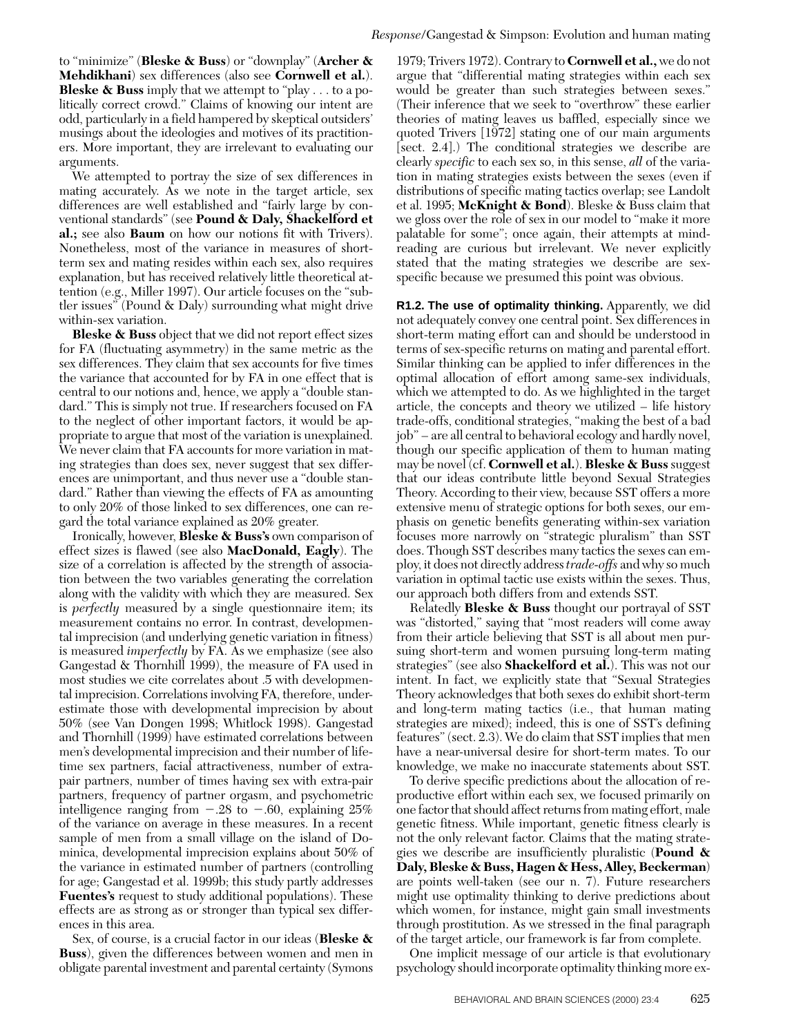to "minimize" (**Bleske & Buss**) or "downplay" (**Archer & Mehdikhani**) sex differences (also see **Cornwell et al.**). **Bleske & Buss** imply that we attempt to "play . . . to a politically correct crowd." Claims of knowing our intent are odd, particularly in a field hampered by skeptical outsiders' musings about the ideologies and motives of its practitioners. More important, they are irrelevant to evaluating our arguments.

We attempted to portray the size of sex differences in mating accurately. As we note in the target article, sex differences are well established and "fairly large by conventional standards" (see **Pound & Daly, Shackelford et al.;** see also **Baum** on how our notions fit with Trivers). Nonetheless, most of the variance in measures of short-term sex and mating resides within each sex, also requires explanation, but has received relatively little theoretical attention (e.g., Miller 1997). Our article focuses on the "subtler issues" (Pound & Daly) surrounding what might drive within-sex variation.

**Bleske & Buss** object that we did not report effect sizes for FA (fluctuating asymmetry) in the same metric as the sex differences. They claim that sex accounts for five times the variance that accounted for by FA in one effect that is central to our notions and, hence, we apply a "double standard." This is simply not true. If researchers focused on FA to the neglect of other important factors, it would be appropriate to argue that most of the variation is unexplained. We never claim that FA accounts for more variation in mating strategies than does sex, never suggest that sex differences are unimportant, and thus never use a "double standard." Rather than viewing the effects of FA as amounting to only 20% of those linked to sex differences, one can regard the total variance explained as 20% greater.

Ironically, however, **Bleske & Buss's** own comparison of effect sizes is flawed (see also **MacDonald, Eagly**). The size of a correlation is affected by the strength of association between the two variables generating the correlation along with the validity with which they are measured. Sex is *perfectly* measured by a single questionnaire item; its measurement contains no error. In contrast, developmental imprecision (and underlying genetic variation in fitness) is measured *imperfectly* by FA. As we emphasize (see also Gangestad & Thornhill 1999), the measure of FA used in most studies we cite correlates about .5 with developmental imprecision. Correlations involving FA, therefore, underestimate those with developmental imprecision by about 50% (see Van Dongen 1998; Whitlock 1998). Gangestad and Thornhill (1999) have estimated correlations between men's developmental imprecision and their number of lifetime sex partners, facial attractiveness, number of extra-pair partners, number of times having sex with extra-pair partners, frequency of partner orgasm, and psychometric intelligence ranging from $-.28$ to $-.60$, explaining 25% of the variance on average in these measures. In a recent sample of men from a small village on the island of Dominica, developmental imprecision explains about 50% of the variance in estimated number of partners (controlling for age; Gangestad et al. 1999b; this study partly addresses **Fuentes's** request to study additional populations). These effects are as strong as or stronger than typical sex differences in this area.

Sex, of course, is a crucial factor in our ideas (**Bleske & Buss**), given the differences between women and men in obligate parental investment and parental certainty (Symons 1979; Trivers 1972). Contrary to **Cornwell et al.,** we do not argue that "differential mating strategies within each sex would be greater than such strategies between sexes." (Their inference that we seek to "overthrow" these earlier theories of mating leaves us baffled, especially since we quoted Trivers [1972] stating one of our main arguments [sect. 2.4].) The conditional strategies we describe are clearly *specific* to each sex so, in this sense, *all* of the variation in mating strategies exists between the sexes (even if distributions of specific mating tactics overlap; see Landolt et al. 1995; **McKnight & Bond**). Bleske & Buss claim that we gloss over the role of sex in our model to "make it more palatable for some"; once again, their attempts at mind-reading are curious but irrelevant. We never explicitly stated that the mating strategies we describe are sex-specific because we presumed this point was obvious.

**R1.2. The use of optimality thinking.** Apparently, we did not adequately convey one central point. Sex differences in short-term mating effort can and should be understood in terms of sex-specific returns on mating and parental effort. Similar thinking can be applied to infer differences in the optimal allocation of effort among same-sex individuals, which we attempted to do. As we highlighted in the target article, the concepts and theory we utilized – life history trade-offs, conditional strategies, "making the best of a bad job" – are all central to behavioral ecology and hardly novel, though our specific application of them to human mating may be novel (cf. **Cornwell et al.**). **Bleske & Buss** suggest that our ideas contribute little beyond Sexual Strategies Theory. According to their view, because SST offers a more extensive menu of strategic options for both sexes, our emphasis on genetic benefits generating within-sex variation focuses more narrowly on "strategic pluralism" than SST does. Though SST describes many tactics the sexes can employ, it does not directly address *trade-offs* and why so much variation in optimal tactic use exists within the sexes. Thus, our approach both differs from and extends SST.

Relatedly **Bleske & Buss** thought our portrayal of SST was "distorted," saying that "most readers will come away from their article believing that SST is all about men pursuing short-term and women pursuing long-term mating strategies" (see also **Shackelford et al.**). This was not our intent. In fact, we explicitly state that "Sexual Strategies Theory acknowledges that both sexes do exhibit short-term and long-term mating tactics (i.e., that human mating strategies are mixed); indeed, this is one of SST's defining features" (sect. 2.3). We do claim that SST implies that men have a near-universal desire for short-term mates. To our knowledge, we make no inaccurate statements about SST.

To derive specific predictions about the allocation of reproductive effort within each sex, we focused primarily on one factor that should affect returns from mating effort, male genetic fitness. While important, genetic fitness clearly is not the only relevant factor. Claims that the mating strategies we describe are insufficiently pluralistic (**Pound & Daly, Bleske & Buss, Hagen & Hess, Alley, Beckerman**) are points well-taken (see our n. 7). Future researchers might use optimality thinking to derive predictions about which women, for instance, might gain small investments through prostitution. As we stressed in the final paragraph of the target article, our framework is far from complete.

One implicit message of our article is that evolutionary psychology should incorporate optimality thinking more ex-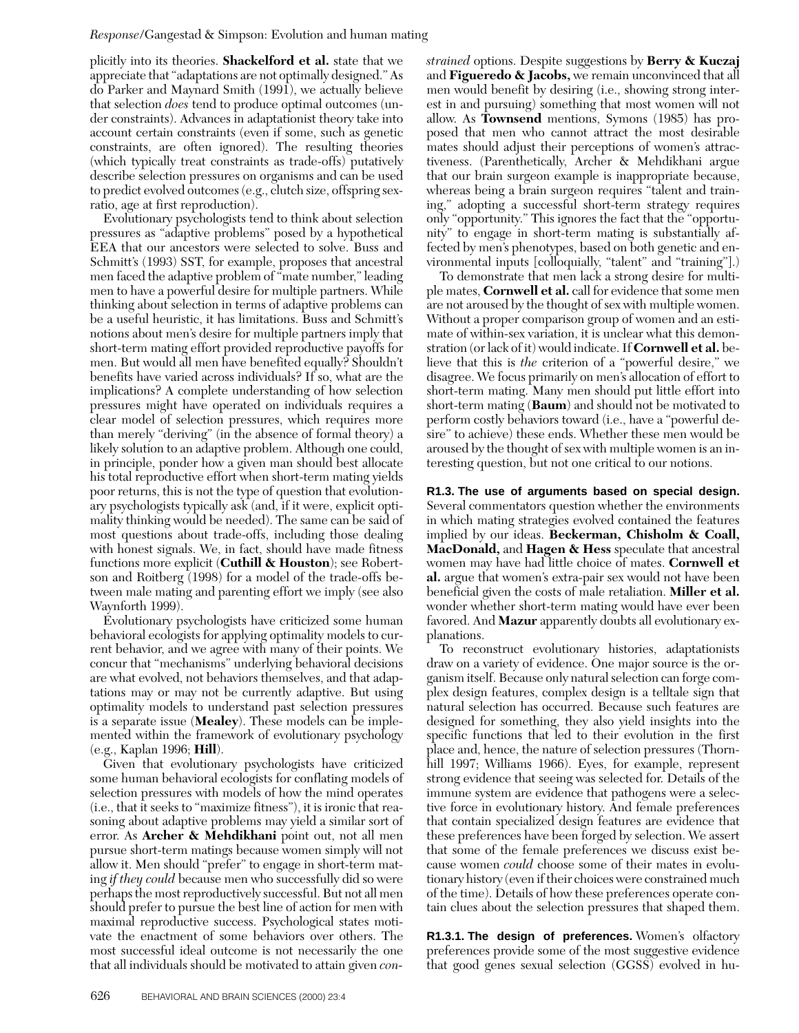plicitly into its theories. **Shackelford et al.** state that we appreciate that "adaptations are not optimally designed." As do Parker and Maynard Smith (1991), we actually believe that selection *does* tend to produce optimal outcomes (under constraints). Advances in adaptationist theory take into account certain constraints (even if some, such as genetic constraints, are often ignored). The resulting theories (which typically treat constraints as trade-offs) putatively describe selection pressures on organisms and can be used to predict evolved outcomes (e.g., clutch size, offspring sex-ratio, age at first reproduction).

Evolutionary psychologists tend to think about selection pressures as "adaptive problems" posed by a hypothetical EEA that our ancestors were selected to solve. Buss and Schmitt's (1993) SST, for example, proposes that ancestral men faced the adaptive problem of "mate number," leading men to have a powerful desire for multiple partners. While thinking about selection in terms of adaptive problems can be a useful heuristic, it has limitations. Buss and Schmitt's notions about men's desire for multiple partners imply that short-term mating effort provided reproductive payoffs for men. But would all men have benefited equally? Shouldn't benefits have varied across individuals? If so, what are the implications? A complete understanding of how selection pressures might have operated on individuals requires a clear model of selection pressures, which requires more than merely "deriving" (in the absence of formal theory) a likely solution to an adaptive problem. Although one could, in principle, ponder how a given man should best allocate his total reproductive effort when short-term mating yields poor returns, this is not the type of question that evolutionary psychologists typically ask (and, if it were, explicit optimality thinking would be needed). The same can be said of most questions about trade-offs, including those dealing with honest signals. We, in fact, should have made fitness functions more explicit (**Cuthill & Houston**); see Robertson and Roitberg (1998) for a model of the trade-offs between male mating and parenting effort we imply (see also Waynforth 1999).

Evolutionary psychologists have criticized some human behavioral ecologists for applying optimality models to current behavior, and we agree with many of their points. We concur that "mechanisms" underlying behavioral decisions are what evolved, not behaviors themselves, and that adaptations may or may not be currently adaptive. But using optimality models to understand past selection pressures is a separate issue (**Mealey**). These models can be implemented within the framework of evolutionary psychology (e.g., Kaplan 1996; **Hill**).

Given that evolutionary psychologists have criticized some human behavioral ecologists for conflating models of selection pressures with models of how the mind operates (i.e., that it seeks to "maximize fitness"), it is ironic that reasoning about adaptive problems may yield a similar sort of error. As **Archer & Mehdikhani** point out, not all men pursue short-term matings because women simply will not allow it. Men should "prefer" to engage in short-term mating *if they could* because men who successfully did so were perhaps the most reproductively successful. But not all men should prefer to pursue the best line of action for men with maximal reproductive success. Psychological states motivate the enactment of some behaviors over others. The most successful ideal outcome is not necessarily the one that all individuals should be motivated to attain given *constrained* options. Despite suggestions by **Berry & Kuczaj** and **Figueredo & Jacobs**, we remain unconvinced that all men would benefit by desiring (i.e., showing strong interest in and pursuing) something that most women will not allow. As **Townsend** mentions, Symons (1985) has proposed that men who cannot attract the most desirable mates should adjust their perceptions of women's attractiveness. (Parenthetically, Archer & Mehdikhani argue that our brain surgeon example is inappropriate because, whereas being a brain surgeon requires "talent and training," adopting a successful short-term strategy requires only "opportunity." This ignores the fact that the "opportunity" to engage in short-term mating is substantially affected by men's phenotypes, based on both genetic and environmental inputs [colloquially, "talent" and "training"].)

To demonstrate that men lack a strong desire for multiple mates, **Cornwell et al.** call for evidence that some men are not aroused by the thought of sex with multiple women. Without a proper comparison group of women and an estimate of within-sex variation, it is unclear what this demonstration (or lack of it) would indicate. If **Cornwell et al.** believe that this is *the* criterion of a "powerful desire," we disagree. We focus primarily on men's allocation of effort to short-term mating. Many men should put little effort into short-term mating (**Baum**) and should not be motivated to perform costly behaviors toward (i.e., have a "powerful desire" to achieve) these ends. Whether these men would be aroused by the thought of sex with multiple women is an interesting question, but not one critical to our notions.

**R1.3. The use of arguments based on special design.** Several commentators question whether the environments in which mating strategies evolved contained the features implied by our ideas. **Beckerman, Chisholm & Coall, MacDonald,** and **Hagen & Hess** speculate that ancestral women may have had little choice of mates. **Cornwell et al.** argue that women's extra-pair sex would not have been beneficial given the costs of male retaliation. **Miller et al.** wonder whether short-term mating would have ever been favored. And **Mazur** apparently doubts all evolutionary explanations.

To reconstruct evolutionary histories, adaptationists draw on a variety of evidence. One major source is the organism itself. Because only natural selection can forge complex design features, complex design is a telltale sign that natural selection has occurred. Because such features are designed for something, they also yield insights into the specific functions that led to their evolution in the first place and, hence, the nature of selection pressures (Thornhill 1997; Williams 1966). Eyes, for example, represent strong evidence that seeing was selected for. Details of the immune system are evidence that pathogens were a selective force in evolutionary history. And female preferences that contain specialized design features are evidence that these preferences have been forged by selection. We assert that some of the female preferences we discuss exist because women *could* choose some of their mates in evolutionary history (even if their choices were constrained much of the time). Details of how these preferences operate contain clues about the selection pressures that shaped them.

**R1.3.1. The design of preferences.** Women's olfactory preferences provide some of the most suggestive evidence that good genes sexual selection (GGSS) evolved in hu-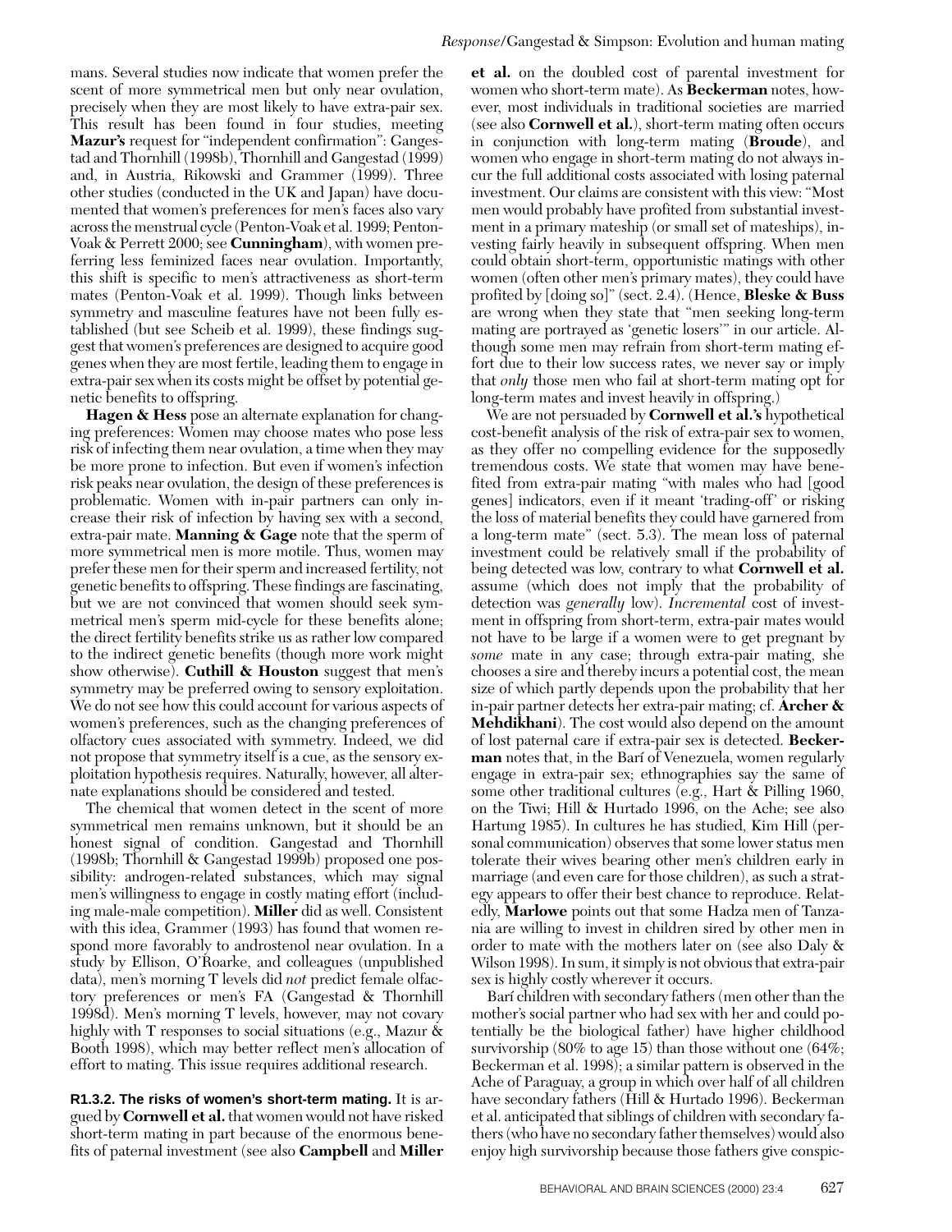mans. Several studies now indicate that women prefer the scent of more symmetrical men but only near ovulation, precisely when they are most likely to have extra-pair sex. This result has been found in four studies, meeting **Mazur's** request for "independent confirmation": Gangestad and Thornhill (1998b), Thornhill and Gangestad (1999) and, in Austria, Rikowski and Grammer (1999). Three other studies (conducted in the UK and Japan) have documented that women's preferences for men's faces also vary across the menstrual cycle (Penton-Voak et al. 1999; Penton-Voak & Perrett 2000; see **Cunningham**), with women preferring less feminized faces near ovulation. Importantly, this shift is specific to men's attractiveness as short-term mates (Penton-Voak et al. 1999). Though links between symmetry and masculine features have not been fully established (but see Scheib et al. 1999), these findings suggest that women's preferences are designed to acquire good genes when they are most fertile, leading them to engage in extra-pair sex when its costs might be offset by potential genetic benefits to offspring.

**Hagen & Hess** pose an alternate explanation for changing preferences: Women may choose mates who pose less risk of infecting them near ovulation, a time when they may be more prone to infection. But even if women's infection risk peaks near ovulation, the design of these preferences is problematic. Women with in-pair partners can only increase their risk of infection by having sex with a second, extra-pair mate. **Manning & Gage** note that the sperm of more symmetrical men is more motile. Thus, women may prefer these men for their sperm and increased fertility, not genetic benefits to offspring. These findings are fascinating, but we are not convinced that women should seek symmetrical men's sperm mid-cycle for these benefits alone; the direct fertility benefits strike us as rather low compared to the indirect genetic benefits (though more work might show otherwise). **Cuthill & Houston** suggest that men's symmetry may be preferred owing to sensory exploitation. We do not see how this could account for various aspects of women's preferences, such as the changing preferences of olfactory cues associated with symmetry. Indeed, we did not propose that symmetry itself is a cue, as the sensory exploitation hypothesis requires. Naturally, however, all alternate explanations should be considered and tested.

The chemical that women detect in the scent of more symmetrical men remains unknown, but it should be an honest signal of condition. Gangestad and Thornhill (1998b; Thornhill & Gangestad 1999b) proposed one possibility: androgen-related substances, which may signal men's willingness to engage in costly mating effort (including male-male competition). **Miller** did as well. Consistent with this idea, Grammer (1993) has found that women respond more favorably to androstenol near ovulation. In a study by Ellison, O'Roarke, and colleagues (unpublished data), men's morning T levels did *not* predict female olfactory preferences or men's FA (Gangestad & Thornhill 1998d). Men's morning T levels, however, may not covary highly with T responses to social situations (e.g., Mazur & Booth 1998), which may better reflect men's allocation of effort to mating. This issue requires additional research.

**R1.3.2. The risks of women's short-term mating.** It is argued by **Cornwell et al.** that women would not have risked short-term mating in part because of the enormous benefits of paternal investment (see also **Campbell** and **Miller et al.** on the doubled cost of parental investment for women who short-term mate). As **Beckerman** notes, however, most individuals in traditional societies are married (see also **Cornwell et al.**), short-term mating often occurs in conjunction with long-term mating (**Broude**), and women who engage in short-term mating do not always incur the full additional costs associated with losing paternal investment. Our claims are consistent with this view: "Most men would probably have profited from substantial investment in a primary mateship (or small set of mateships), investing fairly heavily in subsequent offspring. When men could obtain short-term, opportunistic matings with other women (often other men's primary mates), they could have profited by [doing so]" (sect. 2.4). (Hence, **Bleske & Buss** are wrong when they state that "men seeking long-term mating are portrayed as 'genetic losers'" in our article. Although some men may refrain from short-term mating effort due to their low success rates, we never say or imply that *only* those men who fail at short-term mating opt for long-term mates and invest heavily in offspring.)

We are not persuaded by **Cornwell et al.'s** hypothetical cost-benefit analysis of the risk of extra-pair sex to women, as they offer no compelling evidence for the supposedly tremendous costs. We state that women may have benefited from extra-pair mating "with males who had [good genes] indicators, even if it meant 'trading-off' or risking the loss of material benefits they could have garnered from a long-term mate" (sect. 5.3). The mean loss of paternal investment could be relatively small if the probability of being detected was low, contrary to what **Cornwell et al.** assume (which does not imply that the probability of detection was *generally* low). *Incremental* cost of investment in offspring from short-term, extra-pair mates would not have to be large if a women were to get pregnant by *some* mate in any case; through extra-pair mating, she chooses a sire and thereby incurs a potential cost, the mean size of which partly depends upon the probability that her in-pair partner detects her extra-pair mating; cf. **Archer & Mehdikhani**). The cost would also depend on the amount of lost paternal care if extra-pair sex is detected. **Beckerman** notes that, in the Barí of Venezuela, women regularly engage in extra-pair sex; ethnographies say the same of some other traditional cultures (e.g., Hart & Pilling 1960, on the Tiwi; Hill & Hurtado 1996, on the Ache; see also Hartung 1985). In cultures he has studied, Kim Hill (personal communication) observes that some lower status men tolerate their wives bearing other men's children early in marriage (and even care for those children), as such a strategy appears to offer their best chance to reproduce. Relatedly, **Marlowe** points out that some Hadza men of Tanzania are willing to invest in children sired by other men in order to mate with the mothers later on (see also Daly & Wilson 1998). In sum, it simply is not obvious that extra-pair sex is highly costly wherever it occurs.

Barí children with secondary fathers (men other than the mother's social partner who had sex with her and could potentially be the biological father) have higher childhood survivorship (80% to age 15) than those without one (64%; Beckerman et al. 1998); a similar pattern is observed in the Ache of Paraguay, a group in which over half of all children have secondary fathers (Hill & Hurtado 1996). Beckerman et al. anticipated that siblings of children with secondary fathers (who have no secondary father themselves) would also enjoy high survivorship because those fathers give conspic-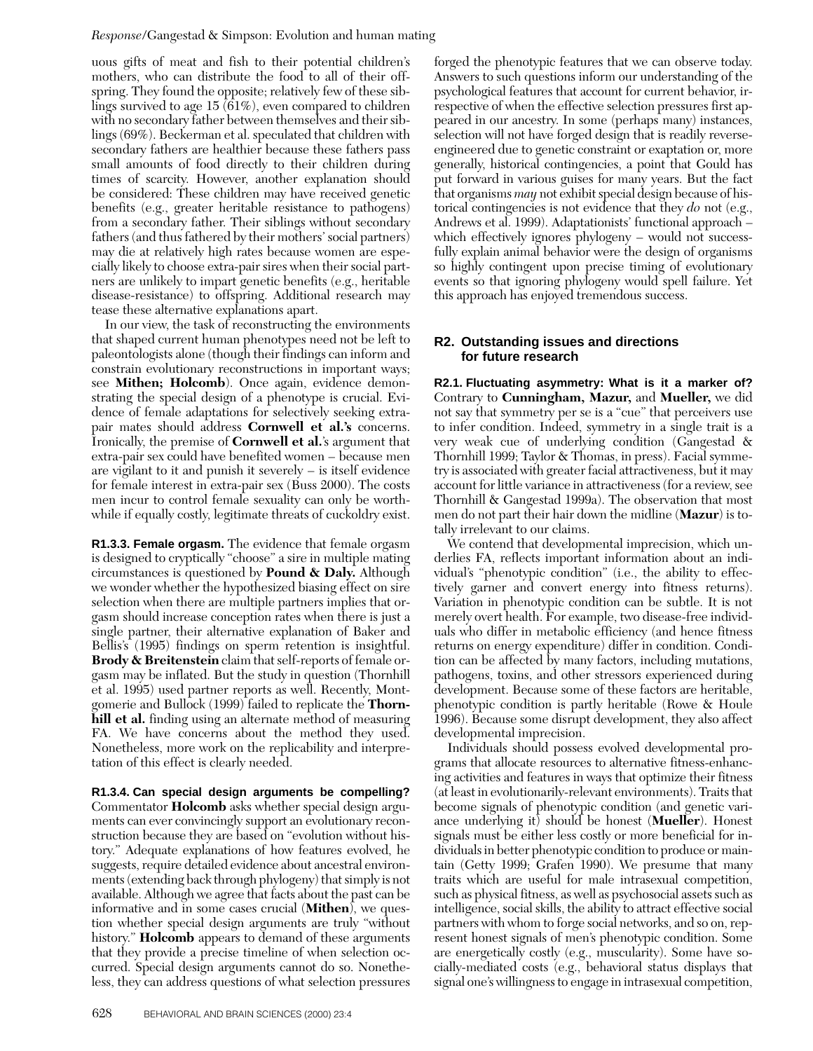uous gifts of meat and fish to their potential children's mothers, who can distribute the food to all of their offspring. They found the opposite; relatively few of these siblings survived to age 15 (61%), even compared to children with no secondary father between themselves and their siblings (69%). Beckerman et al. speculated that children with secondary fathers are healthier because these fathers pass small amounts of food directly to their children during times of scarcity. However, another explanation should be considered: These children may have received genetic benefits (e.g., greater heritable resistance to pathogens) from a secondary father. Their siblings without secondary fathers (and thus fathered by their mothers' social partners) may die at relatively high rates because women are especially likely to choose extra-pair sires when their social partners are unlikely to impart genetic benefits (e.g., heritable disease-resistance) to offspring. Additional research may tease these alternative explanations apart.

In our view, the task of reconstructing the environments that shaped current human phenotypes need not be left to paleontologists alone (though their findings can inform and constrain evolutionary reconstructions in important ways; see **Mithen; Holcomb**). Once again, evidence demonstrating the special design of a phenotype is crucial. Evidence of female adaptations for selectively seeking extra-pair mates should address **Cornwell et al.'s** concerns. Ironically, the premise of **Cornwell et al.**'s argument that extra-pair sex could have benefited women – because men are vigilant to it and punish it severely – is itself evidence for female interest in extra-pair sex (Buss 2000). The costs men incur to control female sexuality can only be worthwhile if equally costly, legitimate threats of cuckoldry exist.

**R1.3.3. Female orgasm.** The evidence that female orgasm is designed to cryptically "choose" a sire in multiple mating circumstances is questioned by **Pound & Daly.** Although we wonder whether the hypothesized biasing effect on sire selection when there are multiple partners implies that orgasm should increase conception rates when there is just a single partner, their alternative explanation of Baker and Bellis's (1995) findings on sperm retention is insightful. **Brody & Breitenstein** claim that self-reports of female orgasm may be inflated. But the study in question (Thornhill et al. 1995) used partner reports as well. Recently, Montgomerie and Bullock (1999) failed to replicate the **Thornhill et al.** finding using an alternate method of measuring FA. We have concerns about the method they used. Nonetheless, more work on the replicability and interpretation of this effect is clearly needed.

**R1.3.4. Can special design arguments be compelling?** Commentator **Holcomb** asks whether special design arguments can ever convincingly support an evolutionary reconstruction because they are based on "evolution without history." Adequate explanations of how features evolved, he suggests, require detailed evidence about ancestral environments (extending back through phylogeny) that simply is not available. Although we agree that facts about the past can be informative and in some cases crucial (**Mithen**), we question whether special design arguments are truly "without history." **Holcomb** appears to demand of these arguments that they provide a precise timeline of when selection occurred. Special design arguments cannot do so. Nonetheless, they can address questions of what selection pressures forged the phenotypic features that we can observe today. Answers to such questions inform our understanding of the psychological features that account for current behavior, irrespective of when the effective selection pressures first appeared in our ancestry. In some (perhaps many) instances, selection will not have forged design that is readily reverse-engineered due to genetic constraint or exaptation or, more generally, historical contingencies, a point that Gould has put forward in various guises for many years. But the fact that organisms *may* not exhibit special design because of historical contingencies is not evidence that they *do* not (e.g., Andrews et al. 1999). Adaptationists' functional approach – which effectively ignores phylogeny – would not successfully explain animal behavior were the design of organisms so highly contingent upon precise timing of evolutionary events so that ignoring phylogeny would spell failure. Yet this approach has enjoyed tremendous success.

## R2. Outstanding issues and directions for future research

**R2.1. Fluctuating asymmetry: What is it a marker of?** Contrary to **Cunningham, Mazur,** and **Mueller,** we did not say that symmetry per se is a "cue" that perceivers use to infer condition. Indeed, symmetry in a single trait is a very weak cue of underlying condition (Gangestad & Thornhill 1999; Taylor & Thomas, in press). Facial symmetry is associated with greater facial attractiveness, but it may account for little variance in attractiveness (for a review, see Thornhill & Gangestad 1999a). The observation that most men do not part their hair down the midline (**Mazur**) is totally irrelevant to our claims.

We contend that developmental imprecision, which underlies FA, reflects important information about an individual's "phenotypic condition" (i.e., the ability to effectively garner and convert energy into fitness returns). Variation in phenotypic condition can be subtle. It is not merely overt health. For example, two disease-free individuals who differ in metabolic efficiency (and hence fitness returns on energy expenditure) differ in condition. Condition can be affected by many factors, including mutations, pathogens, toxins, and other stressors experienced during development. Because some of these factors are heritable, phenotypic condition is partly heritable (Rowe & Houle 1996). Because some disrupt development, they also affect developmental imprecision.

Individuals should possess evolved developmental programs that allocate resources to alternative fitness-enhancing activities and features in ways that optimize their fitness (at least in evolutionarily-relevant environments). Traits that become signals of phenotypic condition (and genetic variance underlying it) should be honest (**Mueller**). Honest signals must be either less costly or more beneficial for individuals in better phenotypic condition to produce or maintain (Getty 1999; Grafen 1990). We presume that many traits which are useful for male intrasexual competition, such as physical fitness, as well as psychosocial assets such as intelligence, social skills, the ability to attract effective social partners with whom to forge social networks, and so on, represent honest signals of men's phenotypic condition. Some are energetically costly (e.g., muscularity). Some have socially-mediated costs (e.g., behavioral status displays that signal one's willingness to engage in intrasexual competition,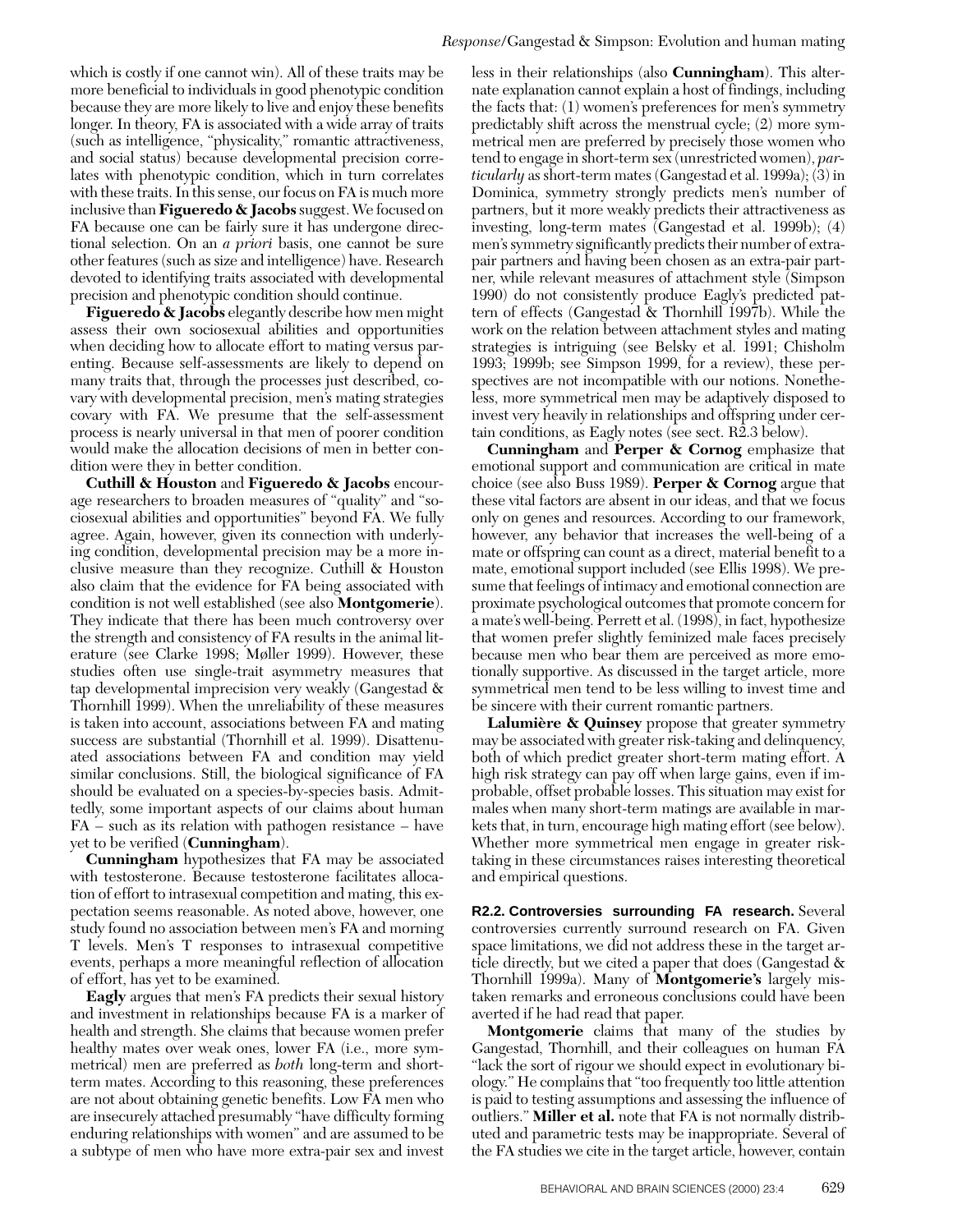which is costly if one cannot win). All of these traits may be more beneficial to individuals in good phenotypic condition because they are more likely to live and enjoy these benefits longer. In theory, FA is associated with a wide array of traits (such as intelligence, "physicality," romantic attractiveness, and social status) because developmental precision correlates with phenotypic condition, which in turn correlates with these traits. In this sense, our focus on FA is much more inclusive than **Figueredo & Jacobs** suggest. We focused on FA because one can be fairly sure it has undergone directional selection. On an *a priori* basis, one cannot be sure other features (such as size and intelligence) have. Research devoted to identifying traits associated with developmental precision and phenotypic condition should continue.

**Figueredo & Jacobs** elegantly describe how men might assess their own sociosexual abilities and opportunities when deciding how to allocate effort to mating versus parenting. Because self-assessments are likely to depend on many traits that, through the processes just described, covary with developmental precision, men's mating strategies covary with FA. We presume that the self-assessment process is nearly universal in that men of poorer condition would make the allocation decisions of men in better condition were they in better condition.

**Cuthill & Houston** and **Figueredo & Jacobs** encourage researchers to broaden measures of "quality" and "sociosexual abilities and opportunities" beyond FA. We fully agree. Again, however, given its connection with underlying condition, developmental precision may be a more inclusive measure than they recognize. Cuthill & Houston also claim that the evidence for FA being associated with condition is not well established (see also **Montgomerie**). They indicate that there has been much controversy over the strength and consistency of FA results in the animal literature (see Clarke 1998; Møller 1999). However, these studies often use single-trait asymmetry measures that tap developmental imprecision very weakly (Gangestad & Thornhill 1999). When the unreliability of these measures is taken into account, associations between FA and mating success are substantial (Thornhill et al. 1999). Disattenuated associations between FA and condition may yield similar conclusions. Still, the biological significance of FA should be evaluated on a species-by-species basis. Admittedly, some important aspects of our claims about human FA – such as its relation with pathogen resistance – have yet to be verified (**Cunningham**).

**Cunningham** hypothesizes that FA may be associated with testosterone. Because testosterone facilitates allocation of effort to intrasexual competition and mating, this expectation seems reasonable. As noted above, however, one study found no association between men's FA and morning T levels. Men's T responses to intrasexual competitive events, perhaps a more meaningful reflection of allocation of effort, has yet to be examined.

**Eagly** argues that men's FA predicts their sexual history and investment in relationships because FA is a marker of health and strength. She claims that because women prefer healthy mates over weak ones, lower FA (i.e., more symmetrical) men are preferred as *both* long-term and short-term mates. According to this reasoning, these preferences are not about obtaining genetic benefits. Low FA men who are insecurely attached presumably "have difficulty forming enduring relationships with women" and are assumed to be a subtype of men who have more extra-pair sex and invest less in their relationships (also **Cunningham**). This alternate explanation cannot explain a host of findings, including the facts that: (1) women's preferences for men's symmetry predictably shift across the menstrual cycle; (2) more symmetrical men are preferred by precisely those women who tend to engage in short-term sex (unrestricted women), *particularly* as short-term mates (Gangestad et al. 1999a); (3) in Dominica, symmetry strongly predicts men's number of partners, but it more weakly predicts their attractiveness as investing, long-term mates (Gangestad et al. 1999b); (4) men's symmetry significantly predicts their number of extra-pair partners and having been chosen as an extra-pair partner, while relevant measures of attachment style (Simpson 1990) do not consistently produce Eagly's predicted pattern of effects (Gangestad & Thornhill 1997b). While the work on the relation between attachment styles and mating strategies is intriguing (see Belsky et al. 1991; Chisholm 1993; 1999b; see Simpson 1999, for a review), these perspectives are not incompatible with our notions. Nonetheless, more symmetrical men may be adaptively disposed to invest very heavily in relationships and offspring under certain conditions, as Eagly notes (see sect. R2.3 below).

**Cunningham** and **Perper & Cornog** emphasize that emotional support and communication are critical in mate choice (see also Buss 1989). **Perper & Cornog** argue that these vital factors are absent in our ideas, and that we focus only on genes and resources. According to our framework, however, any behavior that increases the well-being of a mate or offspring can count as a direct, material benefit to a mate, emotional support included (see Ellis 1998). We presume that feelings of intimacy and emotional connection are proximate psychological outcomes that promote concern for a mate's well-being. Perrett et al. (1998), in fact, hypothesize that women prefer slightly feminized male faces precisely because men who bear them are perceived as more emotionally supportive. As discussed in the target article, more symmetrical men tend to be less willing to invest time and be sincere with their current romantic partners.

**Lalumière & Quinsey** propose that greater symmetry may be associated with greater risk-taking and delinquency, both of which predict greater short-term mating effort. A high risk strategy can pay off when large gains, even if improbable, offset probable losses. This situation may exist for males when many short-term matings are available in markets that, in turn, encourage high mating effort (see below). Whether more symmetrical men engage in greater risk-taking in these circumstances raises interesting theoretical and empirical questions.

**R2.2. Controversies surrounding FA research.** Several controversies currently surround research on FA. Given space limitations, we did not address these in the target article directly, but we cited a paper that does (Gangestad & Thornhill 1999a). Many of **Montgomerie's** largely mistaken remarks and erroneous conclusions could have been averted if he had read that paper.

**Montgomerie** claims that many of the studies by Gangestad, Thornhill, and their colleagues on human FA "lack the sort of rigour we should expect in evolutionary biology." He complains that "too frequently too little attention is paid to testing assumptions and assessing the influence of outliers." **Miller et al.** note that FA is not normally distributed and parametric tests may be inappropriate. Several of the FA studies we cite in the target article, however, contain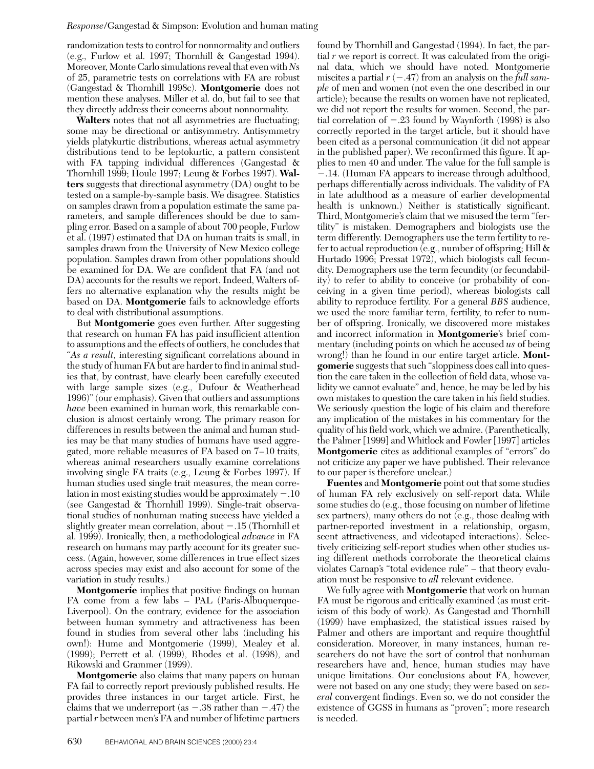randomization tests to control for nonnormality and outliers (e.g., Furlow et al. 1997; Thornhill & Gangestad 1994). Moreover, Monte Carlo simulations reveal that even with *N*s of 25, parametric tests on correlations with FA are robust (Gangestad & Thornhill 1998c). **Montgomerie** does not mention these analyses. Miller et al. do, but fail to see that they directly address their concerns about nonnormality.

**Walters** notes that not all asymmetries are fluctuating; some may be directional or antisymmetry. Antisymmetry yields platykurtic distributions, whereas actual asymmetry distributions tend to be leptokurtic, a pattern consistent with FA tapping individual differences (Gangestad & Thornhill 1999; Houle 1997; Leung & Forbes 1997). **Walters** suggests that directional asymmetry (DA) ought to be tested on a sample-by-sample basis. We disagree. Statistics on samples drawn from a population estimate the same parameters, and sample differences should be due to sampling error. Based on a sample of about 700 people, Furlow et al. (1997) estimated that DA on human traits is small, in samples drawn from the University of New Mexico college population. Samples drawn from other populations should be examined for DA. We are confident that FA (and not DA) accounts for the results we report. Indeed, Walters offers no alternative explanation why the results might be based on DA. **Montgomerie** fails to acknowledge efforts to deal with distributional assumptions.

But **Montgomerie** goes even further. After suggesting that research on human FA has paid insufficient attention to assumptions and the effects of outliers, he concludes that "*As a result,* interesting significant correlations abound in the study of human FA but are harder to find in animal studies that, by contrast, have clearly been carefully executed with large sample sizes (e.g., Dufour & Weatherhead 1996)" (our emphasis). Given that outliers and assumptions *have* been examined in human work, this remarkable conclusion is almost certainly wrong. The primary reason for differences in results between the animal and human studies may be that many studies of humans have used aggregated, more reliable measures of FA based on 7–10 traits, whereas animal researchers usually examine correlations involving single FA traits (e.g., Leung & Forbes 1997). If human studies used single trait measures, the mean correlation in most existing studies would be approximately −.10 (see Gangestad & Thornhill 1999). Single-trait observational studies of nonhuman mating success have yielded a slightly greater mean correlation, about −.15 (Thornhill et al. 1999). Ironically, then, a methodological *advance* in FA research on humans may partly account for its greater success. (Again, however, some differences in true effect sizes across species may exist and also account for some of the variation in study results.)

**Montgomerie** implies that positive findings on human FA come from a few labs – PAL (Paris-Albuquerque-Liverpool). On the contrary, evidence for the association between human symmetry and attractiveness has been found in studies from several other labs (including his own!): Hume and Montgomerie (1999), Mealey et al. (1999); Perrett et al. (1999), Rhodes et al. (1998), and Rikowski and Grammer (1999).

**Montgomerie** also claims that many papers on human FA fail to correctly report previously published results. He provides three instances in our target article. First, he claims that we underreport (as −.38 rather than −.47) the partial *r* between men's FA and number of lifetime partners found by Thornhill and Gangestad (1994). In fact, the partial *r* we report is correct. It was calculated from the original data, which we should have noted. Montgomerie miscites a partial *r* (−.47) from an analysis on the *full sample* of men and women (not even the one described in our article); because the results on women have not replicated, we did not report the results for women. Second, the partial correlation of −.23 found by Waynforth (1998) is also correctly reported in the target article, but it should have been cited as a personal communication (it did not appear in the published paper). We reconfirmed this figure. It applies to men 40 and under. The value for the full sample is −.14. (Human FA appears to increase through adulthood, perhaps differentially across individuals. The validity of FA in late adulthood as a measure of earlier developmental health is unknown.) Neither is statistically significant. Third, Montgomerie's claim that we misused the term "fertility" is mistaken. Demographers and biologists use the term differently. Demographers use the term fertility to refer to actual reproduction (e.g., number of offspring; Hill & Hurtado 1996; Pressat 1972), which biologists call fecundity. Demographers use the term fecundity (or fecundability) to refer to ability to conceive (or probability of conceiving in a given time period), whereas biologists call ability to reproduce fertility. For a general *BBS* audience, we used the more familiar term, fertility, to refer to number of offspring. Ironically, we discovered more mistakes and incorrect information in **Montgomerie**'s brief commentary (including points on which he accused *us* of being wrong!) than he found in our entire target article. **Montgomerie** suggests that such "sloppiness does call into question the care taken in the collection of field data, whose validity we cannot evaluate" and, hence, he may be led by his own mistakes to question the care taken in his field studies. We seriously question the logic of his claim and therefore any implication of the mistakes in his commentary for the quality of his field work, which we admire. (Parenthetically, the Palmer [1999] and Whitlock and Fowler [1997] articles **Montgomerie** cites as additional examples of "errors" do not criticize any paper we have published. Their relevance to our paper is therefore unclear.)

**Fuentes** and **Montgomerie** point out that some studies of human FA rely exclusively on self-report data. While some studies do (e.g., those focusing on number of lifetime sex partners), many others do not (e.g., those dealing with partner-reported investment in a relationship, orgasm, scent attractiveness, and videotaped interactions). Selectively criticizing self-report studies when other studies using different methods corroborate the theoretical claims violates Carnap's "total evidence rule" – that theory evaluation must be responsive to *all* relevant evidence.

We fully agree with **Montgomerie** that work on human FA must be rigorous and critically examined (as must criticism of this body of work). As Gangestad and Thornhill (1999) have emphasized, the statistical issues raised by Palmer and others are important and require thoughtful consideration. Moreover, in many instances, human researchers do not have the sort of control that nonhuman researchers have and, hence, human studies may have unique limitations. Our conclusions about FA, however, were not based on any one study; they were based on *several* convergent findings. Even so, we do not consider the existence of GGSS in humans as "proven"; more research is needed.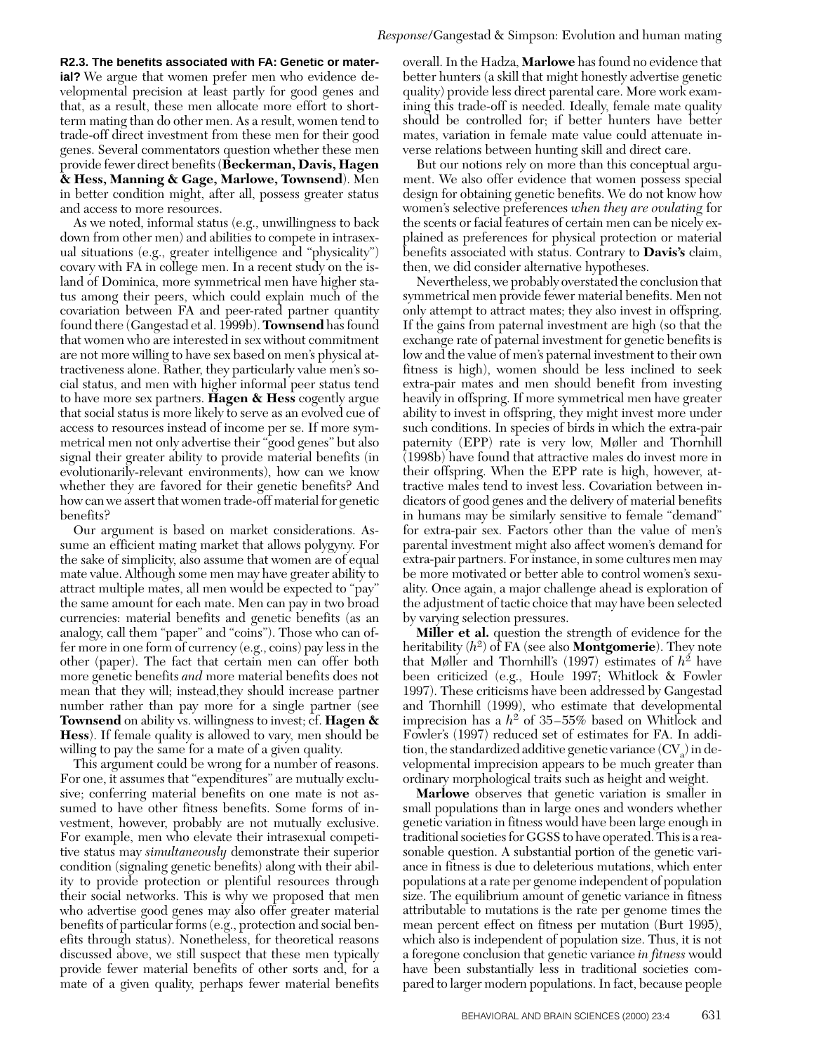**R2.3. The benefits associated with FA: Genetic or material?** We argue that women prefer men who evidence developmental precision at least partly for good genes and that, as a result, these men allocate more effort to short-term mating than do other men. As a result, women tend to trade-off direct investment from these men for their good genes. Several commentators question whether these men provide fewer direct benefits (**Beckerman, Davis, Hagen & Hess, Manning & Gage, Marlowe, Townsend**). Men in better condition might, after all, possess greater status and access to more resources.

As we noted, informal status (e.g., unwillingness to back down from other men) and abilities to compete in intrasexual situations (e.g., greater intelligence and "physicality") covary with FA in college men. In a recent study on the island of Dominica, more symmetrical men have higher status among their peers, which could explain much of the covariation between FA and peer-rated partner quantity found there (Gangestad et al. 1999b). **Townsend** has found that women who are interested in sex without commitment are not more willing to have sex based on men's physical attractiveness alone. Rather, they particularly value men's social status, and men with higher informal peer status tend to have more sex partners. **Hagen & Hess** cogently argue that social status is more likely to serve as an evolved cue of access to resources instead of income per se. If more symmetrical men not only advertise their "good genes" but also signal their greater ability to provide material benefits (in evolutionarily-relevant environments), how can we know whether they are favored for their genetic benefits? And how can we assert that women trade-off material for genetic benefits?

Our argument is based on market considerations. Assume an efficient mating market that allows polygyny. For the sake of simplicity, also assume that women are of equal mate value. Although some men may have greater ability to attract multiple mates, all men would be expected to "pay" the same amount for each mate. Men can pay in two broad currencies: material benefits and genetic benefits (as an analogy, call them "paper" and "coins"). Those who can offer more in one form of currency (e.g., coins) pay less in the other (paper). The fact that certain men can offer both more genetic benefits *and* more material benefits does not mean that they will; instead,they should increase partner number rather than pay more for a single partner (see **Townsend** on ability vs. willingness to invest; cf. **Hagen & Hess**). If female quality is allowed to vary, men should be willing to pay the same for a mate of a given quality.

This argument could be wrong for a number of reasons. For one, it assumes that "expenditures" are mutually exclusive; conferring material benefits on one mate is not assumed to have other fitness benefits. Some forms of investment, however, probably are not mutually exclusive. For example, men who elevate their intrasexual competitive status may *simultaneously* demonstrate their superior condition (signaling genetic benefits) along with their ability to provide protection or plentiful resources through their social networks. This is why we proposed that men who advertise good genes may also offer greater material benefits of particular forms (e.g., protection and social benefits through status). Nonetheless, for theoretical reasons discussed above, we still suspect that these men typically provide fewer material benefits of other sorts and, for a mate of a given quality, perhaps fewer material benefits overall. In the Hadza, **Marlowe** has found no evidence that better hunters (a skill that might honestly advertise genetic quality) provide less direct parental care. More work examining this trade-off is needed. Ideally, female mate quality should be controlled for; if better hunters have better mates, variation in female mate value could attenuate inverse relations between hunting skill and direct care.

But our notions rely on more than this conceptual argument. We also offer evidence that women possess special design for obtaining genetic benefits. We do not know how women's selective preferences *when they are ovulating* for the scents or facial features of certain men can be nicely explained as preferences for physical protection or material benefits associated with status. Contrary to **Davis's** claim, then, we did consider alternative hypotheses.

Nevertheless, we probably overstated the conclusion that symmetrical men provide fewer material benefits. Men not only attempt to attract mates; they also invest in offspring. If the gains from paternal investment are high (so that the exchange rate of paternal investment for genetic benefits is low and the value of men's paternal investment to their own fitness is high), women should be less inclined to seek extra-pair mates and men should benefit from investing heavily in offspring. If more symmetrical men have greater ability to invest in offspring, they might invest more under such conditions. In species of birds in which the extra-pair paternity (EPP) rate is very low, Møller and Thornhill (1998b) have found that attractive males do invest more in their offspring. When the EPP rate is high, however, attractive males tend to invest less. Covariation between indicators of good genes and the delivery of material benefits in humans may be similarly sensitive to female "demand" for extra-pair sex. Factors other than the value of men's parental investment might also affect women's demand for extra-pair partners. For instance, in some cultures men may be more motivated or better able to control women's sexuality. Once again, a major challenge ahead is exploration of the adjustment of tactic choice that may have been selected by varying selection pressures.

**Miller et al.** question the strength of evidence for the heritability ($h^2$) of FA (see also **Montgomerie**). They note that Møller and Thornhill's (1997) estimates of $h^2$ have been criticized (e.g., Houle 1997; Whitlock & Fowler 1997). These criticisms have been addressed by Gangestad and Thornhill (1999), who estimate that developmental imprecision has a $h^2$ of 35–55% based on Whitlock and Fowler's (1997) reduced set of estimates for FA. In addition, the standardized additive genetic variance ($CV_a$) in developmental imprecision appears to be much greater than ordinary morphological traits such as height and weight.

**Marlowe** observes that genetic variation is smaller in small populations than in large ones and wonders whether genetic variation in fitness would have been large enough in traditional societies for GGSS to have operated. This is a reasonable question. A substantial portion of the genetic variance in fitness is due to deleterious mutations, which enter populations at a rate per genome independent of population size. The equilibrium amount of genetic variance in fitness attributable to mutations is the rate per genome times the mean percent effect on fitness per mutation (Burt 1995), which also is independent of population size. Thus, it is not a foregone conclusion that genetic variance *in fitness* would have been substantially less in traditional societies compared to larger modern populations. In fact, because people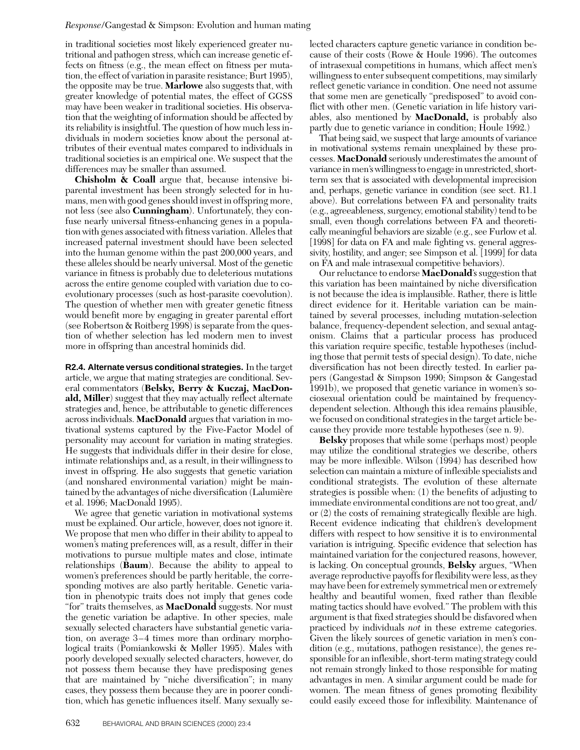in traditional societies most likely experienced greater nutritional and pathogen stress, which can increase genetic effects on fitness (e.g., the mean effect on fitness per mutation, the effect of variation in parasite resistance; Burt 1995), the opposite may be true. **Marlowe** also suggests that, with greater knowledge of potential mates, the effect of GGSS may have been weaker in traditional societies. His observation that the weighting of information should be affected by its reliability is insightful. The question of how much less individuals in modern societies know about the personal attributes of their eventual mates compared to individuals in traditional societies is an empirical one. We suspect that the differences may be smaller than assumed.

**Chisholm & Coall** argue that, because intensive biparental investment has been strongly selected for in humans, men with good genes should invest in offspring more, not less (see also **Cunningham**). Unfortunately, they confuse nearly universal fitness-enhancing genes in a population with genes associated with fitness variation. Alleles that increased paternal investment should have been selected into the human genome within the past 200,000 years, and these alleles should be nearly universal. Most of the genetic variance in fitness is probably due to deleterious mutations across the entire genome coupled with variation due to coevolutionary processes (such as host-parasite coevolution). The question of whether men with greater genetic fitness would benefit more by engaging in greater parental effort (see Robertson & Roitberg 1998) is separate from the question of whether selection has led modern men to invest more in offspring than ancestral hominids did.

**R2.4. Alternate versus conditional strategies.** In the target article, we argue that mating strategies are conditional. Several commentators (**Belsky, Berry & Kuczaj, MacDonald, Miller**) suggest that they may actually reflect alternate strategies and, hence, be attributable to genetic differences across individuals. **MacDonald** argues that variation in motivational systems captured by the Five-Factor Model of personality may account for variation in mating strategies. He suggests that individuals differ in their desire for close, intimate relationships and, as a result, in their willingness to invest in offspring. He also suggests that genetic variation (and nonshared environmental variation) might be maintained by the advantages of niche diversification (Lalumière et al. 1996; MacDonald 1995).

We agree that genetic variation in motivational systems must be explained. Our article, however, does not ignore it. We propose that men who differ in their ability to appeal to women's mating preferences will, as a result, differ in their motivations to pursue multiple mates and close, intimate relationships (**Baum**). Because the ability to appeal to women's preferences should be partly heritable, the corresponding motives are also partly heritable. Genetic variation in phenotypic traits does not imply that genes code "for" traits themselves, as **MacDonald** suggests. Nor must the genetic variation be adaptive. In other species, male sexually selected characters have substantial genetic variation, on average 3–4 times more than ordinary morphological traits (Pomiankowski & Møller 1995). Males with poorly developed sexually selected characters, however, do not possess them because they have predisposing genes that are maintained by "niche diversification"; in many cases, they possess them because they are in poorer condition, which has genetic influences itself. Many sexually selected characters capture genetic variance in condition because of their costs (Rowe & Houle 1996). The outcomes of intrasexual competitions in humans, which affect men's willingness to enter subsequent competitions, may similarly reflect genetic variance in condition. One need not assume that some men are genetically "predisposed" to avoid conflict with other men. (Genetic variation in life history variables, also mentioned by **MacDonald**, is probably also partly due to genetic variance in condition; Houle 1992.)

That being said, we suspect that large amounts of variance in motivational systems remain unexplained by these processes. **MacDonald** seriously underestimates the amount of variance in men's willingness to engage in unrestricted, short-term sex that is associated with developmental imprecision and, perhaps, genetic variance in condition (see sect. R1.1 above). But correlations between FA and personality traits (e.g., agreeableness, surgency, emotional stability) tend to be small, even though correlations between FA and theoretically meaningful behaviors are sizable (e.g., see Furlow et al. [1998] for data on FA and male fighting vs. general aggressivity, hostility, and anger; see Simpson et al. [1999] for data on FA and male intrasexual competitive behaviors).

Our reluctance to endorse **MacDonald**'s suggestion that this variation has been maintained by niche diversification is not because the idea is implausible. Rather, there is little direct evidence for it. Heritable variation can be maintained by several processes, including mutation-selection balance, frequency-dependent selection, and sexual antagonism. Claims that a particular process has produced this variation require specific, testable hypotheses (including those that permit tests of special design). To date, niche diversification has not been directly tested. In earlier papers (Gangestad & Simpson 1990; Simpson & Gangestad 1991b), we proposed that genetic variance in women's sociosexual orientation could be maintained by frequency-dependent selection. Although this idea remains plausible, we focused on conditional strategies in the target article because they provide more testable hypotheses (see n. 9).

**Belsky** proposes that while some (perhaps most) people may utilize the conditional strategies we describe, others may be more inflexible. Wilson (1994) has described how selection can maintain a mixture of inflexible specialists and conditional strategists. The evolution of these alternate strategies is possible when: (1) the benefits of adjusting to immediate environmental conditions are not too great, and/or (2) the costs of remaining strategically flexible are high. Recent evidence indicating that children's development differs with respect to how sensitive it is to environmental variation is intriguing. Specific evidence that selection has maintained variation for the conjectured reasons, however, is lacking. On conceptual grounds, **Belsky** argues, "When average reproductive payoffs for flexibility were less, as they may have been for extremely symmetrical men or extremely healthy and beautiful women, fixed rather than flexible mating tactics should have evolved." The problem with this argument is that fixed strategies should be disfavored when practiced by individuals *not* in these extreme categories. Given the likely sources of genetic variation in men's condition (e.g., mutations, pathogen resistance), the genes responsible for an inflexible, short-term mating strategy could not remain strongly linked to those responsible for mating advantages in men. A similar argument could be made for women. The mean fitness of genes promoting flexibility could easily exceed those for inflexibility. Maintenance of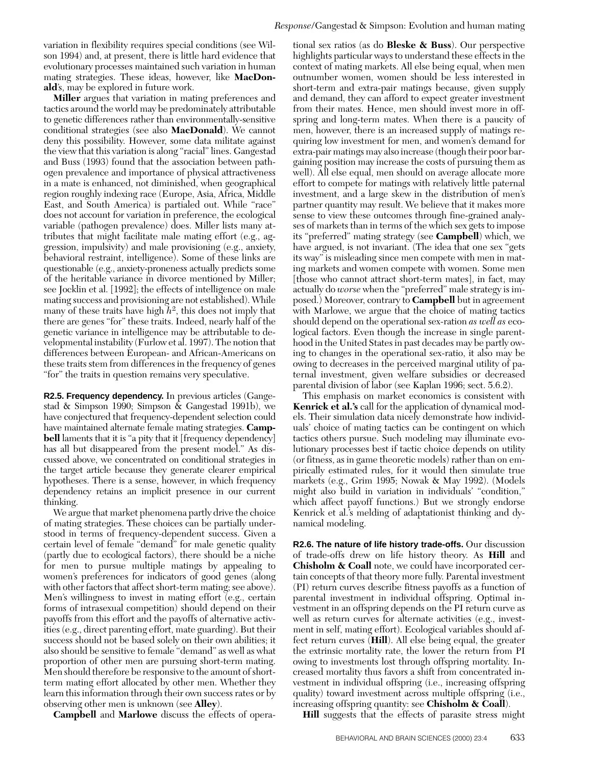variation in flexibility requires special conditions (see Wilson 1994) and, at present, there is little hard evidence that evolutionary processes maintained such variation in human mating strategies. These ideas, however, like **MacDonald**'s, may be explored in future work.

**Miller** argues that variation in mating preferences and tactics around the world may be predominately attributable to genetic differences rather than environmentally-sensitive conditional strategies (see also **MacDonald**). We cannot deny this possibility. However, some data militate against the view that this variation is along "racial" lines. Gangestad and Buss (1993) found that the association between pathogen prevalence and importance of physical attractiveness in a mate is enhanced, not diminished, when geographical region roughly indexing race (Europe, Asia, Africa, Middle East, and South America) is partialed out. While "race" does not account for variation in preference, the ecological variable (pathogen prevalence) does. Miller lists many attributes that might facilitate male mating effort (e.g., aggression, impulsivity) and male provisioning (e.g., anxiety, behavioral restraint, intelligence). Some of these links are questionable (e.g., anxiety-proneness actually predicts some of the heritable variance in divorce mentioned by Miller; see Jocklin et al. [1992]; the effects of intelligence on male mating success and provisioning are not established). While many of these traits have high $h^2$, this does not imply that there are genes "for" these traits. Indeed, nearly half of the genetic variance in intelligence may be attributable to developmental instability (Furlow et al. 1997). The notion that differences between European- and African-Americans on these traits stem from differences in the frequency of genes "for" the traits in question remains very speculative.

**R2.5. Frequency dependency.** In previous articles (Gangestad & Simpson 1990; Simpson & Gangestad 1991b), we have conjectured that frequency-dependent selection could have maintained alternate female mating strategies. **Campbell** laments that it is "a pity that it [frequency dependency] has all but disappeared from the present model." As discussed above, we concentrated on conditional strategies in the target article because they generate clearer empirical hypotheses. There is a sense, however, in which frequency dependency retains an implicit presence in our current thinking.

We argue that market phenomena partly drive the choice of mating strategies. These choices can be partially understood in terms of frequency-dependent success. Given a certain level of female "demand" for male genetic quality (partly due to ecological factors), there should be a niche for men to pursue multiple matings by appealing to women's preferences for indicators of good genes (along with other factors that affect short-term mating; see above). Men's willingness to invest in mating effort (e.g., certain forms of intrasexual competition) should depend on their payoffs from this effort and the payoffs of alternative activities (e.g., direct parenting effort, mate guarding). But their success should not be based solely on their own abilities; it also should be sensitive to female "demand" as well as what proportion of other men are pursuing short-term mating. Men should therefore be responsive to the amount of short-term mating effort allocated by other men. Whether they learn this information through their own success rates or by observing other men is unknown (see **Alley**).

**Campbell** and **Marlowe** discuss the effects of operational sex ratios (as do **Bleske & Buss**). Our perspective highlights particular ways to understand these effects in the context of mating markets. All else being equal, when men outnumber women, women should be less interested in short-term and extra-pair matings because, given supply and demand, they can afford to expect greater investment from their mates. Hence, men should invest more in offspring and long-term mates. When there is a paucity of men, however, there is an increased supply of matings requiring low investment for men, and women's demand for extra-pair matings may also increase (though their poor bargaining position may increase the costs of pursuing them as well). All else equal, men should on average allocate more effort to compete for matings with relatively little paternal investment, and a large skew in the distribution of men's partner quantity may result. We believe that it makes more sense to view these outcomes through fine-grained analyses of markets than in terms of the which sex gets to impose its "preferred" mating strategy (see **Campbell**) which, we have argued, is not invariant. (The idea that one sex "gets its way" is misleading since men compete with men in mating markets and women compete with women. Some men [those who cannot attract short-term mates], in fact, may actually do *worse* when the "preferred" male strategy is imposed.) Moreover, contrary to **Campbell** but in agreement with Marlowe, we argue that the choice of mating tactics should depend on the operational sex-ration *as well as* ecological factors. Even though the increase in single parenthood in the United States in past decades may be partly owing to changes in the operational sex-ratio, it also may be owing to decreases in the perceived marginal utility of paternal investment, given welfare subsidies or decreased parental division of labor (see Kaplan 1996; sect. 5.6.2).

This emphasis on market economics is consistent with **Kenrick et al.'s** call for the application of dynamical models. Their simulation data nicely demonstrate how individuals' choice of mating tactics can be contingent on which tactics others pursue. Such modeling may illuminate evolutionary processes best if tactic choice depends on utility (or fitness, as in game theoretic models) rather than on empirically estimated rules, for it would then simulate true markets (e.g., Grim 1995; Nowak & May 1992). (Models might also build in variation in individuals' "condition," which affect payoff functions.) But we strongly endorse Kenrick et al.'s melding of adaptationist thinking and dynamical modeling.

**R2.6. The nature of life history trade-offs.** Our discussion of trade-offs drew on life history theory. As **Hill** and **Chisholm & Coall** note, we could have incorporated certain concepts of that theory more fully. Parental investment (PI) return curves describe fitness payoffs as a function of parental investment in individual offspring. Optimal investment in an offspring depends on the PI return curve as well as return curves for alternate activities (e.g., investment in self, mating effort). Ecological variables should affect return curves (**Hill**). All else being equal, the greater the extrinsic mortality rate, the lower the return from PI owing to investments lost through offspring mortality. Increased mortality thus favors a shift from concentrated investment in individual offspring (i.e., increasing offspring quality) toward investment across multiple offspring (i.e., increasing offspring quantity: see **Chisholm & Coall**).

**Hill** suggests that the effects of parasite stress might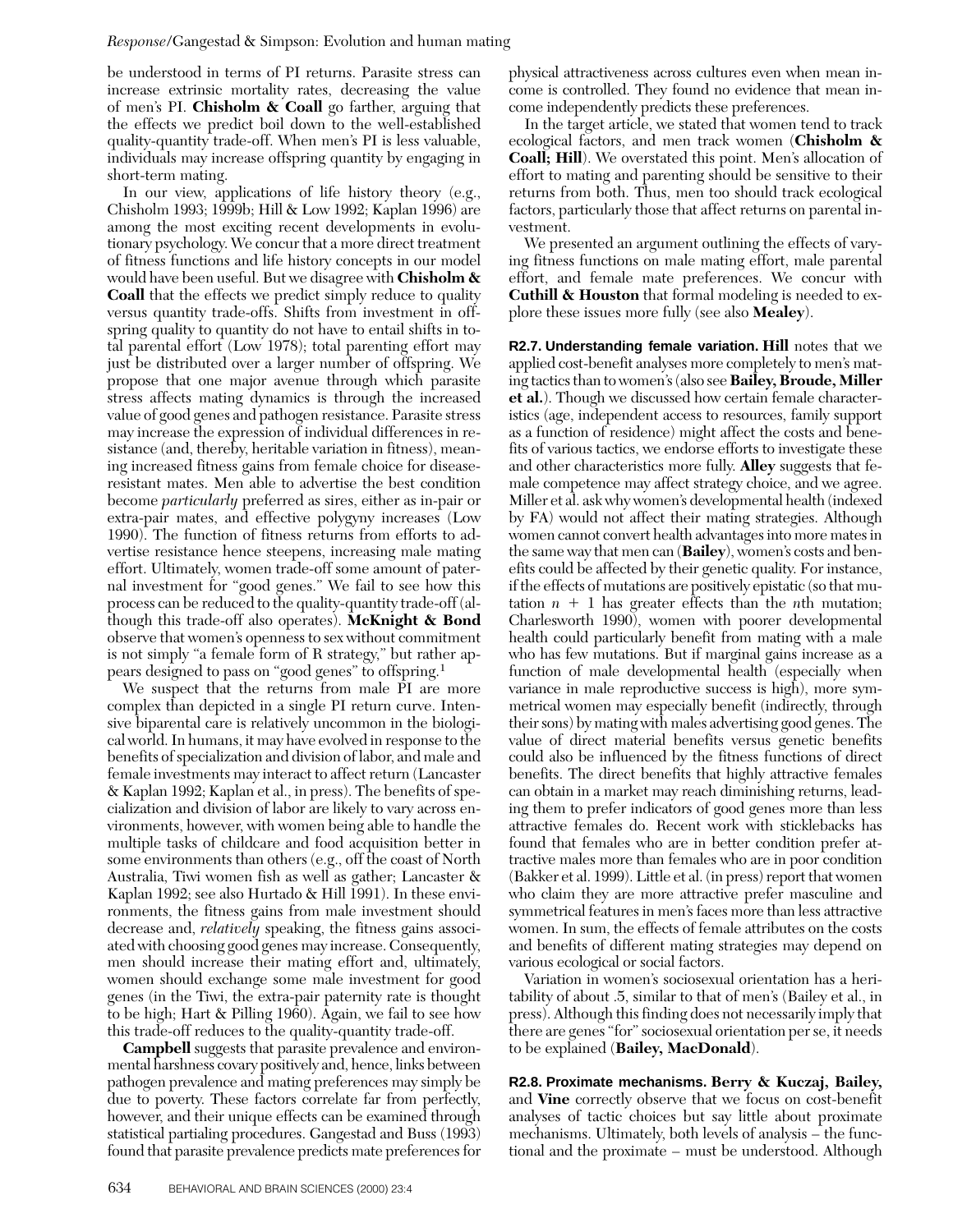be understood in terms of PI returns. Parasite stress can increase extrinsic mortality rates, decreasing the value of men's PI. **Chisholm & Coall** go farther, arguing that the effects we predict boil down to the well-established quality-quantity trade-off. When men's PI is less valuable, individuals may increase offspring quantity by engaging in short-term mating.

In our view, applications of life history theory (e.g., Chisholm 1993; 1999b; Hill & Low 1992; Kaplan 1996) are among the most exciting recent developments in evolutionary psychology. We concur that a more direct treatment of fitness functions and life history concepts in our model would have been useful. But we disagree with **Chisholm & Coall** that the effects we predict simply reduce to quality versus quantity trade-offs. Shifts from investment in offspring quality to quantity do not have to entail shifts in total parental effort (Low 1978); total parenting effort may just be distributed over a larger number of offspring. We propose that one major avenue through which parasite stress affects mating dynamics is through the increased value of good genes and pathogen resistance. Parasite stress may increase the expression of individual differences in resistance (and, thereby, heritable variation in fitness), meaning increased fitness gains from female choice for disease-resistant mates. Men able to advertise the best condition become *particularly* preferred as sires, either as in-pair or extra-pair mates, and effective polygyny increases (Low 1990). The function of fitness returns from efforts to advertise resistance hence steepens, increasing male mating effort. Ultimately, women trade-off some amount of paternal investment for "good genes." We fail to see how this process can be reduced to the quality-quantity trade-off (although this trade-off also operates). **McKnight & Bond** observe that women's openness to sex without commitment is not simply "a female form of R strategy," but rather appears designed to pass on "good genes" to offspring.[1]

We suspect that the returns from male PI are more complex than depicted in a single PI return curve. Intensive biparental care is relatively uncommon in the biological world. In humans, it may have evolved in response to the benefits of specialization and division of labor, and male and female investments may interact to affect return (Lancaster & Kaplan 1992; Kaplan et al., in press). The benefits of specialization and division of labor are likely to vary across environments, however, with women being able to handle the multiple tasks of childcare and food acquisition better in some environments than others (e.g., off the coast of North Australia, Tiwi women fish as well as gather; Lancaster & Kaplan 1992; see also Hurtado & Hill 1991). In these environments, the fitness gains from male investment should decrease and, *relatively* speaking, the fitness gains associated with choosing good genes may increase. Consequently, men should increase their mating effort and, ultimately, women should exchange some male investment for good genes (in the Tiwi, the extra-pair paternity rate is thought to be high; Hart & Pilling 1960). Again, we fail to see how this trade-off reduces to the quality-quantity trade-off.

**Campbell** suggests that parasite prevalence and environmental harshness covary positively and, hence, links between pathogen prevalence and mating preferences may simply be due to poverty. These factors correlate far from perfectly, however, and their unique effects can be examined through statistical partialing procedures. Gangestad and Buss (1993) found that parasite prevalence predicts mate preferences for physical attractiveness across cultures even when mean income is controlled. They found no evidence that mean income independently predicts these preferences.

In the target article, we stated that women tend to track ecological factors, and men track women (**Chisholm & Coall; Hill**). We overstated this point. Men's allocation of effort to mating and parenting should be sensitive to their returns from both. Thus, men too should track ecological factors, particularly those that affect returns on parental investment.

We presented an argument outlining the effects of varying fitness functions on male mating effort, male parental effort, and female mate preferences. We concur with **Cuthill & Houston** that formal modeling is needed to explore these issues more fully (see also **Mealey**).

**R2.7. Understanding female variation.** **Hill** notes that we applied cost-benefit analyses more completely to men's mating tactics than to women's (also see **Bailey, Broude, Miller et al.**). Though we discussed how certain female characteristics (age, independent access to resources, family support as a function of residence) might affect the costs and benefits of various tactics, we endorse efforts to investigate these and other characteristics more fully. **Alley** suggests that female competence may affect strategy choice, and we agree. Miller et al. ask why women's developmental health (indexed by FA) would not affect their mating strategies. Although women cannot convert health advantages into more mates in the same way that men can (**Bailey**), women's costs and benefits could be affected by their genetic quality. For instance, if the effects of mutations are positively epistatic (so that mutation $n + 1$ has greater effects than the $n$th mutation; Charlesworth 1990), women with poorer developmental health could particularly benefit from mating with a male who has few mutations. But if marginal gains increase as a function of male developmental health (especially when variance in male reproductive success is high), more symmetrical women may especially benefit (indirectly, through their sons) by mating with males advertising good genes. The value of direct material benefits versus genetic benefits could also be influenced by the fitness functions of direct benefits. The direct benefits that highly attractive females can obtain in a market may reach diminishing returns, leading them to prefer indicators of good genes more than less attractive females do. Recent work with sticklebacks has found that females who are in better condition prefer attractive males more than females who are in poor condition (Bakker et al. 1999). Little et al. (in press) report that women who claim they are more attractive prefer masculine and symmetrical features in men's faces more than less attractive women. In sum, the effects of female attributes on the costs and benefits of different mating strategies may depend on various ecological or social factors.

Variation in women's sociosexual orientation has a heritability of about .5, similar to that of men's (Bailey et al., in press). Although this finding does not necessarily imply that there are genes "for" sociosexual orientation per se, it needs to be explained (**Bailey, MacDonald**).

**R2.8. Proximate mechanisms.** **Berry & Kuczaj, Bailey,** and **Vine** correctly observe that we focus on cost-benefit analyses of tactic choices but say little about proximate mechanisms. Ultimately, both levels of analysis – the functional and the proximate – must be understood. Although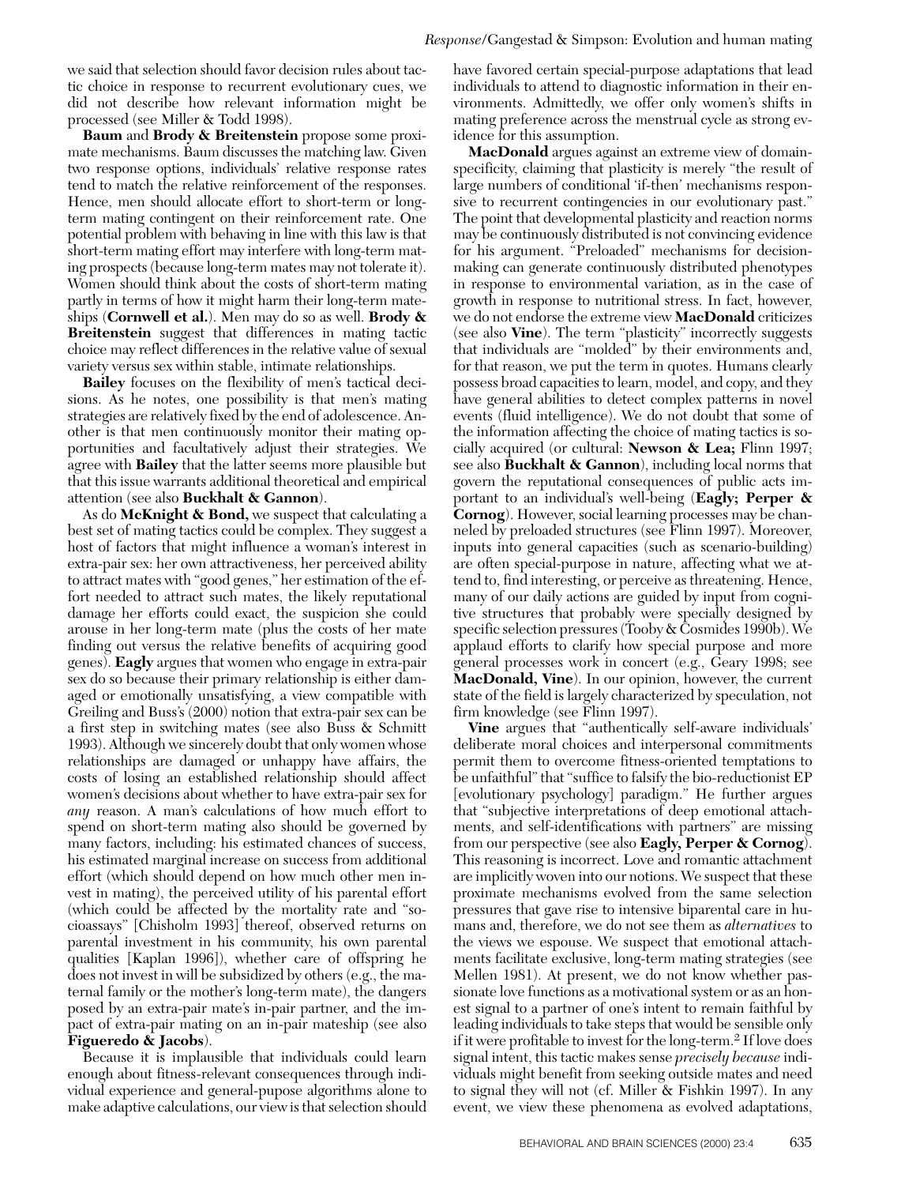we said that selection should favor decision rules about tactic choice in response to recurrent evolutionary cues, we did not describe how relevant information might be processed (see Miller & Todd 1998).

**Baum** and **Brody & Breitenstein** propose some proximate mechanisms. Baum discusses the matching law. Given two response options, individuals' relative response rates tend to match the relative reinforcement of the responses. Hence, men should allocate effort to short-term or long-term mating contingent on their reinforcement rate. One potential problem with behaving in line with this law is that short-term mating effort may interfere with long-term mating prospects (because long-term mates may not tolerate it). Women should think about the costs of short-term mating partly in terms of how it might harm their long-term mateships (**Cornwell et al.**). Men may do so as well. **Brody & Breitenstein** suggest that differences in mating tactic choice may reflect differences in the relative value of sexual variety versus sex within stable, intimate relationships.

**Bailey** focuses on the flexibility of men's tactical decisions. As he notes, one possibility is that men's mating strategies are relatively fixed by the end of adolescence. Another is that men continuously monitor their mating opportunities and facultatively adjust their strategies. We agree with **Bailey** that the latter seems more plausible but that this issue warrants additional theoretical and empirical attention (see also **Buckhalt & Gannon**).

As do **McKnight & Bond,** we suspect that calculating a best set of mating tactics could be complex. They suggest a host of factors that might influence a woman's interest in extra-pair sex: her own attractiveness, her perceived ability to attract mates with "good genes," her estimation of the effort needed to attract such mates, the likely reputational damage her efforts could exact, the suspicion she could arouse in her long-term mate (plus the costs of her mate finding out versus the relative benefits of acquiring good genes). **Eagly** argues that women who engage in extra-pair sex do so because their primary relationship is either damaged or emotionally unsatisfying, a view compatible with Greiling and Buss's (2000) notion that extra-pair sex can be a first step in switching mates (see also Buss & Schmitt 1993). Although we sincerely doubt that only women whose relationships are damaged or unhappy have affairs, the costs of losing an established relationship should affect women's decisions about whether to have extra-pair sex for *any* reason. A man's calculations of how much effort to spend on short-term mating also should be governed by many factors, including: his estimated chances of success, his estimated marginal increase on success from additional effort (which should depend on how much other men invest in mating), the perceived utility of his parental effort (which could be affected by the mortality rate and "socioassays" [Chisholm 1993] thereof, observed returns on parental investment in his community, his own parental qualities [Kaplan 1996]), whether care of offspring he does not invest in will be subsidized by others (e.g., the maternal family or the mother's long-term mate), the dangers posed by an extra-pair mate's in-pair partner, and the impact of extra-pair mating on an in-pair mateship (see also **Figueredo & Jacobs**).

Because it is implausible that individuals could learn enough about fitness-relevant consequences through individual experience and general-pupose algorithms alone to make adaptive calculations, our view is that selection should have favored certain special-purpose adaptations that lead individuals to attend to diagnostic information in their environments. Admittedly, we offer only women's shifts in mating preference across the menstrual cycle as strong evidence for this assumption.

**MacDonald** argues against an extreme view of domain-specificity, claiming that plasticity is merely "the result of large numbers of conditional 'if-then' mechanisms responsive to recurrent contingencies in our evolutionary past." The point that developmental plasticity and reaction norms may be continuously distributed is not convincing evidence for his argument. "Preloaded" mechanisms for decision-making can generate continuously distributed phenotypes in response to environmental variation, as in the case of growth in response to nutritional stress. In fact, however, we do not endorse the extreme view **MacDonald** criticizes (see also **Vine**). The term "plasticity" incorrectly suggests that individuals are "molded" by their environments and, for that reason, we put the term in quotes. Humans clearly possess broad capacities to learn, model, and copy, and they have general abilities to detect complex patterns in novel events (fluid intelligence). We do not doubt that some of the information affecting the choice of mating tactics is socially acquired (or cultural: **Newson & Lea;** Flinn 1997; see also **Buckhalt & Gannon**), including local norms that govern the reputational consequences of public acts important to an individual's well-being (**Eagly; Perper & Cornog**). However, social learning processes may be channeled by preloaded structures (see Flinn 1997). Moreover, inputs into general capacities (such as scenario-building) are often special-purpose in nature, affecting what we attend to, find interesting, or perceive as threatening. Hence, many of our daily actions are guided by input from cognitive structures that probably were specially designed by specific selection pressures (Tooby & Cosmides 1990b). We applaud efforts to clarify how special purpose and more general processes work in concert (e.g., Geary 1998; see **MacDonald, Vine**). In our opinion, however, the current state of the field is largely characterized by speculation, not firm knowledge (see Flinn 1997).

**Vine** argues that "authentically self-aware individuals' deliberate moral choices and interpersonal commitments permit them to overcome fitness-oriented temptations to be unfaithful" that "suffice to falsify the bio-reductionist EP [evolutionary psychology] paradigm." He further argues that "subjective interpretations of deep emotional attachments, and self-identifications with partners" are missing from our perspective (see also **Eagly, Perper & Cornog**). This reasoning is incorrect. Love and romantic attachment are implicitly woven into our notions. We suspect that these proximate mechanisms evolved from the same selection pressures that gave rise to intensive biparental care in humans and, therefore, we do not see them as *alternatives* to the views we espouse. We suspect that emotional attachments facilitate exclusive, long-term mating strategies (see Mellen 1981). At present, we do not know whether passionate love functions as a motivational system or as an honest signal to a partner of one's intent to remain faithful by leading individuals to take steps that would be sensible only if it were profitable to invest for the long-term.[2] If love does signal intent, this tactic makes sense *precisely because* individuals might benefit from seeking outside mates and need to signal they will not (cf. Miller & Fishkin 1997). In any event, we view these phenomena as evolved adaptations,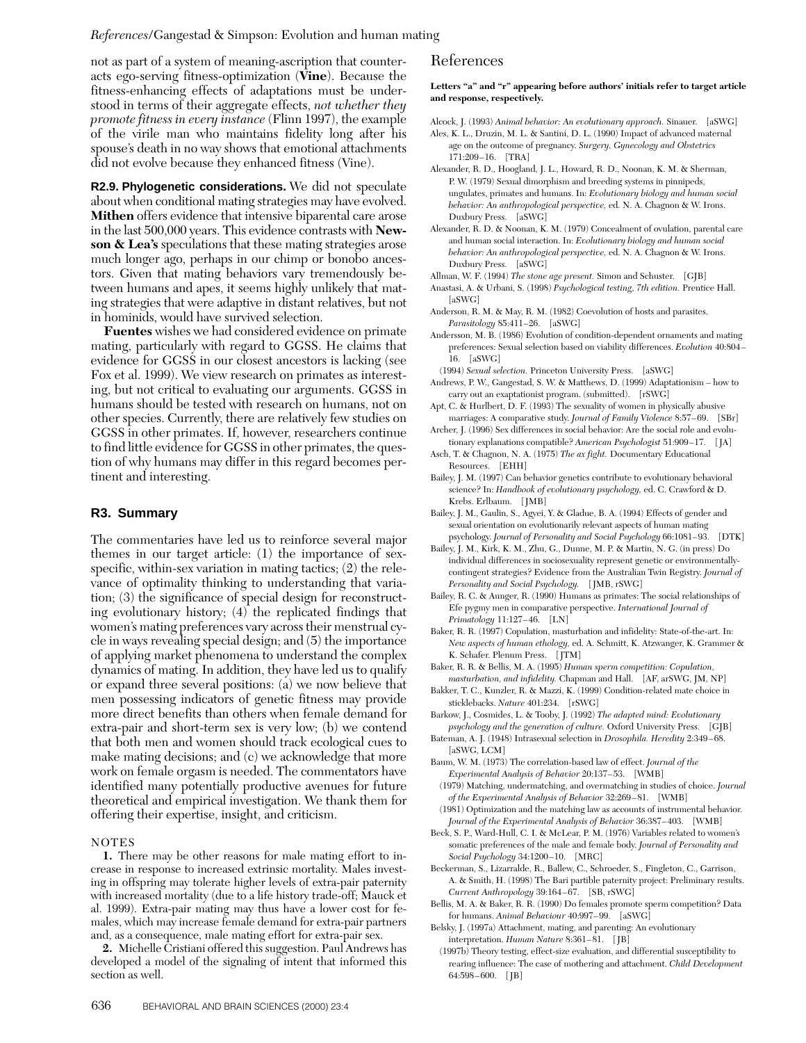not as part of a system of meaning-ascription that counteracts ego-serving fitness-optimization (**Vine**). Because the fitness-enhancing effects of adaptations must be understood in terms of their aggregate effects, *not whether they promote fitness in every instance* (Flinn 1997), the example of the virile man who maintains fidelity long after his spouse's death in no way shows that emotional attachments did not evolve because they enhanced fitness (Vine).

**R2.9. Phylogenetic considerations.** We did not speculate about when conditional mating strategies may have evolved. **Mithen** offers evidence that intensive biparental care arose in the last 500,000 years. This evidence contrasts with **Newson & Lea's** speculations that these mating strategies arose much longer ago, perhaps in our chimp or bonobo ancestors. Given that mating behaviors vary tremendously between humans and apes, it seems highly unlikely that mating strategies that were adaptive in distant relatives, but not in hominids, would have survived selection.

**Fuentes** wishes we had considered evidence on primate mating, particularly with regard to GGSS. He claims that evidence for GGSS in our closest ancestors is lacking (see Fox et al. 1999). We view research on primates as interesting, but not critical to evaluating our arguments. GGSS in humans should be tested with research on humans, not on other species. Currently, there are relatively few studies on GGSS in other primates. If, however, researchers continue to find little evidence for GGSS in other primates, the question of why humans may differ in this regard becomes pertinent and interesting.

## R3. Summary

The commentaries have led us to reinforce several major themes in our target article: (1) the importance of sex-specific, within-sex variation in mating tactics; (2) the relevance of optimality thinking to understanding that variation; (3) the significance of special design for reconstructing evolutionary history; (4) the replicated findings that women's mating preferences vary across their menstrual cycle in ways revealing special design; and (5) the importance of applying market phenomena to understand the complex dynamics of mating. In addition, they have led us to qualify or expand three several positions: (a) we now believe that men possessing indicators of genetic fitness may provide more direct benefits than others when female demand for extra-pair and short-term sex is very low; (b) we contend that both men and women should track ecological cues to make mating decisions; and (c) we acknowledge that more work on female orgasm is needed. The commentators have identified many potentially productive avenues for future theoretical and empirical investigation. We thank them for offering their expertise, insight, and criticism.

NOTES

**1.** There may be other reasons for male mating effort to increase in response to increased extrinsic mortality. Males investing in offspring may tolerate higher levels of extra-pair paternity with increased mortality (due to a life history trade-off; Mauck et al. 1999). Extra-pair mating may thus have a lower cost for females, which may increase female demand for extra-pair partners and, as a consequence, male mating effort for extra-pair sex.

**2.** Michelle Cristiani offered this suggestion. Paul Andrews has developed a model of the signaling of intent that informed this section as well.

# References

**Letters "a" and "r" appearing before authors' initials refer to target article and response, respectively.**

Alcock, J. (1993) *Animal behavior: An evolutionary approach.* Sinauer. [aSWG]

Ales, K. L., Druzin, M. L. & Santini, D. L. (1990) Impact of advanced maternal age on the outcome of pregnancy. *Surgery, Gynecology and Obstetrics* 171:209–16. [TRA]

Alexander, R. D., Hoogland, J. L., Howard, R. D., Noonan, K. M. & Sherman, P. W. (1979) Sexual dimorphism and breeding systems in pinnipeds, ungulates, primates and humans. In: *Evolutionary biology and human social behavior: An anthropological perspective,* ed. N. A. Chagnon & W. Irons. Duxbury Press. [aSWG]

Alexander, R. D. & Noonan, K. M. (1979) Concealment of ovulation, parental care and human social interaction. In: *Evolutionary biology and human social behavior: An anthropological perspective,* ed. N. A. Chagnon & W. Irons. Duxbury Press. [aSWG]

Allman, W. F. (1994) *The stone age present.* Simon and Schuster. [GJB]

Anastasi, A. & Urbani, S. (1998) *Psychological testing, 7th edition.* Prentice Hall. [aSWG]

Anderson, R. M. & May, R. M. (1982) Coevolution of hosts and parasites. *Parasitology* 85:411–26. [aSWG]

Andersson, M. B. (1986) Evolution of condition-dependent ornaments and mating preferences: Sexual selection based on viability differences. *Evolution* 40:804–16. [aSWG]

(1994) *Sexual selection.* Princeton University Press. [aSWG]

Andrews, P. W., Gangestad, S. W. & Matthews, D. (1999) Adaptationism – how to carry out an exaptationist program. (submitted). [rSWG]

Apt, C. & Hurlbert, D. F. (1993) The sexuality of women in physically abusive marriages: A comparative study. *Journal of Family Violence* 8:57–69. [SBr]

Archer, J. (1996) Sex differences in social behavior: Are the social role and evolutionary explanations compatible? *American Psychologist* 51:909–17. [JA]

Asch, T. & Chagnon, N. A. (1975) *The ax fight.* Documentary Educational Resources. [EHH]

Bailey, J. M. (1997) Can behavior genetics contribute to evolutionary behavioral science? In: *Handbook of evolutionary psychology,* ed. C. Crawford & D. Krebs. Erlbaum. [JMB]

Bailey, J. M., Gaulin, S., Agyei, Y. & Gladue, B. A. (1994) Effects of gender and sexual orientation on evolutionarily relevant aspects of human mating psychology. *Journal of Personality and Social Psychology* 66:1081–93. [DTK]

Bailey, J. M., Kirk, K. M., Zhu, G., Dunne, M. P. & Martin, N. G. (in press) Do individual differences in sociosexuality represent genetic or environmentally-contingent strategies? Evidence from the Australian Twin Registry. *Journal of Personality and Social Psychology.* [JMB, rSWG]

Bailey, R. C. & Aunger, R. (1990) Humans as primates: The social relationships of Efe pygmy men in comparative perspective. *International Journal of Primatology* 11:127–46. [LN]

Baker, R. R. (1997) Copulation, masturbation and infidelity: State-of-the-art. In: *New aspects of human ethology,* ed. A. Schmitt, K. Atzwanger, K. Grammer & K. Schafer. Plenum Press. [JTM]

Baker, R. R. & Bellis, M. A. (1995) *Human sperm competition: Copulation, masturbation, and infidelity.* Chapman and Hall. [AF, arSWG, JM, NP]

Bakker, T. C., Kunzler, R. & Mazzi, K. (1999) Condition-related mate choice in sticklebacks. *Nature* 401:234. [rSWG]

Barkow, J., Cosmides, L. & Tooby, J. (1992) *The adapted mind: Evolutionary psychology and the generation of culture.* Oxford University Press. [GJB]

Bateman, A. J. (1948) Intrasexual selection in *Drosophila. Heredity* 2:349–68. [aSWG, LCM]

Baum, W. M. (1973) The correlation-based law of effect. *Journal of the Experimental Analysis of Behavior* 20:137–53. [WMB]

(1979) Matching, undermatching, and overmatching in studies of choice. *Journal of the Experimental Analysis of Behavior* 32:269–81. [WMB]

(1981) Optimization and the matching law as accounts of instrumental behavior. *Journal of the Experimental Analysis of Behavior* 36:387–403. [WMB]

Beck, S. P., Ward-Hull, C. I. & McLear, P. M. (1976) Variables related to women's somatic preferences of the male and female body. *Journal of Personality and Social Psychology* 34:1200–10. [MRC]

Beckerman, S., Lizarralde, R., Ballew, C., Schroeder, S., Fingleton, C., Garrison, A. & Smith, H. (1998) The Bari partible paternity project: Preliminary results. *Current Anthropology* 39:164–67. [SB, rSWG]

Bellis, M. A. & Baker, R. R. (1990) Do females promote sperm competition? Data for humans. *Animal Behaviour* 40:997–99. [aSWG]

Belsky, J. (1997a) Attachment, mating, and parenting: An evolutionary interpretation. *Human Nature* 8:361–81. [JB]

(1997b) Theory testing, effect-size evaluation, and differential susceptibility to rearing influence: The case of mothering and attachment. *Child Development* 64:598–600. [JB]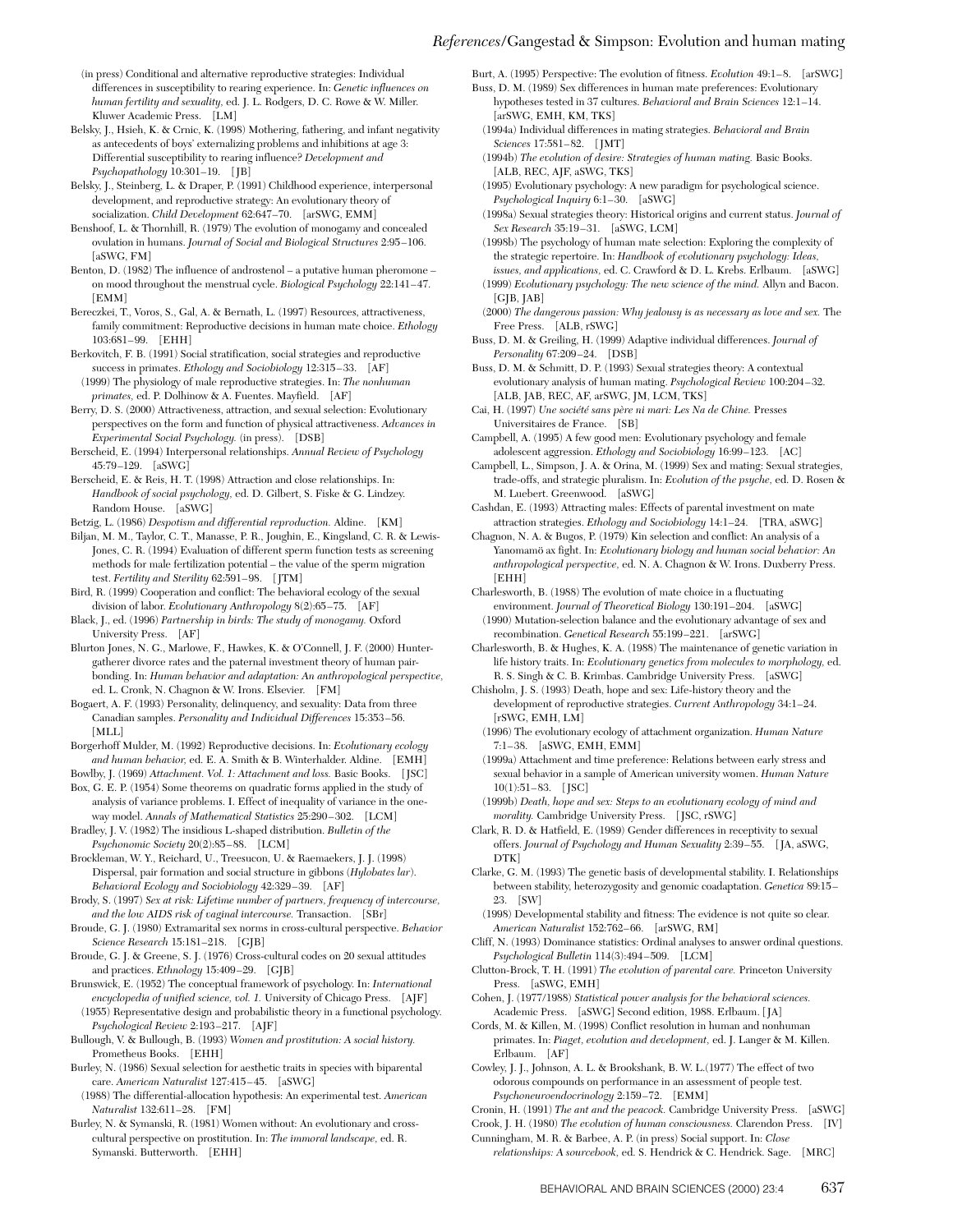(in press) Conditional and alternative reproductive strategies: Individual differences in susceptibility to rearing experience. In: *Genetic influences on human fertility and sexuality*, ed. J. L. Rodgers, D. C. Rowe & W. Miller. Kluwer Academic Press. [LM]

Belsky, J., Hsieh, K. & Crnic, K. (1998) Mothering, fathering, and infant negativity as antecedents of boys' externalizing problems and inhibitions at age 3: Differential susceptibility to rearing influence? *Development and Psychopathology* 10:301–19. [JB]

Belsky, J., Steinberg, L. & Draper, P. (1991) Childhood experience, interpersonal development, and reproductive strategy: An evolutionary theory of socialization. *Child Development* 62:647–70. [arSWG, EMM]

Benshoof, L. & Thornhill, R. (1979) The evolution of monogamy and concealed ovulation in humans. *Journal of Social and Biological Structures* 2:95–106. [aSWG, FM]

Benton, D. (1982) The influence of androstenol – a putative human pheromone – on mood throughout the menstrual cycle. *Biological Psychology* 22:141–47. [EMM]

Bereczkei, T., Voros, S., Gal, A. & Bernath, L. (1997) Resources, attractiveness, family commitment: Reproductive decisions in human mate choice. *Ethology* 103:681–99. [EHH]

Berkovitch, F. B. (1991) Social stratification, social strategies and reproductive success in primates. *Ethology and Sociobiology* 12:315–33. [AF]

(1999) The physiology of male reproductive strategies. In: *The nonhuman primates*, ed. P. Dolhinow & A. Fuentes. Mayfield. [AF]

Berry, D. S. (2000) Attractiveness, attraction, and sexual selection: Evolutionary perspectives on the form and function of physical attractiveness. *Advances in Experimental Social Psychology*. (in press). [DSB]

Berscheid, E. (1994) Interpersonal relationships. *Annual Review of Psychology* 45:79–129. [aSWG]

Berscheid, E. & Reis, H. T. (1998) Attraction and close relationships. In: *Handbook of social psychology*, ed. D. Gilbert, S. Fiske & G. Lindzey. Random House. [aSWG]

Betzig, L. (1986) *Despotism and differential reproduction.* Aldine. [KM]

Biljan, M. M., Taylor, C. T., Manasse, P. R., Joughin, E., Kingsland, C. R. & Lewis-Jones, C. R. (1994) Evaluation of different sperm function tests as screening methods for male fertilization potential – the value of the sperm migration test. *Fertility and Sterility* 62:591–98. [JTM]

Bird, R. (1999) Cooperation and conflict: The behavioral ecology of the sexual division of labor. *Evolutionary Anthropology* 8(2):65–75. [AF]

Black, J., ed. (1996) *Partnership in birds: The study of monogamy.* Oxford University Press. [AF]

Blurton Jones, N. G., Marlowe, F., Hawkes, K. & O'Connell, J. F. (2000) Hunter-gatherer divorce rates and the paternal investment theory of human pair-bonding. In: *Human behavior and adaptation: An anthropological perspective*, ed. L. Cronk, N. Chagnon & W. Irons. Elsevier. [FM]

Bogaert, A. F. (1993) Personality, delinquency, and sexuality: Data from three Canadian samples. *Personality and Individual Differences* 15:353–56. [MLL]

Borgerhoff Mulder, M. (1992) Reproductive decisions. In: *Evolutionary ecology and human behavior*, ed. E. A. Smith & B. Winterhalder. Aldine. [EMH]

Bowlby, J. (1969) *Attachment. Vol. 1: Attachment and loss.* Basic Books. [JSC]

Box, G. E. P. (1954) Some theorems on quadratic forms applied in the study of analysis of variance problems. I. Effect of inequality of variance in the one-way model. *Annals of Mathematical Statistics* 25:290–302. [LCM]

Bradley, J. V. (1982) The insidious L-shaped distribution. *Bulletin of the Psychonomic Society* 20(2):85–88. [LCM]

Brockleman, W. Y., Reichard, U., Treesucon, U. & Raemaekers, J. J. (1998) Dispersal, pair formation and social structure in gibbons (*Hylobates lar*). *Behavioral Ecology and Sociobiology* 42:329–39. [AF]

Brody, S. (1997) *Sex at risk: Lifetime number of partners, frequency of intercourse, and the low AIDS risk of vaginal intercourse.* Transaction. [SBr]

Broude, G. J. (1980) Extramarital sex norms in cross-cultural perspective. *Behavior Science Research* 15:181–218. [GJB]

Broude, G. J. & Greene, S. J. (1976) Cross-cultural codes on 20 sexual attitudes and practices. *Ethnology* 15:409–29. [GJB]

Brunswick, E. (1952) The conceptual framework of psychology. In: *International encyclopedia of unified science, vol. 1.* University of Chicago Press. [AJF]

(1955) Representative design and probabilistic theory in a functional psychology. *Psychological Review* 2:193–217. [AJF]

Bullough, V. & Bullough, B. (1993) *Women and prostitution: A social history.* Prometheus Books. [EHH]

Burley, N. (1986) Sexual selection for aesthetic traits in species with biparental care. *American Naturalist* 127:415–45. [aSWG]

(1988) The differential-allocation hypothesis: An experimental test. *American Naturalist* 132:611–28. [FM]

Burley, N. & Symanski, R. (1981) Women without: An evolutionary and cross-cultural perspective on prostitution. In: *The immoral landscape*, ed. R. Symanski. Butterworth. [EHH]

Burt, A. (1995) Perspective: The evolution of fitness. *Evolution* 49:1–8. [arSWG]

Buss, D. M. (1989) Sex differences in human mate preferences: Evolutionary hypotheses tested in 37 cultures. *Behavioral and Brain Sciences* 12:1–14. [arSWG, EMH, KM, TKS]

(1994a) Individual differences in mating strategies. *Behavioral and Brain Sciences* 17:581–82. [JMT]

(1994b) *The evolution of desire: Strategies of human mating.* Basic Books. [ALB, REC, AJF, aSWG, TKS]

(1995) Evolutionary psychology: A new paradigm for psychological science. *Psychological Inquiry* 6:1–30. [aSWG]

(1998a) Sexual strategies theory: Historical origins and current status. *Journal of Sex Research* 35:19–31. [aSWG, LCM]

(1998b) The psychology of human mate selection: Exploring the complexity of the strategic repertoire. In: *Handbook of evolutionary psychology: Ideas, issues, and applications*, ed. C. Crawford & D. L. Krebs. Erlbaum. [aSWG]

(1999) *Evolutionary psychology: The new science of the mind.* Allyn and Bacon. [GJB, JAB]

(2000) *The dangerous passion: Why jealousy is as necessary as love and sex.* The Free Press. [ALB, rSWG]

Buss, D. M. & Greiling, H. (1999) Adaptive individual differences. *Journal of Personality* 67:209–24. [DSB]

Buss, D. M. & Schmitt, D. P. (1993) Sexual strategies theory: A contextual evolutionary analysis of human mating. *Psychological Review* 100:204–32. [ALB, JAB, REC, AF, arSWG, JM, LCM, TKS]

Cai, H. (1997) *Une société sans père ni mari: Les Na de Chine.* Presses Universitaires de France. [SB]

Campbell, A. (1995) A few good men: Evolutionary psychology and female adolescent aggression. *Ethology and Sociobiology* 16:99–123. [AC]

Campbell, L., Simpson, J. A. & Orina, M. (1999) Sex and mating: Sexual strategies, trade-offs, and strategic pluralism. In: *Evolution of the psyche*, ed. D. Rosen & M. Luebert. Greenwood. [aSWG]

Cashdan, E. (1993) Attracting males: Effects of parental investment on mate attraction strategies. *Ethology and Sociobiology* 14:1–24. [TRA, aSWG]

Chagnon, N. A. & Bugos, P. (1979) Kin selection and conflict: An analysis of a Yanomamö ax fight. In: *Evolutionary biology and human social behavior: An anthropological perspective*, ed. N. A. Chagnon & W. Irons. Duxberry Press. [EHH]

Charlesworth, B. (1988) The evolution of mate choice in a fluctuating environment. *Journal of Theoretical Biology* 130:191–204. [aSWG]

(1990) Mutation-selection balance and the evolutionary advantage of sex and recombination. *Genetical Research* 55:199–221. [arSWG]

Charlesworth, B. & Hughes, K. A. (1988) The maintenance of genetic variation in life history traits. In: *Evolutionary genetics from molecules to morphology*, ed. R. S. Singh & C. B. Krimbas. Cambridge University Press. [aSWG]

Chisholm, J. S. (1993) Death, hope and sex: Life-history theory and the development of reproductive strategies. *Current Anthropology* 34:1–24. [rSWG, EMH, LM]

(1996) The evolutionary ecology of attachment organization. *Human Nature* 7:1–38. [aSWG, EMH, EMM]

(1999a) Attachment and time preference: Relations between early stress and sexual behavior in a sample of American university women. *Human Nature* 10(1):51–83. [JSC]

(1999b) *Death, hope and sex: Steps to an evolutionary ecology of mind and morality.* Cambridge University Press. [JSC, rSWG]

Clark, R. D. & Hatfield, E. (1989) Gender differences in receptivity to sexual offers. *Journal of Psychology and Human Sexuality* 2:39–55. [JA, aSWG, DTK]

Clarke, G. M. (1993) The genetic basis of developmental stability. I. Relationships between stability, heterozygosity and genomic coadaptation. *Genetica* 89:15–23. [SW]

(1998) Developmental stability and fitness: The evidence is not quite so clear. *American Naturalist* 152:762–66. [arSWG, RM]

Cliff, N. (1993) Dominance statistics: Ordinal analyses to answer ordinal questions. *Psychological Bulletin* 114(3):494–509. [LCM]

Clutton-Brock, T. H. (1991) *The evolution of parental care.* Princeton University Press. [aSWG, EMH]

Cohen, J. (1977/1988) *Statistical power analysis for the behavioral sciences.* Academic Press. [aSWG] Second edition, 1988. Erlbaum. [JA]

Cords, M. & Killen, M. (1998) Conflict resolution in human and nonhuman primates. In: *Piaget, evolution and development*, ed. J. Langer & M. Killen. Erlbaum. [AF]

Cowley, J. J., Johnson, A. L. & Brookshank, B. W. L.(1977) The effect of two odorous compounds on performance in an assessment of people test. *Psychoneuroendocrinology* 2:159–72. [EMM]

Cronin, H. (1991) *The ant and the peacock.* Cambridge University Press. [aSWG]

Crook, J. H. (1980) *The evolution of human consciousness.* Clarendon Press. [IV]

Cunningham, M. R. & Barbee, A. P. (in press) Social support. In: *Close relationships: A sourcebook*, ed. S. Hendrick & C. Hendrick. Sage. [MRC]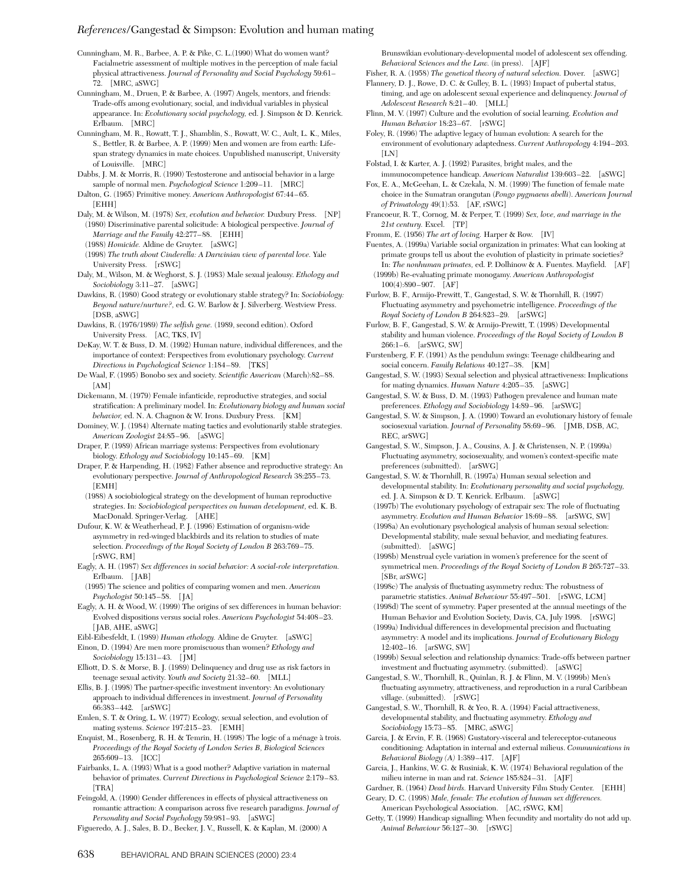Cunningham, M. R., Barbee, A. P. & Pike, C. L.(1990) What do women want? Facialmetric assessment of multiple motives in the perception of male facial physical attractiveness. *Journal of Personality and Social Psychology* 59:61–72. [MRC, aSWG]

Cunningham, M., Druen, P. & Barbee, A. (1997) Angels, mentors, and friends: Trade-offs among evolutionary, social, and individual variables in physical appearance. In: *Evolutionary social psychology,* ed. J. Simpson & D. Kenrick. Erlbaum. [MRC]

Cunningham, M. R., Rowatt, T. J., Shamblin, S., Rowatt, W. C., Ault, L. K., Miles, S., Bettler, R. & Barbee, A. P. (1999) Men and women are from earth: Lifespan strategy dynamics in mate choices. Unpublished manuscript, University of Louisville. [MRC]

Dabbs, J. M. & Morris, R. (1990) Testosterone and antisocial behavior in a large sample of normal men. *Psychological Science* 1:209–11. [MRC]

Dalton, G. (1965) Primitive money. *American Anthropologist* 67:44–65. [EHH]

Daly, M. & Wilson, M. (1978) *Sex, evolution and behavior.* Duxbury Press. [NP]

(1980) Discriminative parental solicitude: A biological perspective. *Journal of Marriage and the Family* 42:277–88. [EHH]

(1988) *Homicide.* Aldine de Gruyter. [aSWG]

(1998) *The truth about Cinderella: A Darwinian view of parental love.* Yale University Press. [rSWG]

Daly, M., Wilson, M. & Weghorst, S. J. (1983) Male sexual jealousy. *Ethology and Sociobiology* 3:11–27. [aSWG]

Dawkins, R. (1980) Good strategy or evolutionary stable strategy? In: *Sociobiology: Beyond nature/nurture?,* ed. G. W. Barlow & J. Silverberg. Westview Press. [DSB, aSWG]

Dawkins, R. (1976/1989) *The selfish gene.* (1989, second edition). Oxford University Press. [AC, TKS, IV]

DeKay, W. T. & Buss, D. M. (1992) Human nature, individual differences, and the importance of context: Perspectives from evolutionary psychology. *Current Directions in Psychological Science* 1:184–89. [TKS]

De Waal, F. (1995) Bonobo sex and society. *Scientific American* (March):82–88. [AM]

Dickemann, M. (1979) Female infanticide, reproductive strategies, and social stratification: A preliminary model. In: *Evolutionary biology and human social behavior,* ed. N. A. Chagnon & W. Irons. Duxbury Press. [KM]

Dominey, W. J. (1984) Alternate mating tactics and evolutionarily stable strategies. *American Zoologist* 24:85–96. [aSWG]

Draper, P. (1989) African marriage systems: Perspectives from evolutionary biology. *Ethology and Sociobiology* 10:145–69. [KM]

Draper, P. & Harpending, H. (1982) Father absence and reproductive strategy: An evolutionary perspective. *Journal of Anthropological Research* 38:255–73. [EMH]

(1988) A sociobiological strategy on the development of human reproductive strategies. In: *Sociobiological perspectives on human development,* ed. K. B. MacDonald. Springer-Verlag. [AHE]

Dufour, K. W. & Weatherhead, P. J. (1996) Estimation of organism-wide asymmetry in red-winged blackbirds and its relation to studies of mate selection. *Proceedings of the Royal Society of London B* 263:769–75. [rSWG, RM]

Eagly, A. H. (1987) *Sex differences in social behavior: A social-role interpretation.* Erlbaum. [JAB]

(1995) The science and politics of comparing women and men. *American Psychologist* 50:145–58. [JA]

Eagly, A. H. & Wood, W. (1999) The origins of sex differences in human behavior: Evolved dispositions versus social roles. *American Psychologist* 54:408–23. [JAB, AHE, aSWG]

Eibl-Eibesfeldt, I. (1989) *Human ethology.* Aldine de Gruyter. [aSWG]

Einon, D. (1994) Are men more promiscuous than women? *Ethology and Sociobiology* 15:131–43. [JM]

Elliott, D. S. & Morse, B. J. (1989) Delinquency and drug use as risk factors in teenage sexual activity. *Youth and Society* 21:32–60. [MLL]

Ellis, B. J. (1998) The partner-specific investment inventory: An evolutionary approach to individual differences in investment. *Journal of Personality* 66:383–442. [arSWG]

Emlen, S. T. & Oring, L. W. (1977) Ecology, sexual selection, and evolution of mating systems. *Science* 197:215–23. [EMH]

Enquist, M., Rosenberg, R. H. & Temrin, H. (1998) The logic of a ménage à trois. *Proceedings of the Royal Society of London Series B, Biological Sciences* 265:609–13. [ICC]

Fairbanks, L. A. (1993) What is a good mother? Adaptive variation in maternal behavior of primates. *Current Directions in Psychological Science* 2:179–83. [TRA]

Feingold, A. (1990) Gender differences in effects of physical attractiveness on romantic attraction: A comparison across five research paradigms. *Journal of Personality and Social Psychology* 59:981–93. [aSWG]

Figueredo, A. J., Sales, B. D., Becker, J. V., Russell, K. & Kaplan, M. (2000) A Brunswikian evolutionary-developmental model of adolescent sex offending. *Behavioral Sciences and the Law.* (in press). [AJF]

Fisher, R. A. (1958) *The genetical theory of natural selection.* Dover. [aSWG]

Flannery, D. J., Rowe, D. C. & Gulley, B. L. (1993) Impact of pubertal status, timing, and age on adolescent sexual experience and delinquency. *Journal of Adolescent Research* 8:21–40. [MLL]

Flinn, M. V. (1997) Culture and the evolution of social learning. *Evolution and Human Behavior* 18:23–67. [rSWG]

Foley, R. (1996) The adaptive legacy of human evolution: A search for the environment of evolutionary adaptedness. *Current Anthropology* 4:194–203. [LN]

Folstad, I. & Karter, A. J. (1992) Parasites, bright males, and the immunocompetence handicap. *American Naturalist* 139:603–22. [aSWG]

Fox, E. A., McGeehan, L. & Czekala, N. M. (1999) The function of female mate choice in the Sumatran orangutan (*Pongo pygmaeus abelli*). *American Journal of Primatology* 49(1):53. [AF, rSWG]

Francoeur, R. T., Cornog, M. & Perper, T. (1999) *Sex, love, and marriage in the 21st century.* Excel. [TP]

Fromm, E. (1956) *The art of loving.* Harper & Row. [IV]

Fuentes, A. (1999a) Variable social organization in primates: What can looking at primate groups tell us about the evolution of plasticity in primate societies? In: *The nonhuman primates,* ed. P. Dolhinow & A. Fuentes. Mayfield. [AF]

(1999b) Re-evaluating primate monogamy. *American Anthropologist* 100(4):890–907. [AF]

Furlow, B. F., Armijo-Prewitt, T., Gangestad, S. W. & Thornhill, R. (1997) Fluctuating asymmetry and psychometric intelligence. *Proceedings of the Royal Society of London B* 264:823–29. [arSWG]

Furlow, B. F., Gangestad, S. W. & Armijo-Prewitt, T. (1998) Developmental stability and human violence. *Proceedings of the Royal Society of London B* 266:1–6. [arSWG, SW]

Furstenberg, F. F. (1991) As the pendulum swings: Teenage childbearing and social concern. *Family Relations* 40:127–38. [KM]

Gangestad, S. W. (1993) Sexual selection and physical attractiveness: Implications for mating dynamics. *Human Nature* 4:205–35. [aSWG]

Gangestad, S. W. & Buss, D. M. (1993) Pathogen prevalence and human mate preferences. *Ethology and Sociobiology* 14:89–96. [arSWG]

Gangestad, S. W. & Simpson, J. A. (1990) Toward an evolutionary history of female sociosexual variation. *Journal of Personality* 58:69–96. [JMB, DSB, AC, REC, arSWG]

Gangestad, S. W., Simpson, J. A., Cousins, A. J. & Christensen, N. P. (1999a) Fluctuating asymmetry, sociosexuality, and women's context-specific mate preferences (submitted). [arSWG]

Gangestad, S. W. & Thornhill, R. (1997a) Human sexual selection and developmental stability. In: *Evolutionary personality and social psychology,* ed. J. A. Simpson & D. T. Kenrick. Erlbaum. [aSWG]

(1997b) The evolutionary psychology of extrapair sex: The role of fluctuating asymmetry. *Evolution and Human Behavior* 18:69–88. [arSWG, SW]

(1998a) An evolutionary psychological analysis of human sexual selection: Developmental stability, male sexual behavior, and mediating features. (submitted). [aSWG]

(1998b) Menstrual cycle variation in women's preference for the scent of symmetrical men. *Proceedings of the Royal Society of London B* 265:727–33. [SBr, arSWG]

(1998c) The analysis of fluctuating asymmetry redux: The robustness of parametric statistics. *Animal Behaviour* 55:497–501. [rSWG, LCM]

(1998d) The scent of symmetry. Paper presented at the annual meetings of the Human Behavior and Evolution Society, Davis, CA, July 1998. [rSWG]

(1999a) Individual differences in developmental precision and fluctuating asymmetry: A model and its implications. *Journal of Evolutionary Biology* 12:402–16. [arSWG, SW]

(1999b) Sexual selection and relationship dynamics: Trade-offs between partner investment and fluctuating asymmetry. (submitted). [aSWG]

Gangestad, S. W., Thornhill, R., Quinlan, R. J. & Flinn, M. V. (1999b) Men's fluctuating asymmetry, attractiveness, and reproduction in a rural Caribbean village. (submitted). [rSWG]

Gangestad, S. W., Thornhill, R. & Yeo, R. A. (1994) Facial attractiveness, developmental stability, and fluctuating asymmetry. *Ethology and Sociobiology* 15:73–85. [MRC, aSWG]

Garcia, J. & Ervin, F. R. (1968) Gustatory-visceral and telereceptor-cutaneous conditioning: Adaptation in internal and external milieus. *Communications in Behavioral Biology (A)* 1:389–417. [AJF]

Garcia, J., Hankins, W. G. & Rusiniak, K. W. (1974) Behavioral regulation of the milieu interne in man and rat. *Science* 185:824–31. [AJF]

Gardner, R. (1964) *Dead birds.* Harvard University Film Study Center. [EHH]

Geary, D. C. (1998) *Male, female: The evolution of human sex differences.* American Psychological Association. [AC, rSWG, KM]

Getty, T. (1999) Handicap signalling: When fecundity and mortality do not add up. *Animal Behaviour* 56:127–30. [rSWG]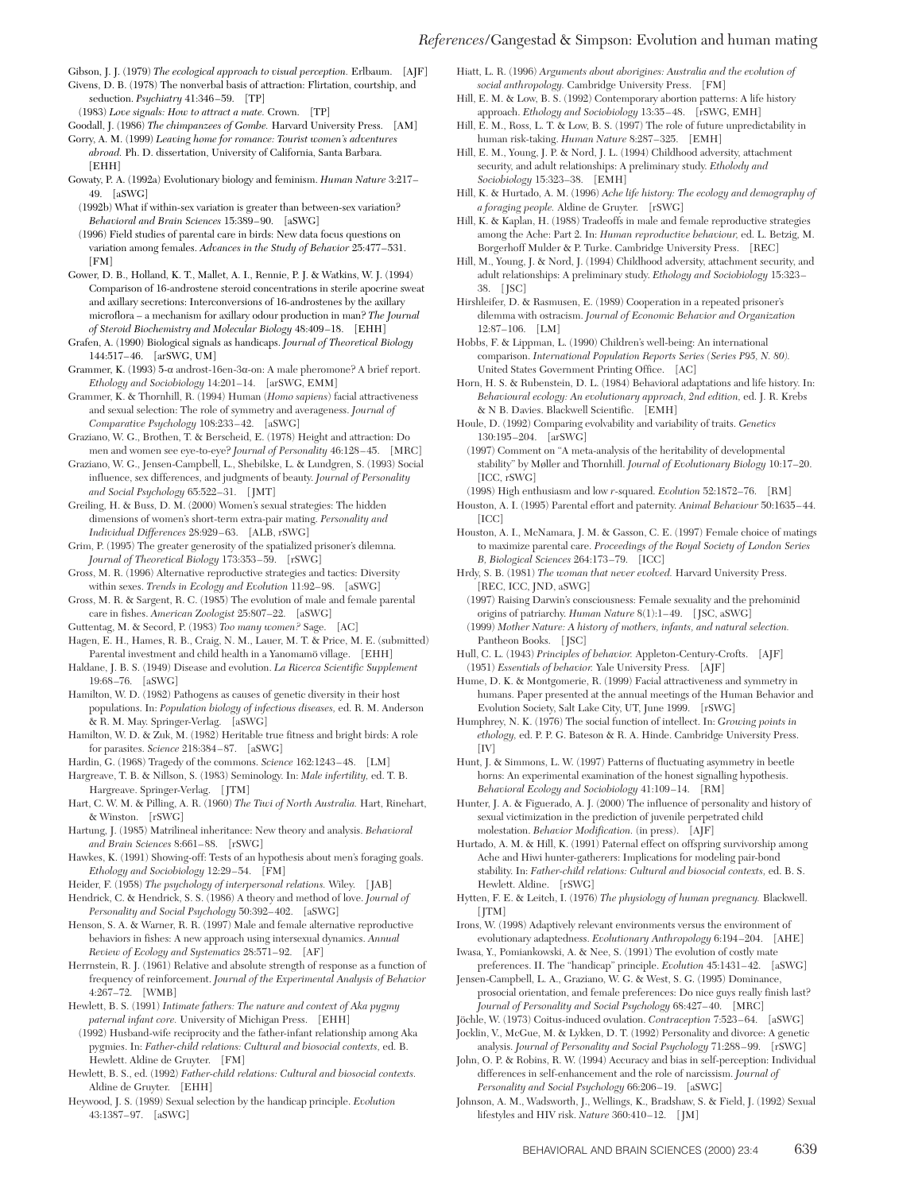Gibson, J. J. (1979) *The ecological approach to visual perception.* Erlbaum. [AJF]

Givens, D. B. (1978) The nonverbal basis of attraction: Flirtation, courtship, and seduction. *Psychiatry* 41:346–59. [TP]

(1983) *Love signals: How to attract a mate.* Crown. [TP]

Goodall, J. (1986) *The chimpanzees of Gombe.* Harvard University Press. [AM]

Gorry, A. M. (1999) *Leaving home for romance: Tourist women's adventures abroad.* Ph. D. dissertation, University of California, Santa Barbara. [EHH]

Gowaty, P. A. (1992a) Evolutionary biology and feminism. *Human Nature* 3:217–49. [aSWG]

(1992b) What if within-sex variation is greater than between-sex variation? *Behavioral and Brain Sciences* 15:389–90. [aSWG]

(1996) Field studies of parental care in birds: New data focus questions on variation among females. *Advances in the Study of Behavior* 25:477–531. [FM]

Gower, D. B., Holland, K. T., Mallet, A. I., Rennie, P. J. & Watkins, W. J. (1994) Comparison of 16-androstene steroid concentrations in sterile apocrine sweat and axillary secretions: Interconversions of 16-androstenes by the axillary microflora – a mechanism for axillary odour production in man? *The Journal of Steroid Biochemistry and Molecular Biology* 48:409–18. [EHH]

Grafen, A. (1990) Biological signals as handicaps. *Journal of Theoretical Biology* 144:517–46. [arSWG, UM]

Grammer, K. (1993) 5-α androst-16en-3α-on: A male pheromone? A brief report. *Ethology and Sociobiology* 14:201–14. [arSWG, EMM]

Grammer, K. & Thornhill, R. (1994) Human (*Homo sapiens*) facial attractiveness and sexual selection: The role of symmetry and averageness. *Journal of Comparative Psychology* 108:233–42. [aSWG]

Graziano, W. G., Brothen, T. & Berscheid, E. (1978) Height and attraction: Do men and women see eye-to-eye? *Journal of Personality* 46:128–45. [MRC]

Graziano, W. G., Jensen-Campbell, L., Shebilske, L. & Lundgren, S. (1993) Social influence, sex differences, and judgments of beauty. *Journal of Personality and Social Psychology* 65:522–31. [JMT]

Greiling, H. & Buss, D. M. (2000) Women's sexual strategies: The hidden dimensions of women's short-term extra-pair mating. *Personality and Individual Differences* 28:929–63. [ALB, rSWG]

Grim, P. (1995) The greater generosity of the spatialized prisoner's dilemma. *Journal of Theoretical Biology* 173:353–59. [rSWG]

Gross, M. R. (1996) Alternative reproductive strategies and tactics: Diversity within sexes. *Trends in Ecology and Evolution* 11:92–98. [aSWG]

Gross, M. R. & Sargent, R. C. (1985) The evolution of male and female parental care in fishes. *American Zoologist* 25:807–22. [aSWG]

Guttentag, M. & Secord, P. (1983) *Too many women?* Sage. [AC]

Hagen, E. H., Hames, R. B., Craig, N. M., Lauer, M. T. & Price, M. E. (submitted) Parental investment and child health in a Yanomamö village. [EHH]

Haldane, J. B. S. (1949) Disease and evolution. *La Ricerca Scientific Supplement* 19:68–76. [aSWG]

Hamilton, W. D. (1982) Pathogens as causes of genetic diversity in their host populations. In: *Population biology of infectious diseases,* ed. R. M. Anderson & R. M. May. Springer-Verlag. [aSWG]

Hamilton, W. D. & Zuk, M. (1982) Heritable true fitness and bright birds: A role for parasites. *Science* 218:384–87. [aSWG]

Hardin, G. (1968) Tragedy of the commons. *Science* 162:1243–48. [LM]

Hargreave, T. B. & Nillson, S. (1983) Seminology. In: *Male infertility,* ed. T. B. Hargreave. Springer-Verlag. [JTM]

Hart, C. W. M. & Pilling, A. R. (1960) *The Tiwi of North Australia.* Hart, Rinehart, & Winston. [rSWG]

Hartung, J. (1985) Matrilineal inheritance: New theory and analysis. *Behavioral and Brain Sciences* 8:661–88. [rSWG]

Hawkes, K. (1991) Showing-off: Tests of an hypothesis about men's foraging goals. *Ethology and Sociobiology* 12:29–54. [FM]

Heider, F. (1958) *The psychology of interpersonal relations.* Wiley. [JAB]

Hendrick, C. & Hendrick, S. S. (1986) A theory and method of love. *Journal of Personality and Social Psychology* 50:392–402. [aSWG]

Henson, S. A. & Warner, R. R. (1997) Male and female alternative reproductive behaviors in fishes: A new approach using intersexual dynamics. *Annual Review of Ecology and Systematics* 28:571–92. [AF]

Herrnstein, R. J. (1961) Relative and absolute strength of response as a function of frequency of reinforcement. *Journal of the Experimental Analysis of Behavior* 4:267–72. [WMB]

Hewlett, B. S. (1991) *Intimate fathers: The nature and context of Aka pygmy paternal infant care.* University of Michigan Press. [EHH]

(1992) Husband-wife reciprocity and the father-infant relationship among Aka pygmies. In: *Father-child relations: Cultural and biosocial contexts,* ed. B. Hewlett. Aldine de Gruyter. [FM]

Hewlett, B. S., ed. (1992) *Father-child relations: Cultural and biosocial contexts.* Aldine de Gruyter. [EHH]

Heywood, J. S. (1989) Sexual selection by the handicap principle. *Evolution* 43:1387–97. [aSWG]

Hiatt, L. R. (1996) *Arguments about aborigines: Australia and the evolution of social anthropology.* Cambridge University Press. [FM]

Hill, E. M. & Low, B. S. (1992) Contemporary abortion patterns: A life history approach. *Ethology and Sociobiology* 13:35–48. [rSWG, EMH]

Hill, E. M., Ross, L. T. & Low, B. S. (1997) The role of future unpredictability in human risk-taking. *Human Nature* 8:287–325. [EMH]

Hill, E. M., Young, J. P. & Nord, J. L. (1994) Childhood adversity, attachment security, and adult relationships: A preliminary study. *Etholody and Sociobiology* 15:323–38. [EMH]

Hill, K. & Hurtado, A. M. (1996) *Ache life history: The ecology and demography of a foraging people.* Aldine de Gruyter. [rSWG]

Hill, K. & Kaplan, H. (1988) Tradeoffs in male and female reproductive strategies among the Ache: Part 2. In: *Human reproductive behaviour,* ed. L. Betzig, M. Borgerhoff Mulder & P. Turke. Cambridge University Press. [REC]

Hill, M., Young, J. & Nord, J. (1994) Childhood adversity, attachment security, and adult relationships: A preliminary study. *Ethology and Sociobiology* 15:323–38. [JSC]

Hirshleifer, D. & Rasmusen, E. (1989) Cooperation in a repeated prisoner's dilemma with ostracism. *Journal of Economic Behavior and Organization* 12:87–106. [LM]

Hobbs, F. & Lippman, L. (1990) Children's well-being: An international comparison. *International Population Reports Series (Series P95, N. 80).* United States Government Printing Office. [AC]

Horn, H. S. & Rubenstein, D. L. (1984) Behavioral adaptations and life history. In: *Behavioural ecology: An evolutionary approach, 2nd edition,* ed. J. R. Krebs & N. B. Davies. Blackwell Scientific. [EMH]

Houle, D. (1992) Comparing evolvability and variability of traits. *Genetics* 130:195–204. [arSWG]

(1997) Comment on "A meta-analysis of the heritability of developmental stability" by Møller and Thornhill. *Journal of Evolutionary Biology* 10:17–20. [ICC, rSWG]

(1998) High enthusiasm and low *r*-squared. *Evolution* 52:1872–76. [RM]

Houston, A. I. (1995) Parental effort and paternity. *Animal Behaviour* 50:1635–44. [ICC]

Houston, A. I., McNamara, J. M. & Gasson, C. E. (1997) Female choice of matings to maximize parental care. *Proceedings of the Royal Society of London Series B, Biological Sciences* 264:173–79. [ICC]

Hrdy, S. B. (1981) *The woman that never evolved.* Harvard University Press. [REC, ICC, JND, aSWG]

(1997) Raising Darwin's consciousness: Female sexuality and the prehominid origins of patriarchy. *Human Nature* 8(1):1–49. [JSC, aSWG]

(1999) *Mother Nature: A history of mothers, infants, and natural selection.* Pantheon Books. [JSC]

Hull, C. L. (1943) *Principles of behavior.* Appleton-Century-Crofts. [AJF]

(1951) *Essentials of behavior.* Yale University Press. [AJF]

Hume, D. K. & Montgomerie, R. (1999) Facial attractiveness and symmetry in humans. Paper presented at the annual meetings of the Human Behavior and Evolution Society, Salt Lake City, UT, June 1999. [rSWG]

Humphrey, N. K. (1976) The social function of intellect. In: *Growing points in ethology,* ed. P. P. G. Bateson & R. A. Hinde. Cambridge University Press. [IV]

Hunt, J. & Simmons, L. W. (1997) Patterns of fluctuating asymmetry in beetle horns: An experimental examination of the honest signalling hypothesis. *Behavioral Ecology and Sociobiology* 41:109–14. [RM]

Hunter, J. A. & Figuerado, A. J. (2000) The influence of personality and history of sexual victimization in the prediction of juvenile perpetrated child molestation. *Behavior Modification.* (in press). [AJF]

Hurtado, A. M. & Hill, K. (1991) Paternal effect on offspring survivorship among Ache and Hiwi hunter-gatherers: Implications for modeling pair-bond stability. In: *Father-child relations: Cultural and biosocial contexts,* ed. B. S. Hewlett. Aldine. [rSWG]

Hytten, F. E. & Leitch, I. (1976) *The physiology of human pregnancy.* Blackwell. [JTM]

Irons, W. (1998) Adaptively relevant environments versus the environment of evolutionary adaptedness. *Evolutionary Anthropology* 6:194–204. [AHE]

Iwasa, Y., Pomiankowski, A. & Nee, S. (1991) The evolution of costly mate preferences. II. The "handicap" principle. *Evolution* 45:1431–42. [aSWG]

Jensen-Campbell, L. A., Graziano, W. G. & West, S. G. (1995) Dominance, prosocial orientation, and female preferences: Do nice guys really finish last? *Journal of Personality and Social Psychology* 68:427–40. [MRC]

Jöchle, W. (1973) Coitus-induced ovulation. *Contraception* 7:523–64. [aSWG]

Jocklin, V., McGue, M. & Lykken, D. T. (1992) Personality and divorce: A genetic analysis. *Journal of Personality and Social Psychology* 71:288–99. [rSWG]

John, O. P. & Robins, R. W. (1994) Accuracy and bias in self-perception: Individual differences in self-enhancement and the role of narcissism. *Journal of Personality and Social Psychology* 66:206–19. [aSWG]

Johnson, A. M., Wadsworth, J., Wellings, K., Bradshaw, S. & Field, J. (1992) Sexual lifestyles and HIV risk. *Nature* 360:410–12. [JM]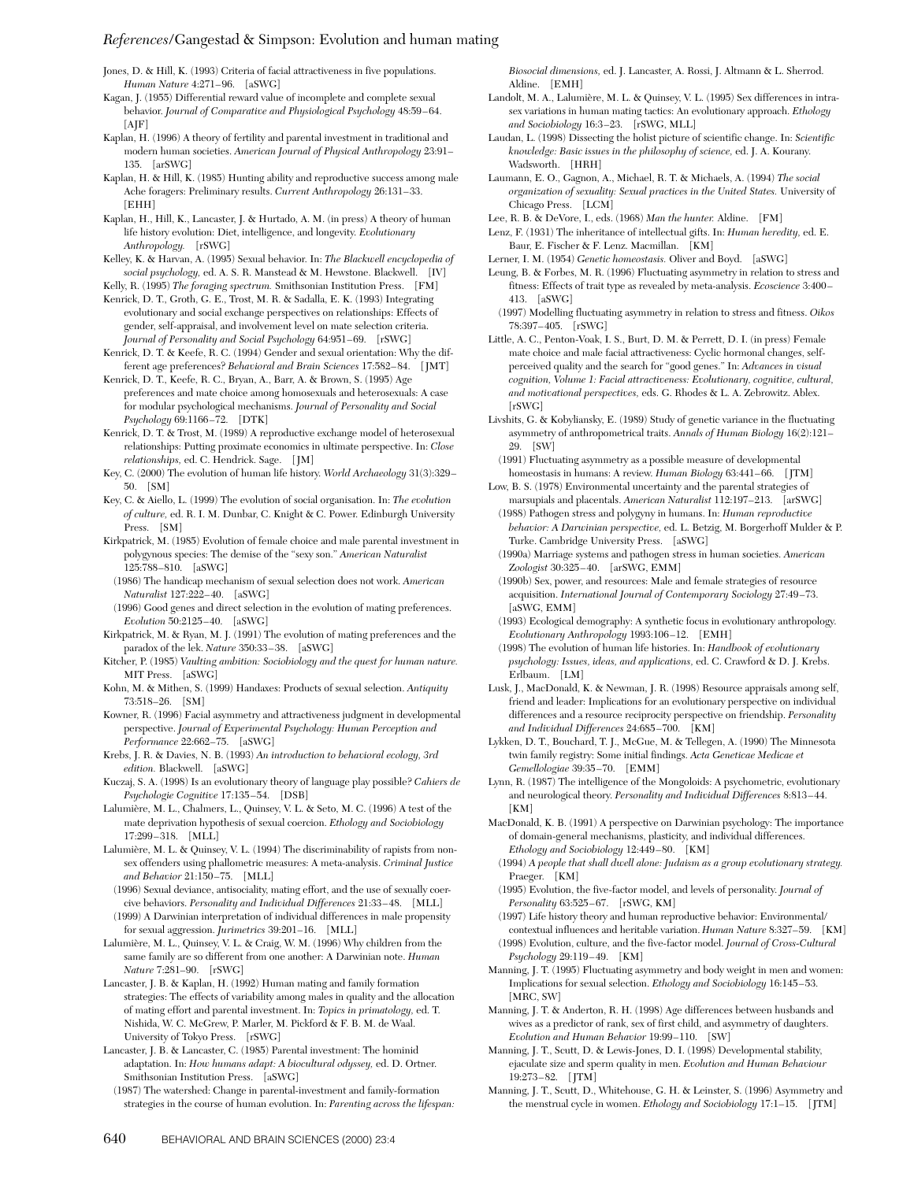Jones, D. & Hill, K. (1993) Criteria of facial attractiveness in five populations. *Human Nature* 4:271–96. [aSWG]

Kagan, J. (1955) Differential reward value of incomplete and complete sexual behavior. *Journal of Comparative and Physiological Psychology* 48:59–64. [AJF]

Kaplan, H. (1996) A theory of fertility and parental investment in traditional and modern human societies. *American Journal of Physical Anthropology* 23:91–135. [arSWG]

Kaplan, H. & Hill, K. (1985) Hunting ability and reproductive success among male Ache foragers: Preliminary results. *Current Anthropology* 26:131–33. [EHH]

Kaplan, H., Hill, K., Lancaster, J. & Hurtado, A. M. (in press) A theory of human life history evolution: Diet, intelligence, and longevity. *Evolutionary Anthropology.* [rSWG]

Kelley, K. & Harvan, A. (1995) Sexual behavior. In: *The Blackwell encyclopedia of social psychology,* ed. A. S. R. Manstead & M. Hewstone. Blackwell. [IV]

Kelly, R. (1995) *The foraging spectrum.* Smithsonian Institution Press. [FM]

Kenrick, D. T., Groth, G. E., Trost, M. R. & Sadalla, E. K. (1993) Integrating evolutionary and social exchange perspectives on relationships: Effects of gender, self-appraisal, and involvement level on mate selection criteria. *Journal of Personality and Social Psychology* 64:951–69. [rSWG]

Kenrick, D. T. & Keefe, R. C. (1994) Gender and sexual orientation: Why the different age preferences? *Behavioral and Brain Sciences* 17:582–84. [JMT]

Kenrick, D. T., Keefe, R. C., Bryan, A., Barr, A. & Brown, S. (1995) Age preferences and mate choice among homosexuals and heterosexuals: A case for modular psychological mechanisms. *Journal of Personality and Social Psychology* 69:1166–72. [DTK]

Kenrick, D. T. & Trost, M. (1989) A reproductive exchange model of heterosexual relationships: Putting proximate economics in ultimate perspective. In: *Close relationships,* ed. C. Hendrick. Sage. [JM]

Key, C. (2000) The evolution of human life history. *World Archaeology* 31(3):329–50. [SM]

Key, C. & Aiello, L. (1999) The evolution of social organisation. In: *The evolution of culture,* ed. R. I. M. Dunbar, C. Knight & C. Power. Edinburgh University Press. [SM]

Kirkpatrick, M. (1985) Evolution of female choice and male parental investment in polygynous species: The demise of the "sexy son." *American Naturalist* 125:788–810. [aSWG]

(1986) The handicap mechanism of sexual selection does not work. *American Naturalist* 127:222–40. [aSWG]

(1996) Good genes and direct selection in the evolution of mating preferences. *Evolution* 50:2125–40. [aSWG]

Kirkpatrick, M. & Ryan, M. J. (1991) The evolution of mating preferences and the paradox of the lek. *Nature* 350:33–38. [aSWG]

Kitcher, P. (1985) *Vaulting ambition: Sociobiology and the quest for human nature.* MIT Press. [aSWG]

Kohn, M. & Mithen, S. (1999) Handaxes: Products of sexual selection. *Antiquity* 73:518–26. [SM]

Kowner, R. (1996) Facial asymmetry and attractiveness judgment in developmental perspective. *Journal of Experimental Psychology: Human Perception and Performance* 22:662–75. [aSWG]

Krebs, J. R. & Davies, N. B. (1993) *An introduction to behavioral ecology, 3rd edition.* Blackwell. [aSWG]

Kuczaj, S. A. (1998) Is an evolutionary theory of language play possible? *Cahiers de Psychologie Cognitive* 17:135–54. [DSB]

Lalumière, M. L., Chalmers, L., Quinsey, V. L. & Seto, M. C. (1996) A test of the mate deprivation hypothesis of sexual coercion. *Ethology and Sociobiology* 17:299–318. [MLL]

Lalumière, M. L. & Quinsey, V. L. (1994) The discriminability of rapists from non-sex offenders using phallometric measures: A meta-analysis. *Criminal Justice and Behavior* 21:150–75. [MLL]

(1996) Sexual deviance, antisociality, mating effort, and the use of sexually coercive behaviors. *Personality and Individual Differences* 21:33–48. [MLL]

(1999) A Darwinian interpretation of individual differences in male propensity for sexual aggression. *Jurimetrics* 39:201–16. [MLL]

Lalumière, M. L., Quinsey, V. L. & Craig, W. M. (1996) Why children from the same family are so different from one another: A Darwinian note. *Human Nature* 7:281–90. [rSWG]

Lancaster, J. B. & Kaplan, H. (1992) Human mating and family formation strategies: The effects of variability among males in quality and the allocation of mating effort and parental investment. In: *Topics in primatology,* ed. T. Nishida, W. C. McGrew, P. Marler, M. Pickford & F. B. M. de Waal. University of Tokyo Press. [rSWG]

Lancaster, J. B. & Lancaster, C. (1985) Parental investment: The hominid adaptation. In: *How humans adapt: A biocultural odyssey,* ed. D. Ortner. Smithsonian Institution Press. [aSWG]

(1987) The watershed: Change in parental-investment and family-formation strategies in the course of human evolution. In: *Parenting across the lifespan: Biosocial dimensions,* ed. J. Lancaster, A. Rossi, J. Altmann & L. Sherrod. Aldine. [EMH]

Landolt, M. A., Lalumière, M. L. & Quinsey, V. L. (1995) Sex differences in intra-sex variations in human mating tactics: An evolutionary approach. *Ethology and Sociobiology* 16:3–23. [rSWG, MLL]

Laudan, L. (1998) Dissecting the holist picture of scientific change. In: *Scientific knowledge: Basic issues in the philosophy of science,* ed. J. A. Kourany. Wadsworth. [HRH]

Laumann, E. O., Gagnon, A., Michael, R. T. & Michaels, A. (1994) *The social organization of sexuality: Sexual practices in the United States.* University of Chicago Press. [LCM]

Lee, R. B. & DeVore, I., eds. (1968) *Man the hunter.* Aldine. [FM]

Lenz, F. (1931) The inheritance of intellectual gifts. In: *Human heredity,* ed. E. Baur, E. Fischer & F. Lenz. Macmillan. [KM]

Lerner, I. M. (1954) *Genetic homeostasis.* Oliver and Boyd. [aSWG]

Leung, B. & Forbes, M. R. (1996) Fluctuating asymmetry in relation to stress and fitness: Effects of trait type as revealed by meta-analysis. *Ecoscience* 3:400–413. [aSWG]

(1997) Modelling fluctuating asymmetry in relation to stress and fitness. *Oikos* 78:397–405. [rSWG]

Little, A. C., Penton-Voak, I. S., Burt, D. M. & Perrett, D. I. (in press) Female mate choice and male facial attractiveness: Cyclic hormonal changes, self-perceived quality and the search for "good genes." In: *Advances in visual cognition, Volume 1: Facial attractiveness: Evolutionary, cognitive, cultural, and motivational perspectives,* eds. G. Rhodes & L. A. Zebrowitz. Ablex. [rSWG]

Livshits, G. & Kobyliansky, E. (1989) Study of genetic variance in the fluctuating asymmetry of anthropometrical traits. *Annals of Human Biology* 16(2):121–29. [SW]

(1991) Fluctuating asymmetry as a possible measure of developmental homeostasis in humans: A review. *Human Biology* 63:441–66. [JTM]

Low, B. S. (1978) Environmental uncertainty and the parental strategies of marsupials and placentals. *American Naturalist* 112:197–213. [arSWG]

(1988) Pathogen stress and polygyny in humans. In: *Human reproductive behavior: A Darwinian perspective,* ed. L. Betzig, M. Borgerhoff Mulder & P. Turke. Cambridge University Press. [aSWG]

(1990a) Marriage systems and pathogen stress in human societies. *American Zoologist* 30:325–40. [arSWG, EMM]

(1990b) Sex, power, and resources: Male and female strategies of resource acquisition. *International Journal of Contemporary Sociology* 27:49–73. [aSWG, EMM]

(1993) Ecological demography: A synthetic focus in evolutionary anthropology. *Evolutionary Anthropology* 1993:106–12. [EMH]

(1998) The evolution of human life histories. In: *Handbook of evolutionary psychology: Issues, ideas, and applications,* ed. C. Crawford & D. J. Krebs. Erlbaum. [LM]

Lusk, J., MacDonald, K. & Newman, J. R. (1998) Resource appraisals among self, friend and leader: Implications for an evolutionary perspective on individual differences and a resource reciprocity perspective on friendship. *Personality and Individual Differences* 24:685–700. [KM]

Lykken, D. T., Bouchard, T. J., McGue, M. & Tellegen, A. (1990) The Minnesota twin family registry: Some initial findings. *Acta Geneticae Medicae et Gemellologiae* 39:35–70. [EMM]

Lynn, R. (1987) The intelligence of the Mongoloids: A psychometric, evolutionary and neurological theory. *Personality and Individual Differences* 8:813–44. [KM]

MacDonald, K. B. (1991) A perspective on Darwinian psychology: The importance of domain-general mechanisms, plasticity, and individual differences. *Ethology and Sociobiology* 12:449–80. [KM]

(1994) *A people that shall dwell alone: Judaism as a group evolutionary strategy.* Praeger. [KM]

(1995) Evolution, the five-factor model, and levels of personality. *Journal of Personality* 63:525–67. [rSWG, KM]

(1997) Life history theory and human reproductive behavior: Environmental/contextual influences and heritable variation. *Human Nature* 8:327–59. [KM]

(1998) Evolution, culture, and the five-factor model. *Journal of Cross-Cultural Psychology* 29:119–49. [KM]

Manning, J. T. (1995) Fluctuating asymmetry and body weight in men and women: Implications for sexual selection. *Ethology and Sociobiology* 16:145–53. [MRC, SW]

Manning, J. T. & Anderton, R. H. (1998) Age differences between husbands and wives as a predictor of rank, sex of first child, and asymmetry of daughters. *Evolution and Human Behavior* 19:99–110. [SW]

Manning, J. T., Scutt, D. & Lewis-Jones, D. I. (1998) Developmental stability, ejaculate size and sperm quality in men. *Evolution and Human Behaviour* 19:273–82. [JTM]

Manning, J. T., Scutt, D., Whitehouse, G. H. & Leinster, S. (1996) Asymmetry and the menstrual cycle in women. *Ethology and Sociobiology* 17:1–15. [JTM]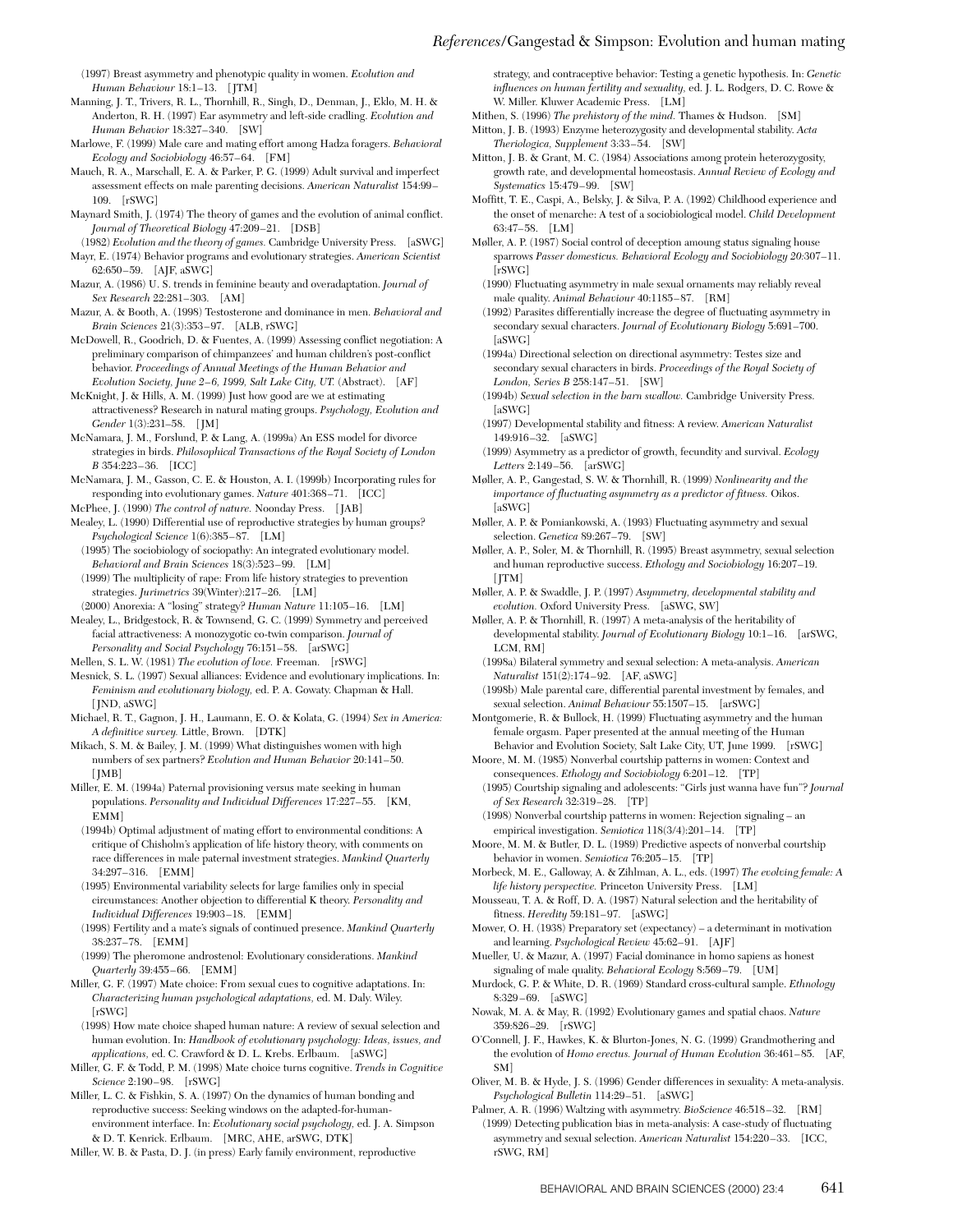(1997) Breast asymmetry and phenotypic quality in women. *Evolution and Human Behaviour* 18:1–13. [JTM]

Manning, J. T., Trivers, R. L., Thornhill, R., Singh, D., Denman, J., Eklo, M. H. & Anderton, R. H. (1997) Ear asymmetry and left-side cradling. *Evolution and Human Behavior* 18:327–340. [SW]

Marlowe, F. (1999) Male care and mating effort among Hadza foragers. *Behavioral Ecology and Sociobiology* 46:57–64. [FM]

Mauch, R. A., Marschall, E. A. & Parker, P. G. (1999) Adult survival and imperfect assessment effects on male parenting decisions. *American Naturalist* 154:99–109. [rSWG]

Maynard Smith, J. (1974) The theory of games and the evolution of animal conflict. *Journal of Theoretical Biology* 47:209–21. [DSB]

(1982) *Evolution and the theory of games.* Cambridge University Press. [aSWG]

Mayr, E. (1974) Behavior programs and evolutionary strategies. *American Scientist* 62:650–59. [AJF, aSWG]

Mazur, A. (1986) U. S. trends in feminine beauty and overadaptation. *Journal of Sex Research* 22:281–303. [AM]

Mazur, A. & Booth, A. (1998) Testosterone and dominance in men. *Behavioral and Brain Sciences* 21(3):353–97. [ALB, rSWG]

McDowell, R., Goodrich, D. & Fuentes, A. (1999) Assessing conflict negotiation: A preliminary comparison of chimpanzees' and human children's post-conflict behavior. *Proceedings of Annual Meetings of the Human Behavior and Evolution Society, June 2–6, 1999, Salt Lake City, UT.* (Abstract). [AF]

McKnight, J. & Hills, A. M. (1999) Just how good are we at estimating attractiveness? Research in natural mating groups. *Psychology, Evolution and Gender* 1(3):231–58. [JM]

McNamara, J. M., Forslund, P. & Lang, A. (1999a) An ESS model for divorce strategies in birds. *Philosophical Transactions of the Royal Society of London B* 354:223–36. [ICC]

McNamara, J. M., Gasson, C. E. & Houston, A. I. (1999b) Incorporating rules for responding into evolutionary games. *Nature* 401:368–71. [ICC]

McPhee, J. (1990) *The control of nature.* Noonday Press. [JAB]

Mealey, L. (1990) Differential use of reproductive strategies by human groups? *Psychological Science* 1(6):385–87. [LM]

(1995) The sociobiology of sociopathy: An integrated evolutionary model. *Behavioral and Brain Sciences* 18(3):523–99. [LM]

(1999) The multiplicity of rape: From life history strategies to prevention strategies. *Jurimetrics* 39(Winter):217–26. [LM]

(2000) Anorexia: A "losing" strategy? *Human Nature* 11:105–16. [LM]

Mealey, L., Bridgestock, R. & Townsend, G. C. (1999) Symmetry and perceived facial attractiveness: A monozygotic co-twin comparison. *Journal of Personality and Social Psychology* 76:151–58. [arSWG]

Mellen, S. L. W. (1981) *The evolution of love.* Freeman. [rSWG]

Mesnick, S. L. (1997) Sexual alliances: Evidence and evolutionary implications. In: *Feminism and evolutionary biology,* ed. P. A. Gowaty. Chapman & Hall. [JND, aSWG]

Michael, R. T., Gagnon, J. H., Laumann, E. O. & Kolata, G. (1994) *Sex in America: A definitive survey.* Little, Brown. [DTK]

Mikach, S. M. & Bailey, J. M. (1999) What distinguishes women with high numbers of sex partners? *Evolution and Human Behavior* 20:141–50. [JMB]

Miller, E. M. (1994a) Paternal provisioning versus mate seeking in human populations. *Personality and Individual Differences* 17:227–55. [KM, EMM]

(1994b) Optimal adjustment of mating effort to environmental conditions: A critique of Chisholm's application of life history theory, with comments on race differences in male paternal investment strategies. *Mankind Quarterly* 34:297–316. [EMM]

(1995) Environmental variability selects for large families only in special circumstances: Another objection to differential K theory. *Personality and Individual Differences* 19:903–18. [EMM]

(1998) Fertility and a mate's signals of continued presence. *Mankind Quarterly* 38:237–78. [EMM]

(1999) The pheromone androstenol: Evolutionary considerations. *Mankind Quarterly* 39:455–66. [EMM]

Miller, G. F. (1997) Mate choice: From sexual cues to cognitive adaptations. In: *Characterizing human psychological adaptations,* ed. M. Daly. Wiley. [rSWG]

(1998) How mate choice shaped human nature: A review of sexual selection and human evolution. In: *Handbook of evolutionary psychology: Ideas, issues, and applications,* ed. C. Crawford & D. L. Krebs. Erlbaum. [aSWG]

Miller, G. F. & Todd, P. M. (1998) Mate choice turns cognitive. *Trends in Cognitive Science* 2:190–98. [rSWG]

Miller, L. C. & Fishkin, S. A. (1997) On the dynamics of human bonding and reproductive success: Seeking windows on the adapted-for-human-environment interface. In: *Evolutionary social psychology,* ed. J. A. Simpson & D. T. Kenrick. Erlbaum. [MRC, AHE, arSWG, DTK]

Miller, W. B. & Pasta, D. J. (in press) Early family environment, reproductive strategy, and contraceptive behavior: Testing a genetic hypothesis. In: *Genetic influences on human fertility and sexuality,* ed. J. L. Rodgers, D. C. Rowe & W. Miller. Kluwer Academic Press. [LM]

Mithen, S. (1996) *The prehistory of the mind.* Thames & Hudson. [SM]

Mitton, J. B. (1993) Enzyme heterozygosity and developmental stability. *Acta Theriologica, Supplement* 3:33–54. [SW]

Mitton, J. B. & Grant, M. C. (1984) Associations among protein heterozygosity, growth rate, and developmental homeostasis. *Annual Review of Ecology and Systematics* 15:479–99. [SW]

Moffitt, T. E., Caspi, A., Belsky, J. & Silva, P. A. (1992) Childhood experience and the onset of menarche: A test of a sociobiological model. *Child Development* 63:47–58. [LM]

Møller, A. P. (1987) Social control of deception amoung status signaling house sparrows *Passer domesticus. Behavioral Ecology and Sociobiology* 20:307–11. [rSWG]

(1990) Fluctuating asymmetry in male sexual ornaments may reliably reveal male quality. *Animal Behaviour* 40:1185–87. [RM]

(1992) Parasites differentially increase the degree of fluctuating asymmetry in secondary sexual characters. *Journal of Evolutionary Biology* 5:691–700. [aSWG]

(1994a) Directional selection on directional asymmetry: Testes size and secondary sexual characters in birds. *Proceedings of the Royal Society of London, Series B* 258:147–51. [SW]

(1994b) *Sexual selection in the barn swallow.* Cambridge University Press. [aSWG]

(1997) Developmental stability and fitness: A review. *American Naturalist* 149:916–32. [aSWG]

(1999) Asymmetry as a predictor of growth, fecundity and survival. *Ecology Letters* 2:149–56. [arSWG]

Møller, A. P., Gangestad, S. W. & Thornhill, R. (1999) *Nonlinearity and the importance of fluctuating asymmetry as a predictor of fitness.* Oikos. [aSWG]

Møller, A. P. & Pomiankowski, A. (1993) Fluctuating asymmetry and sexual selection. *Genetica* 89:267–79. [SW]

Møller, A. P., Soler, M. & Thornhill, R. (1995) Breast asymmetry, sexual selection and human reproductive success. *Ethology and Sociobiology* 16:207–19. [JTM]

Møller, A. P. & Swaddle, J. P. (1997) *Asymmetry, developmental stability and evolution.* Oxford University Press. [aSWG, SW]

Møller, A. P. & Thornhill, R. (1997) A meta-analysis of the heritability of developmental stability. *Journal of Evolutionary Biology* 10:1–16. [arSWG, LCM, RM]

(1998a) Bilateral symmetry and sexual selection: A meta-analysis. *American Naturalist* 151(2):174–92. [AF, aSWG]

(1998b) Male parental care, differential parental investment by females, and sexual selection. *Animal Behaviour* 55:1507–15. [arSWG]

Montgomerie, R. & Bullock, H. (1999) Fluctuating asymmetry and the human female orgasm. Paper presented at the annual meeting of the Human Behavior and Evolution Society, Salt Lake City, UT, June 1999. [rSWG]

Moore, M. M. (1985) Nonverbal courtship patterns in women: Context and consequences. *Ethology and Sociobiology* 6:201–12. [TP]

(1995) Courtship signaling and adolescents: "Girls just wanna have fun"? *Journal of Sex Research* 32:319–28. [TP]

(1998) Nonverbal courtship patterns in women: Rejection signaling – an empirical investigation. *Semiotica* 118(3/4):201–14. [TP]

Moore, M. M. & Butler, D. L. (1989) Predictive aspects of nonverbal courtship behavior in women. *Semiotica* 76:205–15. [TP]

Morbeck, M. E., Galloway, A. & Zihlman, A. L., eds. (1997) *The evolving female: A life history perspective.* Princeton University Press. [LM]

Mousseau, T. A. & Roff, D. A. (1987) Natural selection and the heritability of fitness. *Heredity* 59:181–97. [aSWG]

Mower, O. H. (1938) Preparatory set (expectancy) – a determinant in motivation and learning. *Psychological Review* 45:62–91. [AJF]

Mueller, U. & Mazur, A. (1997) Facial dominance in homo sapiens as honest signaling of male quality. *Behavioral Ecology* 8:569–79. [UM]

Murdock, G. P. & White, D. R. (1969) Standard cross-cultural sample. *Ethnology* 8:329–69. [aSWG]

Nowak, M. A. & May, R. (1992) Evolutionary games and spatial chaos. *Nature* 359:826–29. [rSWG]

O'Connell, J. F., Hawkes, K. & Blurton-Jones, N. G. (1999) Grandmothering and the evolution of *Homo erectus. Journal of Human Evolution* 36:461–85. [AF, SM]

Oliver, M. B. & Hyde, J. S. (1996) Gender differences in sexuality: A meta-analysis. *Psychological Bulletin* 114:29–51. [aSWG]

Palmer, A. R. (1996) Waltzing with asymmetry. *BioScience* 46:518–32. [RM]

(1999) Detecting publication bias in meta-analysis: A case-study of fluctuating asymmetry and sexual selection. *American Naturalist* 154:220–33. [ICC, rSWG, RM]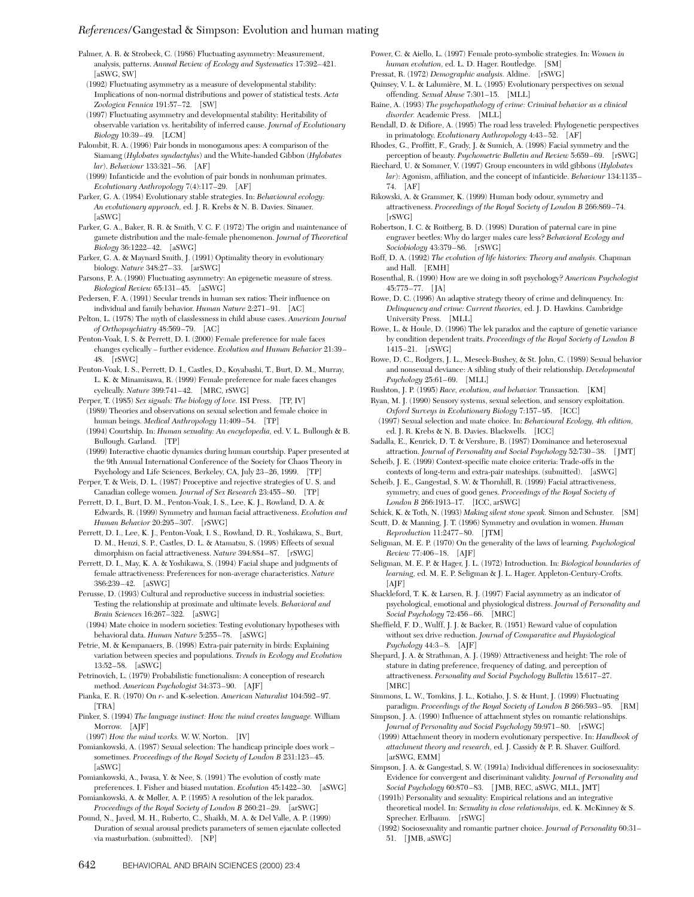Palmer, A. R. & Strobeck, C. (1986) Fluctuating asymmetry: Measurement, analysis, patterns. *Annual Review of Ecology and Systematics* 17:392–421. [aSWG, SW]

(1992) Fluctuating asymmetry as a measure of developmental stability: Implications of non-normal distributions and power of statistical tests. *Acta Zoologica Fennica* 191:57–72. [SW]

(1997) Fluctuating asymmetry and developmental stability: Heritability of observable variation vs. heritability of inferred cause. *Journal of Evolutionary Biology* 10:39–49. [LCM]

Palombit, R. A. (1996) Pair bonds in monogamous apes: A comparison of the Siamang (*Hylobates syndactylus*) and the White-handed Gibbon (*Hylobates lar*). *Behaviour* 133:321–56. [AF]

(1999) Infanticide and the evolution of pair bonds in nonhuman primates. *Evolutionary Anthropology* 7(4):117–29. [AF]

Parker, G. A. (1984) Evolutionary stable strategies. In: *Behavioural ecology: An evolutionary approach*, ed. J. R. Krebs & N. B. Davies. Sinauer. [aSWG]

Parker, G. A., Baker, R. R. & Smith, V. C. F. (1972) The origin and maintenance of gamete distribution and the male-female phenomenon. *Journal of Theoretical Biology* 36:1222–42. [aSWG]

Parker, G. A. & Maynard Smith, J. (1991) Optimality theory in evolutionary biology. *Nature* 348:27–33. [arSWG]

Parsons, P. A. (1990) Fluctuating asymmetry: An epigenetic measure of stress. *Biological Review* 65:131–45. [aSWG]

Pedersen, F. A. (1991) Secular trends in human sex ratios: Their influence on individual and family behavior. *Human Nature* 2:271–91. [AC]

Pelton, L. (1978) The myth of classlessness in child abuse cases. *American Journal of Orthopsychiatry* 48:569–79. [AC]

Penton-Voak, I. S. & Perrett, D. I. (2000) Female preference for male faces changes cyclically – further evidence. *Evolution and Human Behavior* 21:39–48. [rSWG]

Penton-Voak, I. S., Perrett, D. I., Castles, D., Koyabashi, T., Burt, D. M., Murray, L. K. & Minamisawa, R. (1999) Female preference for male faces changes cyclically. *Nature* 399:741–42. [MRC, rSWG]

Perper, T. (1985) *Sex signals: The biology of love.* ISI Press. [TP, IV]

(1989) Theories and observations on sexual selection and female choice in human beings. *Medical Anthropology* 11:409–54. [TP]

(1994) Courtship. In: *Human sexuality: An encyclopedia*, ed. V. L. Bullough & B. Bullough. Garland. [TP]

(1999) Interactive chaotic dynamics during human courtship. Paper presented at the 9th Annual International Conference of the Society for Chaos Theory in Psychology and Life Sciences, Berkeley, CA, July 23–26, 1999. [TP]

Perper, T. & Weis, D. L. (1987) Proceptive and rejective strategies of U. S. and Canadian college women. *Journal of Sex Research* 23:455–80. [TP]

Perrett, D. I., Burt, D. M., Penton-Voak, I. S., Lee, K. J., Rowland, D. A. & Edwards, R. (1999) Symmetry and human facial attractiveness. *Evolution and Human Behavior* 20:295–307. [rSWG]

Perrett, D. I., Lee, K. J., Penton-Voak, I. S., Rowland, D. R., Yoshikawa, S., Burt, D. M., Henzi, S. P., Castles, D. L. & Atamatsu, S. (1998) Effects of sexual dimorphism on facial attractiveness. *Nature* 394:884–87. [rSWG]

Perrett, D. I., May, K. A. & Yoshikawa, S. (1994) Facial shape and judgments of female attractiveness: Preferences for non-average characteristics. *Nature* 386:239–42. [aSWG]

Perusse, D. (1993) Cultural and reproductive success in industrial societies: Testing the relationship at proximate and ultimate levels. *Behavioral and Brain Sciences* 16:267–322. [aSWG]

(1994) Mate choice in modern societies: Testing evolutionary hypotheses with behavioral data. *Human Nature* 5:255–78. [aSWG]

Petrie, M. & Kempanaers, B. (1998) Extra-pair paternity in birds: Explaining variation between species and populations. *Trends in Ecology and Evolution* 13:52–58. [aSWG]

Petrinovich, L. (1979) Probabilistic functionalism: A conception of research method. *American Psychologist* 34:373–90. [AJF]

Pianka, E. R. (1970) On *r*- and K-selection. *American Naturalist* 104:592–97. [TRA]

Pinker, S. (1994) *The language instinct: How the mind creates language.* William Morrow. [AJF]

(1997) *How the mind works.* W. W. Norton. [IV]

Pomiankowski, A. (1987) Sexual selection: The handicap principle does work – sometimes. *Proceedings of the Royal Society of London B* 231:123–45. [aSWG]

Pomiankowski, A., Iwasa, Y. & Nee, S. (1991) The evolution of costly mate preferences. I. Fisher and biased mutation. *Evolution* 45:1422–30. [aSWG]

Pomiankowski, A. & Møller, A. P. (1995) A resolution of the lek paradox. *Proceedings of the Royal Society of London B* 260:21–29. [arSWG]

Pound, N., Javed, M. H., Ruberto, C., Shaikh, M. A. & Del Valle, A. P. (1999) Duration of sexual arousal predicts parameters of semen ejaculate collected via masturbation. (submitted). [NP]

Power, C. & Aiello, L. (1997) Female proto-symbolic strategies. In: *Women in human evolution*, ed. L. D. Hager. Routledge. [SM]

Pressat, R. (1972) *Demographic analysis.* Aldine. [rSWG]

Quinsey, V. L. & Lalumière, M. L. (1995) Evolutionary perspectives on sexual offending. *Sexual Abuse* 7:301–15. [MLL]

Raine, A. (1993) *The psychopathology of crime: Criminal behavior as a clinical disorder.* Academic Press. [MLL]

Rendall, D. & Difiore, A. (1995) The road less traveled: Phylogenetic perspectives in primatology. *Evolutionary Anthropology* 4:43–52. [AF]

Rhodes, G., Proffitt, F., Grady, J. & Sumich, A. (1998) Facial symmetry and the perception of beauty. *Psychometric Bulletin and Review* 5:659–69. [rSWG]

Riechard, U. & Sommer, V. (1997) Group encounters in wild gibbons (*Hylobates lar*): Agonism, affiliation, and the concept of infanticide. *Behaviour* 134:1135–74. [AF]

Rikowski, A. & Grammer, K. (1999) Human body odour, symmetry and attractiveness. *Proceedings of the Royal Society of London B* 266:869–74. [rSWG]

Robertson, I. C. & Roitberg, B. D. (1998) Duration of paternal care in pine engraver beetles: Why do larger males care less? *Behavioral Ecology and Sociobiology* 43:379–86. [rSWG]

Roff, D. A. (1992) *The evolution of life histories: Theory and analysis.* Chapman and Hall. [EMH]

Rosenthal, R. (1990) How are we doing in soft psychology? *American Psychologist* 45:775–77. [JA]

Rowe, D. C. (1996) An adaptive strategy theory of crime and delinquency. In: *Delinquency and crime: Current theories*, ed. J. D. Hawkins. Cambridge University Press. [MLL]

Rowe, L. & Houle, D. (1996) The lek paradox and the capture of genetic variance by condition dependent traits. *Proceedings of the Royal Society of London B* 1415–21. [rSWG]

Rowe, D. C., Rodgers, J. L., Meseck-Bushey, & St. John, C. (1989) Sexual behavior and nonsexual deviance: A sibling study of their relationship. *Developmental Psychology* 25:61–69. [MLL]

Rushton, J. P. (1995) *Race, evolution, and behavior.* Transaction. [KM]

Ryan, M. J. (1990) Sensory systems, sexual selection, and sensory exploitation. *Oxford Surveys in Evolutionary Biology* 7:157–95. [ICC]

(1997) Sexual selection and mate choice. In: *Behavioural Ecology, 4th edition*, ed. J. R. Krebs & N. B. Davies. Blackwells. [ICC]

Sadalla, E., Kenrick, D. T. & Vershure, B. (1987) Dominance and heterosexual attraction. *Journal of Personality and Social Psychology* 52:730–38. [JMT]

Scheib, J. E. (1999) Context-specific mate choice criteria: Trade-offs in the contexts of long-term and extra-pair mateships. (submitted). [aSWG]

Scheib, J. E., Gangestad, S. W. & Thornhill, R. (1999) Facial attractiveness, symmetry, and cues of good genes. *Proceedings of the Royal Society of London B* 266:1913–17. [ICC, arSWG]

Schick, K. & Toth, N. (1993) *Making silent stone speak.* Simon and Schuster. [SM]

Scutt, D. & Manning, J. T. (1996) Symmetry and ovulation in women. *Human Reproduction* 11:2477–80. [JTM]

Seligman, M. E. P. (1970) On the generality of the laws of learning. *Psychological Review* 77:406–18. [AJF]

Seligman, M. E. P. & Hager, J. L. (1972) Introduction. In: *Biological boundaries of learning*, ed. M. E. P. Seligman & J. L. Hager. Appleton-Century-Crofts. [AJF]

Shackleford, T. K. & Larsen, R. J. (1997) Facial asymmetry as an indicator of psychological, emotional and physiological distress. *Journal of Personality and Social Psychology* 72:456–66. [MRC]

Sheffield, F. D., Wulff, J. J. & Backer, R. (1951) Reward value of copulation without sex drive reduction. *Journal of Comparative and Physiological Psychology* 44:3–8. [AJF]

Shepard, J. A. & Strathman, A. J. (1989) Attractiveness and height: The role of stature in dating preference, frequency of dating, and perception of attractiveness. *Personality and Social Psychology Bulletin* 15:617–27. [MRC]

Simmons, L. W., Tomkins, J. L., Kotiaho, J. S. & Hunt, J. (1999) Fluctuating paradigm. *Proceedings of the Royal Society of London B* 266:593–95. [RM]

Simpson, J. A. (1990) Influence of attachment styles on romantic relationships. *Journal of Personality and Social Psychology* 59:971–80. [rSWG]

(1999) Attachment theory in modern evolutionary perspective. In: *Handbook of attachment theory and research*, ed. J. Cassidy & P. R. Shaver. Guilford. [arSWG, EMM]

Simpson, J. A. & Gangestad, S. W. (1991a) Individual differences in sociosexuality: Evidence for convergent and discriminant validity. *Journal of Personality and Social Psychology* 60:870–83. [JMB, REC, aSWG, MLL, JMT]

(1991b) Personality and sexuality: Empirical relations and an integrative theoretical model. In: *Sexuality in close relationships*, ed. K. McKinney & S. Sprecher. Erlbaum. [rSWG]

(1992) Sociosexuality and romantic partner choice. *Journal of Personality* 60:31–51. [JMB, aSWG]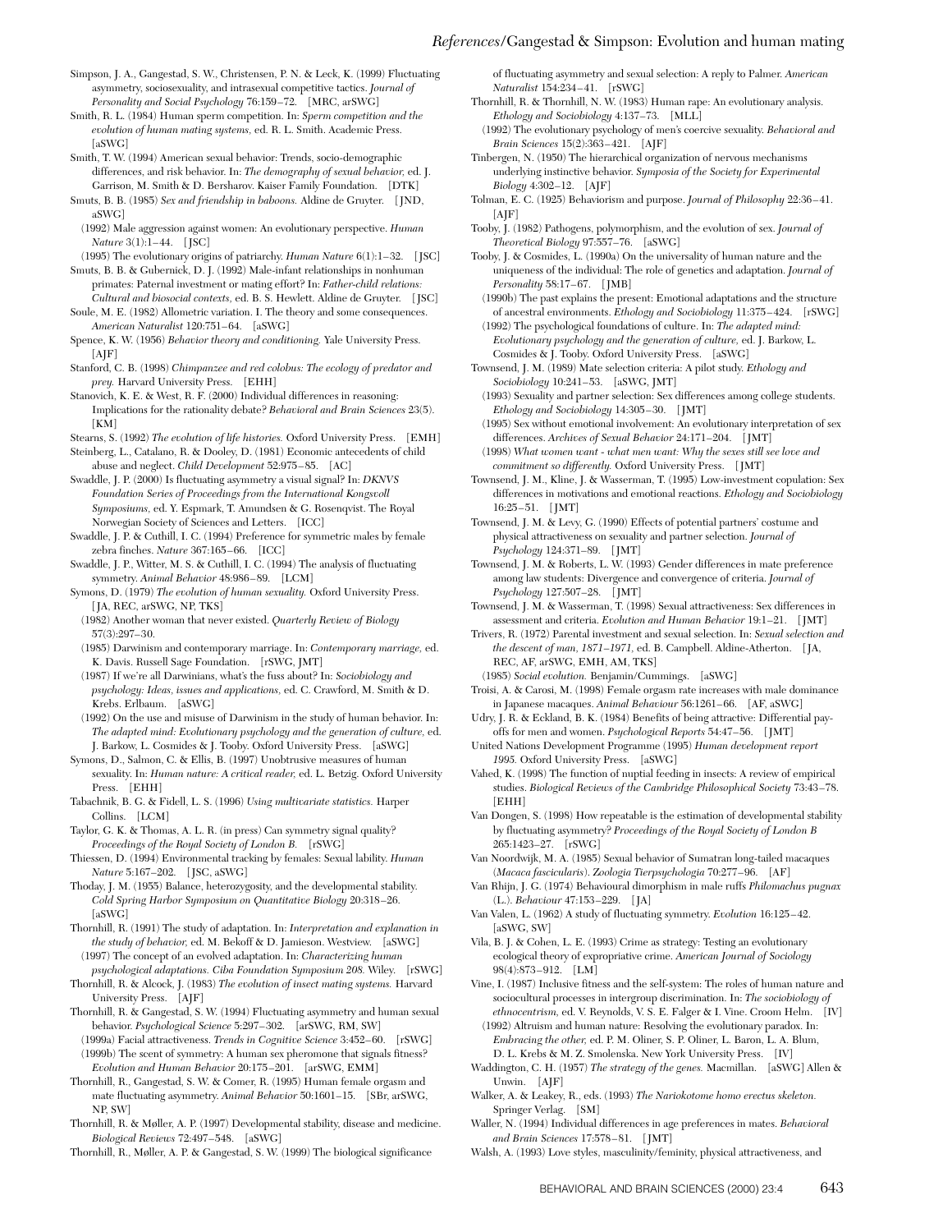Simpson, J. A., Gangestad, S. W., Christensen, P. N. & Leck, K. (1999) Fluctuating asymmetry, sociosexuality, and intrasexual competitive tactics. *Journal of Personality and Social Psychology* 76:159–72. [MRC, arSWG]

Smith, R. L. (1984) Human sperm competition. In: *Sperm competition and the evolution of human mating systems,* ed. R. L. Smith. Academic Press. [aSWG]

Smith, T. W. (1994) American sexual behavior: Trends, socio-demographic differences, and risk behavior. In: *The demography of sexual behavior,* ed. J. Garrison, M. Smith & D. Bersharov. Kaiser Family Foundation. [DTK]

Smuts, B. B. (1985) *Sex and friendship in baboons.* Aldine de Gruyter. [JND, aSWG]

(1992) Male aggression against women: An evolutionary perspective. *Human Nature* 3(1):1–44. [JSC]

(1995) The evolutionary origins of patriarchy. *Human Nature* 6(1):1–32. [JSC]

Smuts, B. B. & Gubernick, D. J. (1992) Male-infant relationships in nonhuman primates: Paternal investment or mating effort? In: *Father-child relations: Cultural and biosocial contexts,* ed. B. S. Hewlett. Aldine de Gruyter. [JSC]

Soule, M. E. (1982) Allometric variation. I. The theory and some consequences. *American Naturalist* 120:751–64. [aSWG]

Spence, K. W. (1956) *Behavior theory and conditioning.* Yale University Press. [AJF]

Stanford, C. B. (1998) *Chimpanzee and red colobus: The ecology of predator and prey.* Harvard University Press. [EHH]

Stanovich, K. E. & West, R. F. (2000) Individual differences in reasoning: Implications for the rationality debate? *Behavioral and Brain Sciences* 23(5). [KM]

Stearns, S. (1992) *The evolution of life histories.* Oxford University Press. [EMH]

Steinberg, L., Catalano, R. & Dooley, D. (1981) Economic antecedents of child abuse and neglect. *Child Development* 52:975–85. [AC]

Swaddle, J. P. (2000) Is fluctuating asymmetry a visual signal? In: *DKNVS Foundation Series of Proceedings from the International Kongsvoll Symposiums,* ed. Y. Espmark, T. Amundsen & G. Rosenqvist. The Royal Norwegian Society of Sciences and Letters. [ICC]

Swaddle, J. P. & Cuthill, I. C. (1994) Preference for symmetric males by female zebra finches. *Nature* 367:165–66. [ICC]

Swaddle, J. P., Witter, M. S. & Cuthill, I. C. (1994) The analysis of fluctuating symmetry. *Animal Behavior* 48:986–89. [LCM]

Symons, D. (1979) *The evolution of human sexuality.* Oxford University Press. [JA, REC, arSWG, NP, TKS]

(1982) Another woman that never existed. *Quarterly Review of Biology* 57(3):297–30.

(1985) Darwinism and contemporary marriage. In: *Contemporary marriage,* ed. K. Davis. Russell Sage Foundation. [rSWG, JMT]

(1987) If we're all Darwinians, what's the fuss about? In: *Sociobiology and psychology: Ideas, issues and applications,* ed. C. Crawford, M. Smith & D. Krebs. Erlbaum. [aSWG]

(1992) On the use and misuse of Darwinism in the study of human behavior. In: *The adapted mind: Evolutionary psychology and the generation of culture,* ed. J. Barkow, L. Cosmides & J. Tooby. Oxford University Press. [aSWG]

Symons, D., Salmon, C. & Ellis, B. (1997) Unobtrusive measures of human sexuality. In: *Human nature: A critical reader,* ed. L. Betzig. Oxford University Press. [EHH]

Tabachnik, B. G. & Fidell, L. S. (1996) *Using multivariate statistics.* Harper Collins. [LCM]

Taylor, G. K. & Thomas, A. L. R. (in press) Can symmetry signal quality? *Proceedings of the Royal Society of London B.* [rSWG]

Thiessen, D. (1994) Environmental tracking by females: Sexual lability. *Human Nature* 5:167–202. [JSC, aSWG]

Thoday, J. M. (1955) Balance, heterozygosity, and the developmental stability. *Cold Spring Harbor Symposium on Quantitative Biology* 20:318–26. [aSWG]

Thornhill, R. (1991) The study of adaptation. In: *Interpretation and explanation in the study of behavior,* ed. M. Bekoff & D. Jamieson. Westview. [aSWG]

(1997) The concept of an evolved adaptation. In: *Characterizing human psychological adaptations. Ciba Foundation Symposium 208.* Wiley. [rSWG]

Thornhill, R. & Alcock, J. (1983) *The evolution of insect mating systems.* Harvard University Press. [AJF]

Thornhill, R. & Gangestad, S. W. (1994) Fluctuating asymmetry and human sexual behavior. *Psychological Science* 5:297–302. [arSWG, RM, SW]

(1999a) Facial attractiveness. *Trends in Cognitive Science* 3:452–60. [rSWG]

(1999b) The scent of symmetry: A human sex pheromone that signals fitness? *Evolution and Human Behavior* 20:175–201. [arSWG, EMM]

Thornhill, R., Gangestad, S. W. & Comer, R. (1995) Human female orgasm and mate fluctuating asymmetry. *Animal Behavior* 50:1601–15. [SBr, arSWG, NP, SW]

Thornhill, R. & Møller, A. P. (1997) Developmental stability, disease and medicine. *Biological Reviews* 72:497–548. [aSWG]

Thornhill, R., Møller, A. P. & Gangestad, S. W. (1999) The biological significance of fluctuating asymmetry and sexual selection: A reply to Palmer. *American Naturalist* 154:234–41. [rSWG]

Thornhill, R. & Thornhill, N. W. (1983) Human rape: An evolutionary analysis. *Ethology and Sociobiology* 4:137–73. [MLL]

(1992) The evolutionary psychology of men's coercive sexuality. *Behavioral and Brain Sciences* 15(2):363–421. [AJF]

Tinbergen, N. (1950) The hierarchical organization of nervous mechanisms underlying instinctive behavior. *Symposia of the Society for Experimental Biology* 4:302–12. [AJF]

Tolman, E. C. (1925) Behaviorism and purpose. *Journal of Philosophy* 22:36–41. [AJF]

Tooby, J. (1982) Pathogens, polymorphism, and the evolution of sex. *Journal of Theoretical Biology* 97:557–76. [aSWG]

Tooby, J. & Cosmides, L. (1990a) On the universality of human nature and the uniqueness of the individual: The role of genetics and adaptation. *Journal of Personality* 58:17–67. [JMB]

(1990b) The past explains the present: Emotional adaptations and the structure of ancestral environments. *Ethology and Sociobiology* 11:375–424. [rSWG]

(1992) The psychological foundations of culture. In: *The adapted mind: Evolutionary psychology and the generation of culture,* ed. J. Barkow, L. Cosmides & J. Tooby. Oxford University Press. [aSWG]

Townsend, J. M. (1989) Mate selection criteria: A pilot study. *Ethology and Sociobiology* 10:241–53. [aSWG, JMT]

(1993) Sexuality and partner selection: Sex differences among college students. *Ethology and Sociobiology* 14:305–30. [JMT]

(1995) Sex without emotional involvement: An evolutionary interpretation of sex differences. *Archives of Sexual Behavior* 24:171–204. [JMT]

(1998) *What women want - what men want: Why the sexes still see love and commitment so differently.* Oxford University Press. [JMT]

Townsend, J. M., Kline, J. & Wasserman, T. (1995) Low-investment copulation: Sex differences in motivations and emotional reactions. *Ethology and Sociobiology* 16:25–51. [JMT]

Townsend, J. M. & Levy, G. (1990) Effects of potential partners' costume and physical attractiveness on sexuality and partner selection. *Journal of Psychology* 124:371–89. [JMT]

Townsend, J. M. & Roberts, L. W. (1993) Gender differences in mate preference among law students: Divergence and convergence of criteria. *Journal of Psychology* 127:507–28. [JMT]

Townsend, J. M. & Wasserman, T. (1998) Sexual attractiveness: Sex differences in assessment and criteria. *Evolution and Human Behavior* 19:1–21. [JMT]

Trivers, R. (1972) Parental investment and sexual selection. In: *Sexual selection and the descent of man, 1871–1971,* ed. B. Campbell. Aldine-Atherton. [JA, REC, AF, arSWG, EMH, AM, TKS]

(1985) *Social evolution.* Benjamin/Cummings. [aSWG]

Troisi, A. & Carosi, M. (1998) Female orgasm rate increases with male dominance in Japanese macaques. *Animal Behaviour* 56:1261–66. [AF, aSWG]

Udry, J. R. & Eckland, B. K. (1984) Benefits of being attractive: Differential payoffs for men and women. *Psychological Reports* 54:47–56. [JMT]

United Nations Development Programme (1995) *Human development report 1995.* Oxford University Press. [aSWG]

Vahed, K. (1998) The function of nuptial feeding in insects: A review of empirical studies. *Biological Reviews of the Cambridge Philosophical Society* 73:43–78. [EHH]

Van Dongen, S. (1998) How repeatable is the estimation of developmental stability by fluctuating asymmetry? *Proceedings of the Royal Society of London B* 265:1423–27. [rSWG]

Van Noordwijk, M. A. (1985) Sexual behavior of Sumatran long-tailed macaques (*Macaca fascicularis*). *Zoologia Tierpsychologia* 70:277–96. [AF]

Van Rhijn, J. G. (1974) Behavioural dimorphism in male ruffs *Philomachus pugnax* (L.). *Behaviour* 47:153–229. [JA]

Van Valen, L. (1962) A study of fluctuating symmetry. *Evolution* 16:125–42. [aSWG, SW]

Vila, B. J. & Cohen, L. E. (1993) Crime as strategy: Testing an evolutionary ecological theory of expropriative crime. *American Journal of Sociology* 98(4):873–912. [LM]

Vine, I. (1987) Inclusive fitness and the self-system: The roles of human nature and sociocultural processes in intergroup discrimination. In: *The sociobiology of ethnocentrism,* ed. V. Reynolds, V. S. E. Falger & I. Vine. Croom Helm. [IV]

(1992) Altruism and human nature: Resolving the evolutionary paradox. In: *Embracing the other,* ed. P. M. Oliner, S. P. Oliner, L. Baron, L. A. Blum, D. L. Krebs & M. Z. Smolenska. New York University Press. [IV]

Waddington, C. H. (1957) *The strategy of the genes.* Macmillan. [aSWG] Allen & Unwin. [AJF]

Walker, A. & Leakey, R., eds. (1993) *The Nariokotome homo erectus skeleton.* Springer Verlag. [SM]

Waller, N. (1994) Individual differences in age preferences in mates. *Behavioral and Brain Sciences* 17:578–81. [JMT]

Walsh, A. (1993) Love styles, masculinity/feminity, physical attractiveness, and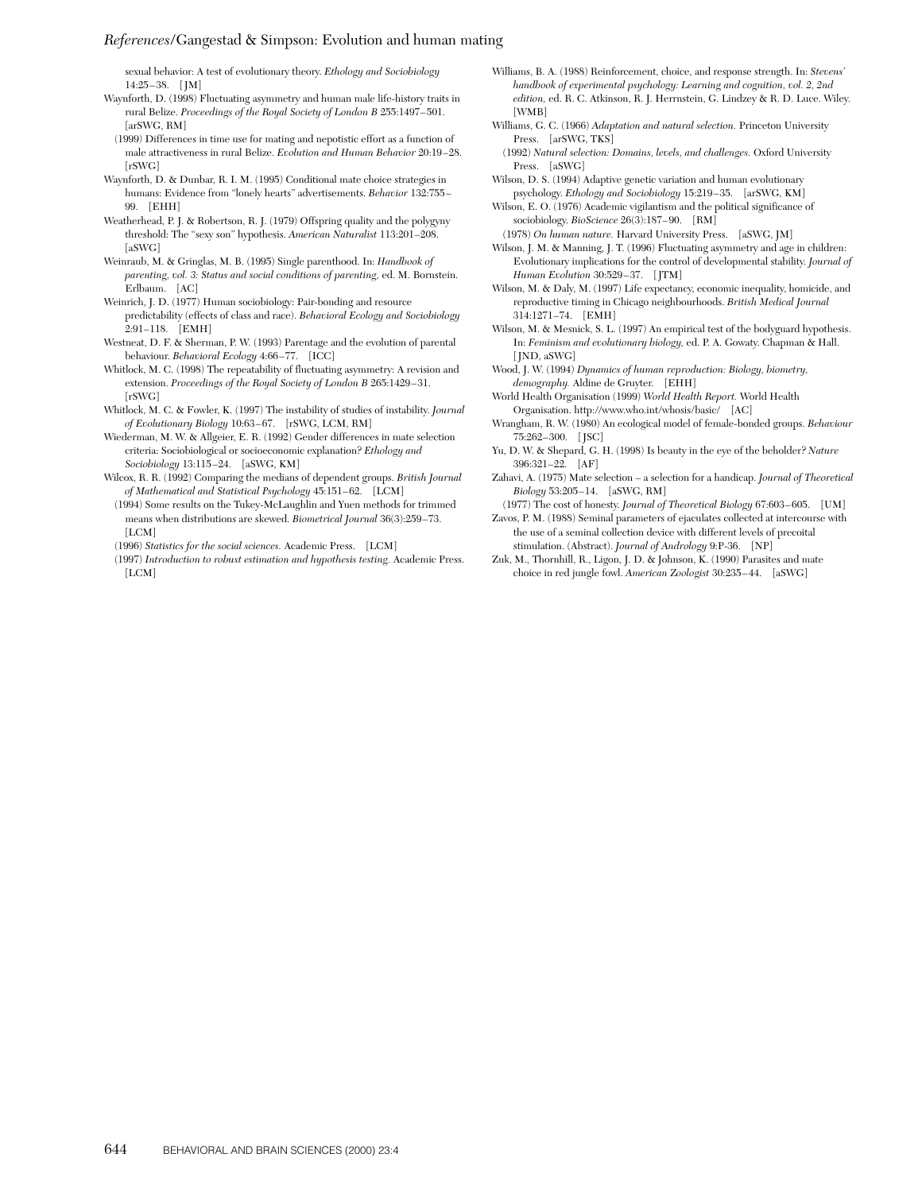sexual behavior: A test of evolutionary theory. *Ethology and Sociobiology* 14:25–38. [JM]

Waynforth, D. (1998) Fluctuating asymmetry and human male life-history traits in rural Belize. *Proceedings of the Royal Society of London B* 255:1497–501. [arSWG, RM]

(1999) Differences in time use for mating and nepotistic effort as a function of male attractiveness in rural Belize. *Evolution and Human Behavior* 20:19–28. [rSWG]

Waynforth, D. & Dunbar, R. I. M. (1995) Conditional mate choice strategies in humans: Evidence from "lonely hearts" advertisements. *Behavior* 132:755–99. [EHH]

Weatherhead, P. J. & Robertson, R. J. (1979) Offspring quality and the polygyny threshold: The "sexy son" hypothesis. *American Naturalist* 113:201–208. [aSWG]

Weinraub, M. & Gringlas, M. B. (1995) Single parenthood. In: *Handbook of parenting, vol. 3: Status and social conditions of parenting,* ed. M. Bornstein. Erlbaum. [AC]

Weinrich, J. D. (1977) Human sociobiology: Pair-bonding and resource predictability (effects of class and race). *Behavioral Ecology and Sociobiology* 2:91–118. [EMH]

Westneat, D. F. & Sherman, P. W. (1993) Parentage and the evolution of parental behaviour. *Behavioral Ecology* 4:66–77. [ICC]

Whitlock, M. C. (1998) The repeatability of fluctuating asymmetry: A revision and extension. *Proceedings of the Royal Society of London B* 265:1429–31. [rSWG]

Whitlock, M. C. & Fowler, K. (1997) The instability of studies of instability. *Journal of Evolutionary Biology* 10:63–67. [rSWG, LCM, RM]

Wiederman, M. W. & Allgeier, E. R. (1992) Gender differences in mate selection criteria: Sociobiological or socioeconomic explanation? *Ethology and Sociobiology* 13:115–24. [aSWG, KM]

Wilcox, R. R. (1992) Comparing the medians of dependent groups. *British Journal of Mathematical and Statistical Psychology* 45:151–62. [LCM]

(1994) Some results on the Tukey-McLaughlin and Yuen methods for trimmed means when distributions are skewed. *Biometrical Journal* 36(3):259–73. [LCM]

(1996) *Statistics for the social sciences.* Academic Press. [LCM]

(1997) *Introduction to robust estimation and hypothesis testing.* Academic Press. [LCM]

Williams, B. A. (1988) Reinforcement, choice, and response strength. In: *Stevens' handbook of experimental psychology: Learning and cognition, vol. 2, 2nd edition,* ed. R. C. Atkinson, R. J. Herrnstein, G. Lindzey & R. D. Luce. Wiley. [WMB]

Williams, G. C. (1966) *Adaptation and natural selection.* Princeton University Press. [arSWG, TKS]

(1992) *Natural selection: Domains, levels, and challenges.* Oxford University Press. [aSWG]

Wilson, D. S. (1994) Adaptive genetic variation and human evolutionary psychology. *Ethology and Sociobiology* 15:219–35. [arSWG, KM]

Wilson, E. O. (1976) Academic vigilantism and the political significance of sociobiology. *BioScience* 26(3):187–90. [RM]

(1978) *On human nature.* Harvard University Press. [aSWG, JM]

Wilson, J. M. & Manning, J. T. (1996) Fluctuating asymmetry and age in children: Evolutionary implications for the control of developmental stability. *Journal of Human Evolution* 30:529–37. [JTM]

Wilson, M. & Daly, M. (1997) Life expectancy, economic inequality, homicide, and reproductive timing in Chicago neighbourhoods. *British Medical Journal* 314:1271–74. [EMH]

Wilson, M. & Mesnick, S. L. (1997) An empirical test of the bodyguard hypothesis. In: *Feminism and evolutionary biology,* ed. P. A. Gowaty. Chapman & Hall. [JND, aSWG]

Wood, J. W. (1994) *Dynamics of human reproduction: Biology, biometry, demography.* Aldine de Gruyter. [EHH]

World Health Organisation (1999) *World Health Report.* World Health Organisation. http://www.who.int/whosis/basic/ [AC]

Wrangham, R. W. (1980) An ecological model of female-bonded groups. *Behaviour* 75:262–300. [JSC]

Yu, D. W. & Shepard, G. H. (1998) Is beauty in the eye of the beholder? *Nature* 396:321–22. [AF]

Zahavi, A. (1975) Mate selection – a selection for a handicap. *Journal of Theoretical Biology* 53:205–14. [aSWG, RM]

(1977) The cost of honesty. *Journal of Theoretical Biology* 67:603–605. [UM]

Zavos, P. M. (1988) Seminal parameters of ejaculates collected at intercourse with the use of a seminal collection device with different levels of precoital stimulation. (Abstract). *Journal of Andrology* 9:P-36. [NP]

Zuk, M., Thornhill, R., Ligon, J. D. & Johnson, K. (1990) Parasites and mate choice in red jungle fowl. *American Zoologist* 30:235–44. [aSWG]